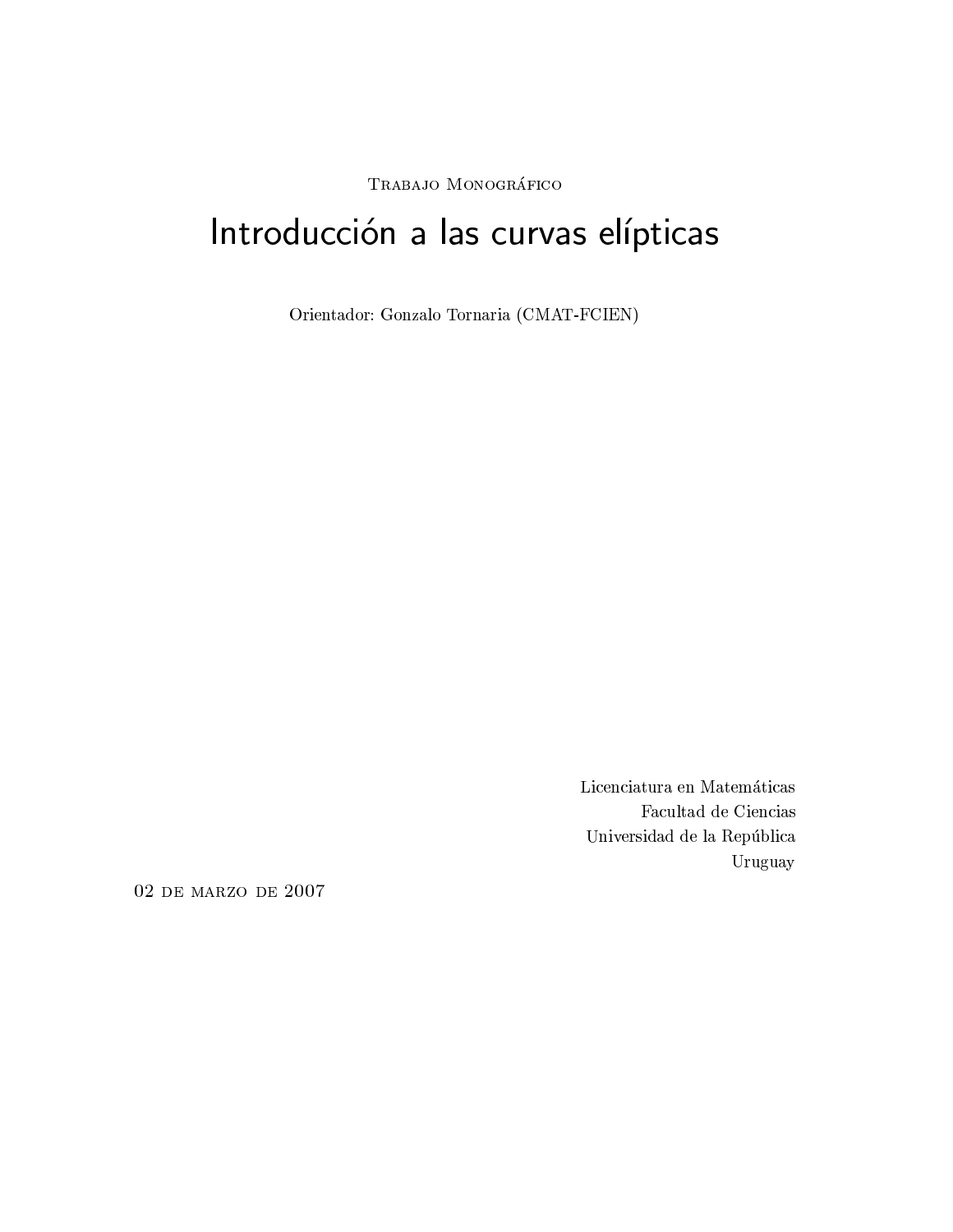Trabajo Monográfico

# Introducción a las curvas elípticas

Orientador: Gonzalo Tornaria (CMAT-FCIEN)

Licenciatura en Matemáticas
Facultad de Ciencias
Universidad de la República
Uruguay

02 de marzo de 2007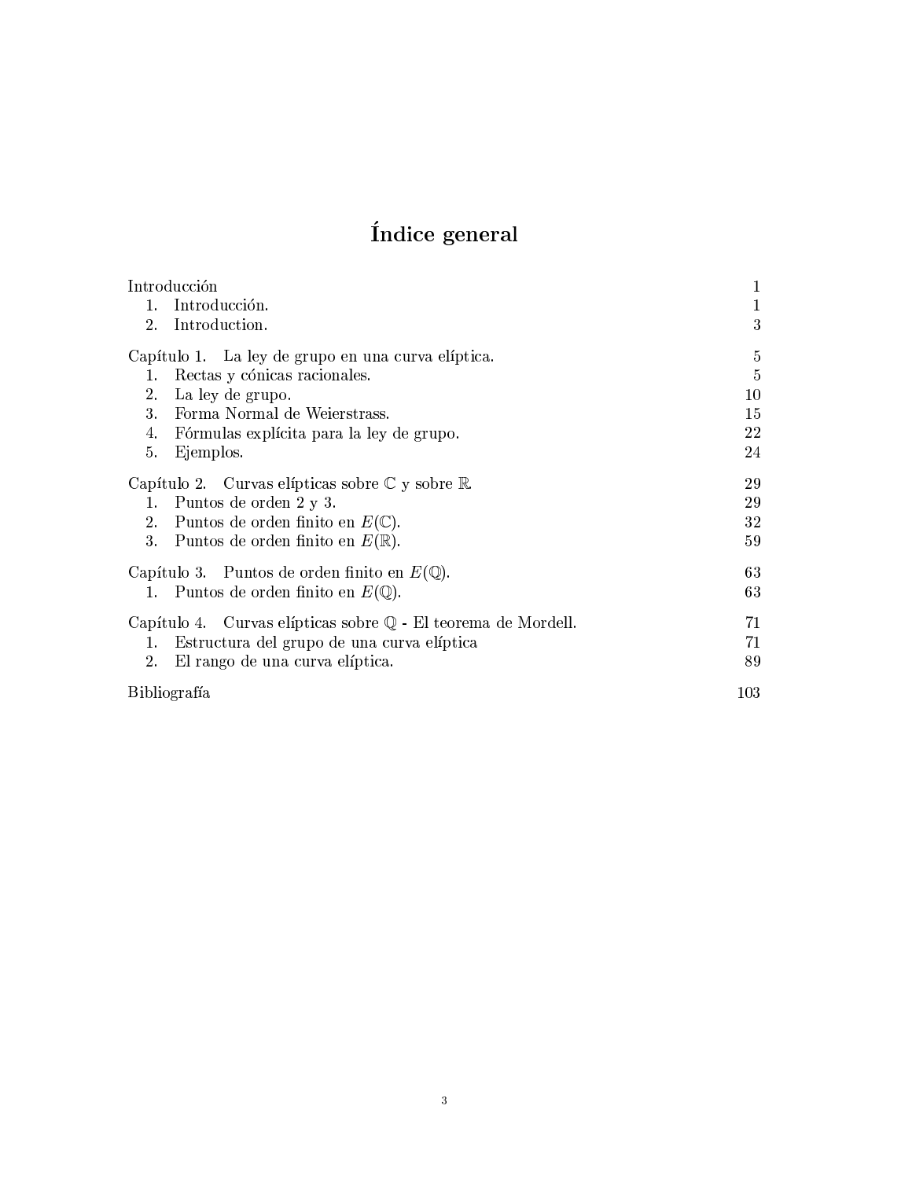# Índice general

Introducción 1
- 1. Introducción. 1
- 2. Introduction. 3

Capítulo 1. La ley de grupo en una curva elíptica. 5
- 1. Rectas y cónicas racionales. 5
- 2. La ley de grupo. 10
- 3. Forma Normal de Weierstrass. 15
- 4. Fórmulas explícita para la ley de grupo. 22
- 5. Ejemplos. 24

Capítulo 2. Curvas elípticas sobre $\mathbb{C}$ y sobre $\mathbb{R}$. 29
- 1. Puntos de orden 2 y 3. 29
- 2. Puntos de orden finito en $E(\mathbb{C})$. 32
- 3. Puntos de orden finito en $E(\mathbb{R})$. 59

Capítulo 3. Puntos de orden finito en $E(\mathbb{Q})$. 63
- 1. Puntos de orden finito en $E(\mathbb{Q})$. 63

Capítulo 4. Curvas elípticas sobre $\mathbb{Q}$ - El teorema de Mordell. 71
- 1. Estructura del grupo de una curva elíptica 71
- 2. El rango de una curva elíptica. 89

Bibliografía 103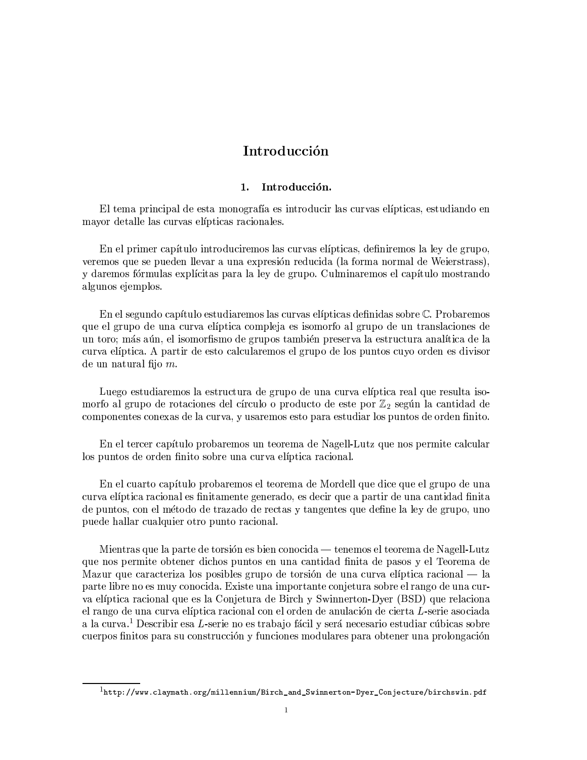# Introducción

## 1. Introducción.

El tema principal de esta monografía es introducir las curvas elípticas, estudiando en mayor detalle las curvas elípticas racionales.

En el primer capítulo introduciremos las curvas elípticas, definiremos la ley de grupo, veremos que se pueden llevar a una expresión reducida (la forma normal de Weierstrass), y daremos fórmulas explícitas para la ley de grupo. Culminaremos el capítulo mostrando algunos ejemplos.

En el segundo capítulo estudiaremos las curvas elípticas definidas sobre $\mathbb{C}$. Probaremos que el grupo de una curva elíptica compleja es isomorfo al grupo de un translaciones de un toro; más aún, el isomorfismo de grupos también preserva la estructura analítica de la curva elíptica. A partir de esto calcularemos el grupo de los puntos cuyo orden es divisor de un natural fijo $m$.

Luego estudiaremos la estructura de grupo de una curva elíptica real que resulta isomorfo al grupo de rotaciones del círculo o producto de este por $\mathbb{Z}_2$ según la cantidad de componentes conexas de la curva, y usaremos esto para estudiar los puntos de orden finito.

En el tercer capítulo probaremos un teorema de Nagell-Lutz que nos permite calcular los puntos de orden finito sobre una curva elíptica racional.

En el cuarto capítulo probaremos el teorema de Mordell que dice que el grupo de una curva elíptica racional es finitamente generado, es decir que a partir de una cantidad finita de puntos, con el método de trazado de rectas y tangentes que define la ley de grupo, uno puede hallar cualquier otro punto racional.

Mientras que la parte de torsión es bien conocida — tenemos el teorema de Nagell-Lutz que nos permite obtener dichos puntos en una cantidad finita de pasos y el Teorema de Mazur que caracteriza los posibles grupo de torsión de una curva elíptica racional — la parte libre no es muy conocida. Existe una importante conjetura sobre el rango de una curva elíptica racional que es la Conjetura de Birch y Swinnerton-Dyer (BSD) que relaciona el rango de una curva elíptica racional con el orden de anulación de cierta $L$-serie asociada a la curva.[1] Describir esa $L$-serie no es trabajo fácil y será necesario estudiar cúbicas sobre cuerpos finitos para su construcción y funciones modulares para obtener una prolongación

[1] http://www.claymath.org/millennium/Birch_and_Swinnerton-Dyer_Conjecture/birchswin.pdf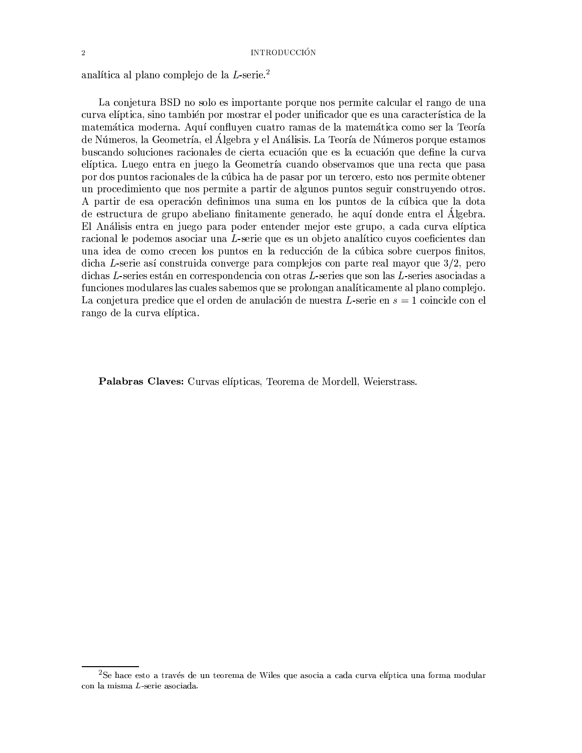analítica al plano complejo de la $L$-serie.[2]

La conjetura BSD no solo es importante porque nos permite calcular el rango de una curva elíptica, sino también por mostrar el poder unificador que es una característica de la matemática moderna. Aquí confluyen cuatro ramas de la matemática como ser la Teoría de Números, la Geometría, el Álgebra y el Análisis. La Teoría de Números porque estamos buscando soluciones racionales de cierta ecuación que es la ecuación que define la curva elíptica. Luego entra en juego la Geometría cuando observamos que una recta que pasa por dos puntos racionales de la cúbica ha de pasar por un tercero, esto nos permite obtener un procedimiento que nos permite a partir de algunos puntos seguir construyendo otros. A partir de esa operación definimos una suma en los puntos de la cúbica que la dota de estructura de grupo abeliano finitamente generado, he aquí donde entra el Álgebra. El Análisis entra en juego para poder entender mejor este grupo, a cada curva elíptica racional le podemos asociar una $L$-serie que es un objeto analítico cuyos coeficientes dan una idea de como crecen los puntos en la reducción de la cúbica sobre cuerpos finitos, dicha $L$-serie así construida converge para complejos con parte real mayor que $3/2$, pero dichas $L$-series están en correspondencia con otras $L$-series que son las $L$-series asociadas a funciones modulares las cuales sabemos que se prolongan analíticamente al plano complejo. La conjetura predice que el orden de anulación de nuestra $L$-serie en $s = 1$ coincide con el rango de la curva elíptica.

**Palabras Claves:** Curvas elípticas, Teorema de Mordell, Weierstrass.

[2] Se hace esto a través de un teorema de Wiles que asocia a cada curva elíptica una forma modular con la misma $L$-serie asociada.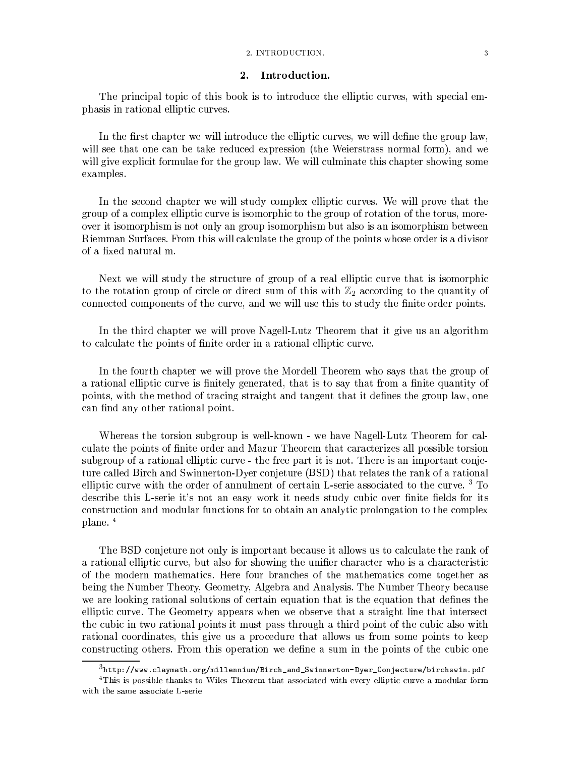## 2. Introduction.

The principal topic of this book is to introduce the elliptic curves, with special emphasis in rational elliptic curves.

In the first chapter we will introduce the elliptic curves, we will define the group law, will see that one can be take reduced expression (the Weierstrass normal form), and we will give explicit formulae for the group law. We will culminate this chapter showing some examples.

In the second chapter we will study complex elliptic curves. We will prove that the group of a complex elliptic curve is isomorphic to the group of rotation of the torus, moreover it isomorphism is not only an group isomorphism but also is an isomorphism between Riemman Surfaces. From this will calculate the group of the points whose order is a divisor of a fixed natural m.

Next we will study the structure of group of a real elliptic curve that is isomorphic to the rotation group of circle or direct sum of this with $\mathbb{Z}_2$ according to the quantity of connected components of the curve, and we will use this to study the finite order points.

In the third chapter we will prove Nagell-Lutz Theorem that it give us an algorithm to calculate the points of finite order in a rational elliptic curve.

In the fourth chapter we will prove the Mordell Theorem who says that the group of a rational elliptic curve is finitely generated, that is to say that from a finite quantity of points, with the method of tracing straight and tangent that it defines the group law, one can find any other rational point.

Whereas the torsion subgroup is well-known - we have Nagell-Lutz Theorem for calculate the points of finite order and Mazur Theorem that caracterizes all possible torsion subgroup of a rational elliptic curve - the free part it is not. There is an important conjeture called Birch and Swinnerton-Dyer conjeture (BSD) that relates the rank of a rational elliptic curve with the order of annulment of certain L-serie associated to the curve. [3] To describe this L-serie it's not an easy work it needs study cubic over finite fields for its construction and modular functions for to obtain an analytic prolongation to the complex plane. [4]

The BSD conjeture not only is important because it allows us to calculate the rank of a rational elliptic curve, but also for showing the unifier character who is a characteristic of the modern mathematics. Here four branches of the mathematics come together as being the Number Theory, Geometry, Algebra and Analysis. The Number Theory because we are looking rational solutions of certain equation that is the equation that defines the elliptic curve. The Geometry appears when we observe that a straight line that intersect the cubic in two rational points it must pass through a third point of the cubic also with rational coordinates, this give us a procedure that allows us from some points to keep constructing others. From this operation we define a sum in the points of the cubic one

[3] `http://www.claymath.org/millennium/Birch_and_Swinnerton-Dyer_Conjecture/birchswin.pdf`

[4] This is possible thanks to Wiles Theorem that associated with every elliptic curve a modular form with the same associate L-serie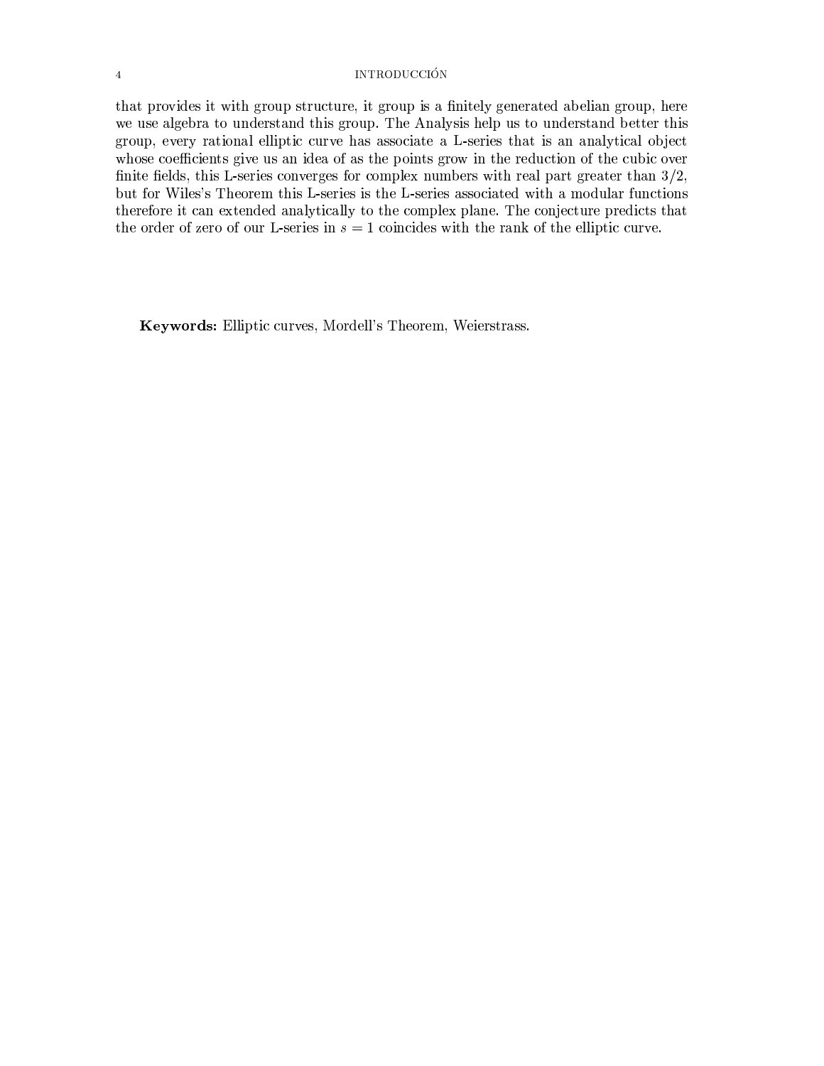that provides it with group structure, it group is a finitely generated abelian group, here we use algebra to understand this group. The Analysis help us to understand better this group, every rational elliptic curve has associate a L-series that is an analytical object whose coefficients give us an idea of as the points grow in the reduction of the cubic over finite fields, this L-series converges for complex numbers with real part greater than $3/2$, but for Wiles's Theorem this L-series is the L-series associated with a modular functions therefore it can extended analytically to the complex plane. The conjecture predicts that the order of zero of our L-series in $s = 1$ coincides with the rank of the elliptic curve.

**Keywords:** Elliptic curves, Mordell's Theorem, Weierstrass.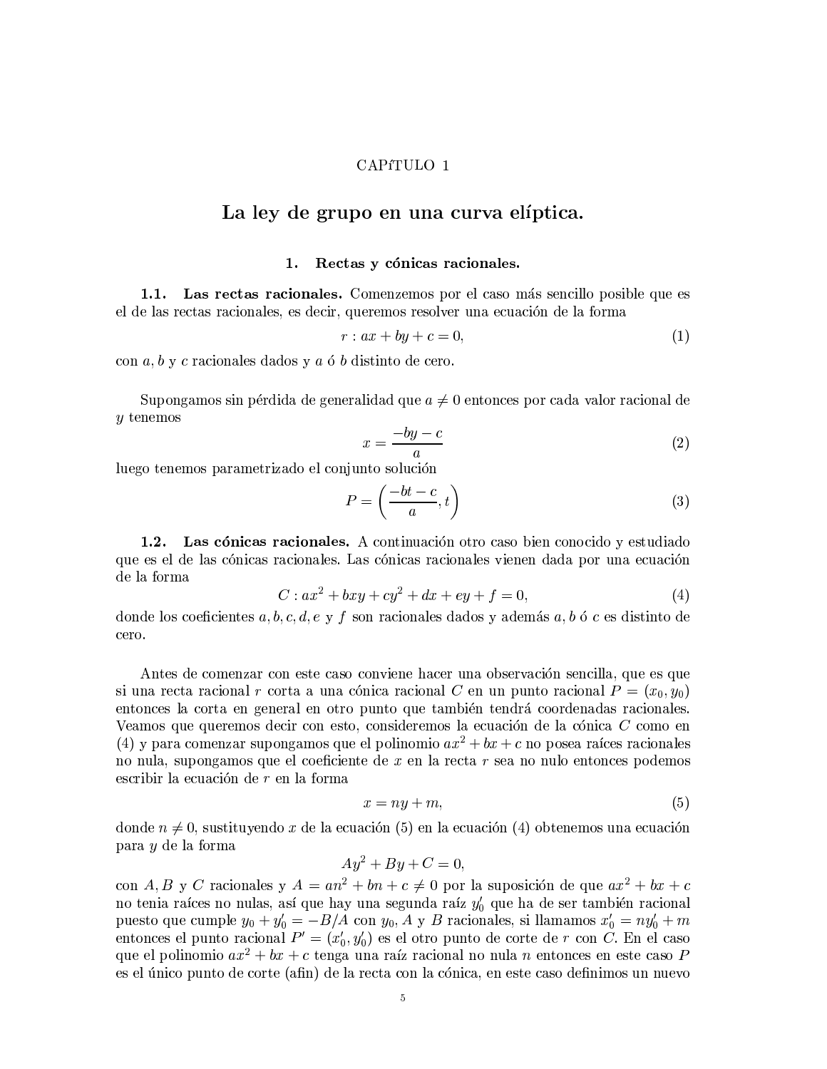CAPíTULO 1

# La ley de grupo en una curva elíptica.

## 1. Rectas y cónicas racionales.

**1.1. Las rectas racionales.** Comenzemos por el caso más sencillo posible que es el de las rectas racionales, es decir, queremos resolver una ecuación de la forma

$$r : ax + by + c = 0, \tag{1}$$

con $a, b$ y $c$ racionales dados y $a$ ó $b$ distinto de cero.

Supongamos sin pérdida de generalidad que $a \neq 0$ entonces por cada valor racional de $y$ tenemos

$$x = \frac{-by - c}{a} \tag{2}$$

luego tenemos parametrizado el conjunto solución

$$P = \left( \frac{-bt - c}{a}, t \right) \tag{3}$$

**1.2. Las cónicas racionales.** A continuación otro caso bien conocido y estudiado que es el de las cónicas racionales. Las cónicas racionales vienen dada por una ecuación de la forma

$$C : ax^2 + bxy + cy^2 + dx + ey + f = 0, \tag{4}$$

donde los coeficientes $a, b, c, d, e$ y $f$ son racionales dados y además $a, b$ ó $c$ es distinto de cero.

Antes de comenzar con este caso conviene hacer una observación sencilla, que es que si una recta racional $r$ corta a una cónica racional $C$ en un punto racional $P = (x_0, y_0)$ entonces la corta en general en otro punto que también tendrá coordenadas racionales. Veamos que queremos decir con esto, consideremos la ecuación de la cónica $C$ como en (4) y para comenzar supongamos que el polinomio $ax^2 + bx + c$ no posea raíces racionales no nula, supongamos que el coeficiente de $x$ en la recta $r$ sea no nulo entonces podemos escribir la ecuación de $r$ en la forma

$$x = ny + m, \tag{5}$$

donde $n \neq 0$, sustituyendo $x$ de la ecuación (5) en la ecuación (4) obtenemos una ecuación para $y$ de la forma

$$Ay^2 + By + C = 0,$$

con $A, B$ y $C$ racionales y $A = an^2 + bn + c \neq 0$ por la suposición de que $ax^2 + bx + c$ no tenia raíces no nulas, así que hay una segunda raíz $y_0'$ que ha de ser también racional puesto que cumple $y_0 + y_0' = -B/A$ con $y_0, A$ y $B$ racionales, si llamamos $x_0' = ny_0' + m$ entonces el punto racional $P' = (x_0', y_0')$ es el otro punto de corte de $r$ con $C$. En el caso que el polinomio $ax^2 + bx + c$ tenga una raíz racional no nula $n$ entonces en este caso $P$ es el único punto de corte (afin) de la recta con la cónica, en este caso definimos un nuevo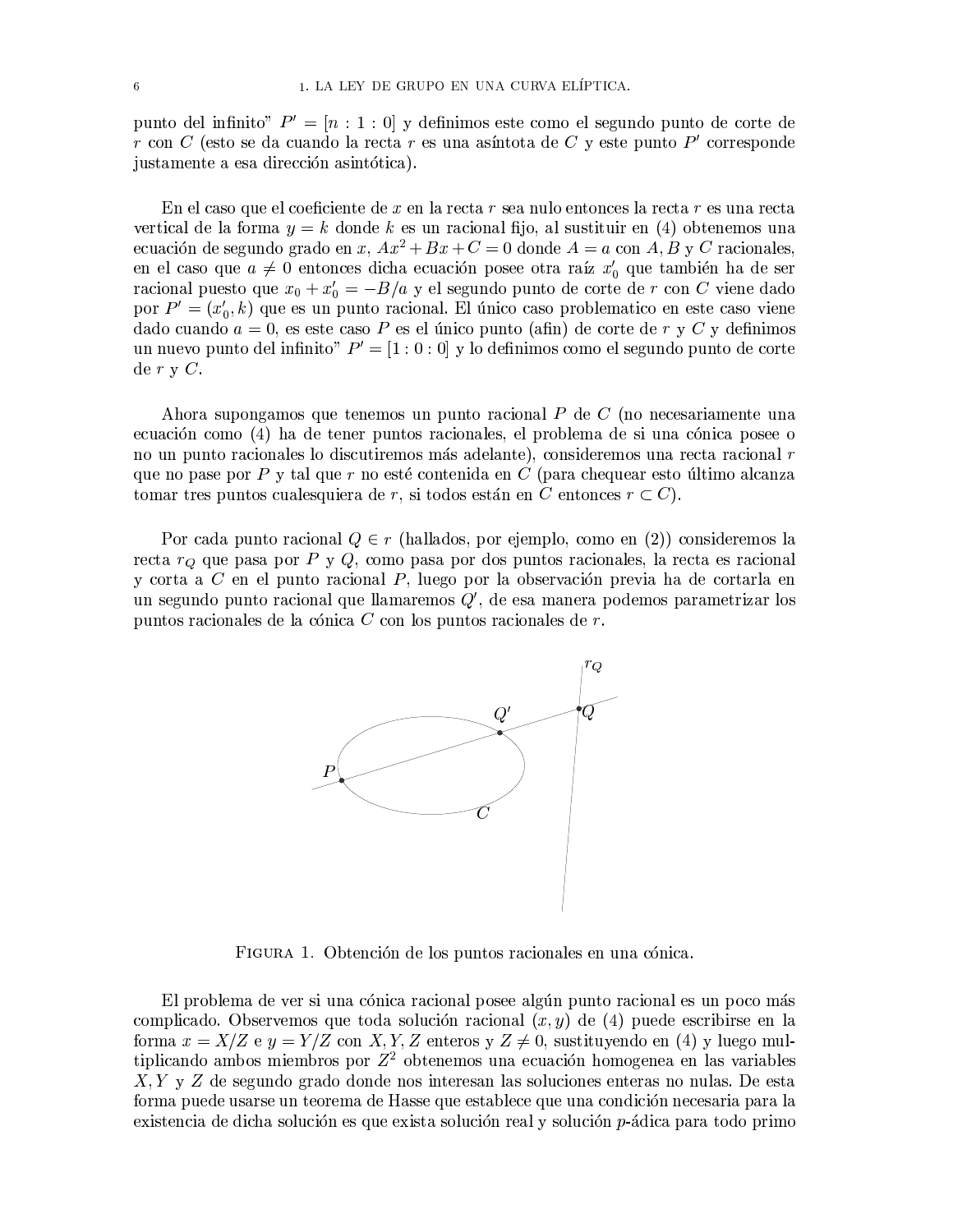punto del infinito" $P' = [n : 1 : 0]$ y definimos este como el segundo punto de corte de $r$ con $C$ (esto se da cuando la recta $r$ es una asíntota de $C$ y este punto $P'$ corresponde justamente a esa dirección asintótica).

En el caso que el coeficiente de $x$ en la recta $r$ sea nulo entonces la recta $r$ es una recta vertical de la forma $y = k$ donde $k$ es un racional fijo, al sustituir en (4) obtenemos una ecuación de segundo grado en $x$, $Ax^2 + Bx + C = 0$ donde $A = a$ con $A, B$ y $C$ racionales, en el caso que $a \neq 0$ entonces dicha ecuación posee otra raíz $x_0'$ que también ha de ser racional puesto que $x_0 + x_0' = -B/a$ y el segundo punto de corte de $r$ con $C$ viene dado por $P' = (x_0', k)$ que es un punto racional. El único caso problematico en este caso viene dado cuando $a = 0$, es este caso $P$ es el único punto (afin) de corte de $r$ y $C$ y definimos un nuevo punto del infinito" $P' = [1 : 0 : 0]$ y lo definimos como el segundo punto de corte de $r$ y $C$.

Ahora supongamos que tenemos un punto racional $P$ de $C$ (no necesariamente una ecuación como (4) ha de tener puntos racionales, el problema de si una cónica posee o no un punto racionales lo discutiremos más adelante), consideremos una recta racional $r$ que no pase por $P$ y tal que $r$ no esté contenida en $C$ (para chequear esto último alcanza tomar tres puntos cualesquiera de $r$, si todos están en $C$ entonces $r \subset C$).

Por cada punto racional $Q \in r$ (hallados, por ejemplo, como en (2)) consideremos la recta $r_Q$ que pasa por $P$ y $Q$, como pasa por dos puntos racionales, la recta es racional y corta a $C$ en el punto racional $P$, luego por la observación previa ha de cortarla en un segundo punto racional que llamaremos $Q'$, de esa manera podemos parametrizar los puntos racionales de la cónica $C$ con los puntos racionales de $r$.

FIGURA 1. Obtención de los puntos racionales en una cónica.

El problema de ver si una cónica racional posee algún punto racional es un poco más complicado. Observemos que toda solución racional $(x, y)$ de (4) puede escribirse en la forma $x = X/Z$ e $y = Y/Z$ con $X, Y, Z$ enteros y $Z \neq 0$, sustituyendo en (4) y luego multiplicando ambos miembros por $Z^2$ obtenemos una ecuación homogenea en las variables $X, Y$ y $Z$ de segundo grado donde nos interesan las soluciones enteras no nulas. De esta forma puede usarse un teorema de Hasse que establece que una condición necesaria para la existencia de dicha solución es que exista solución real y solución $p$-ádica para todo primo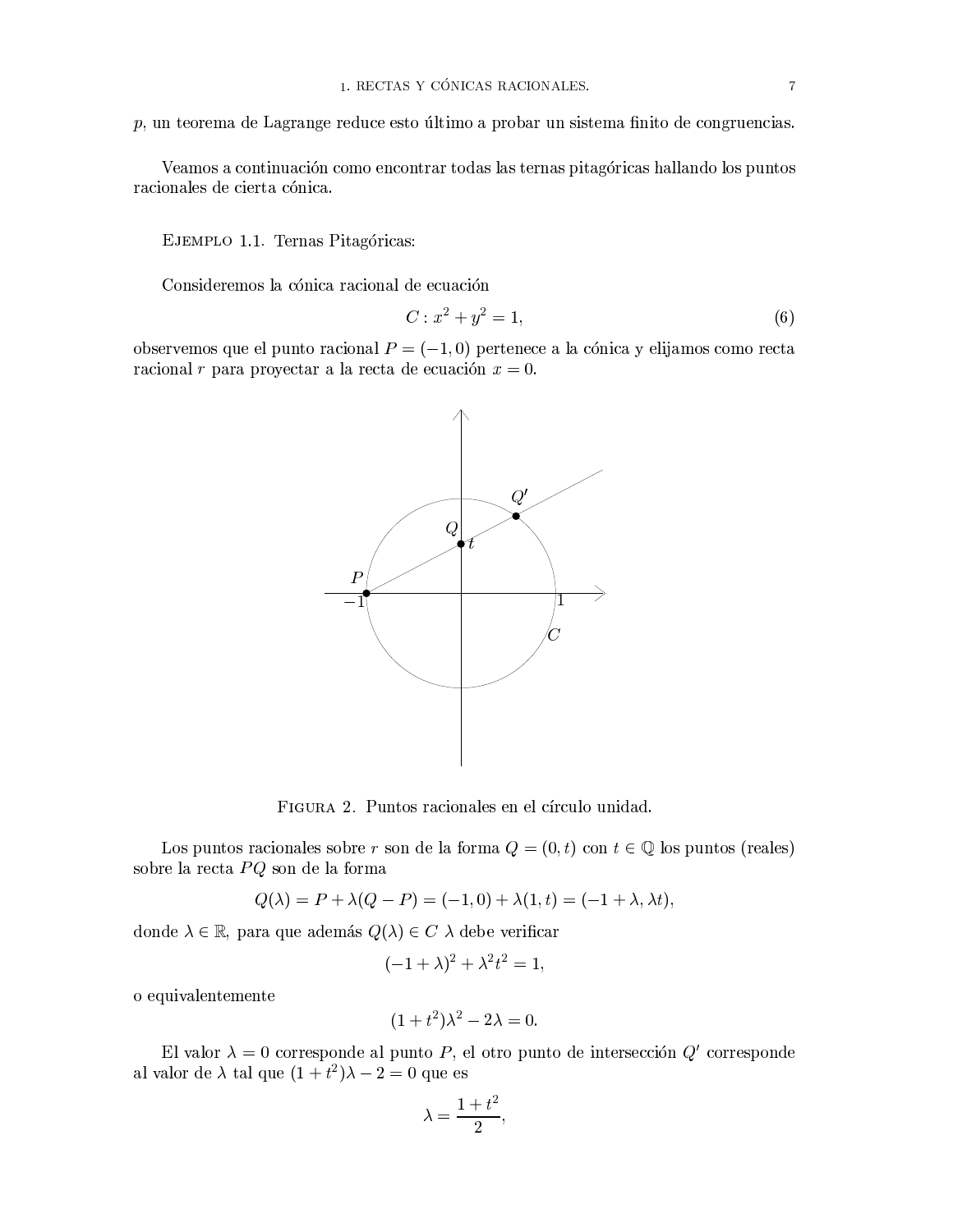$p$, un teorema de Lagrange reduce esto último a probar un sistema finito de congruencias.

Veamos a continuación como encontrar todas las ternas pitagóricas hallando los puntos racionales de cierta cónica.

EJEMPLO 1.1. Ternas Pitagóricas:

Consideremos la cónica racional de ecuación

$$C : x^2 + y^2 = 1, \tag{6}$$

observemos que el punto racional $P = (-1, 0)$ pertenece a la cónica y elijamos como recta racional $r$ para proyectar a la recta de ecuación $x = 0$.

FIGURA 2. Puntos racionales en el círculo unidad.

Los puntos racionales sobre $r$ son de la forma $Q = (0, t)$ con $t \in \mathbb{Q}$ los puntos (reales) sobre la recta $PQ$ son de la forma

$$Q(\lambda) = P + \lambda(Q - P) = (-1, 0) + \lambda(1, t) = (-1 + \lambda, \lambda t),$$

donde $\lambda \in \mathbb{R}$, para que además $Q(\lambda) \in C$ $\lambda$ debe verificar

$$(-1 + \lambda)^2 + \lambda^2 t^2 = 1,$$

o equivalentemente

$$(1 + t^2)\lambda^2 - 2\lambda = 0.$$

El valor $\lambda = 0$ corresponde al punto $P$, el otro punto de intersección $Q'$ corresponde al valor de $\lambda$ tal que $(1 + t^2)\lambda - 2 = 0$ que es

$$\lambda = \frac{1 + t^2}{2},$$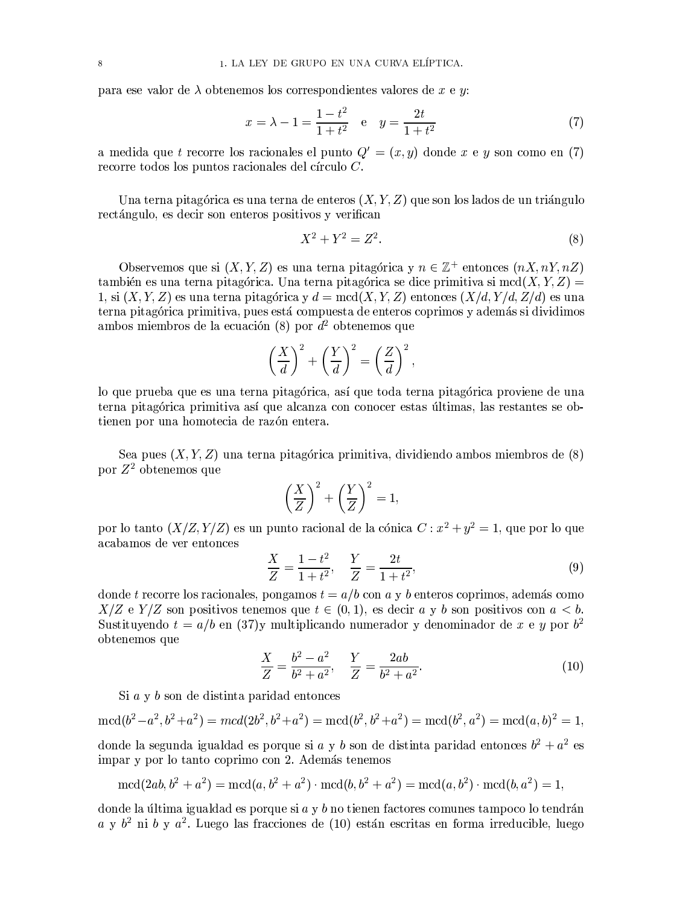para ese valor de $\lambda$ obtenemos los correspondientes valores de $x$ e $y$:

$$x = \lambda - 1 = \frac{1-t^2}{1+t^2} \quad \text{e} \quad y = \frac{2t}{1+t^2} \tag{7}$$

a medida que $t$ recorre los racionales el punto $Q' = (x, y)$ donde $x$ e $y$ son como en (7) recorre todos los puntos racionales del círculo $C$.

Una terna pitagórica es una terna de enteros $(X, Y, Z)$ que son los lados de un triángulo rectángulo, es decir son enteros positivos y verifican

$$X^2 + Y^2 = Z^2. \tag{8}$$

Observemos que si $(X, Y, Z)$ es una terna pitagórica y $n \in \mathbb{Z}^+$ entonces $(nX, nY, nZ)$ también es una terna pitagórica. Una terna pitagórica se dice primitiva si $\text{mcd}(X, Y, Z) = 1$, si $(X, Y, Z)$ es una terna pitagórica y $d = \text{mcd}(X, Y, Z)$ entonces $(X/d, Y/d, Z/d)$ es una terna pitagórica primitiva, pues está compuesta de enteros coprimos y además si dividimos ambos miembros de la ecuación (8) por $d^2$ obtenemos que

$$\left(\frac{X}{d}\right)^2 + \left(\frac{Y}{d}\right)^2 = \left(\frac{Z}{d}\right)^2,$$

lo que prueba que es una terna pitagórica, así que toda terna pitagórica proviene de una terna pitagórica primitiva así que alcanza con conocer estas últimas, las restantes se obtienen por una homotecia de razón entera.

Sea pues $(X, Y, Z)$ una terna pitagórica primitiva, dividiendo ambos miembros de (8) por $Z^2$ obtenemos que

$$\left(\frac{X}{Z}\right)^2 + \left(\frac{Y}{Z}\right)^2 = 1,$$

por lo tanto $(X/Z, Y/Z)$ es un punto racional de la cónica $C : x^2 + y^2 = 1$, que por lo que acabamos de ver entonces

$$\frac{X}{Z} = \frac{1-t^2}{1+t^2}, \quad \frac{Y}{Z} = \frac{2t}{1+t^2}, \tag{9}$$

donde $t$ recorre los racionales, pongamos $t = a/b$ con $a$ y $b$ enteros coprimos, además como $X/Z$ e $Y/Z$ son positivos tenemos que $t \in (0, 1)$, es decir $a$ y $b$ son positivos con $a < b$. Sustituyendo $t = a/b$ en (37)y multiplicando numerador y denominador de $x$ e $y$ por $b^2$ obtenemos que

$$\frac{X}{Z} = \frac{b^2 - a^2}{b^2 + a^2}, \quad \frac{Y}{Z} = \frac{2ab}{b^2 + a^2}. \tag{10}$$

Si $a$ y $b$ son de distinta paridad entonces

$$\text{mcd}(b^2 - a^2, b^2 + a^2) = mcd(2b^2, b^2 + a^2) = \text{mcd}(b^2, b^2 + a^2) = \text{mcd}(b^2, a^2) = \text{mcd}(a, b)^2 = 1,$$

donde la segunda igualdad es porque si $a$ y $b$ son de distinta paridad entonces $b^2 + a^2$ es impar y por lo tanto coprimo con 2. Además tenemos

$$\text{mcd}(2ab, b^2 + a^2) = \text{mcd}(a, b^2 + a^2) \cdot \text{mcd}(b, b^2 + a^2) = \text{mcd}(a, b^2) \cdot \text{mcd}(b, a^2) = 1,$$

donde la última igualdad es porque si $a$ y $b$ no tienen factores comunes tampoco lo tendrán $a$ y $b^2$ ni $b$ y $a^2$. Luego las fracciones de (10) están escritas en forma irreducible, luego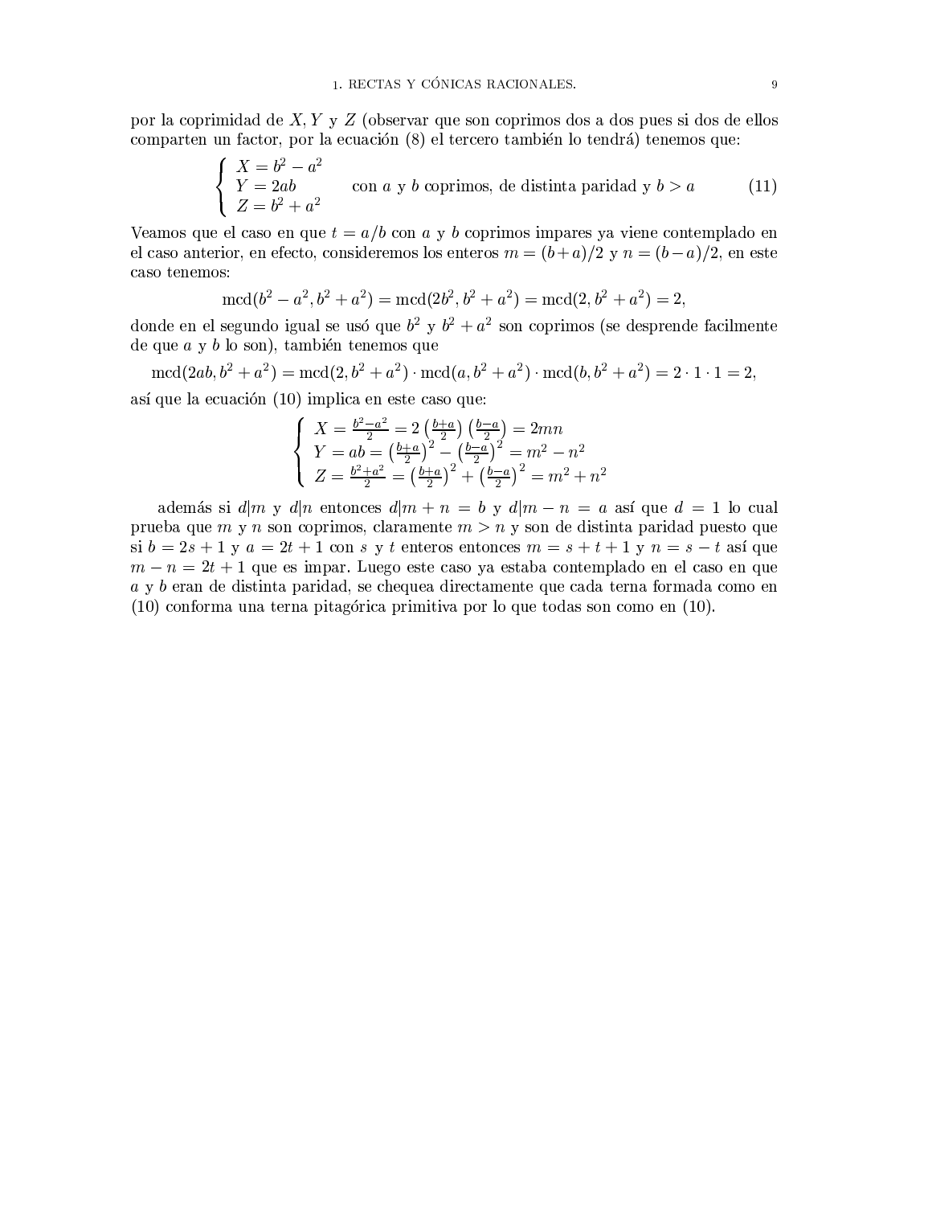por la coprimidad de $X, Y$ y $Z$ (observar que son coprimos dos a dos pues si dos de ellos comparten un factor, por la ecuación (8) el tercero también lo tendrá) tenemos que:

$$\begin{cases} X = b^2 - a^2 \\ Y = 2ab \\ Z = b^2 + a^2 \end{cases} \quad \text{con } a \text{ y } b \text{ coprimos, de distinta paridad y } b > a \tag{11}$$

Veamos que el caso en que $t = a/b$ con $a$ y $b$ coprimos impares ya viene contemplado en el caso anterior, en efecto, consideremos los enteros $m = (b+a)/2$ y $n = (b-a)/2$, en este caso tenemos:

$$\operatorname{mcd}(b^2 - a^2, b^2 + a^2) = \operatorname{mcd}(2b^2, b^2 + a^2) = \operatorname{mcd}(2, b^2 + a^2) = 2,$$

donde en el segundo igual se usó que $b^2$ y $b^2 + a^2$ son coprimos (se desprende facilmente de que $a$ y $b$ lo son), también tenemos que

$$\operatorname{mcd}(2ab, b^2 + a^2) = \operatorname{mcd}(2, b^2 + a^2) \cdot \operatorname{mcd}(a, b^2 + a^2) \cdot \operatorname{mcd}(b, b^2 + a^2) = 2 \cdot 1 \cdot 1 = 2,$$

así que la ecuación (10) implica en este caso que:

$$\begin{cases} X = \frac{b^2 - a^2}{2} = 2\left(\frac{b+a}{2}\right)\left(\frac{b-a}{2}\right) = 2mn \\ Y = ab = \left(\frac{b+a}{2}\right)^2 - \left(\frac{b-a}{2}\right)^2 = m^2 - n^2 \\ Z = \frac{b^2 + a^2}{2} = \left(\frac{b+a}{2}\right)^2 + \left(\frac{b-a}{2}\right)^2 = m^2 + n^2 \end{cases}$$

además si $d|m$ y $d|n$ entonces $d|m + n = b$ y $d|m - n = a$ así que $d = 1$ lo cual prueba que $m$ y $n$ son coprimos, claramente $m > n$ y son de distinta paridad puesto que si $b = 2s + 1$ y $a = 2t + 1$ con $s$ y $t$ enteros entonces $m = s + t + 1$ y $n = s - t$ así que $m - n = 2t + 1$ que es impar. Luego este caso ya estaba contemplado en el caso en que $a$ y $b$ eran de distinta paridad, se chequea directamente que cada terna formada como en (10) conforma una terna pitagórica primitiva por lo que todas son como en (10).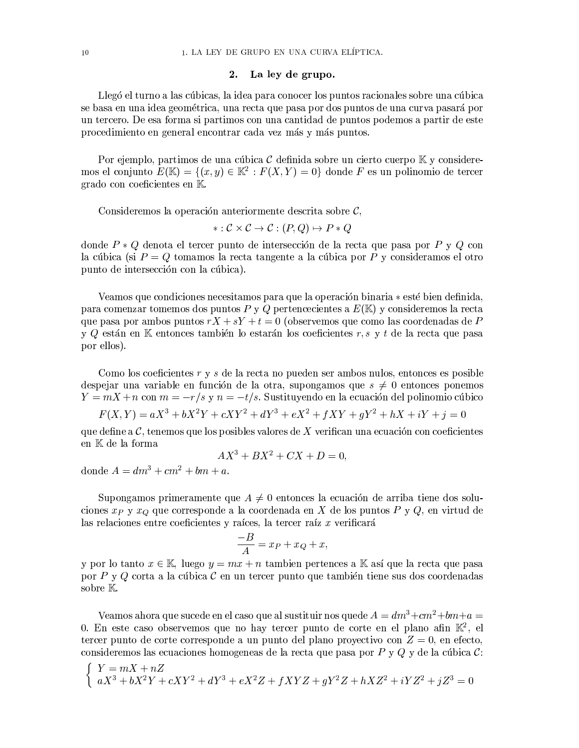## 2. La ley de grupo.

Llegó el turno a las cúbicas, la idea para conocer los puntos racionales sobre una cúbica se basa en una idea geométrica, una recta que pasa por dos puntos de una curva pasará por un tercero. De esa forma si partimos con una cantidad de puntos podemos a partir de este procedimiento en general encontrar cada vez más y más puntos.

Por ejemplo, partimos de una cúbica $\mathcal{C}$ definida sobre un cierto cuerpo $\mathbb{K}$ y consideremos el conjunto $E(\mathbb{K}) = \{(x, y) \in \mathbb{K}^2 : F(X, Y) = 0\}$ donde $F$ es un polinomio de tercer grado con coeficientes en $\mathbb{K}$.

Consideremos la operación anteriormente descrita sobre $\mathcal{C}$,

$$* : \mathcal{C} \times \mathcal{C} \to \mathcal{C} : (P, Q) \mapsto P * Q$$

donde $P * Q$ denota el tercer punto de intersección de la recta que pasa por $P$ y $Q$ con la cúbica (si $P = Q$ tomamos la recta tangente a la cúbica por $P$ y consideramos el otro punto de intersección con la cúbica).

Veamos que condiciones necesitamos para que la operación binaria $*$ esté bien definida, para comenzar tomemos dos puntos $P$ y $Q$ pertencecientes a $E(\mathbb{K})$ y consideremos la recta que pasa por ambos puntos $rX + sY + t = 0$ (observemos que como las coordenadas de $P$ y $Q$ están en $\mathbb{K}$ entonces también lo estarán los coeficientes $r, s$ y $t$ de la recta que pasa por ellos).

Como los coeficientes $r$ y $s$ de la recta no pueden ser ambos nulos, entonces es posible despejar una variable en función de la otra, supongamos que $s \neq 0$ entonces ponemos $Y = mX + n$ con $m = -r/s$ y $n = -t/s$. Sustituyendo en la ecuación del polinomio cúbico

$$F(X, Y) = aX^3 + bX^2Y + cXY^2 + dY^3 + eX^2 + fXY + gY^2 + hX + iY + j = 0$$

que define a $\mathcal{C}$, tenemos que los posibles valores de $X$ verifican una ecuación con coeficientes en $\mathbb{K}$ de la forma

$$AX^3 + BX^2 + CX + D = 0,$$

donde $A = dm^3 + cm^2 + bm + a$.

Supongamos primeramente que $A \neq 0$ entonces la ecuación de arriba tiene dos soluciones $x_P$ y $x_Q$ que corresponde a la coordenada en $X$ de los puntos $P$ y $Q$, en virtud de las relaciones entre coeficientes y raíces, la tercer raíz $x$ verificará

$$\frac{-B}{A} = x_P + x_Q + x,$$

y por lo tanto $x \in \mathbb{K}$, luego $y = mx + n$ tambien pertences a $\mathbb{K}$ así que la recta que pasa por $P$ y $Q$ corta a la cúbica $\mathcal{C}$ en un tercer punto que también tiene sus dos coordenadas sobre $\mathbb{K}$.

Veamos ahora que sucede en el caso que al sustituir nos quede $A = dm^3 + cm^2 + bm + a = 0$. En este caso observemos que no hay tercer punto de corte en el plano afin $\mathbb{K}^2$, el tercer punto de corte corresponde a un punto del plano proyectivo con $Z = 0$, en efecto, consideremos las ecuaciones homogeneas de la recta que pasa por $P$ y $Q$ y de la cúbica $\mathcal{C}$:

$$\begin{cases} Y = mX + nZ \\ aX^3 + bX^2Y + cXY^2 + dY^3 + eX^2Z + fXYZ + gY^2Z + hXZ^2 + iYZ^2 + jZ^3 = 0 \end{cases}$$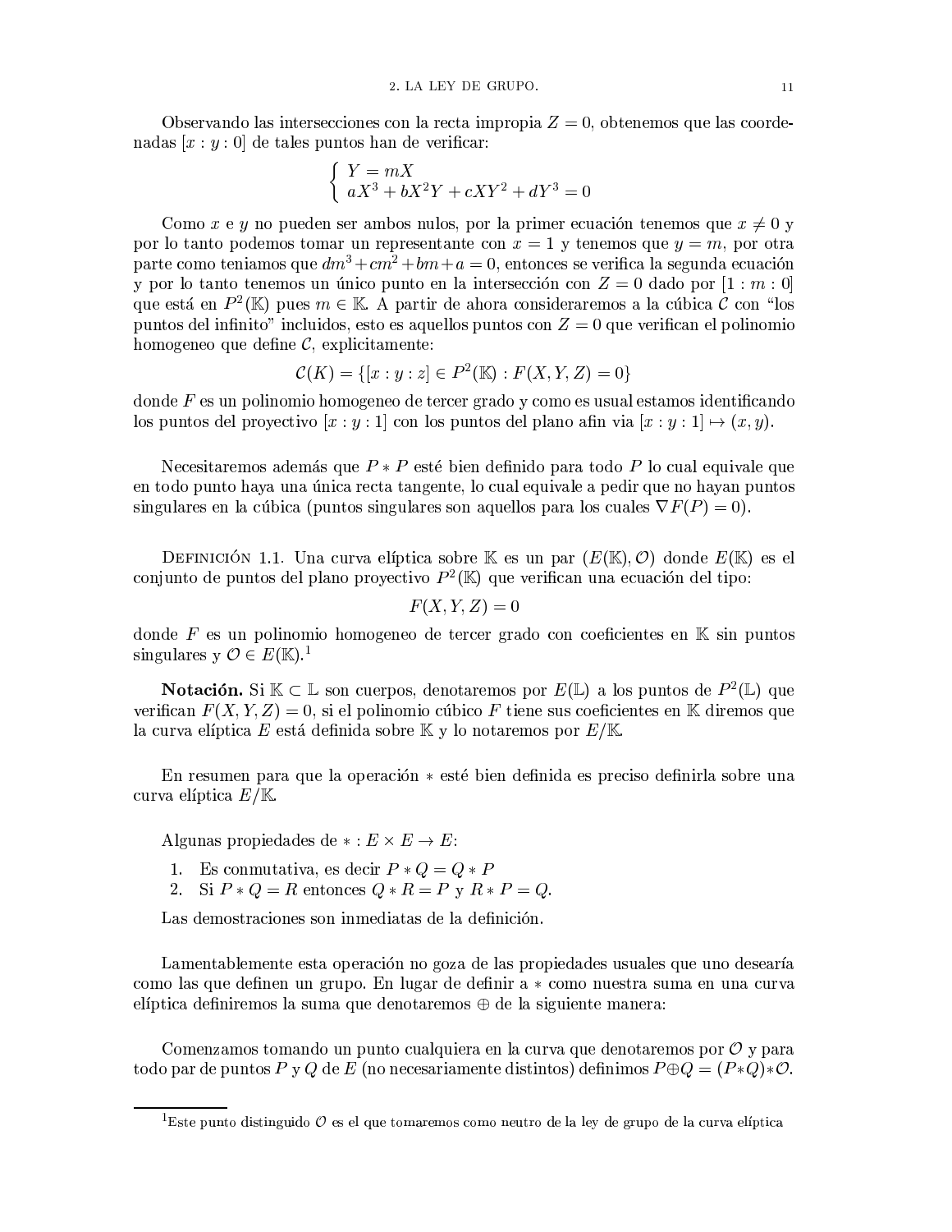Observando las intersecciones con la recta impropia $Z = 0$, obtenemos que las coordenadas $[x : y : 0]$ de tales puntos han de verificar:

$$\begin{cases} Y = mX \\ aX^3 + bX^2Y + cXY^2 + dY^3 = 0 \end{cases}$$

Como $x$ e $y$ no pueden ser ambos nulos, por la primer ecuación tenemos que $x \neq 0$ y por lo tanto podemos tomar un representante con $x = 1$ y tenemos que $y = m$, por otra parte como teniamos que $dm^3 + cm^2 + bm + a = 0$, entonces se verifica la segunda ecuación y por lo tanto tenemos un único punto en la intersección con $Z = 0$ dado por $[1 : m : 0]$ que está en $P^2(\mathbb{K})$ pues $m \in \mathbb{K}$. A partir de ahora consideraremos a la cúbica $\mathcal{C}$ con "los puntos del infinito" incluidos, esto es aquellos puntos con $Z = 0$ que verifican el polinomio homogeneo que define $\mathcal{C}$, explicitamente:

$$\mathcal{C}(K) = \{[x : y : z] \in P^2(\mathbb{K}) : F(X, Y, Z) = 0\}$$

donde $F$ es un polinomio homogeneo de tercer grado y como es usual estamos identificando los puntos del proyectivo $[x : y : 1]$ con los puntos del plano afin via $[x : y : 1] \mapsto (x, y)$.

Necesitaremos además que $P * P$ esté bien definido para todo $P$ lo cual equivale que en todo punto haya una única recta tangente, lo cual equivale a pedir que no hayan puntos singulares en la cúbica (puntos singulares son aquellos para los cuales $\nabla F(P) = 0$).

Definición 1.1. Una curva elíptica sobre $\mathbb{K}$ es un par $(E(\mathbb{K}), \mathcal{O})$ donde $E(\mathbb{K})$ es el conjunto de puntos del plano proyectivo $P^2(\mathbb{K})$ que verifican una ecuación del tipo:

$$F(X, Y, Z) = 0$$

donde $F$ es un polinomio homogeneo de tercer grado con coeficientes en $\mathbb{K}$ sin puntos singulares y $\mathcal{O} \in E(\mathbb{K})$.[1]

**Notación.** Si $\mathbb{K} \subset \mathbb{L}$ son cuerpos, denotaremos por $E(\mathbb{L})$ a los puntos de $P^2(\mathbb{L})$ que verifican $F(X, Y, Z) = 0$, si el polinomio cúbico $F$ tiene sus coeficientes en $\mathbb{K}$ diremos que la curva elíptica $E$ está definida sobre $\mathbb{K}$ y lo notaremos por $E/\mathbb{K}$.

En resumen para que la operación $*$ esté bien definida es preciso definirla sobre una curva elíptica $E/\mathbb{K}$.

Algunas propiedades de $* : E \times E \to E$:

1. Es conmutativa, es decir $P * Q = Q * P$
2. Si $P * Q = R$ entonces $Q * R = P$ y $R * P = Q$.

Las demostraciones son inmediatas de la definición.

Lamentablemente esta operación no goza de las propiedades usuales que uno desearía como las que definen un grupo. En lugar de definir a $*$ como nuestra suma en una curva elíptica definiremos la suma que denotaremos $\oplus$ de la siguiente manera:

Comenzamos tomando un punto cualquiera en la curva que denotaremos por $\mathcal{O}$ y para todo par de puntos $P$ y $Q$ de $E$ (no necesariamente distintos) definimos $P \oplus Q = (P * Q) * \mathcal{O}$.

[1] Este punto distinguido $\mathcal{O}$ es el que tomaremos como neutro de la ley de grupo de la curva elíptica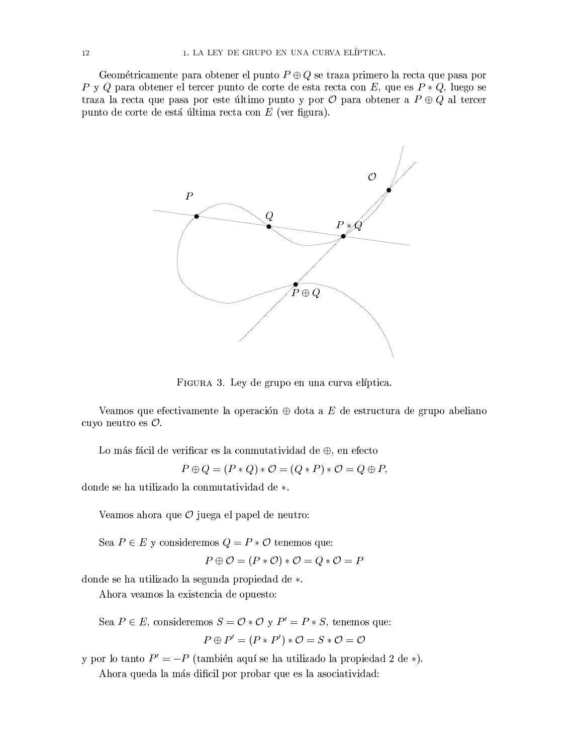Geométricamente para obtener el punto $P \oplus Q$ se traza primero la recta que pasa por $P$ y $Q$ para obtener el tercer punto de corte de esta recta con $E$, que es $P * Q$, luego se traza la recta que pasa por este último punto y por $\mathcal{O}$ para obtener a $P \oplus Q$ al tercer punto de corte de está última recta con $E$ (ver figura).

Figura 3. Ley de grupo en una curva elíptica.

Veamos que efectivamente la operación $\oplus$ dota a $E$ de estructura de grupo abeliano cuyo neutro es $\mathcal{O}$.

Lo más fácil de verificar es la conmutatividad de $\oplus$, en efecto

$$P \oplus Q = (P * Q) * \mathcal{O} = (Q * P) * \mathcal{O} = Q \oplus P,$$

donde se ha utilizado la conmutatividad de $*$.

Veamos ahora que $\mathcal{O}$ juega el papel de neutro:

Sea $P \in E$ y consideremos $Q = P * \mathcal{O}$ tenemos que:

$$P \oplus \mathcal{O} = (P * \mathcal{O}) * \mathcal{O} = Q * \mathcal{O} = P$$

donde se ha utilizado la segunda propiedad de $*$.

Ahora veamos la existencia de opuesto:

Sea $P \in E$, consideremos $S = \mathcal{O} * \mathcal{O}$ y $P' = P * S$, tenemos que:

$$P \oplus P' = (P * P') * \mathcal{O} = S * \mathcal{O} = \mathcal{O}$$

y por lo tanto $P' = -P$ (también aquí se ha utilizado la propiedad 2 de $*$).

Ahora queda la más dificil por probar que es la asociatividad: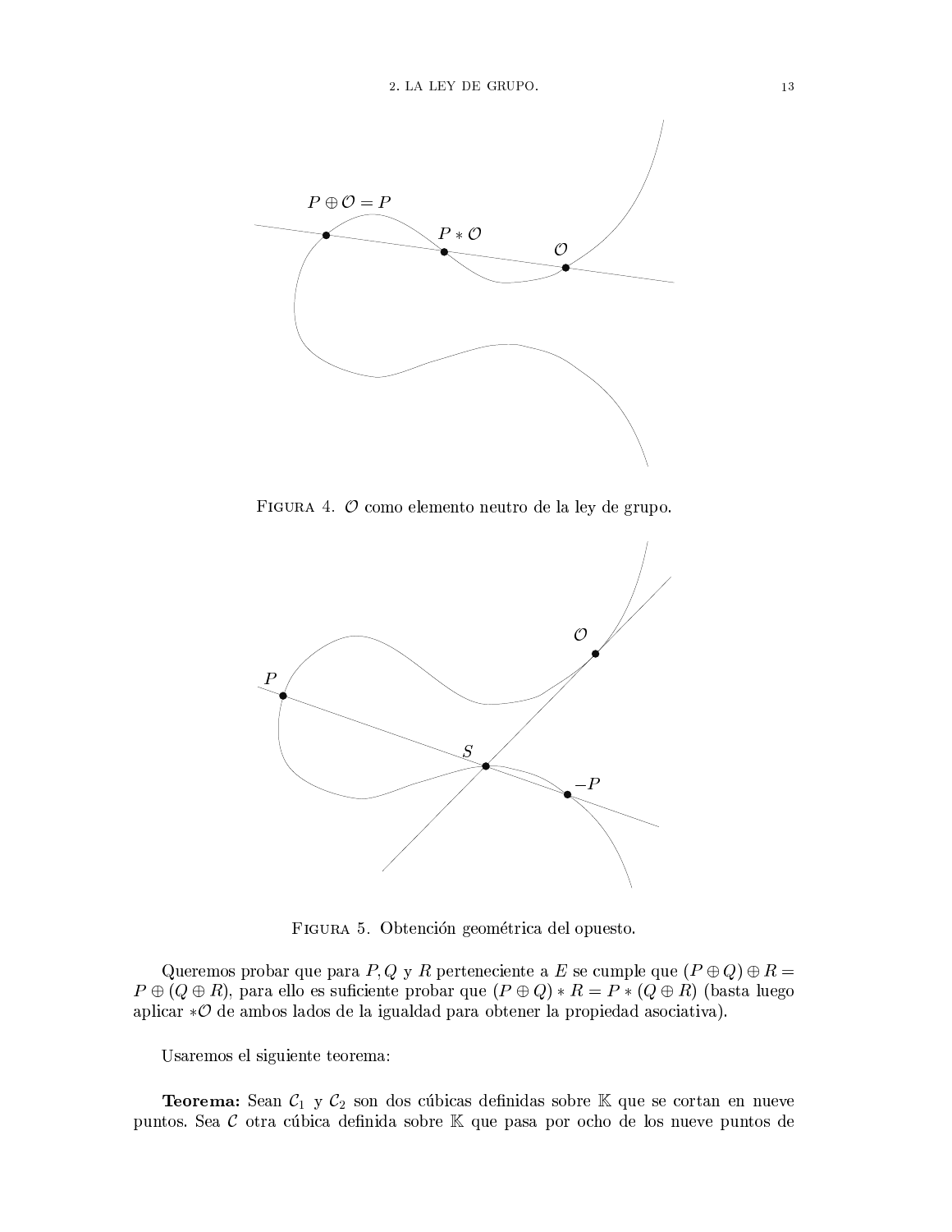FIGURA 4. $\mathcal{O}$ como elemento neutro de la ley de grupo.

FIGURA 5. Obtención geométrica del opuesto.

Queremos probar que para $P, Q$ y $R$ perteneciente a $E$ se cumple que $(P \oplus Q) \oplus R = P \oplus (Q \oplus R)$, para ello es suficiente probar que $(P \oplus Q) * R = P * (Q \oplus R)$ (basta luego aplicar $*\mathcal{O}$ de ambos lados de la igualdad para obtener la propiedad asociativa).

Usaremos el siguiente teorema:

**Teorema:** Sean $\mathcal{C}_1$ y $\mathcal{C}_2$ son dos cúbicas definidas sobre $\mathbb{K}$ que se cortan en nueve puntos. Sea $\mathcal{C}$ otra cúbica definida sobre $\mathbb{K}$ que pasa por ocho de los nueve puntos de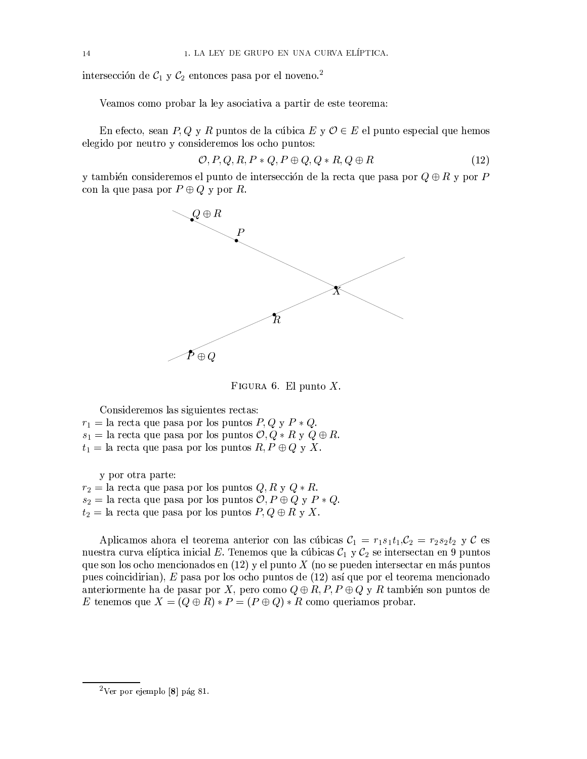intersección de $\mathcal{C}_1$ y $\mathcal{C}_2$ entonces pasa por el noveno.[2]

Veamos como probar la ley asociativa a partir de este teorema:

En efecto, sean $P, Q$ y $R$ puntos de la cúbica $E$ y $\mathcal{O} \in E$ el punto especial que hemos elegido por neutro y consideremos los ocho puntos:

$$\mathcal{O}, P, Q, R, P * Q, P \oplus Q, Q * R, Q \oplus R \tag{12}$$

y también consideremos el punto de intersección de la recta que pasa por $Q \oplus R$ y por $P$ con la que pasa por $P \oplus Q$ y por $R$.

Figura 6. El punto $X$.

Consideremos las siguientes rectas:
$r_1 =$ la recta que pasa por los puntos $P, Q$ y $P * Q$.
$s_1 =$ la recta que pasa por los puntos $\mathcal{O}, Q * R$ y $Q \oplus R$.
$t_1 =$ la recta que pasa por los puntos $R, P \oplus Q$ y $X$.

y por otra parte:
$r_2 =$ la recta que pasa por los puntos $Q, R$ y $Q * R$.
$s_2 =$ la recta que pasa por los puntos $\mathcal{O}, P \oplus Q$ y $P * Q$.
$t_2 =$ la recta que pasa por los puntos $P, Q \oplus R$ y $X$.

Aplicamos ahora el teorema anterior con las cúbicas $\mathcal{C}_1 = r_1 s_1 t_1, \mathcal{C}_2 = r_2 s_2 t_2$ y $\mathcal{C}$ es nuestra curva elíptica inicial $E$. Tenemos que la cúbicas $\mathcal{C}_1$ y $\mathcal{C}_2$ se intersectan en 9 puntos que son los ocho mencionados en (12) y el punto $X$ (no se pueden intersectar en más puntos pues coincidirian), $E$ pasa por los ocho puntos de (12) así que por el teorema mencionado anteriormente ha de pasar por $X$, pero como $Q \oplus R, P, P \oplus Q$ y $R$ también son puntos de $E$ tenemos que $X = (Q \oplus R) * P = (P \oplus Q) * R$ como queriamos probar.

[2] Ver por ejemplo [**8**] pág 81.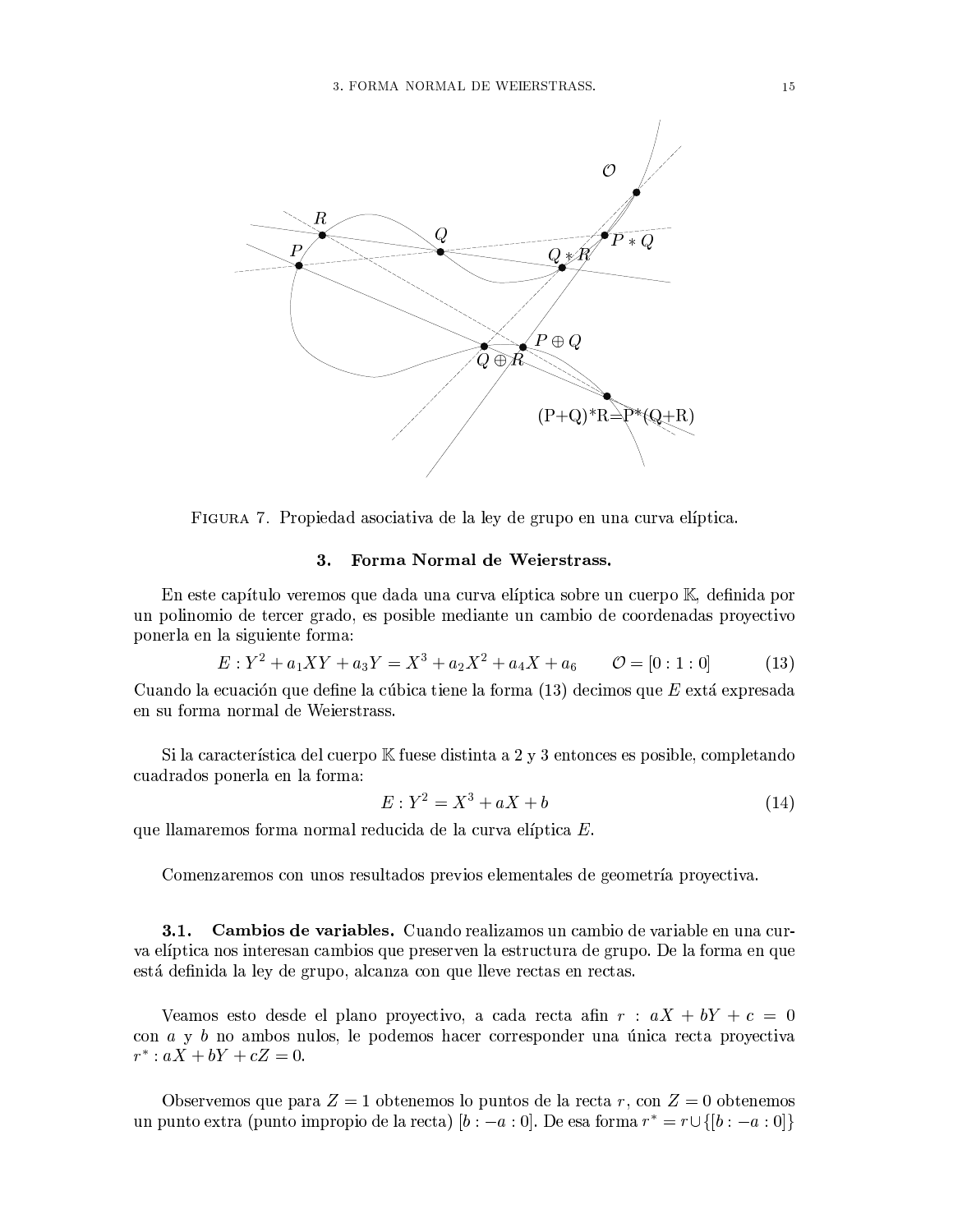Figura 7. Propiedad asociativa de la ley de grupo en una curva elíptica.

## 3. Forma Normal de Weierstrass.

En este capítulo veremos que dada una curva elíptica sobre un cuerpo $\mathbb{K}$, definida por un polinomio de tercer grado, es posible mediante un cambio de coordenadas proyectivo ponerla en la siguiente forma:

$$E : Y^2 + a_1XY + a_3Y = X^3 + a_2X^2 + a_4X + a_6 \qquad \mathcal{O} = [0 : 1 : 0] \tag{13}$$

Cuando la ecuación que define la cúbica tiene la forma (13) decimos que $E$ extá expresada en su forma normal de Weierstrass.

Si la característica del cuerpo $\mathbb{K}$ fuese distinta a 2 y 3 entonces es posible, completando cuadrados ponerla en la forma:

$$E : Y^2 = X^3 + aX + b \tag{14}$$

que llamaremos forma normal reducida de la curva elíptica $E$.

Comenzaremos con unos resultados previos elementales de geometría proyectiva.

### 3.1. Cambios de variables.

Cuando realizamos un cambio de variable en una curva elíptica nos interesan cambios que preserven la estructura de grupo. De la forma en que está definida la ley de grupo, alcanza con que lleve rectas en rectas.

Veamos esto desde el plano proyectivo, a cada recta afin $r : aX + bY + c = 0$ con $a$ y $b$ no ambos nulos, le podemos hacer corresponder una única recta proyectiva $r^* : aX + bY + cZ = 0$.

Observemos que para $Z = 1$ obtenemos lo puntos de la recta $r$, con $Z = 0$ obtenemos un punto extra (punto impropio de la recta) $[b : -a : 0]$. De esa forma $r^* = r \cup \{[b : -a : 0]\}$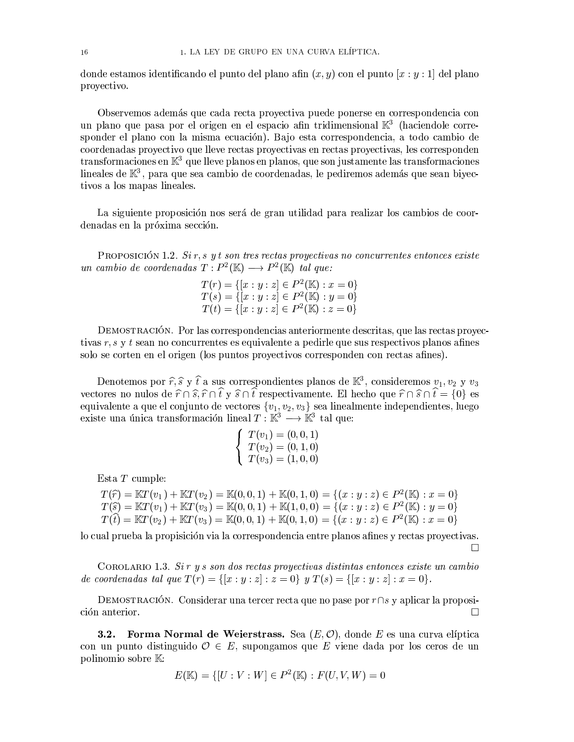donde estamos identificando el punto del plano afin $(x, y)$ con el punto $[x : y : 1]$ del plano proyectivo.

Observemos además que cada recta proyectiva puede ponerse en correspondencia con un plano que pasa por el origen en el espacio afin tridimensional $\mathbb{K}^3$ (haciendole corresponder el plano con la misma ecuación). Bajo esta correspondencia, a todo cambio de coordenadas proyectivo que lleve rectas proyectivas en rectas proyectivas, les corresponden transformaciones en $\mathbb{K}^3$ que lleve planos en planos, que son justamente las transformaciones lineales de $\mathbb{K}^3$, para que sea cambio de coordenadas, le pediremos además que sean biyectivos a los mapas lineales.

La siguiente proposición nos será de gran utilidad para realizar los cambios de coordenadas en la próxima sección.

Proposición 1.2. *Si $r, s$ y $t$ son tres rectas proyectivas no concurrentes entonces existe un cambio de coordenadas $T : P^2(\mathbb{K}) \longrightarrow P^2(\mathbb{K})$ tal que:*

$$
\begin{array}{c}
T(r) = \{[x : y : z] \in P^2(\mathbb{K}) : x = 0\} \\
T(s) = \{[x : y : z] \in P^2(\mathbb{K}) : y = 0\} \\
T(t) = \{[x : y : z] \in P^2(\mathbb{K}) : z = 0\}
\end{array}
$$

Demostración. Por las correspondencias anteriormente descritas, que las rectas proyectivas $r, s$ y $t$ sean no concurrentes es equivalente a pedirle que sus respectivos planos afines solo se corten en el origen (los puntos proyectivos corresponden con rectas afines).

Denotemos por $\widehat{r}, \widehat{s}$ y $\widehat{t}$ a sus correspondientes planos de $\mathbb{K}^3$, consideremos $v_1, v_2$ y $v_3$ vectores no nulos de $\widehat{r} \cap \widehat{s}, \widehat{r} \cap \widehat{t}$ y $\widehat{s} \cap \widehat{t}$ respectivamente. El hecho que $\widehat{r} \cap \widehat{s} \cap \widehat{t} = \{0\}$ es equivalente a que el conjunto de vectores $\{v_1, v_2, v_3\}$ sea linealmente independientes, luego existe una única transformación lineal $T : \mathbb{K}^3 \longrightarrow \mathbb{K}^3$ tal que:

$$
\left\{
\begin{array}{l}
T(v_1) = (0, 0, 1) \\
T(v_2) = (0, 1, 0) \\
T(v_3) = (1, 0, 0)
\end{array}
\right.
$$

Esta $T$ cumple:

$$
\begin{array}{l}
T(\widehat{r}) = \mathbb{K}T(v_1) + \mathbb{K}T(v_2) = \mathbb{K}(0, 0, 1) + \mathbb{K}(0, 1, 0) = \{(x : y : z) \in P^2(\mathbb{K}) : x = 0\} \\
T(\widehat{s}) = \mathbb{K}T(v_1) + \mathbb{K}T(v_3) = \mathbb{K}(0, 0, 1) + \mathbb{K}(1, 0, 0) = \{(x : y : z) \in P^2(\mathbb{K}) : y = 0\} \\
T(\widehat{t}) = \mathbb{K}T(v_2) + \mathbb{K}T(v_3) = \mathbb{K}(0, 0, 1) + \mathbb{K}(0, 1, 0) = \{(x : y : z) \in P^2(\mathbb{K}) : x = 0\}
\end{array}
$$

lo cual prueba la propisición via la correspondencia entre planos afines y rectas proyectivas. □

Corolario 1.3. *Si $r$ y $s$ son dos rectas proyectivas distintas entonces existe un cambio de coordenadas tal que $T(r) = \{[x : y : z] : z = 0\}$ y $T(s) = \{[x : y : z] : x = 0\}$.*

Demostración. Considerar una tercer recta que no pase por $r \cap s$ y aplicar la proposición anterior. □

**3.2. Forma Normal de Weierstrass.** Sea $(E, \mathcal{O})$, donde $E$ es una curva elíptica con un punto distinguido $\mathcal{O} \in E$, supongamos que $E$ viene dada por los ceros de un polinomio sobre $\mathbb{K}$:

$$
E(\mathbb{K}) = \{[U : V : W] \in P^2(\mathbb{K}) : F(U, V, W) = 0
$$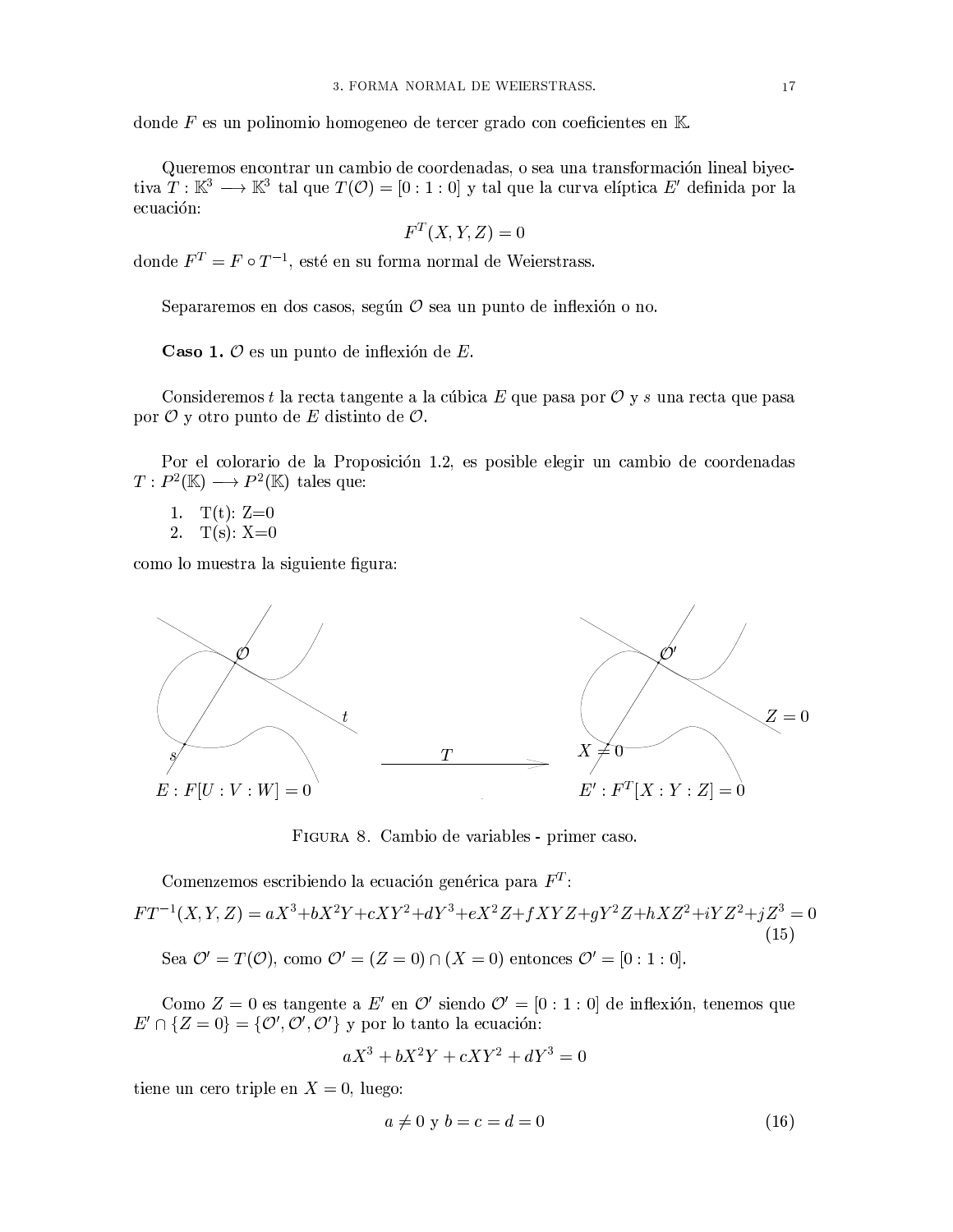donde $F$ es un polinomio homogeneo de tercer grado con coeficientes en $\mathbb{K}$.

Queremos encontrar un cambio de coordenadas, o sea una transformación lineal biyectiva $T : \mathbb{K}^3 \longrightarrow \mathbb{K}^3$ tal que $T(\mathcal{O}) = [0 : 1 : 0]$ y tal que la curva elíptica $E'$ definida por la ecuación:

$$F^T(X, Y, Z) = 0$$

donde $F^T = F \circ T^{-1}$, esté en su forma normal de Weierstrass.

Separaremos en dos casos, según $\mathcal{O}$ sea un punto de inflexión o no.

**Caso 1.** $\mathcal{O}$ es un punto de inflexión de $E$.

Consideremos $t$ la recta tangente a la cúbica $E$ que pasa por $\mathcal{O}$ y $s$ una recta que pasa por $\mathcal{O}$ y otro punto de $E$ distinto de $\mathcal{O}$.

Por el colorario de la Proposición 1.2, es posible elegir un cambio de coordenadas $T : P^2(\mathbb{K}) \longrightarrow P^2(\mathbb{K})$ tales que:

1. T(t): Z=0
2. T(s): X=0

como lo muestra la siguiente figura:

FIGURA 8. Cambio de variables - primer caso.

Comenzemos escribiendo la ecuación genérica para $F^T$:

$$FT^{-1}(X,Y,Z) = aX^3 + bX^2Y + cXY^2 + dY^3 + eX^2Z + fXYZ + gY^2Z + hXZ^2 + iYZ^2 + jZ^3 = 0 \tag{15}$$

Sea $\mathcal{O}' = T(\mathcal{O})$, como $\mathcal{O}' = (Z = 0) \cap (X = 0)$ entonces $\mathcal{O}' = [0 : 1 : 0]$.

Como $Z = 0$ es tangente a $E'$ en $\mathcal{O}'$ siendo $\mathcal{O}' = [0 : 1 : 0]$ de inflexión, tenemos que $E' \cap \{Z = 0\} = \{\mathcal{O}', \mathcal{O}', \mathcal{O}'\}$ y por lo tanto la ecuación:

$$aX^3 + bX^2Y + cXY^2 + dY^3 = 0$$

tiene un cero triple en $X = 0$, luego:

$$a \neq 0 \text{ y } b = c = d = 0 \tag{16}$$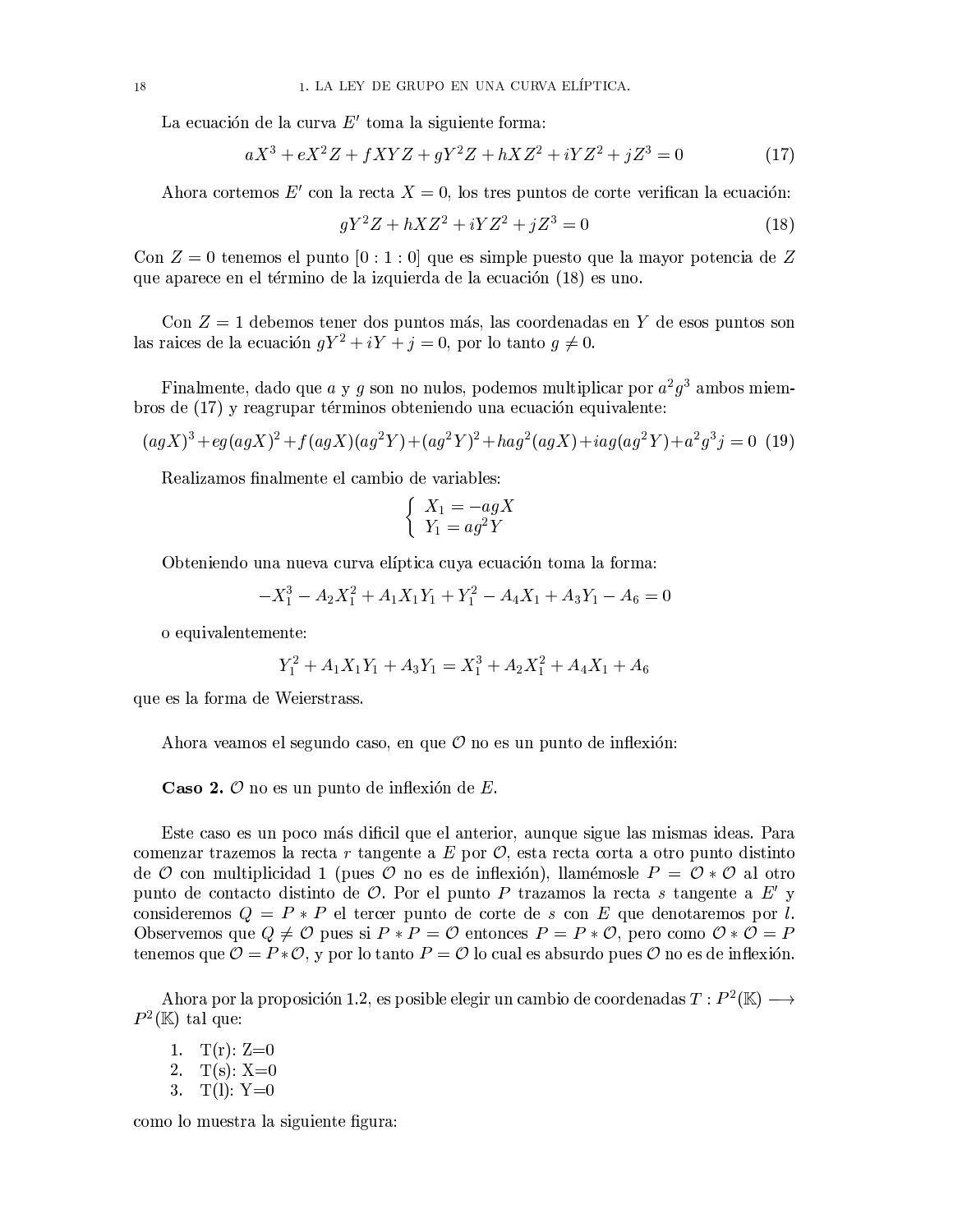La ecuación de la curva $E'$ toma la siguiente forma:

$$aX^3 + eX^2Z + fXYZ + gY^2Z + hXZ^2 + iYZ^2 + jZ^3 = 0 \tag{17}$$

Ahora cortemos $E'$ con la recta $X = 0$, los tres puntos de corte verifican la ecuación:

$$gY^2Z + hXZ^2 + iYZ^2 + jZ^3 = 0 \tag{18}$$

Con $Z = 0$ tenemos el punto $[0 : 1 : 0]$ que es simple puesto que la mayor potencia de $Z$ que aparece en el término de la izquierda de la ecuación (18) es uno.

Con $Z = 1$ debemos tener dos puntos más, las coordenadas en $Y$ de esos puntos son las raices de la ecuación $gY^2 + iY + j = 0$, por lo tanto $g \neq 0$.

Finalmente, dado que $a$ y $g$ son no nulos, podemos multiplicar por $a^2g^3$ ambos miembros de (17) y reagrupar términos obteniendo una ecuación equivalente:

$$(agX)^3 + eg(agX)^2 + f(agX)(ag^2Y) + (ag^2Y)^2 + hag^2(agX) + iag(ag^2Y) + a^2g^3j = 0 \tag{19}$$

Realizamos finalmente el cambio de variables:

$$\begin{cases} X_1 = -agX \\ Y_1 = ag^2Y \end{cases}$$

Obteniendo una nueva curva elíptica cuya ecuación toma la forma:

$$-X_1^3 - A_2X_1^2 + A_1X_1Y_1 + Y_1^2 - A_4X_1 + A_3Y_1 - A_6 = 0$$

o equivalentemente:

$$Y_1^2 + A_1X_1Y_1 + A_3Y_1 = X_1^3 + A_2X_1^2 + A_4X_1 + A_6$$

que es la forma de Weierstrass.

Ahora veamos el segundo caso, en que $\mathcal{O}$ no es un punto de inflexión:

**Caso 2.** $\mathcal{O}$ no es un punto de inflexión de $E$.

Este caso es un poco más dificil que el anterior, aunque sigue las mismas ideas. Para comenzar trazemos la recta $r$ tangente a $E$ por $\mathcal{O}$, esta recta corta a otro punto distinto de $\mathcal{O}$ con multiplicidad 1 (pues $\mathcal{O}$ no es de inflexión), llamémosle $P = \mathcal{O} * \mathcal{O}$ al otro punto de contacto distinto de $\mathcal{O}$. Por el punto $P$ trazamos la recta $s$ tangente a $E'$ y consideremos $Q = P * P$ el tercer punto de corte de $s$ con $E$ que denotaremos por $l$. Observemos que $Q \neq \mathcal{O}$ pues si $P * P = \mathcal{O}$ entonces $P = P * \mathcal{O}$, pero como $\mathcal{O} * \mathcal{O} = P$ tenemos que $\mathcal{O} = P * \mathcal{O}$, y por lo tanto $P = \mathcal{O}$ lo cual es absurdo pues $\mathcal{O}$ no es de inflexión.

Ahora por la proposición 1.2, es posible elegir un cambio de coordenadas $T : P^2(\mathbb{K}) \longrightarrow P^2(\mathbb{K})$ tal que:

1. T(r): Z=0
2. T(s): X=0
3. T(l): Y=0

como lo muestra la siguiente figura: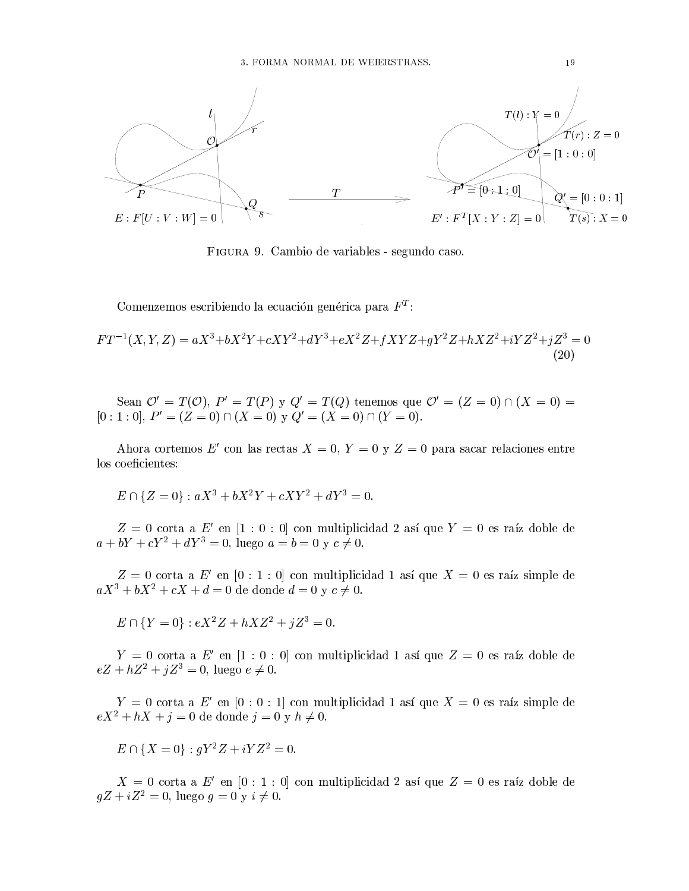Figura 9. Cambio de variables - segundo caso.

Comenzemos escribiendo la ecuación genérica para $F^T$:

$$FT^{-1}(X,Y,Z) = aX^3+bX^2Y+cXY^2+dY^3+eX^2Z+fXYZ+gY^2Z+hXZ^2+iYZ^2+jZ^3 = 0 \tag{20}$$

Sean $\mathcal{O}' = T(\mathcal{O})$, $P' = T(P)$ y $Q' = T(Q)$ tenemos que $\mathcal{O}' = (Z=0) \cap (X=0) = [0:1:0]$, $P' = (Z=0) \cap (X=0)$ y $Q' = (X=0) \cap (Y=0)$.

Ahora cortemos $E'$ con las rectas $X=0$, $Y=0$ y $Z=0$ para sacar relaciones entre los coeficientes:

$E \cap \{Z=0\} : aX^3 + bX^2Y + cXY^2 + dY^3 = 0.$

$Z=0$ corta a $E'$ en $[1:0:0]$ con multiplicidad 2 así que $Y=0$ es raíz doble de $a+bY+cY^2+dY^3=0$, luego $a=b=0$ y $c \neq 0$.

$Z=0$ corta a $E'$ en $[0:1:0]$ con multiplicidad 1 así que $X=0$ es raíz simple de $aX^3+bX^2+cX+d=0$ de donde $d=0$ y $c \neq 0$.

$E \cap \{Y=0\} : eX^2Z + hXZ^2 + jZ^3 = 0.$

$Y=0$ corta a $E'$ en $[1:0:0]$ con multiplicidad 1 así que $Z=0$ es raíz doble de $eZ+hZ^2+jZ^3=0$, luego $e \neq 0$.

$Y=0$ corta a $E'$ en $[0:0:1]$ con multiplicidad 1 así que $X=0$ es raíz simple de $eX^2+hX+j=0$ de donde $j=0$ y $h \neq 0$.

$E \cap \{X=0\} : gY^2Z + iYZ^2 = 0.$

$X=0$ corta a $E'$ en $[0:1:0]$ con multiplicidad 2 así que $Z=0$ es raíz doble de $gZ+iZ^2=0$, luego $g=0$ y $i \neq 0$.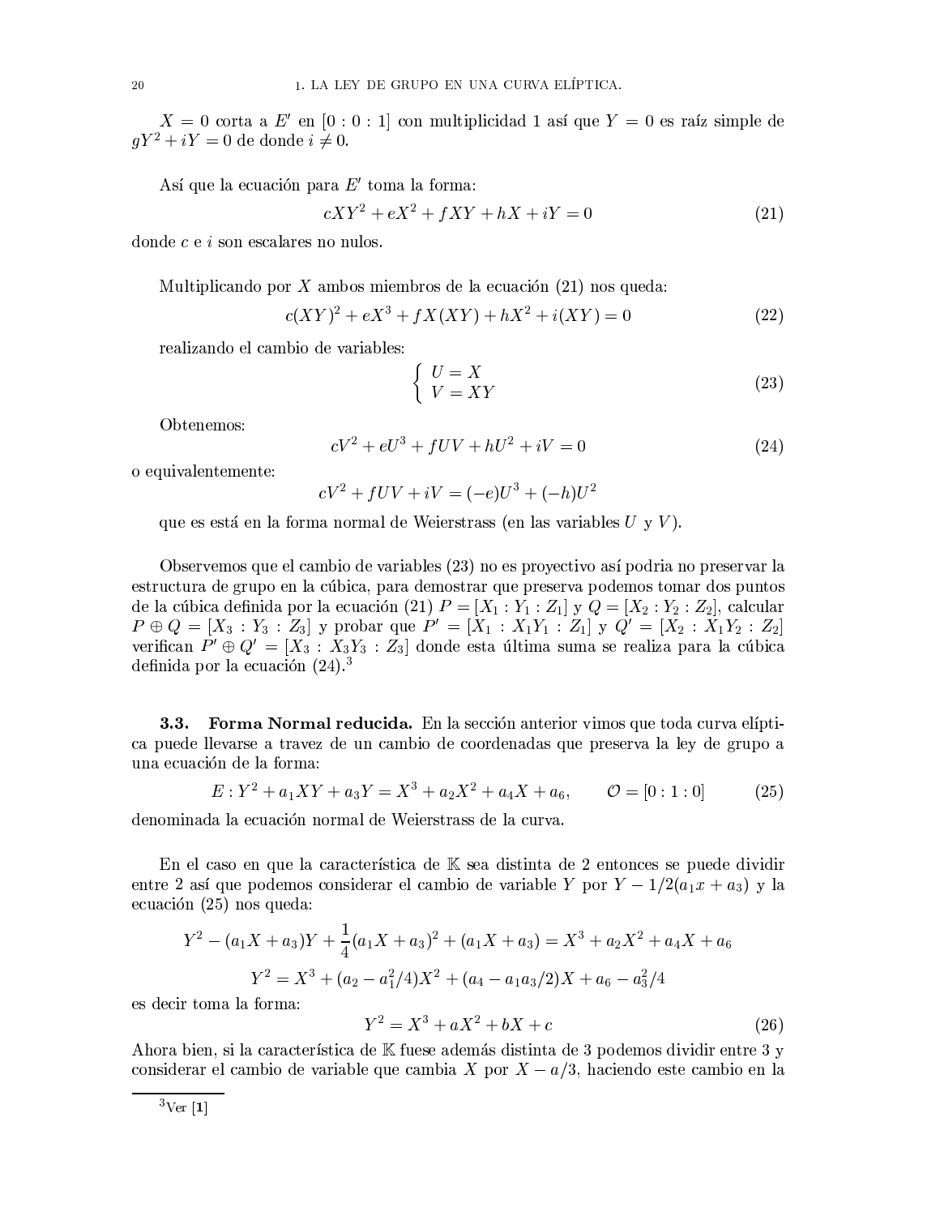$X = 0$ corta a $E'$ en $[0 : 0 : 1]$ con multiplicidad 1 así que $Y = 0$ es raíz simple de $gY^2 + iY = 0$ de donde $i \neq 0$.

Así que la ecuación para $E'$ toma la forma:

$$cXY^2 + eX^2 + fXY + hX + iY = 0 \tag{21}$$

donde $c$ e $i$ son escalares no nulos.

Multiplicando por $X$ ambos miembros de la ecuación (21) nos queda:

$$c(XY)^2 + eX^3 + fX(XY) + hX^2 + i(XY) = 0 \tag{22}$$

realizando el cambio de variables:

$$\begin{cases} U = X \\ V = XY \end{cases} \tag{23}$$

Obtenemos:

$$cV^2 + eU^3 + fUV + hU^2 + iV = 0 \tag{24}$$

o equivalentemente:

$$cV^2 + fUV + iV = (-e)U^3 + (-h)U^2$$

que es está en la forma normal de Weierstrass (en las variables $U$ y $V$).

Observemos que el cambio de variables (23) no es proyectivo así podria no preservar la estructura de grupo en la cúbica, para demostrar que preserva podemos tomar dos puntos de la cúbica definida por la ecuación (21) $P = [X_1 : Y_1 : Z_1]$ y $Q = [X_2 : Y_2 : Z_2]$, calcular $P \oplus Q = [X_3 : Y_3 : Z_3]$ y probar que $P' = [X_1 : X_1Y_1 : Z_1]$ y $Q' = [X_2 : X_1Y_2 : Z_2]$ verifican $P' \oplus Q' = [X_3 : X_3Y_3 : Z_3]$ donde esta última suma se realiza para la cúbica definida por la ecuación (24).[3]

### 3.3. Forma Normal reducida.

En la sección anterior vimos que toda curva elíptica puede llevarse a travez de un cambio de coordenadas que preserva la ley de grupo a una ecuación de la forma:

$$E : Y^2 + a_1XY + a_3Y = X^3 + a_2X^2 + a_4X + a_6, \qquad \mathcal{O} = [0 : 1 : 0] \tag{25}$$

denominada la ecuación normal de Weierstrass de la curva.

En el caso en que la característica de $\mathbb{K}$ sea distinta de 2 entonces se puede dividir entre 2 así que podemos considerar el cambio de variable $Y$ por $Y - 1/2(a_1x + a_3)$ y la ecuación (25) nos queda:

$$Y^2 - (a_1X + a_3)Y + \frac{1}{4}(a_1X + a_3)^2 + (a_1X + a_3) = X^3 + a_2X^2 + a_4X + a_6$$

$$Y^2 = X^3 + (a_2 - a_1^2/4)X^2 + (a_4 - a_1a_3/2)X + a_6 - a_3^2/4$$

es decir toma la forma:

$$Y^2 = X^3 + aX^2 + bX + c \tag{26}$$

Ahora bien, si la característica de $\mathbb{K}$ fuese además distinta de 3 podemos dividir entre 3 y considerar el cambio de variable que cambia $X$ por $X - a/3$, haciendo este cambio en la

[3] Ver [**1**]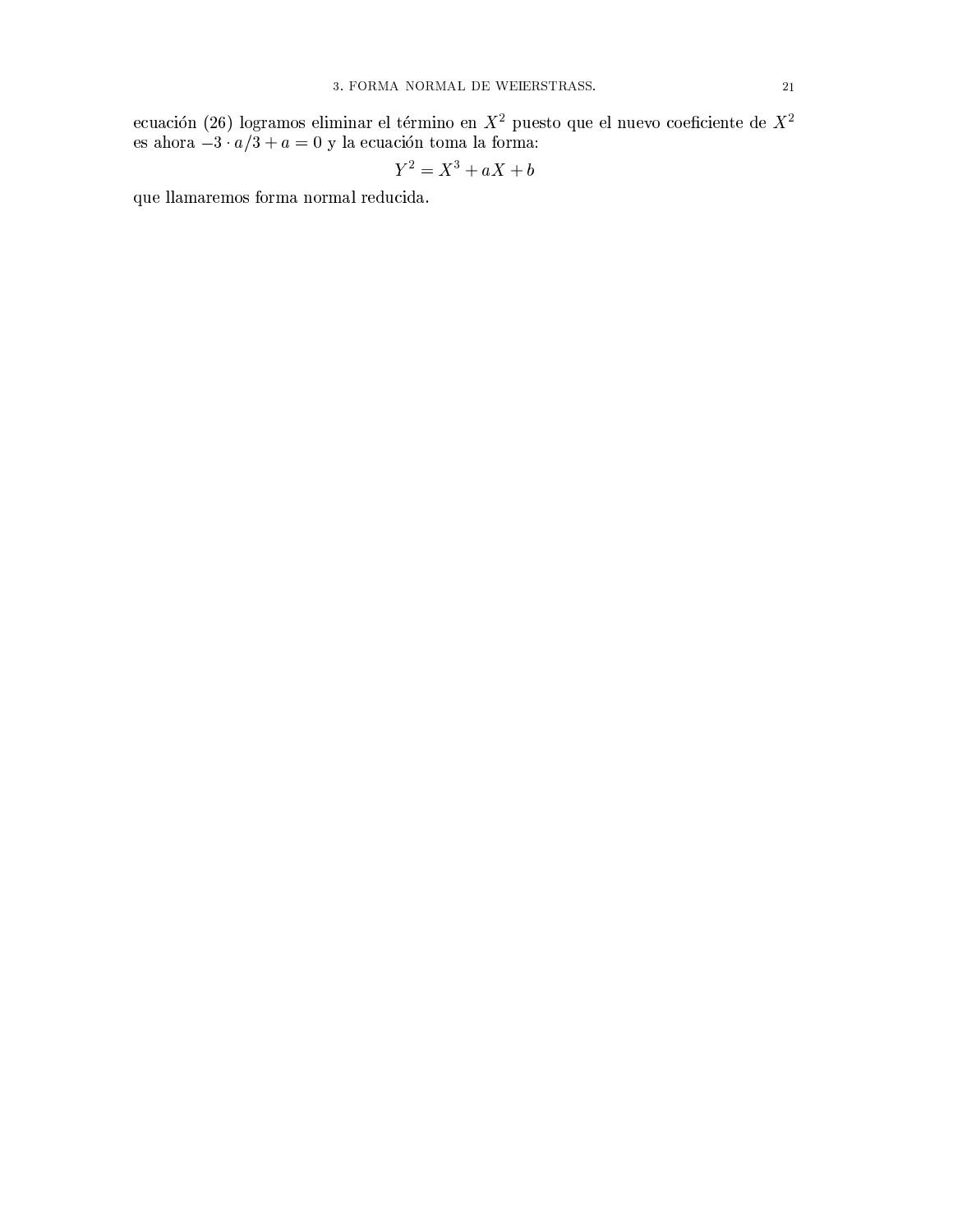ecuación (26) logramos eliminar el término en $X^2$ puesto que el nuevo coeficiente de $X^2$ es ahora $-3 \cdot a/3 + a = 0$ y la ecuación toma la forma:

$$Y^2 = X^3 + aX + b$$

que llamaremos forma normal reducida.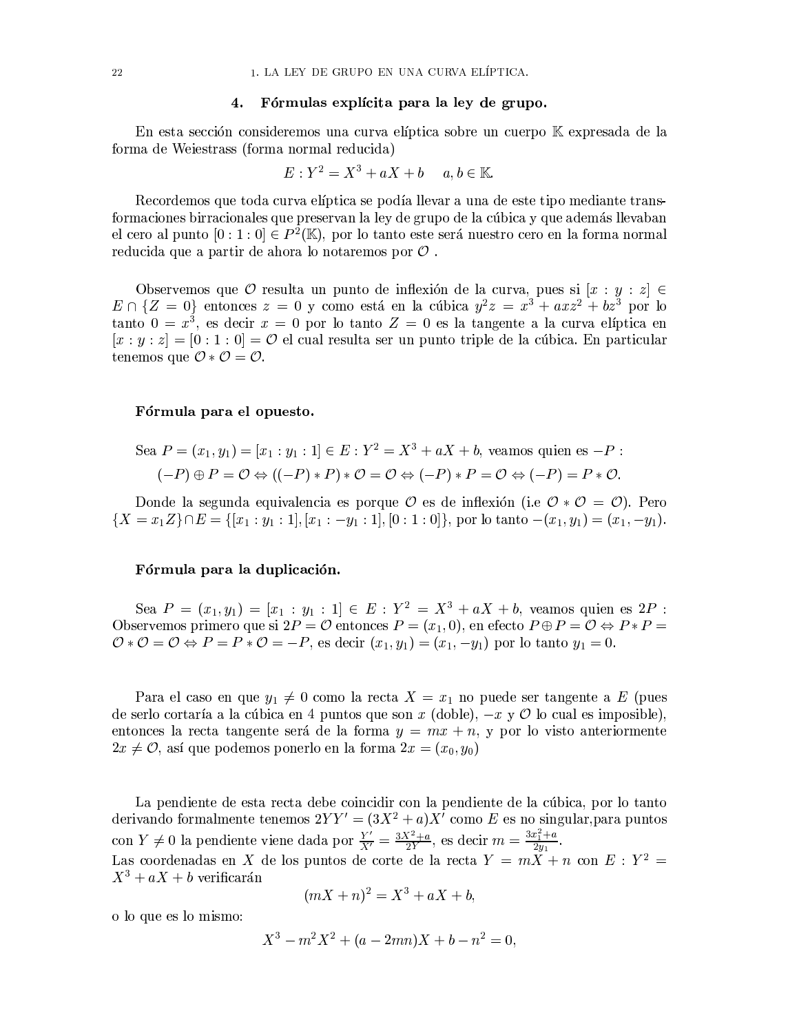## 4. Fórmulas explícita para la ley de grupo.

En esta sección consideremos una curva elíptica sobre un cuerpo $\mathbb{K}$ expresada de la forma de Weiestrass (forma normal reducida)

$$E : Y^2 = X^3 + aX + b \quad a, b \in \mathbb{K}.$$

Recordemos que toda curva elíptica se podía llevar a una de este tipo mediante transformaciones birracionales que preservan la ley de grupo de la cúbica y que además llevaban el cero al punto $[0 : 1 : 0] \in P^2(\mathbb{K})$, por lo tanto este será nuestro cero en la forma normal reducida que a partir de ahora lo notaremos por $\mathcal{O}$ .

Observemos que $\mathcal{O}$ resulta un punto de inflexión de la curva, pues si $[x : y : z] \in E \cap \{Z = 0\}$ entonces $z = 0$ y como está en la cúbica $y^2z = x^3 + axz^2 + bz^3$ por lo tanto $0 = x^3$, es decir $x = 0$ por lo tanto $Z = 0$ es la tangente a la curva elíptica en $[x : y : z] = [0 : 1 : 0] = \mathcal{O}$ el cual resulta ser un punto triple de la cúbica. En particular tenemos que $\mathcal{O} * \mathcal{O} = \mathcal{O}$.

### Fórmula para el opuesto.

Sea $P = (x_1, y_1) = [x_1 : y_1 : 1] \in E : Y^2 = X^3 + aX + b$, veamos quien es $-P$ :

$$(-P) \oplus P = \mathcal{O} \Leftrightarrow ((-P) * P) * \mathcal{O} = \mathcal{O} \Leftrightarrow (-P) * P = \mathcal{O} \Leftrightarrow (-P) = P * \mathcal{O}.$$

Donde la segunda equivalencia es porque $\mathcal{O}$ es de inflexión (i.e $\mathcal{O} * \mathcal{O} = \mathcal{O}$). Pero $\{X = x_1Z\} \cap E = \{[x_1 : y_1 : 1], [x_1 : -y_1 : 1], [0 : 1 : 0]\}$, por lo tanto $-(x_1, y_1) = (x_1, -y_1)$.

### Fórmula para la duplicación.

Sea $P = (x_1, y_1) = [x_1 : y_1 : 1] \in E : Y^2 = X^3 + aX + b$, veamos quien es $2P$ : Observemos primero que si $2P = \mathcal{O}$ entonces $P = (x_1, 0)$, en efecto $P \oplus P = \mathcal{O} \Leftrightarrow P * P = \mathcal{O} * \mathcal{O} = \mathcal{O} \Leftrightarrow P = P * \mathcal{O} = -P$, es decir $(x_1, y_1) = (x_1, -y_1)$ por lo tanto $y_1 = 0$.

Para el caso en que $y_1 \neq 0$ como la recta $X = x_1$ no puede ser tangente a $E$ (pues de serlo cortaría a la cúbica en 4 puntos que son $x$ (doble), $-x$ y $\mathcal{O}$ lo cual es imposible), entonces la recta tangente será de la forma $y = mx + n$, y por lo visto anteriormente $2x \neq \mathcal{O}$, así que podemos ponerlo en la forma $2x = (x_0, y_0)$

La pendiente de esta recta debe coincidir con la pendiente de la cúbica, por lo tanto derivando formalmente tenemos $2YY' = (3X^2 + a)X'$ como $E$ es no singular,para puntos con $Y \neq 0$ la pendiente viene dada por $\frac{Y'}{X'} = \frac{3X^2+a}{2Y}$, es decir $m = \frac{3x_1^2+a}{2y_1}$.
Las coordenadas en $X$ de los puntos de corte de la recta $Y = mX + n$ con $E : Y^2 = X^3 + aX + b$ verificarán

$$(mX + n)^2 = X^3 + aX + b,$$

o lo que es lo mismo:

$$X^3 - m^2X^2 + (a - 2mn)X + b - n^2 = 0,$$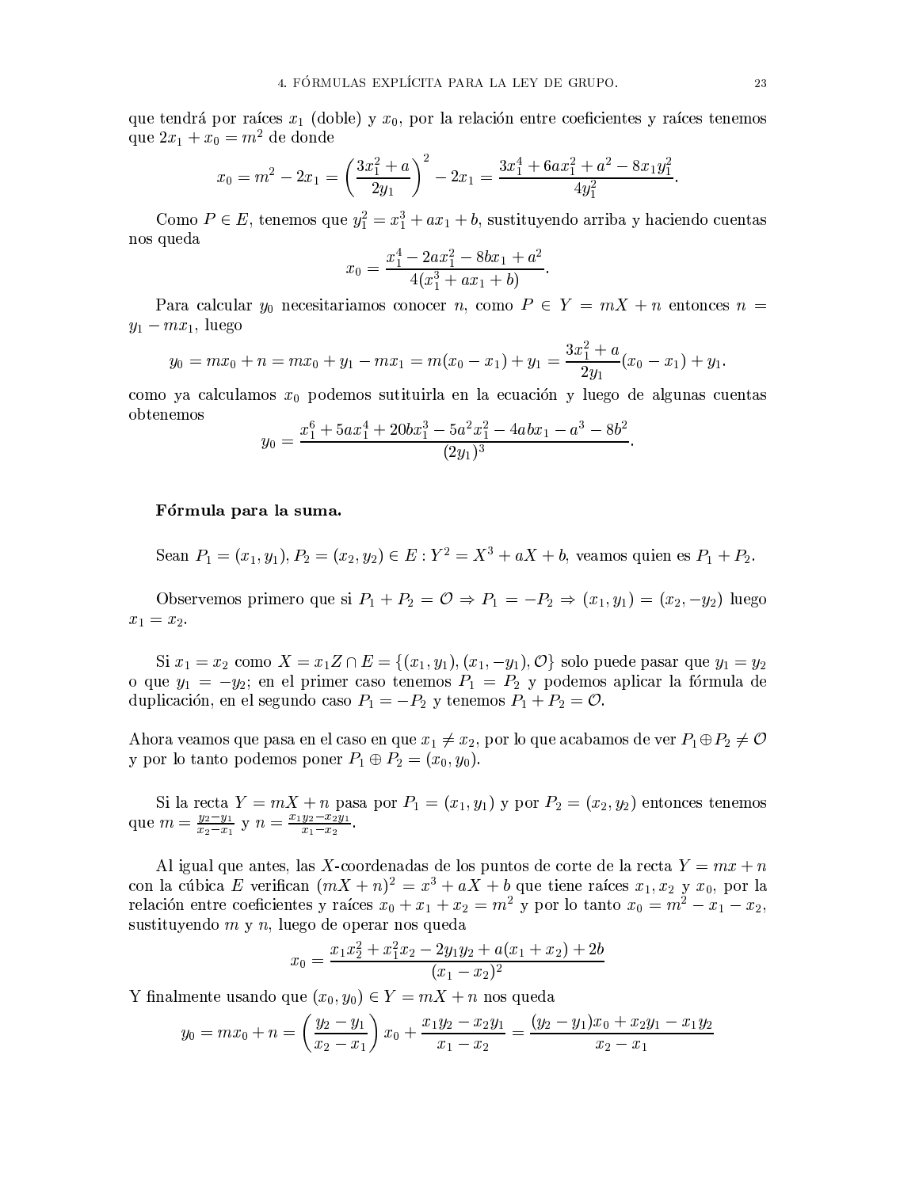que tendrá por raíces $x_1$ (doble) y $x_0$, por la relación entre coeficientes y raíces tenemos que $2x_1 + x_0 = m^2$ de donde

$$x_0 = m^2 - 2x_1 = \left(\frac{3x_1^2 + a}{2y_1}\right)^2 - 2x_1 = \frac{3x_1^4 + 6ax_1^2 + a^2 - 8x_1y_1^2}{4y_1^2}.$$

Como $P \in E$, tenemos que $y_1^2 = x_1^3 + ax_1 + b$, sustituyendo arriba y haciendo cuentas nos queda

$$x_0 = \frac{x_1^4 - 2ax_1^2 - 8bx_1 + a^2}{4(x_1^3 + ax_1 + b)}.$$

Para calcular $y_0$ necesitariamos conocer $n$, como $P \in Y = mX + n$ entonces $n = y_1 - mx_1$, luego

$$y_0 = mx_0 + n = mx_0 + y_1 - mx_1 = m(x_0 - x_1) + y_1 = \frac{3x_1^2 + a}{2y_1}(x_0 - x_1) + y_1.$$

como ya calculamos $x_0$ podemos sutituirla en la ecuación y luego de algunas cuentas obtenemos

$$y_0 = \frac{x_1^6 + 5ax_1^4 + 20bx_1^3 - 5a^2x_1^2 - 4abx_1 - a^3 - 8b^2}{(2y_1)^3}.$$

**Fórmula para la suma.**

Sean $P_1 = (x_1, y_1), P_2 = (x_2, y_2) \in E : Y^2 = X^3 + aX + b$, veamos quien es $P_1 + P_2$.

Observemos primero que si $P_1 + P_2 = \mathcal{O} \Rightarrow P_1 = -P_2 \Rightarrow (x_1, y_1) = (x_2, -y_2)$ luego $x_1 = x_2$.

Si $x_1 = x_2$ como $X = x_1Z \cap E = \{(x_1, y_1), (x_1, -y_1), \mathcal{O}\}$ solo puede pasar que $y_1 = y_2$ o que $y_1 = -y_2$; en el primer caso tenemos $P_1 = P_2$ y podemos aplicar la fórmula de duplicación, en el segundo caso $P_1 = -P_2$ y tenemos $P_1 + P_2 = \mathcal{O}$.

Ahora veamos que pasa en el caso en que $x_1 \neq x_2$, por lo que acabamos de ver $P_1 \oplus P_2 \neq \mathcal{O}$ y por lo tanto podemos poner $P_1 \oplus P_2 = (x_0, y_0)$.

Si la recta $Y = mX + n$ pasa por $P_1 = (x_1, y_1)$ y por $P_2 = (x_2, y_2)$ entonces tenemos que $m = \frac{y_2 - y_1}{x_2 - x_1}$ y $n = \frac{x_1y_2 - x_2y_1}{x_1 - x_2}$.

Al igual que antes, las $X$-coordenadas de los puntos de corte de la recta $Y = mx + n$ con la cúbica $E$ verifican $(mX + n)^2 = x^3 + aX + b$ que tiene raíces $x_1, x_2$ y $x_0$, por la relación entre coeficientes y raíces $x_0 + x_1 + x_2 = m^2$ y por lo tanto $x_0 = m^2 - x_1 - x_2$, sustituyendo $m$ y $n$, luego de operar nos queda

$$x_0 = \frac{x_1x_2^2 + x_1^2x_2 - 2y_1y_2 + a(x_1 + x_2) + 2b}{(x_1 - x_2)^2}$$

Y finalmente usando que $(x_0, y_0) \in Y = mX + n$ nos queda

$$y_0 = mx_0 + n = \left(\frac{y_2 - y_1}{x_2 - x_1}\right)x_0 + \frac{x_1y_2 - x_2y_1}{x_1 - x_2} = \frac{(y_2 - y_1)x_0 + x_2y_1 - x_1y_2}{x_2 - x_1}$$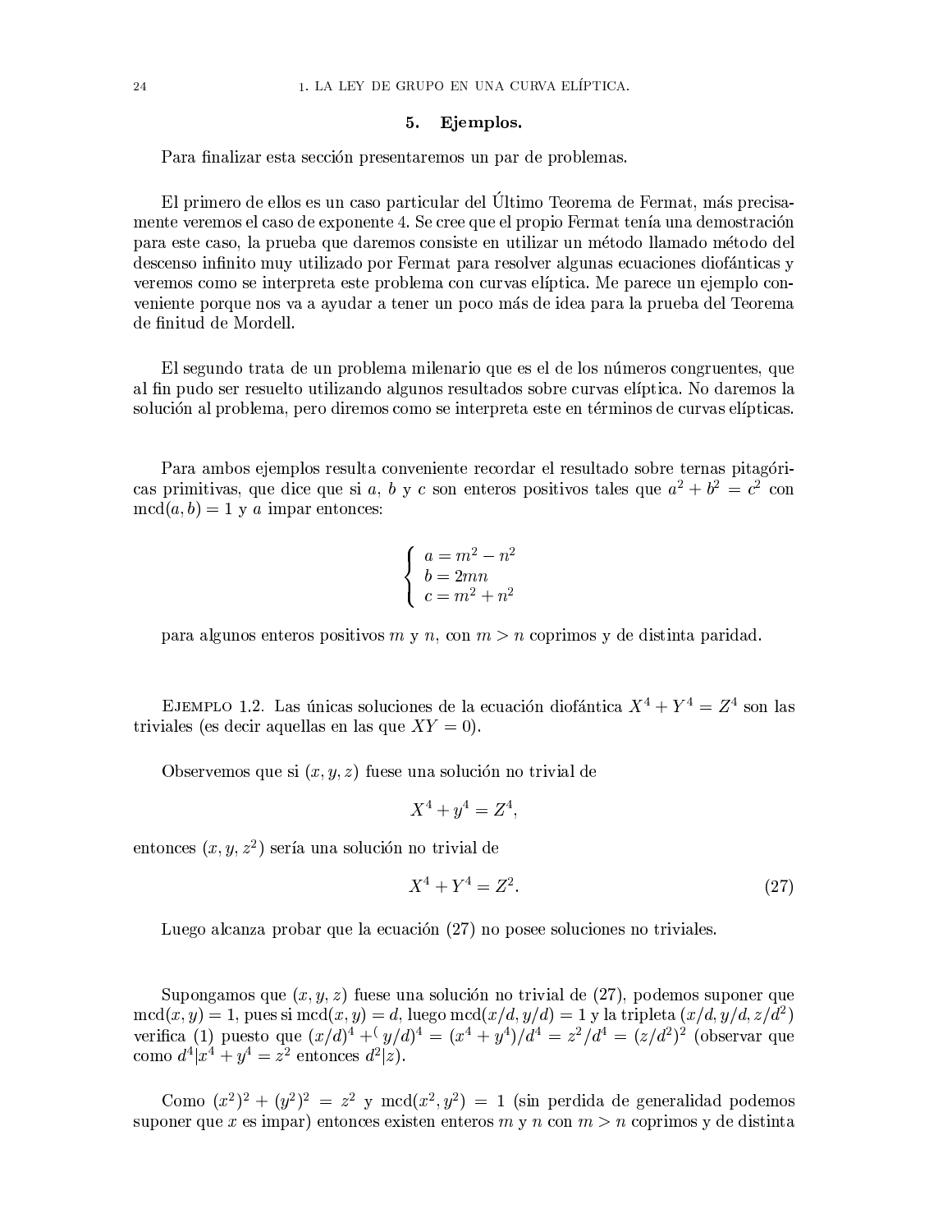## 5. Ejemplos.

Para finalizar esta sección presentaremos un par de problemas.

El primero de ellos es un caso particular del Último Teorema de Fermat, más precisamente veremos el caso de exponente 4. Se cree que el propio Fermat tenía una demostración para este caso, la prueba que daremos consiste en utilizar un método llamado método del descenso infinito muy utilizado por Fermat para resolver algunas ecuaciones diofánticas y veremos como se interpreta este problema con curvas elíptica. Me parece un ejemplo conveniente porque nos va a ayudar a tener un poco más de idea para la prueba del Teorema de finitud de Mordell.

El segundo trata de un problema milenario que es el de los números congruentes, que al fin pudo ser resuelto utilizando algunos resultados sobre curvas elíptica. No daremos la solución al problema, pero diremos como se interpreta este en términos de curvas elípticas.

Para ambos ejemplos resulta conveniente recordar el resultado sobre ternas pitagóricas primitivas, que dice que si $a$, $b$ y $c$ son enteros positivos tales que $a^2 + b^2 = c^2$ con $\operatorname{mcd}(a, b) = 1$ y $a$ impar entonces:

$$\begin{cases} a = m^2 - n^2 \\ b = 2mn \\ c = m^2 + n^2 \end{cases}$$

para algunos enteros positivos $m$ y $n$, con $m > n$ coprimos y de distinta paridad.

Ejemplo 1.2. Las únicas soluciones de la ecuación diofántica $X^4 + Y^4 = Z^4$ son las triviales (es decir aquellas en las que $XY = 0$).

Observemos que si $(x, y, z)$ fuese una solución no trivial de

$$X^4 + y^4 = Z^4,$$

entonces $(x, y, z^2)$ sería una solución no trivial de

$$X^4 + Y^4 = Z^2. \tag{27}$$

Luego alcanza probar que la ecuación (27) no posee soluciones no triviales.

Supongamos que $(x, y, z)$ fuese una solución no trivial de (27), podemos suponer que $\operatorname{mcd}(x, y) = 1$, pues si $\operatorname{mcd}(x, y) = d$, luego $\operatorname{mcd}(x/d, y/d) = 1$ y la tripleta $(x/d, y/d, z/d^2)$ verifica (1) puesto que $(x/d)^4 + (y/d)^4 = (x^4 + y^4)/d^4 = z^2/d^4 = (z/d^2)^2$ (observar que como $d^4 | x^4 + y^4 = z^2$ entonces $d^2 | z$).

Como $(x^2)^2 + (y^2)^2 = z^2$ y $\operatorname{mcd}(x^2, y^2) = 1$ (sin perdida de generalidad podemos suponer que $x$ es impar) entonces existen enteros $m$ y $n$ con $m > n$ coprimos y de distinta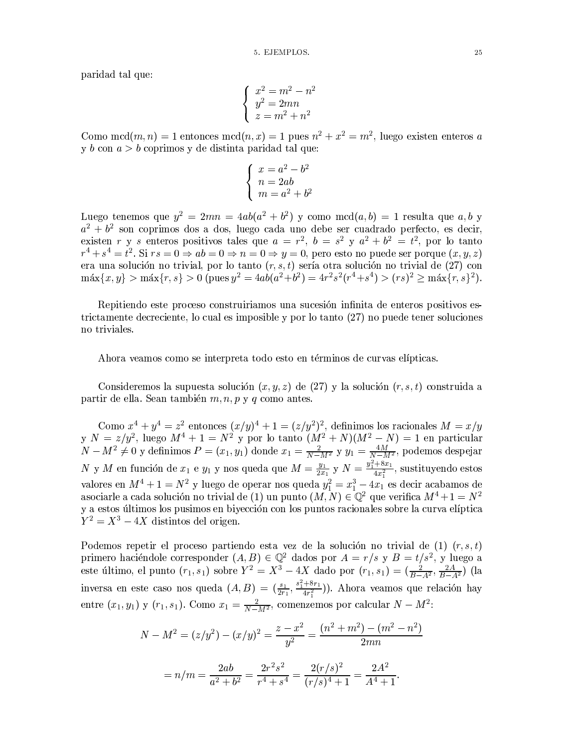paridad tal que:

$$\left\{ \begin{array}{l} x^2 = m^2 - n^2 \\ y^2 = 2mn \\ z = m^2 + n^2 \end{array} \right.$$

Como $\text{mcd}(m,n) = 1$ entonces $\text{mcd}(n,x) = 1$ pues $n^2 + x^2 = m^2$, luego existen enteros $a$ y $b$ con $a > b$ coprimos y de distinta paridad tal que:

$$\left\{ \begin{array}{l} x = a^2 - b^2 \\ n = 2ab \\ m = a^2 + b^2 \end{array} \right.$$

Luego tenemos que $y^2 = 2mn = 4ab(a^2 + b^2)$ y como $\text{mcd}(a,b) = 1$ resulta que $a, b$ y $a^2 + b^2$ son coprimos dos a dos, luego cada uno debe ser cuadrado perfecto, es decir, existen $r$ y $s$ enteros positivos tales que $a = r^2$, $b = s^2$ y $a^2 + b^2 = t^2$, por lo tanto $r^4 + s^4 = t^2$. Si $rs = 0 \Rightarrow ab = 0 \Rightarrow n = 0 \Rightarrow y = 0$, pero esto no puede ser porque $(x, y, z)$ era una solución no trivial, por lo tanto $(r, s, t)$ sería otra solución no trivial de (27) con $\text{máx}\{x, y\} > \text{máx}\{r, s\} > 0$ (pues $y^2 = 4ab(a^2+b^2) = 4r^2s^2(r^4+s^4) > (rs)^2 \geq \text{máx}\{r, s\}^2$).

Repitiendo este proceso construiriamos una sucesión infinita de enteros positivos estrictamente decreciente, lo cual es imposible y por lo tanto (27) no puede tener soluciones no triviales.

Ahora veamos como se interpreta todo esto en términos de curvas elípticas.

Consideremos la supuesta solución $(x, y, z)$ de (27) y la solución $(r, s, t)$ construida a partir de ella. Sean también $m, n, p$ y $q$ como antes.

Como $x^4 + y^4 = z^2$ entonces $(x/y)^4 + 1 = (z/y^2)^2$, definimos los racionales $M = x/y$ y $N = z/y^2$, luego $M^4 + 1 = N^2$ y por lo tanto $(M^2 + N)(M^2 - N) = 1$ en particular $N - M^2 \neq 0$ y definimos $P = (x_1, y_1)$ donde $x_1 = \frac{2}{N-M^2}$ y $y_1 = \frac{4M}{N-M^2}$, podemos despejar $N$ y $M$ en función de $x_1$ e $y_1$ y nos queda que $M = \frac{y_1}{2x_1}$ y $N = \frac{y_1^2+8x_1}{4x_1^2}$, sustituyendo estos valores en $M^4 + 1 = N^2$ y luego de operar nos queda $y_1^2 = x_1^3 - 4x_1$ es decir acabamos de asociarle a cada solución no trivial de (1) un punto $(M, N) \in \mathbb{Q}^2$ que verifica $M^4 + 1 = N^2$ y a estos últimos los pusimos en biyección con los puntos racionales sobre la curva elíptica $Y^2 = X^3 - 4X$ distintos del origen.

Podemos repetir el proceso partiendo esta vez de la solución no trivial de (1) $(r, s, t)$ primero haciéndole corresponder $(A, B) \in \mathbb{Q}^2$ dados por $A = r/s$ y $B = t/s^2$, y luego a este último, el punto $(r_1, s_1)$ sobre $Y^2 = X^3 - 4X$ dado por $(r_1, s_1) = (\frac{2}{B-A^2}, \frac{2A}{B-A^2})$ (la inversa en este caso nos queda $(A, B) = (\frac{s_1}{2r_1}, \frac{s_1^2+8r_1}{4r_1^2})$). Ahora veamos que relación hay entre $(x_1, y_1)$ y $(r_1, s_1)$. Como $x_1 = \frac{2}{N-M^2}$, comenzemos por calcular $N - M^2$:

$$N - M^2 = (z/y^2) - (x/y)^2 = \frac{z - x^2}{y^2} = \frac{(n^2 + m^2) - (m^2 - n^2)}{2mn}$$

$$= n/m = \frac{2ab}{a^2 + b^2} = \frac{2r^2s^2}{r^4 + s^4} = \frac{2(r/s)^2}{(r/s)^4 + 1} = \frac{2A^2}{A^4 + 1}.$$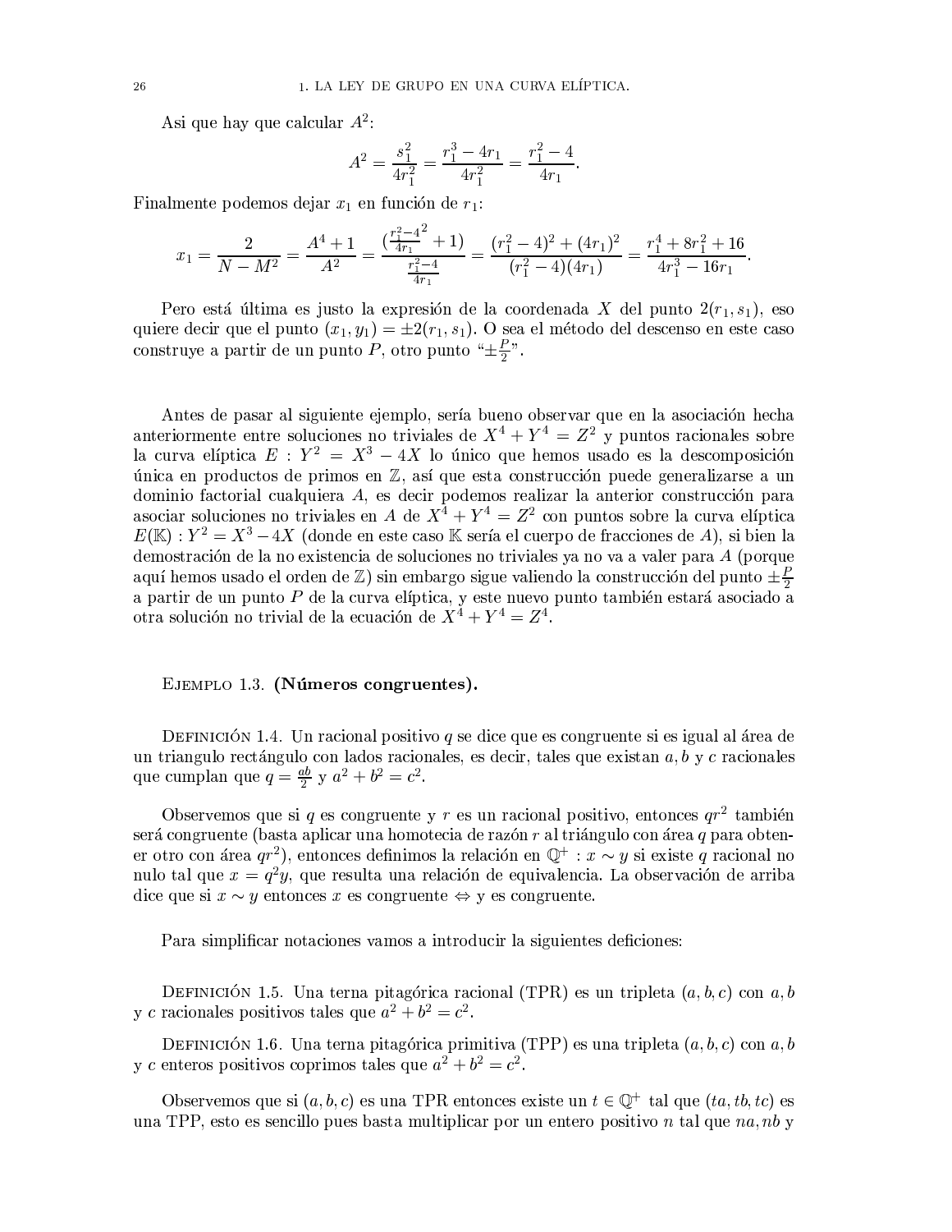Asi que hay que calcular $A^2$:

$$A^2 = \frac{s_1^2}{4r_1^2} = \frac{r_1^3 - 4r_1}{4r_1^2} = \frac{r_1^2 - 4}{4r_1}.$$

Finalmente podemos dejar $x_1$ en función de $r_1$:

$$x_1 = \frac{2}{N - M^2} = \frac{A^4 + 1}{A^2} = \frac{(\frac{r_1^2 - 4}{4r_1}^2 + 1)}{\frac{r_1^2 - 4}{4r_1}} = \frac{(r_1^2 - 4)^2 + (4r_1)^2}{(r_1^2 - 4)(4r_1)} = \frac{r_1^4 + 8r_1^2 + 16}{4r_1^3 - 16r_1}.$$

Pero está última es justo la expresión de la coordenada $X$ del punto $2(r_1, s_1)$, eso quiere decir que el punto $(x_1, y_1) = \pm 2(r_1, s_1)$. O sea el método del descenso en este caso construye a partir de un punto $P$, otro punto "$\pm\frac{P}{2}$".

Antes de pasar al siguiente ejemplo, sería bueno observar que en la asociación hecha anteriormente entre soluciones no triviales de $X^4 + Y^4 = Z^2$ y puntos racionales sobre la curva elíptica $E : Y^2 = X^3 - 4X$ lo único que hemos usado es la descomposición única en productos de primos en $\mathbb{Z}$, así que esta construcción puede generalizarse a un dominio factorial cualquiera $A$, es decir podemos realizar la anterior construcción para asociar soluciones no triviales en $A$ de $X^4 + Y^4 = Z^2$ con puntos sobre la curva elíptica $E(\mathbb{K}) : Y^2 = X^3 - 4X$ (donde en este caso $\mathbb{K}$ sería el cuerpo de fracciones de $A$), si bien la demostración de la no existencia de soluciones no triviales ya no va a valer para $A$ (porque aquí hemos usado el orden de $\mathbb{Z}$) sin embargo sigue valiendo la construcción del punto $\pm\frac{P}{2}$ a partir de un punto $P$ de la curva elíptica, y este nuevo punto también estará asociado a otra solución no trivial de la ecuación de $X^4 + Y^4 = Z^4$.

Ejemplo 1.3. **(Números congruentes).**

Definición 1.4. Un racional positivo $q$ se dice que es congruente si es igual al área de un triangulo rectángulo con lados racionales, es decir, tales que existan $a, b$ y $c$ racionales que cumplan que $q = \frac{ab}{2}$ y $a^2 + b^2 = c^2$.

Observemos que si $q$ es congruente y $r$ es un racional positivo, entonces $qr^2$ también será congruente (basta aplicar una homotecia de razón $r$ al triángulo con área $q$ para obtener otro con área $qr^2$), entonces definimos la relación en $\mathbb{Q}^+ : x \sim y$ si existe $q$ racional no nulo tal que $x = q^2 y$, que resulta una relación de equivalencia. La observación de arriba dice que si $x \sim y$ entonces $x$ es congruente $\Leftrightarrow$ y es congruente.

Para simplificar notaciones vamos a introducir la siguientes deficiones:

Definición 1.5. Una terna pitagórica racional (TPR) es un tripleta $(a, b, c)$ con $a, b$ y $c$ racionales positivos tales que $a^2 + b^2 = c^2$.

Definición 1.6. Una terna pitagórica primitiva (TPP) es una tripleta $(a, b, c)$ con $a, b$ y $c$ enteros positivos coprimos tales que $a^2 + b^2 = c^2$.

Observemos que si $(a, b, c)$ es una TPR entonces existe un $t \in \mathbb{Q}^+$ tal que $(ta, tb, tc)$ es una TPP, esto es sencillo pues basta multiplicar por un entero positivo $n$ tal que $na, nb$ y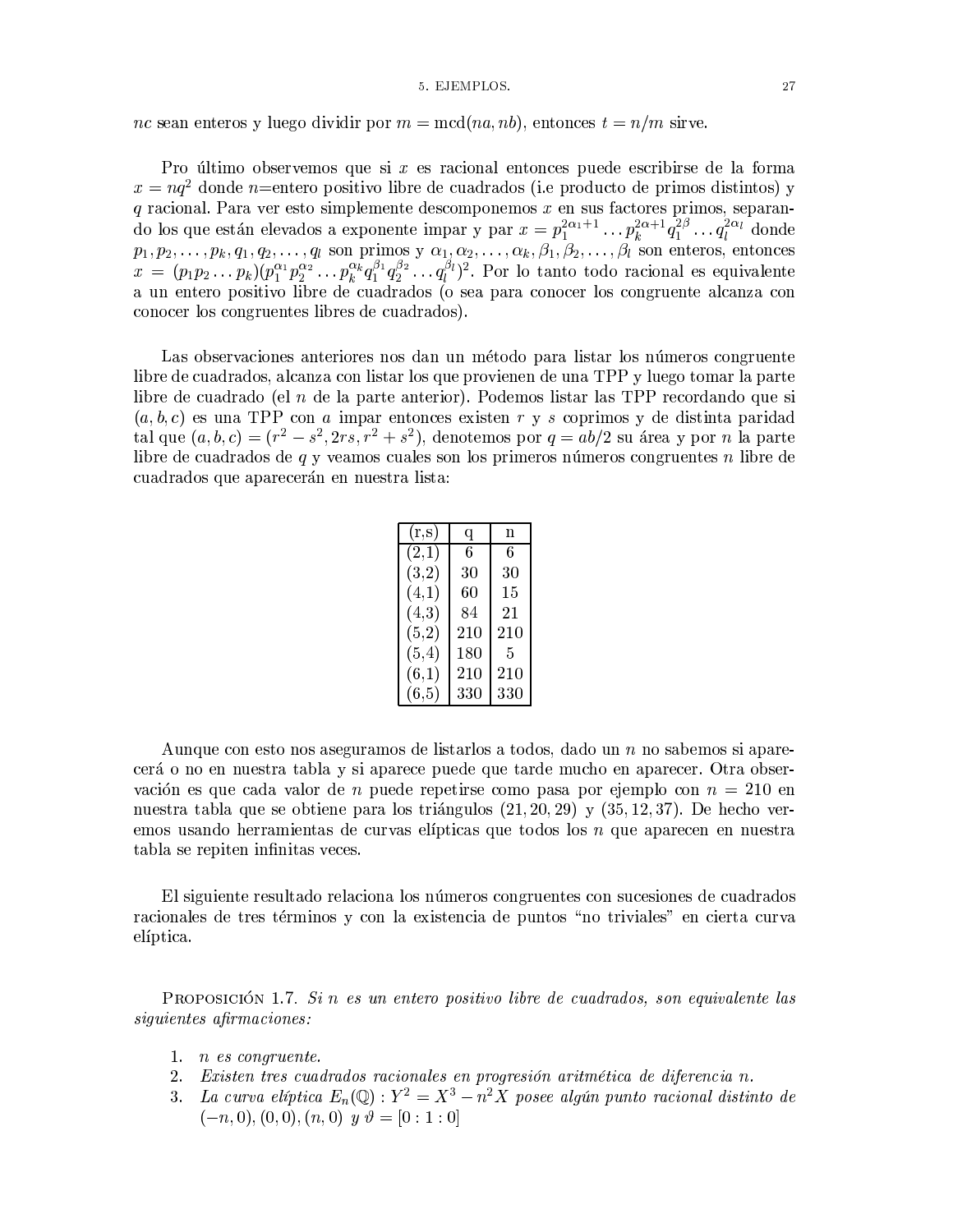$nc$ sean enteros y luego dividir por $m = \text{mcd}(na, nb)$, entonces $t = n/m$ sirve.

Pro último observemos que si $x$ es racional entonces puede escribirse de la forma $x = nq^2$ donde $n$=entero positivo libre de cuadrados (i.e producto de primos distintos) y $q$ racional. Para ver esto simplemente descomponemos $x$ en sus factores primos, separando los que están elevados a exponente impar y par $x = p_1^{2\alpha_1+1} \dots p_k^{2\alpha+1} q_1^{2\beta} \dots q_l^{2\alpha_l}$ donde $p_1, p_2, \dots, p_k, q_1, q_2, \dots, q_l$ son primos y $\alpha_1, \alpha_2, \dots, \alpha_k, \beta_1, \beta_2, \dots, \beta_l$ son enteros, entonces $x = (p_1 p_2 \dots p_k)(p_1^{\alpha_1} p_2^{\alpha_2} \dots p_k^{\alpha_k} q_1^{\beta_1} q_2^{\beta_2} \dots q_l^{\beta_l})^2$. Por lo tanto todo racional es equivalente a un entero positivo libre de cuadrados (o sea para conocer los congruente alcanza con conocer los congruentes libres de cuadrados).

Las observaciones anteriores nos dan un método para listar los números congruente libre de cuadrados, alcanza con listar los que provienen de una TPP y luego tomar la parte libre de cuadrado (el $n$ de la parte anterior). Podemos listar las TPP recordando que si $(a, b, c)$ es una TPP con $a$ impar entonces existen $r$ y $s$ coprimos y de distinta paridad tal que $(a, b, c) = (r^2 - s^2, 2rs, r^2 + s^2)$, denotemos por $q = ab/2$ su área y por $n$ la parte libre de cuadrados de $q$ y veamos cuales son los primeros números congruentes $n$ libre de cuadrados que aparecerán en nuestra lista:

| (r,s) | q | n |
|---|---|---|
| (2,1) | 6 | 6 |
| (3,2) | 30 | 30 |
| (4,1) | 60 | 15 |
| (4,3) | 84 | 21 |
| (5,2) | 210 | 210 |
| (5,4) | 180 | 5 |
| (6,1) | 210 | 210 |
| (6,5) | 330 | 330 |

Aunque con esto nos aseguramos de listarlos a todos, dado un $n$ no sabemos si aparecerá o no en nuestra tabla y si aparece puede que tarde mucho en aparecer. Otra observación es que cada valor de $n$ puede repetirse como pasa por ejemplo con $n = 210$ en nuestra tabla que se obtiene para los triángulos $(21, 20, 29)$ y $(35, 12, 37)$. De hecho veremos usando herramientas de curvas elípticas que todos los $n$ que aparecen en nuestra tabla se repiten infinitas veces.

El siguiente resultado relaciona los números congruentes con sucesiones de cuadrados racionales de tres términos y con la existencia de puntos "no triviales" en cierta curva elíptica.

PROPOSICIÓN 1.7. *Si $n$ es un entero positivo libre de cuadrados, son equivalente las siguientes afirmaciones:*

1. *$n$ es congruente.*
2. *Existen tres cuadrados racionales en progresión aritmética de diferencia $n$.*
3. *La curva elíptica $E_n(\mathbb{Q}) : Y^2 = X^3 - n^2 X$ posee algún punto racional distinto de $(-n, 0), (0, 0), (n, 0)$ y $\vartheta = [0 : 1 : 0]$*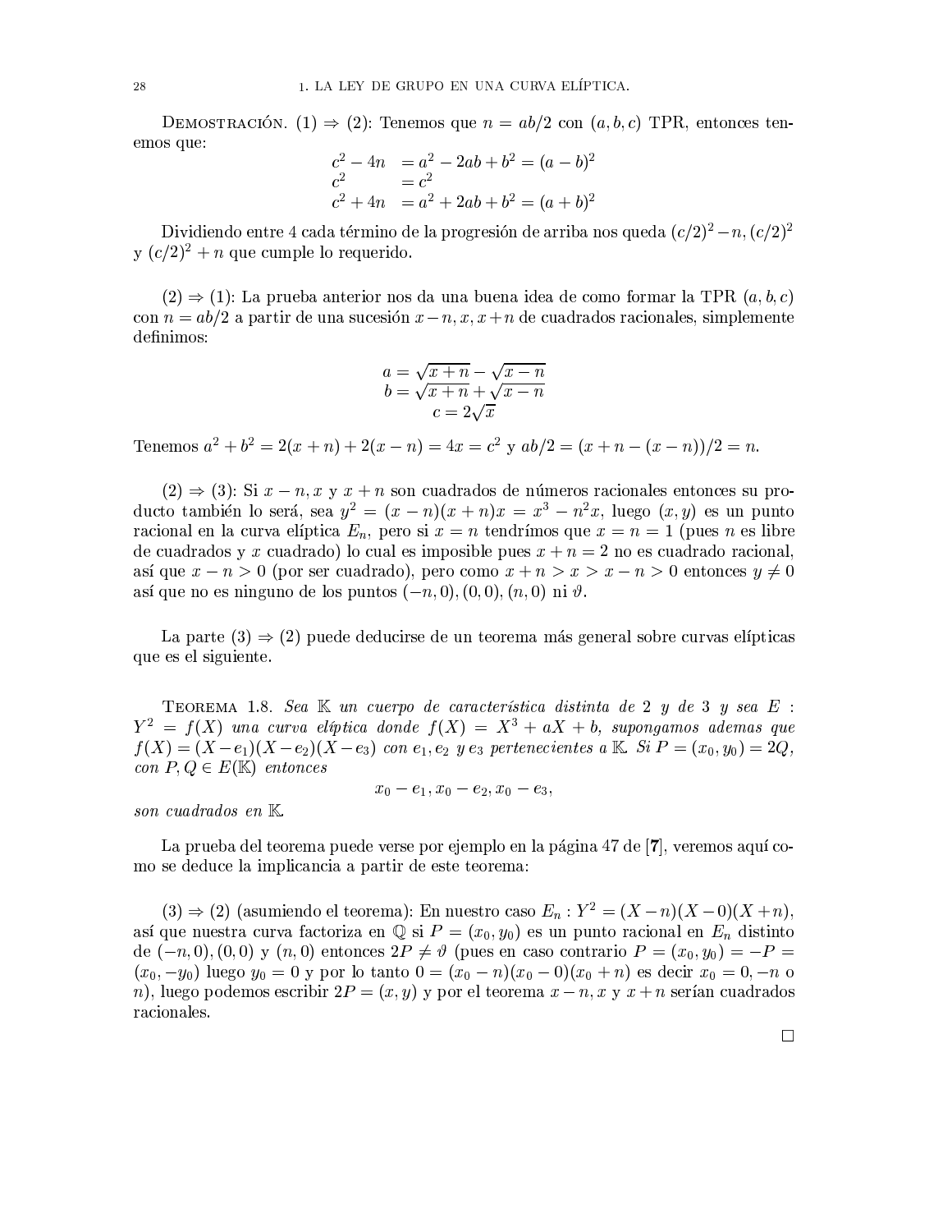DEMOSTRACIÓN. (1) ⇒ (2): Tenemos que $n = ab/2$ con $(a, b, c)$ TPR, entonces tenemos que:

$$\begin{aligned} c^2 - 4n &= a^2 - 2ab + b^2 = (a-b)^2 \\ c^2 &= c^2 \\ c^2 + 4n &= a^2 + 2ab + b^2 = (a+b)^2 \end{aligned}$$

Dividiendo entre 4 cada término de la progresión de arriba nos queda $(c/2)^2 - n, (c/2)^2$ y $(c/2)^2 + n$ que cumple lo requerido.

(2) ⇒ (1): La prueba anterior nos da una buena idea de como formar la TPR $(a, b, c)$ con $n = ab/2$ a partir de una sucesión $x - n, x, x + n$ de cuadrados racionales, simplemente definimos:

$$\begin{aligned} a &= \sqrt{x+n} - \sqrt{x-n} \\ b &= \sqrt{x+n} + \sqrt{x-n} \\ c &= 2\sqrt{x} \end{aligned}$$

Tenemos $a^2 + b^2 = 2(x+n) + 2(x-n) = 4x = c^2$ y $ab/2 = (x + n - (x-n))/2 = n$.

(2) ⇒ (3): Si $x - n, x$ y $x + n$ son cuadrados de números racionales entonces su producto también lo será, sea $y^2 = (x-n)(x+n)x = x^3 - n^2x$, luego $(x, y)$ es un punto racional en la curva elíptica $E_n$, pero si $x = n$ tendrímos que $x = n = 1$ (pues $n$ es libre de cuadrados y $x$ cuadrado) lo cual es imposible pues $x + n = 2$ no es cuadrado racional, así que $x - n > 0$ (por ser cuadrado), pero como $x + n > x > x - n > 0$ entonces $y \neq 0$ así que no es ninguno de los puntos $(-n, 0), (0, 0), (n, 0)$ ni $\vartheta$.

La parte (3) ⇒ (2) puede deducirse de un teorema más general sobre curvas elípticas que es el siguiente.

TEOREMA 1.8. *Sea $\mathbb{K}$ un cuerpo de característica distinta de 2 y de 3 y sea $E : Y^2 = f(X)$ una curva elíptica donde $f(X) = X^3 + aX + b$, supongamos ademas que $f(X) = (X - e_1)(X - e_2)(X - e_3)$ con $e_1, e_2$ y $e_3$ pertenecientes a $\mathbb{K}$. Si $P = (x_0, y_0) = 2Q$, con $P, Q \in E(\mathbb{K})$ entonces*

$$x_0 - e_1, x_0 - e_2, x_0 - e_3,$$

*son cuadrados en $\mathbb{K}$.*

La prueba del teorema puede verse por ejemplo en la página 47 de [**7**], veremos aquí como se deduce la implicancia a partir de este teorema:

(3) ⇒ (2) (asumiendo el teorema): En nuestro caso $E_n : Y^2 = (X - n)(X - 0)(X + n)$, así que nuestra curva factoriza en $\mathbb{Q}$ si $P = (x_0, y_0)$ es un punto racional en $E_n$ distinto de $(-n, 0), (0, 0)$ y $(n, 0)$ entonces $2P \neq \vartheta$ (pues en caso contrario $P = (x_0, y_0) = -P = (x_0, -y_0)$ luego $y_0 = 0$ y por lo tanto $0 = (x_0 - n)(x_0 - 0)(x_0 + n)$ es decir $x_0 = 0, -n$ o $n$), luego podemos escribir $2P = (x, y)$ y por el teorema $x - n, x$ y $x + n$ serían cuadrados racionales.

□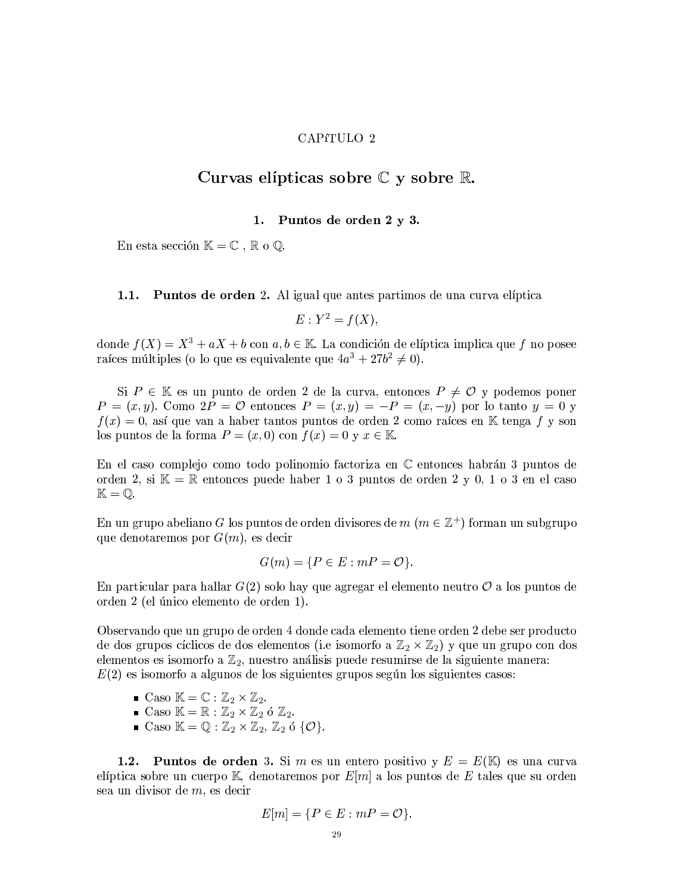CAPíTULO 2

# Curvas elípticas sobre $\mathbb{C}$ y sobre $\mathbb{R}$.

## 1. Puntos de orden 2 y 3.

En esta sección $\mathbb{K} = \mathbb{C}$ , $\mathbb{R}$ o $\mathbb{Q}$.

### 1.1. Puntos de orden 2.

Al igual que antes partimos de una curva elíptica

$$E : Y^2 = f(X),$$

donde $f(X) = X^3 + aX + b$ con $a, b \in \mathbb{K}$. La condición de elíptica implica que $f$ no posee raíces múltiples (o lo que es equivalente que $4a^3 + 27b^2 \neq 0$).

Si $P \in \mathbb{K}$ es un punto de orden 2 de la curva, entonces $P \neq \mathcal{O}$ y podemos poner $P = (x, y)$. Como $2P = \mathcal{O}$ entonces $P = (x, y) = -P = (x, -y)$ por lo tanto $y = 0$ y $f(x) = 0$, así que van a haber tantos puntos de orden 2 como raíces en $\mathbb{K}$ tenga $f$ y son los puntos de la forma $P = (x, 0)$ con $f(x) = 0$ y $x \in \mathbb{K}$.

En el caso complejo como todo polinomio factoriza en $\mathbb{C}$ entonces habrán 3 puntos de orden 2, si $\mathbb{K} = \mathbb{R}$ entonces puede haber 1 o 3 puntos de orden 2 y 0, 1 o 3 en el caso $\mathbb{K} = \mathbb{Q}$.

En un grupo abeliano $G$ los puntos de orden divisores de $m$ ($m \in \mathbb{Z}^+$) forman un subgrupo que denotaremos por $G(m)$, es decir

$$G(m) = \{P \in E : mP = \mathcal{O}\}.$$

En particular para hallar $G(2)$ solo hay que agregar el elemento neutro $\mathcal{O}$ a los puntos de orden 2 (el único elemento de orden 1).

Observando que un grupo de orden 4 donde cada elemento tiene orden 2 debe ser producto de dos grupos cíclicos de dos elementos (i.e isomorfo a $\mathbb{Z}_2 \times \mathbb{Z}_2$) y que un grupo con dos elementos es isomorfo a $\mathbb{Z}_2$, nuestro análisis puede resumirse de la siguiente manera:
$E(2)$ es isomorfo a algunos de los siguientes grupos según los siguientes casos:

- Caso $\mathbb{K} = \mathbb{C}$ : $\mathbb{Z}_2 \times \mathbb{Z}_2$.
- Caso $\mathbb{K} = \mathbb{R}$ : $\mathbb{Z}_2 \times \mathbb{Z}_2$ ó $\mathbb{Z}_2$.
- Caso $\mathbb{K} = \mathbb{Q}$ : $\mathbb{Z}_2 \times \mathbb{Z}_2$, $\mathbb{Z}_2$ ó $\{\mathcal{O}\}$.

### 1.2. Puntos de orden 3.

Si $m$ es un entero positivo y $E = E(\mathbb{K})$ es una curva elíptica sobre un cuerpo $\mathbb{K}$, denotaremos por $E[m]$ a los puntos de $E$ tales que su orden sea un divisor de $m$, es decir

$$E[m] = \{P \in E : mP = \mathcal{O}\}.$$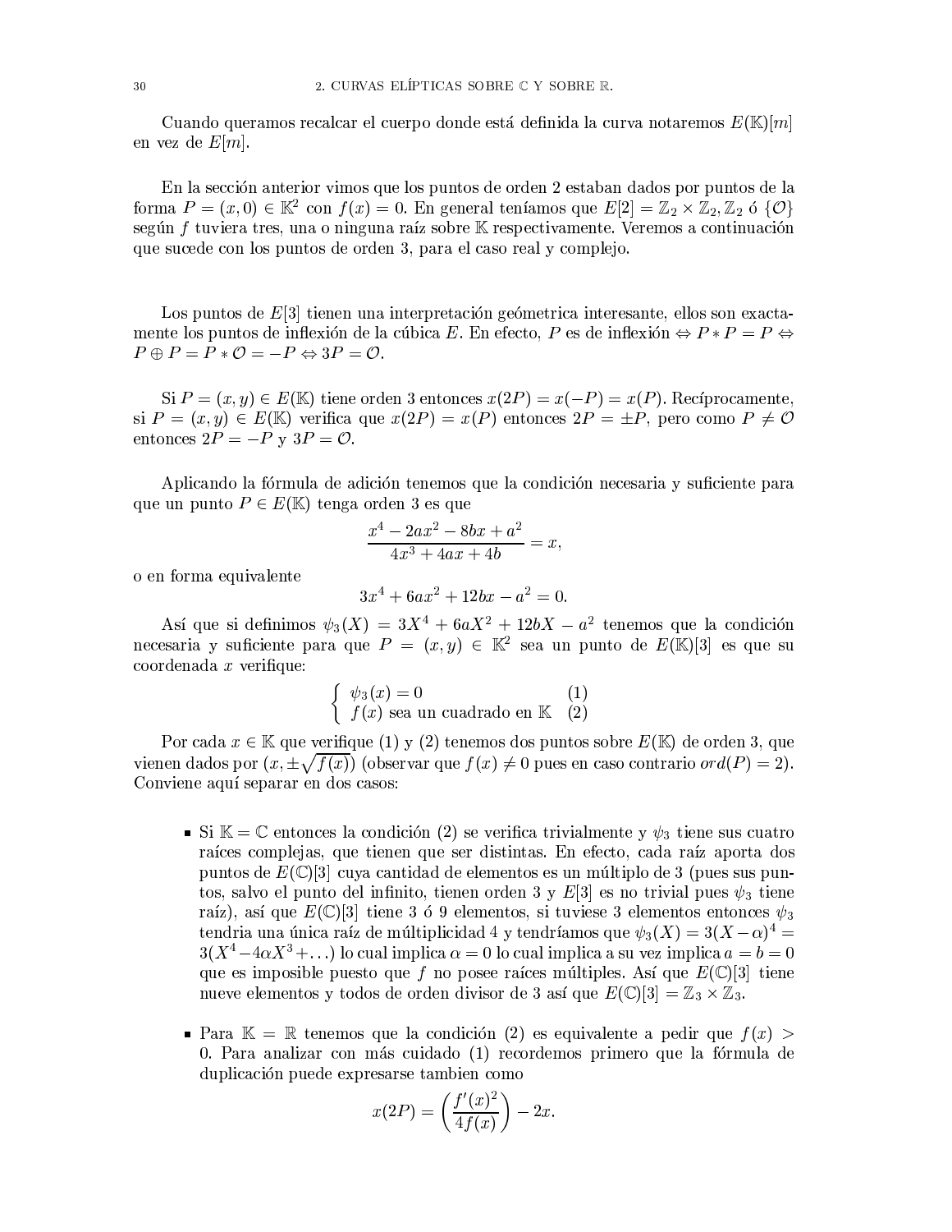Cuando queramos recalcar el cuerpo donde está definida la curva notaremos $E(\mathbb{K})[m]$ en vez de $E[m]$.

En la sección anterior vimos que los puntos de orden 2 estaban dados por puntos de la forma $P = (x, 0) \in \mathbb{K}^2$ con $f(x) = 0$. En general teníamos que $E[2] = \mathbb{Z}_2 \times \mathbb{Z}_2, \mathbb{Z}_2$ ó $\{\mathcal{O}\}$ según $f$ tuviera tres, una o ninguna raíz sobre $\mathbb{K}$ respectivamente. Veremos a continuación que sucede con los puntos de orden 3, para el caso real y complejo.

Los puntos de $E[3]$ tienen una interpretación geómetrica interesante, ellos son exactamente los puntos de inflexión de la cúbica $E$. En efecto, $P$ es de inflexión $\Leftrightarrow P * P = P \Leftrightarrow P \oplus P = P * \mathcal{O} = -P \Leftrightarrow 3P = \mathcal{O}$.

Si $P = (x, y) \in E(\mathbb{K})$ tiene orden 3 entonces $x(2P) = x(-P) = x(P)$. Recíprocamente, si $P = (x, y) \in E(\mathbb{K})$ verifica que $x(2P) = x(P)$ entonces $2P = \pm P$, pero como $P \neq \mathcal{O}$ entonces $2P = -P$ y $3P = \mathcal{O}$.

Aplicando la fórmula de adición tenemos que la condición necesaria y suficiente para que un punto $P \in E(\mathbb{K})$ tenga orden 3 es que

$$\frac{x^4 - 2ax^2 - 8bx + a^2}{4x^3 + 4ax + 4b} = x,$$

o en forma equivalente

$$3x^4 + 6ax^2 + 12bx - a^2 = 0.$$

Así que si definimos $\psi_3(X) = 3X^4 + 6aX^2 + 12bX - a^2$ tenemos que la condición necesaria y suficiente para que $P = (x, y) \in \mathbb{K}^2$ sea un punto de $E(\mathbb{K})[3]$ es que su coordenada $x$ verifique:

$$\begin{cases} \psi_3(x) = 0 & (1) \\ f(x) \text{ sea un cuadrado en } \mathbb{K} & (2) \end{cases}$$

Por cada $x \in \mathbb{K}$ que verifique (1) y (2) tenemos dos puntos sobre $E(\mathbb{K})$ de orden 3, que vienen dados por $(x, \pm\sqrt{f(x)})$ (observar que $f(x) \neq 0$ pues en caso contrario $ord(P) = 2$). Conviene aquí separar en dos casos:

- Si $\mathbb{K} = \mathbb{C}$ entonces la condición (2) se verifica trivialmente y $\psi_3$ tiene sus cuatro raíces complejas, que tienen que ser distintas. En efecto, cada raíz aporta dos puntos de $E(\mathbb{C})[3]$ cuya cantidad de elementos es un múltiplo de 3 (pues sus puntos, salvo el punto del infinito, tienen orden 3 y $E[3]$ es no trivial pues $\psi_3$ tiene raíz), así que $E(\mathbb{C})[3]$ tiene 3 ó 9 elementos, si tuviese 3 elementos entonces $\psi_3$ tendria una única raíz de múltiplicidad 4 y tendríamos que $\psi_3(X) = 3(X - \alpha)^4 = 3(X^4 - 4\alpha X^3 + \ldots)$ lo cual implica $\alpha = 0$ lo cual implica a su vez implica $a = b = 0$ que es imposible puesto que $f$ no posee raíces múltiples. Así que $E(\mathbb{C})[3]$ tiene nueve elementos y todos de orden divisor de 3 así que $E(\mathbb{C})[3] = \mathbb{Z}_3 \times \mathbb{Z}_3$.

- Para $\mathbb{K} = \mathbb{R}$ tenemos que la condición (2) es equivalente a pedir que $f(x) > 0$. Para analizar con más cuidado (1) recordemos primero que la fórmula de duplicación puede expresarse tambien como

$$x(2P) = \left(\frac{f'(x)^2}{4f(x)}\right) - 2x.$$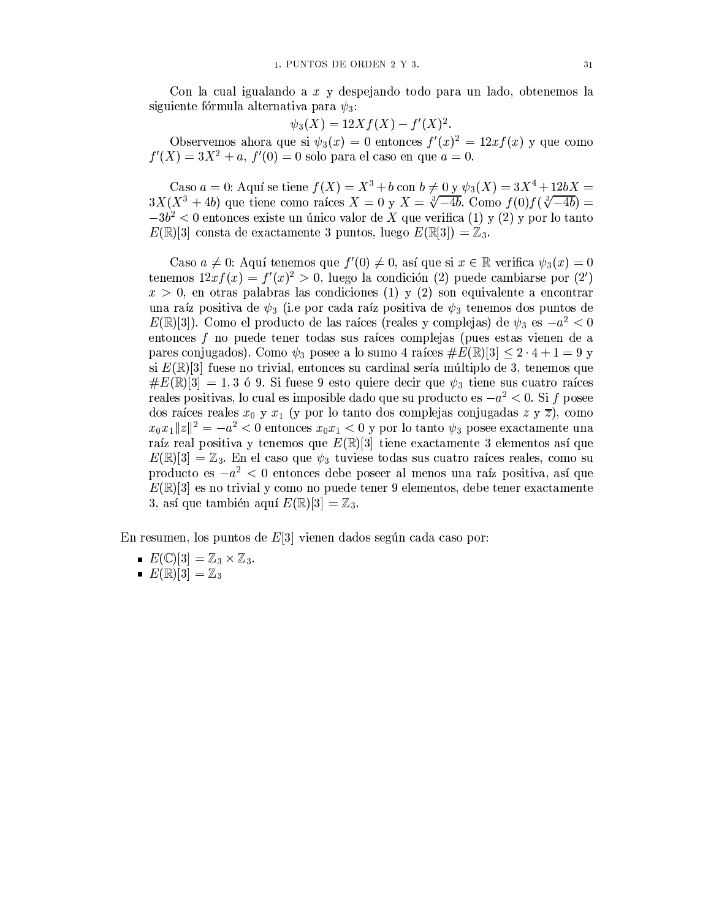Con la cual igualando a $x$ y despejando todo para un lado, obtenemos la siguiente fórmula alternativa para $\psi_3$:

$$\psi_3(X) = 12Xf(X) - f'(X)^2.$$

Observemos ahora que si $\psi_3(x) = 0$ entonces $f'(x)^2 = 12xf(x)$ y que como $f'(X) = 3X^2 + a$, $f'(0) = 0$ solo para el caso en que $a = 0$.

Caso $a = 0$: Aquí se tiene $f(X) = X^3 + b$ con $b \neq 0$ y $\psi_3(X) = 3X^4 + 12bX = 3X(X^3 + 4b)$ que tiene como raíces $X = 0$ y $X = \sqrt[3]{-4b}$. Como $f(0)f(\sqrt[3]{-4b}) = -3b^2 < 0$ entonces existe un único valor de $X$ que verifica (1) y (2) y por lo tanto $E(\mathbb{R})[3]$ consta de exactamente 3 puntos, luego $E(\mathbb{R}[3]) = \mathbb{Z}_3$.

Caso $a \neq 0$: Aquí tenemos que $f'(0) \neq 0$, así que si $x \in \mathbb{R}$ verifica $\psi_3(x) = 0$ tenemos $12xf(x) = f'(x)^2 > 0$, luego la condición (2) puede cambiarse por (2′) $x > 0$, en otras palabras las condiciones (1) y (2) son equivalente a encontrar una raíz positiva de $\psi_3$ (i.e por cada raíz positiva de $\psi_3$ tenemos dos puntos de $E(\mathbb{R})[3]$). Como el producto de las raíces (reales y complejas) de $\psi_3$ es $-a^2 < 0$ entonces $f$ no puede tener todas sus raíces complejas (pues estas vienen de a pares conjugados). Como $\psi_3$ posee a lo sumo 4 raíces $\#E(\mathbb{R})[3] \leq 2 \cdot 4 + 1 = 9$ y si $E(\mathbb{R})[3]$ fuese no trivial, entonces su cardinal sería múltiplo de 3, tenemos que $\#E(\mathbb{R})[3] = 1, 3$ ó $9$. Si fuese 9 esto quiere decir que $\psi_3$ tiene sus cuatro raíces reales positivas, lo cual es imposible dado que su producto es $-a^2 < 0$. Si $f$ posee dos raíces reales $x_0$ y $x_1$ (y por lo tanto dos complejas conjugadas $z$ y $\overline{z}$), como $x_0 x_1 \|z\|^2 = -a^2 < 0$ entonces $x_0 x_1 < 0$ y por lo tanto $\psi_3$ posee exactamente una raíz real positiva y tenemos que $E(\mathbb{R})[3]$ tiene exactamente 3 elementos así que $E(\mathbb{R})[3] = \mathbb{Z}_3$. En el caso que $\psi_3$ tuviese todas sus cuatro raíces reales, como su producto es $-a^2 < 0$ entonces debe poseer al menos una raíz positiva, así que $E(\mathbb{R})[3]$ es no trivial y como no puede tener 9 elementos, debe tener exactamente 3, así que también aquí $E(\mathbb{R})[3] = \mathbb{Z}_3$.

En resumen, los puntos de $E[3]$ vienen dados según cada caso por:

- $E(\mathbb{C})[3] = \mathbb{Z}_3 \times \mathbb{Z}_3$.
- $E(\mathbb{R})[3] = \mathbb{Z}_3$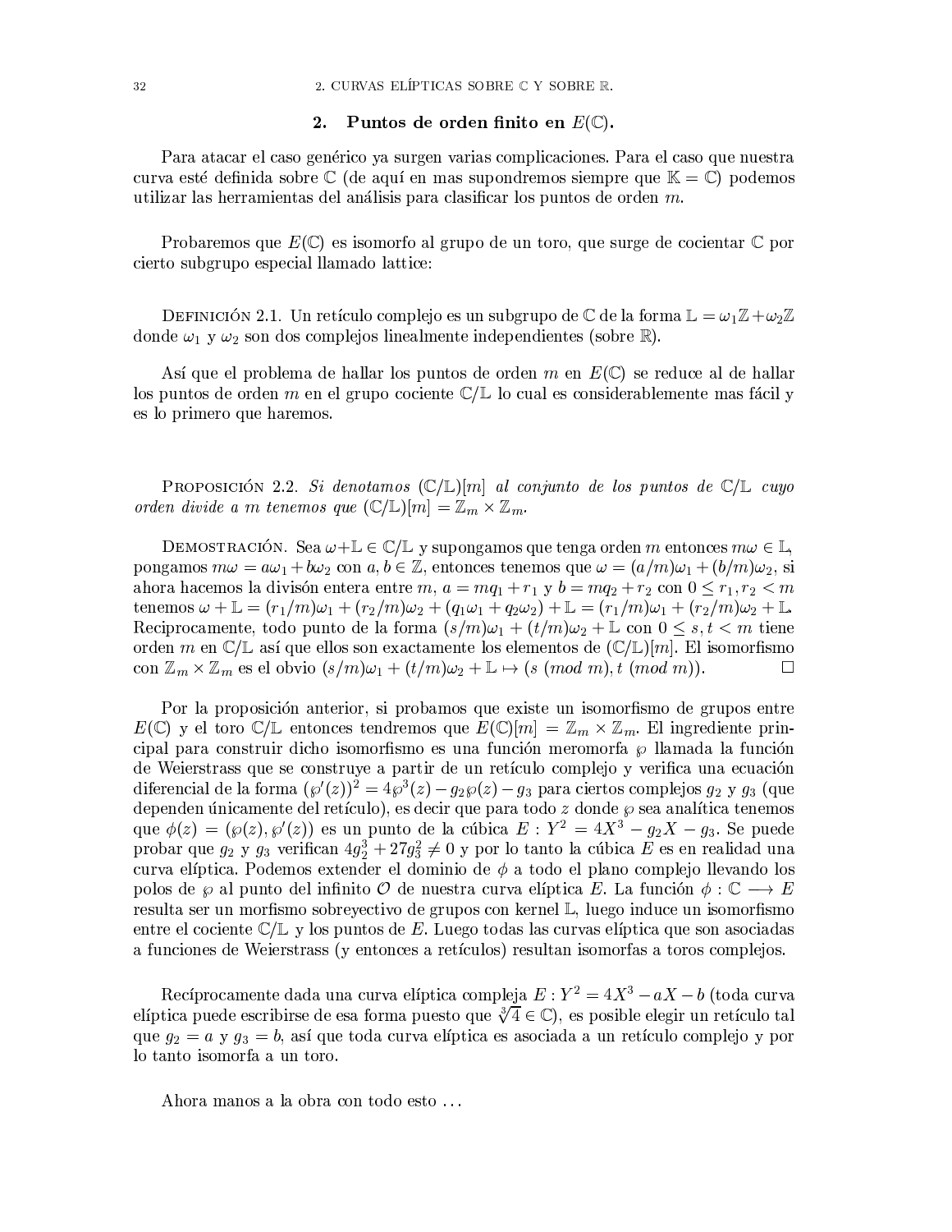## 2. Puntos de orden finito en $E(\mathbb{C})$.

Para atacar el caso genérico ya surgen varias complicaciones. Para el caso que nuestra curva esté definida sobre $\mathbb{C}$ (de aquí en mas supondremos siempre que $\mathbb{K} = \mathbb{C}$) podemos utilizar las herramientas del análisis para clasificar los puntos de orden $m$.

Probaremos que $E(\mathbb{C})$ es isomorfo al grupo de un toro, que surge de cocientar $\mathbb{C}$ por cierto subgrupo especial llamado lattice:

Definición 2.1. Un retículo complejo es un subgrupo de $\mathbb{C}$ de la forma $\mathbb{L} = \omega_1\mathbb{Z} + \omega_2\mathbb{Z}$ donde $\omega_1$ y $\omega_2$ son dos complejos linealmente independientes (sobre $\mathbb{R}$).

Así que el problema de hallar los puntos de orden $m$ en $E(\mathbb{C})$ se reduce al de hallar los puntos de orden $m$ en el grupo cociente $\mathbb{C}/\mathbb{L}$ lo cual es considerablemente mas fácil y es lo primero que haremos.

Proposición 2.2. *Si denotamos $(\mathbb{C}/\mathbb{L})[m]$ al conjunto de los puntos de $\mathbb{C}/\mathbb{L}$ cuyo orden divide a $m$ tenemos que $(\mathbb{C}/\mathbb{L})[m] = \mathbb{Z}_m \times \mathbb{Z}_m$.*

Demostración. Sea $\omega + \mathbb{L} \in \mathbb{C}/\mathbb{L}$ y supongamos que tenga orden $m$ entonces $m\omega \in \mathbb{L}$, pongamos $m\omega = a\omega_1 + b\omega_2$ con $a, b \in \mathbb{Z}$, entonces tenemos que $\omega = (a/m)\omega_1 + (b/m)\omega_2$, si ahora hacemos la divisón entera entre $m$, $a = mq_1 + r_1$ y $b = mq_2 + r_2$ con $0 \leq r_1, r_2 < m$ tenemos $\omega + \mathbb{L} = (r_1/m)\omega_1 + (r_2/m)\omega_2 + (q_1\omega_1 + q_2\omega_2) + \mathbb{L} = (r_1/m)\omega_1 + (r_2/m)\omega_2 + \mathbb{L}$. Reciprocamente, todo punto de la forma $(s/m)\omega_1 + (t/m)\omega_2 + \mathbb{L}$ con $0 \leq s, t < m$ tiene orden $m$ en $\mathbb{C}/\mathbb{L}$ así que ellos son exactamente los elementos de $(\mathbb{C}/\mathbb{L})[m]$. El isomorfismo con $\mathbb{Z}_m \times \mathbb{Z}_m$ es el obvio $(s/m)\omega_1 + (t/m)\omega_2 + \mathbb{L} \mapsto (s \ (mod\ m), t \ (mod\ m))$. $\square$

Por la proposición anterior, si probamos que existe un isomorfismo de grupos entre $E(\mathbb{C})$ y el toro $\mathbb{C}/\mathbb{L}$ entonces tendremos que $E(\mathbb{C})[m] = \mathbb{Z}_m \times \mathbb{Z}_m$. El ingrediente principal para construir dicho isomorfismo es una función meromorfa $\wp$ llamada la función de Weierstrass que se construye a partir de un retículo complejo y verifica una ecuación diferencial de la forma $(\wp'(z))^2 = 4\wp^3(z) - g_2\wp(z) - g_3$ para ciertos complejos $g_2$ y $g_3$ (que dependen únicamente del retículo), es decir que para todo $z$ donde $\wp$ sea analítica tenemos que $\phi(z) = (\wp(z), \wp'(z))$ es un punto de la cúbica $E : Y^2 = 4X^3 - g_2X - g_3$. Se puede probar que $g_2$ y $g_3$ verifican $4g_2^3 + 27g_3^2 \neq 0$ y por lo tanto la cúbica $E$ es en realidad una curva elíptica. Podemos extender el dominio de $\phi$ a todo el plano complejo llevando los polos de $\wp$ al punto del infinito $\mathcal{O}$ de nuestra curva elíptica $E$. La función $\phi : \mathbb{C} \longrightarrow E$ resulta ser un morfismo sobreyectivo de grupos con kernel $\mathbb{L}$, luego induce un isomorfismo entre el cociente $\mathbb{C}/\mathbb{L}$ y los puntos de $E$. Luego todas las curvas elíptica que son asociadas a funciones de Weierstrass (y entonces a retículos) resultan isomorfas a toros complejos.

Recíprocamente dada una curva elíptica compleja $E : Y^2 = 4X^3 - aX - b$ (toda curva elíptica puede escribirse de esa forma puesto que $\sqrt[3]{4} \in \mathbb{C}$), es posible elegir un retículo tal que $g_2 = a$ y $g_3 = b$, así que toda curva elíptica es asociada a un retículo complejo y por lo tanto isomorfa a un toro.

Ahora manos a la obra con todo esto ...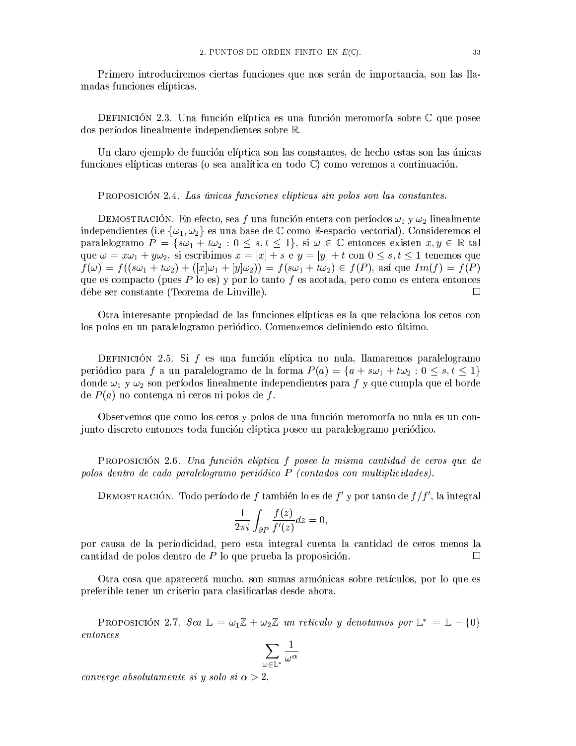Primero introduciremos ciertas funciones que nos serán de importancia, son las llamadas funciones elípticas.

Definición 2.3. Una función elíptica es una función meromorfa sobre $\mathbb{C}$ que posee dos períodos linealmente independientes sobre $\mathbb{R}$.

Un claro ejemplo de función elíptica son las constantes, de hecho estas son las únicas funciones elípticas enteras (o sea analítica en todo $\mathbb{C}$) como veremos a continuación.

Proposición 2.4. *Las únicas funciones elípticas sin polos son las constantes.*

Demostración. En efecto, sea $f$ una función entera con períodos $\omega_1$ y $\omega_2$ linealmente independientes (i.e $\{\omega_1, \omega_2\}$ es una base de $\mathbb{C}$ como $\mathbb{R}$-espacio vectorial). Consideremos el paralelogramo $P = \{s\omega_1 + t\omega_2 : 0 \leq s, t \leq 1\}$, si $\omega \in \mathbb{C}$ entonces existen $x, y \in \mathbb{R}$ tal que $\omega = x\omega_1 + y\omega_2$, si escribimos $x = [x] + s$ e $y = [y] + t$ con $0 \leq s, t \leq 1$ tenemos que $f(\omega) = f((s\omega_1 + t\omega_2) + ([x]\omega_1 + [y]\omega_2)) = f(s\omega_1 + t\omega_2) \in f(P)$, así que $Im(f) = f(P)$ que es compacto (pues $P$ lo es) y por lo tanto $f$ es acotada, pero como es entera entonces debe ser constante (Teorema de Liuville). $\square$

Otra interesante propiedad de las funciones elípticas es la que relaciona los ceros con los polos en un paralelogramo periódico. Comenzemos definiendo esto último.

Definición 2.5. Si $f$ es una función elíptica no nula, llamaremos paralelogramo periódico para $f$ a un paralelogramo de la forma $P(a) = \{a + s\omega_1 + t\omega_2 : 0 \leq s, t \leq 1\}$ donde $\omega_1$ y $\omega_2$ son períodos linealmente independientes para $f$ y que cumpla que el borde de $P(a)$ no contenga ni ceros ni polos de $f$.

Observemos que como los ceros y polos de una función meromorfa no nula es un conjunto discreto entonces toda función elíptica posee un paralelogramo periódico.

Proposición 2.6. *Una función elíptica $f$ posee la misma cantidad de ceros que de polos dentro de cada paralelogramo periódico $P$ (contados con multiplicidades).*

Demostración. Todo período de $f$ también lo es de $f'$ y por tanto de $f/f'$, la integral

$$\frac{1}{2\pi i} \int_{\partial P} \frac{f(z)}{f'(z)} dz = 0,$$

por causa de la periodicidad, pero esta integral cuenta la cantidad de ceros menos la cantidad de polos dentro de $P$ lo que prueba la proposición. $\square$

Otra cosa que aparecerá mucho, son sumas armónicas sobre retículos, por lo que es preferible tener un criterio para clasificarlas desde ahora.

Proposición 2.7. *Sea $\mathbb{L} = \omega_1\mathbb{Z} + \omega_2\mathbb{Z}$ un retículo y denotamos por $\mathbb{L}^* = \mathbb{L} - \{0\}$ entonces*

$$\sum_{\omega \in \mathbb{L}^*} \frac{1}{\omega^\alpha}$$

*converge absolutamente si y solo si $\alpha > 2$.*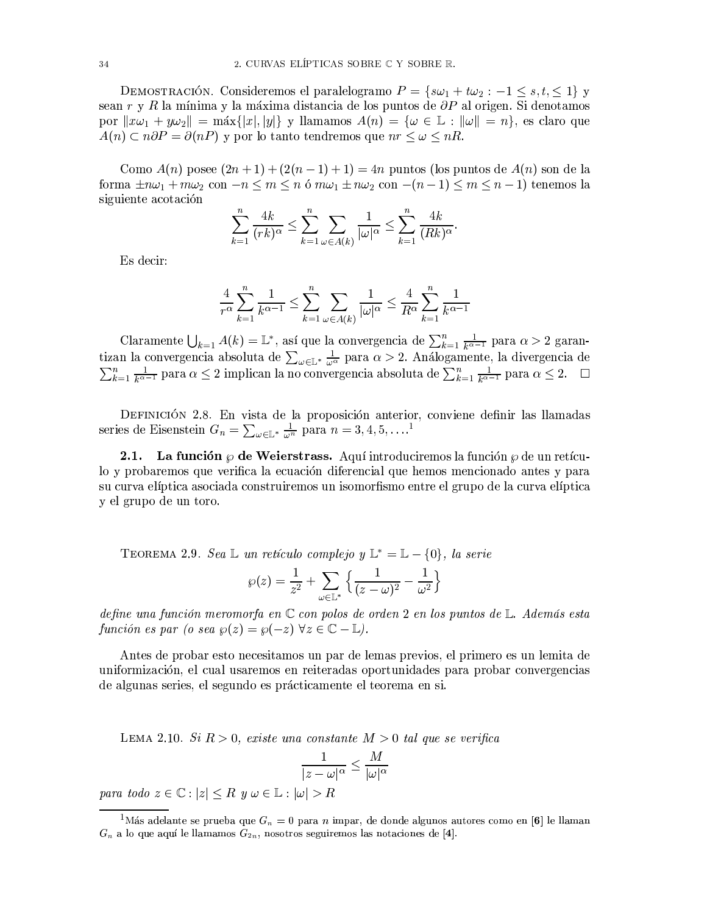Demostración. Consideremos el paralelogramo $P = \{s\omega_1 + t\omega_2 : -1 \leq s, t, \leq 1\}$ y sean $r$ y $R$ la mínima y la máxima distancia de los puntos de $\partial P$ al origen. Si denotamos por $\|x\omega_1 + y\omega_2\| = \max\{|x|, |y|\}$ y llamamos $A(n) = \{\omega \in \mathbb{L} : \|\omega\| = n\}$, es claro que $A(n) \subset n\partial P = \partial(nP)$ y por lo tanto tendremos que $nr \leq \omega \leq nR$.

Como $A(n)$ posee $(2n+1) + (2(n-1)+1) = 4n$ puntos (los puntos de $A(n)$ son de la forma $\pm n\omega_1 + m\omega_2$ con $-n \leq m \leq n$ ó $m\omega_1 \pm n\omega_2$ con $-(n-1) \leq m \leq n-1$) tenemos la siguiente acotación

$$\sum_{k=1}^{n} \frac{4k}{(rk)^\alpha} \leq \sum_{k=1}^{n} \sum_{\omega \in A(k)} \frac{1}{|\omega|^\alpha} \leq \sum_{k=1}^{n} \frac{4k}{(Rk)^\alpha}.$$

Es decir:

$$\frac{4}{r^\alpha} \sum_{k=1}^{n} \frac{1}{k^{\alpha-1}} \leq \sum_{k=1}^{n} \sum_{\omega \in A(k)} \frac{1}{|\omega|^\alpha} \leq \frac{4}{R^\alpha} \sum_{k=1}^{n} \frac{1}{k^{\alpha-1}}$$

Claramente $\bigcup_{k=1} A(k) = \mathbb{L}^*$, así que la convergencia de $\sum_{k=1}^{n} \frac{1}{k^{\alpha-1}}$ para $\alpha > 2$ garantizan la convergencia absoluta de $\sum_{\omega \in \mathbb{L}^*} \frac{1}{\omega^\alpha}$ para $\alpha > 2$. Análogamente, la divergencia de $\sum_{k=1}^{n} \frac{1}{k^{\alpha-1}}$ para $\alpha \leq 2$ implican la no convergencia absoluta de $\sum_{k=1}^{n} \frac{1}{k^{\alpha-1}}$ para $\alpha \leq 2$. $\square$

Definición 2.8. En vista de la proposición anterior, conviene definir las llamadas series de Eisenstein $G_n = \sum_{\omega \in \mathbb{L}^*} \frac{1}{\omega^n}$ para $n = 3, 4, 5, \ldots$ [1]

### 2.1. La función $\wp$ de Weierstrass.

Aquí introduciremos la función $\wp$ de un retículo y probaremos que verifica la ecuación diferencial que hemos mencionado antes y para su curva elíptica asociada construiremos un isomorfismo entre el grupo de la curva elíptica y el grupo de un toro.

Teorema 2.9. *Sea $\mathbb{L}$ un retículo complejo y $\mathbb{L}^* = \mathbb{L} - \{0\}$, la serie*

$$\wp(z) = \frac{1}{z^2} + \sum_{\omega \in \mathbb{L}^*} \left\{ \frac{1}{(z-\omega)^2} - \frac{1}{\omega^2} \right\}$$

*define una función meromorfa en $\mathbb{C}$ con polos de orden 2 en los puntos de $\mathbb{L}$. Además esta función es par (o sea $\wp(z) = \wp(-z)$ $\forall z \in \mathbb{C} - \mathbb{L}$).*

Antes de probar esto necesitamos un par de lemas previos, el primero es un lemita de uniformización, el cual usaremos en reiteradas oportunidades para probar convergencias de algunas series, el segundo es prácticamente el teorema en si.

Lema 2.10. *Si $R > 0$, existe una constante $M > 0$ tal que se verifica*

$$\frac{1}{|z-\omega|^\alpha} \leq \frac{M}{|\omega|^\alpha}$$

*para todo $z \in \mathbb{C} : |z| \leq R$ y $\omega \in \mathbb{L} : |\omega| > R$*

---

[1] Más adelante se prueba que $G_n = 0$ para $n$ impar, de donde algunos autores como en **[6]** le llaman $G_n$ a lo que aquí le llamamos $G_{2n}$, nosotros seguiremos las notaciones de **[4]**.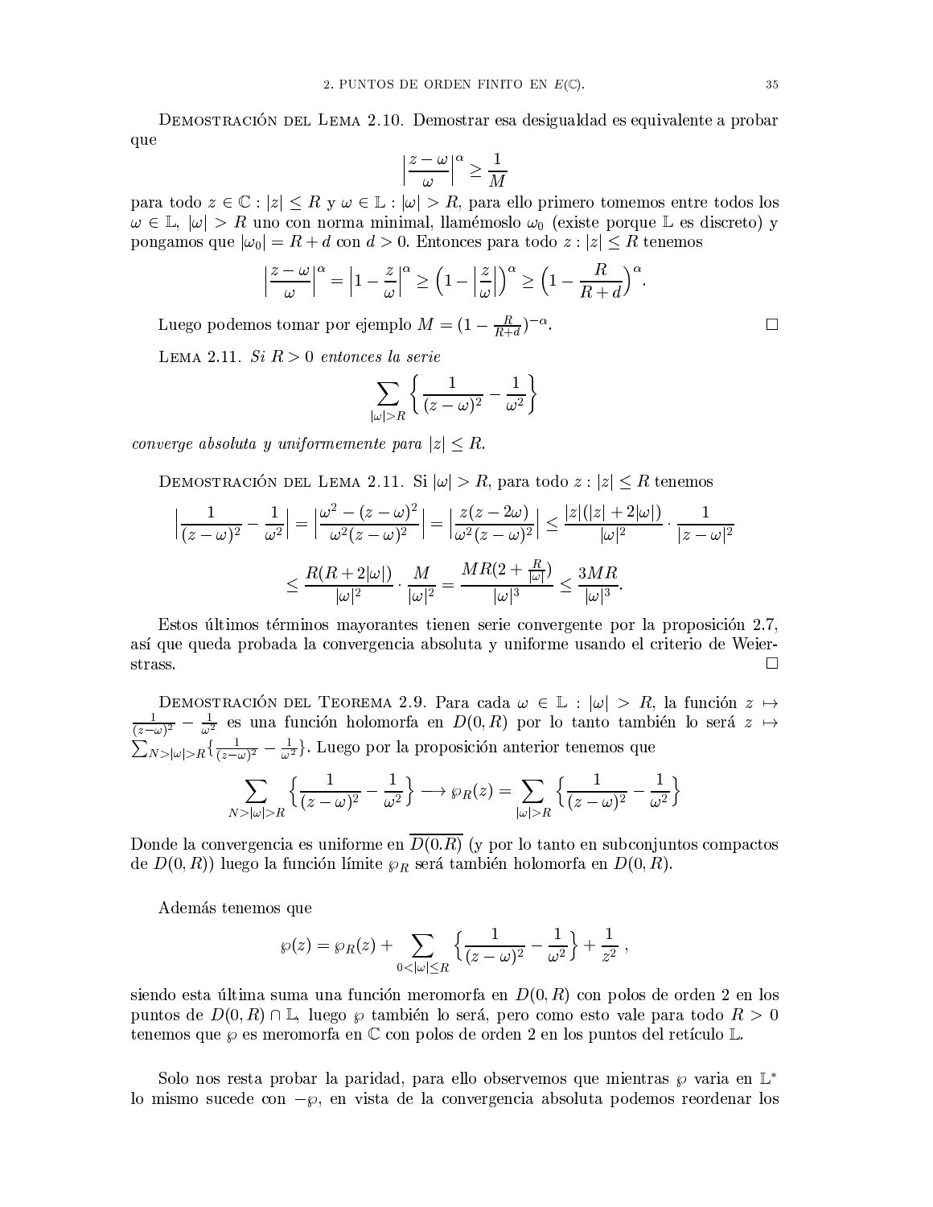Demostración del Lema 2.10. Demostrar esa desigualdad es equivalente a probar que

$$\left|\frac{z-\omega}{\omega}\right|^{\alpha} \geq \frac{1}{M}$$

para todo $z \in \mathbb{C} : |z| \leq R$ y $\omega \in \mathbb{L} : |\omega| > R$, para ello primero tomemos entre todos los $\omega \in \mathbb{L}$, $|\omega| > R$ uno con norma minimal, llamémoslo $\omega_0$ (existe porque $\mathbb{L}$ es discreto) y pongamos que $|\omega_0| = R + d$ con $d > 0$. Entonces para todo $z : |z| \leq R$ tenemos

$$\left|\frac{z-\omega}{\omega}\right|^{\alpha} = \left|1 - \frac{z}{\omega}\right|^{\alpha} \geq \left(1 - \left|\frac{z}{\omega}\right|\right)^{\alpha} \geq \left(1 - \frac{R}{R+d}\right)^{\alpha}.$$

Luego podemos tomar por ejemplo $M = (1 - \frac{R}{R+d})^{-\alpha}$. □

Lema 2.11. *Si $R > 0$ entonces la serie*

$$\sum_{|\omega|>R} \left\{ \frac{1}{(z-\omega)^2} - \frac{1}{\omega^2} \right\}$$

*converge absoluta y uniformemente para $|z| \leq R$.*

Demostración del Lema 2.11. Si $|\omega| > R$, para todo $z : |z| \leq R$ tenemos

$$\left|\frac{1}{(z-\omega)^2} - \frac{1}{\omega^2}\right| = \left|\frac{\omega^2 - (z-\omega)^2}{\omega^2 (z-\omega)^2}\right| = \left|\frac{z(z-2\omega)}{\omega^2(z-\omega)^2}\right| \leq \frac{|z|(|z|+2|\omega|)}{|\omega|^2} \cdot \frac{1}{|z-\omega|^2}$$

$$\leq \frac{R(R+2|\omega|)}{|\omega|^2} \cdot \frac{M}{|\omega|^2} = \frac{MR(2 + \frac{R}{|\omega|})}{|\omega|^3} \leq \frac{3MR}{|\omega|^3}.$$

Estos últimos términos mayorantes tienen serie convergente por la proposición 2.7, así que queda probada la convergencia absoluta y uniforme usando el criterio de Weierstrass. □

Demostración del Teorema 2.9. Para cada $\omega \in \mathbb{L} : |\omega| > R$, la función $z \mapsto \frac{1}{(z-\omega)^2} - \frac{1}{\omega^2}$ es una función holomorfa en $D(0, R)$ por lo tanto también lo será $z \mapsto \sum_{N>|\omega|>R}\{\frac{1}{(z-\omega)^2} - \frac{1}{\omega^2}\}$. Luego por la proposición anterior tenemos que

$$\sum_{N>|\omega|>R} \left\{ \frac{1}{(z-\omega)^2} - \frac{1}{\omega^2} \right\} \longrightarrow \wp_R(z) = \sum_{|\omega|>R} \left\{ \frac{1}{(z-\omega)^2} - \frac{1}{\omega^2} \right\}$$

Donde la convergencia es uniforme en $\overline{D(0.R)}$ (y por lo tanto en subconjuntos compactos de $D(0, R)$) luego la función límite $\wp_R$ será también holomorfa en $D(0, R)$.

Además tenemos que

$$\wp(z) = \wp_R(z) + \sum_{0<|\omega|\leq R} \left\{ \frac{1}{(z-\omega)^2} - \frac{1}{\omega^2} \right\} + \frac{1}{z^2}\ ,$$

siendo esta última suma una función meromorfa en $D(0, R)$ con polos de orden 2 en los puntos de $D(0, R) \cap \mathbb{L}$, luego $\wp$ también lo será, pero como esto vale para todo $R > 0$ tenemos que $\wp$ es meromorfa en $\mathbb{C}$ con polos de orden 2 en los puntos del retículo $\mathbb{L}$.

Solo nos resta probar la paridad, para ello observemos que mientras $\wp$ varia en $\mathbb{L}^*$ lo mismo sucede con $-\wp$, en vista de la convergencia absoluta podemos reordenar los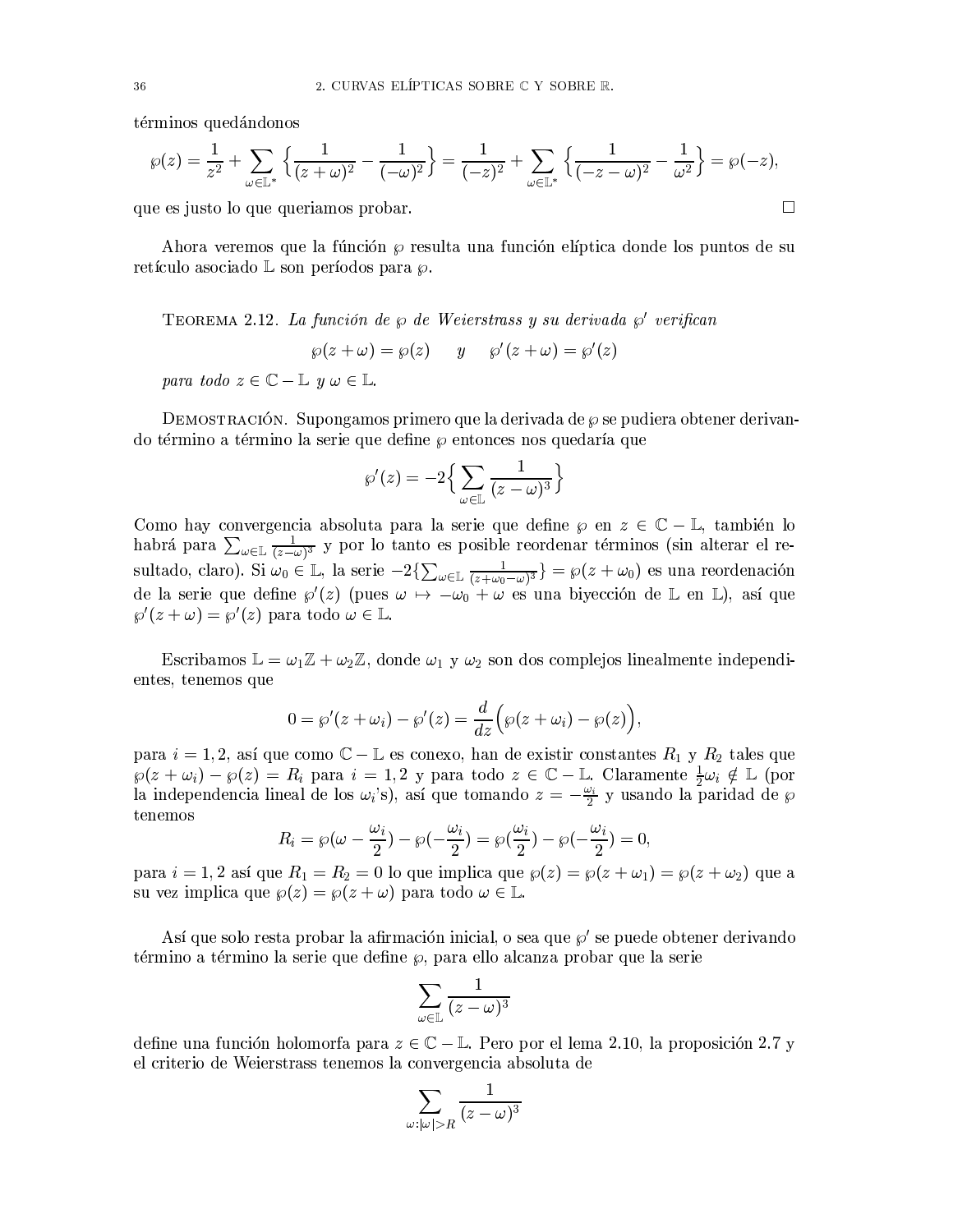términos quedándonos

$$\wp(z) = \frac{1}{z^2} + \sum_{\omega \in \mathbb{L}^*} \left\{ \frac{1}{(z+\omega)^2} - \frac{1}{(-\omega)^2} \right\} = \frac{1}{(-z)^2} + \sum_{\omega \in \mathbb{L}^*} \left\{ \frac{1}{(-z-\omega)^2} - \frac{1}{\omega^2} \right\} = \wp(-z),$$

que es justo lo que queriamos probar. □

Ahora veremos que la fúnción $\wp$ resulta una función elíptica donde los puntos de su retículo asociado $\mathbb{L}$ son períodos para $\wp$.

Teorema 2.12. *La función de $\wp$ de Weierstrass y su derivada $\wp'$ verifican*

$$\wp(z+\omega) = \wp(z) \quad \text{ y } \quad \wp'(z+\omega) = \wp'(z)$$

*para todo $z \in \mathbb{C} - \mathbb{L}$ y $\omega \in \mathbb{L}$.*

Demostración. Supongamos primero que la derivada de $\wp$ se pudiera obtener derivando término a término la serie que define $\wp$ entonces nos quedaría que

$$\wp'(z) = -2\Big\{ \sum_{\omega \in \mathbb{L}} \frac{1}{(z-\omega)^3} \Big\}$$

Como hay convergencia absoluta para la serie que define $\wp$ en $z \in \mathbb{C} - \mathbb{L}$, también lo habrá para $\sum_{\omega \in \mathbb{L}} \frac{1}{(z-\omega)^3}$ y por lo tanto es posible reordenar términos (sin alterar el resultado, claro). Si $\omega_0 \in \mathbb{L}$, la serie $-2\{\sum_{\omega \in \mathbb{L}} \frac{1}{(z+\omega_0-\omega)^3}\} = \wp(z+\omega_0)$ es una reordenación de la serie que define $\wp'(z)$ (pues $\omega \mapsto -\omega_0 + \omega$ es una biyección de $\mathbb{L}$ en $\mathbb{L}$), así que $\wp'(z+\omega) = \wp'(z)$ para todo $\omega \in \mathbb{L}$.

Escribamos $\mathbb{L} = \omega_1\mathbb{Z} + \omega_2\mathbb{Z}$, donde $\omega_1$ y $\omega_2$ son dos complejos linealmente independientes, tenemos que

$$0 = \wp'(z+\omega_i) - \wp'(z) = \frac{d}{dz}\Big(\wp(z+\omega_i) - \wp(z)\Big),$$

para $i = 1, 2$, así que como $\mathbb{C} - \mathbb{L}$ es conexo, han de existir constantes $R_1$ y $R_2$ tales que $\wp(z+\omega_i) - \wp(z) = R_i$ para $i = 1, 2$ y para todo $z \in \mathbb{C} - \mathbb{L}$. Claramente $\frac{1}{2}\omega_i \notin \mathbb{L}$ (por la independencia lineal de los $\omega_i$'s), así que tomando $z = -\frac{\omega_i}{2}$ y usando la paridad de $\wp$ tenemos

$$R_i = \wp(\omega - \frac{\omega_i}{2}) - \wp(-\frac{\omega_i}{2}) = \wp(\frac{\omega_i}{2}) - \wp(-\frac{\omega_i}{2}) = 0,$$

para $i = 1, 2$ así que $R_1 = R_2 = 0$ lo que implica que $\wp(z) = \wp(z+\omega_1) = \wp(z+\omega_2)$ que a su vez implica que $\wp(z) = \wp(z+\omega)$ para todo $\omega \in \mathbb{L}$.

Así que solo resta probar la afirmación inicial, o sea que $\wp'$ se puede obtener derivando término a término la serie que define $\wp$, para ello alcanza probar que la serie

$$\sum_{\omega \in \mathbb{L}} \frac{1}{(z-\omega)^3}$$

define una función holomorfa para $z \in \mathbb{C} - \mathbb{L}$. Pero por el lema 2.10, la proposición 2.7 y el criterio de Weierstrass tenemos la convergencia absoluta de

$$\sum_{\omega : |\omega| > R} \frac{1}{(z-\omega)^3}$$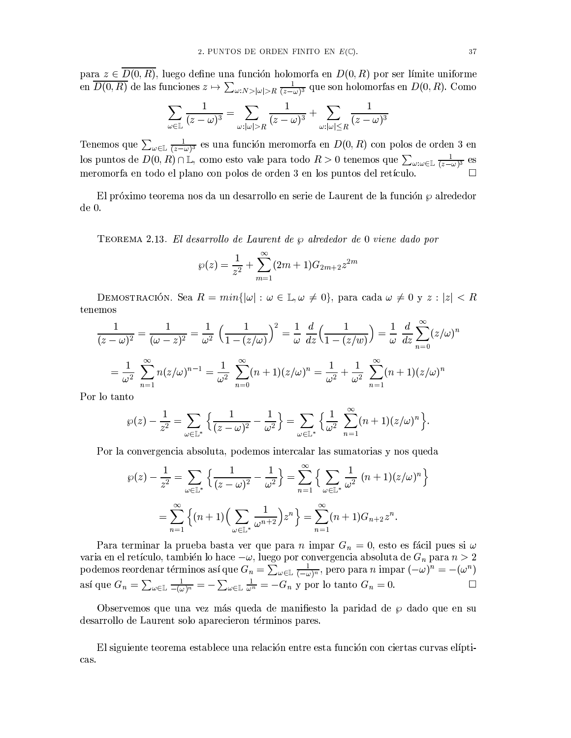para $z \in \overline{D(0,R)}$, luego define una función holomorfa en $D(0,R)$ por ser límite uniforme en $\overline{D(0,R)}$ de las funciones $z \mapsto \sum_{\omega:N>|\omega|>R} \frac{1}{(z-\omega)^3}$ que son holomorfas en $D(0,R)$. Como

$$\sum_{\omega\in\mathbb{L}} \frac{1}{(z-\omega)^3} = \sum_{\omega:|\omega|>R} \frac{1}{(z-\omega)^3} + \sum_{\omega:|\omega|\leq R} \frac{1}{(z-\omega)^3}$$

Tenemos que $\sum_{\omega\in\mathbb{L}} \frac{1}{(z-\omega)^3}$ es una función meromorfa en $D(0,R)$ con polos de orden 3 en los puntos de $D(0,R)\cap\mathbb{L}$, como esto vale para todo $R>0$ tenemos que $\sum_{\omega:\omega\in\mathbb{L}} \frac{1}{(z-\omega)^3}$ es meromorfa en todo el plano con polos de orden 3 en los puntos del retículo. □

El próximo teorema nos da un desarrollo en serie de Laurent de la función $\wp$ alrededor de 0.

TEOREMA 2.13. *El desarrollo de Laurent de $\wp$ alrededor de 0 viene dado por*

$$\wp(z) = \frac{1}{z^2} + \sum_{m=1}^{\infty}(2m+1)G_{2m+2}z^{2m}$$

DEMOSTRACIÓN. Sea $R = min\{|\omega| : \omega\in\mathbb{L}, \omega\neq 0\}$, para cada $\omega\neq 0$ y $z : |z| < R$ tenemos

$$\frac{1}{(z-\omega)^2} = \frac{1}{(\omega-z)^2} = \frac{1}{\omega^2}\left(\frac{1}{1-(z/\omega)}\right)^2 = \frac{1}{\omega}\ \frac{d}{dz}\Big(\frac{1}{1-(z/w)}\Big) = \frac{1}{\omega}\ \frac{d}{dz}\sum_{n=0}^{\infty}(z/\omega)^n$$

$$= \frac{1}{\omega^2}\ \sum_{n=1}^{\infty} n(z/\omega)^{n-1} = \frac{1}{\omega^2}\ \sum_{n=0}^{\infty}(n+1)(z/\omega)^n = \frac{1}{\omega^2} + \frac{1}{\omega^2}\ \sum_{n=1}^{\infty}(n+1)(z/\omega)^n$$

Por lo tanto

$$\wp(z) - \frac{1}{z^2} = \sum_{\omega\in\mathbb{L}^*}\Big\{\frac{1}{(z-\omega)^2} - \frac{1}{\omega^2}\Big\} = \sum_{\omega\in\mathbb{L}^*}\Big\{\frac{1}{\omega^2}\ \sum_{n=1}^{\infty}(n+1)(z/\omega)^n\Big\}.$$

Por la convergencia absoluta, podemos intercalar las sumatorias y nos queda

$$\wp(z) - \frac{1}{z^2} = \sum_{\omega\in\mathbb{L}^*}\Big\{\frac{1}{(z-\omega)^2} - \frac{1}{\omega^2}\Big\} = \sum_{n=1}^{\infty}\Big\{\sum_{\omega\in\mathbb{L}^*}\frac{1}{\omega^2}\ (n+1)(z/\omega)^n\Big\}$$

$$= \sum_{n=1}^{\infty}\Big\{(n+1)\Big(\sum_{\omega\in\mathbb{L}^*}\frac{1}{\omega^{n+2}}\Big)z^n\Big\} = \sum_{n=1}^{\infty}(n+1)G_{n+2}z^n.$$

Para terminar la prueba basta ver que para $n$ impar $G_n = 0$, esto es fácil pues si $\omega$ varia en el retículo, también lo hace $-\omega$, luego por convergencia absoluta de $G_n$ para $n > 2$ podemos reordenar términos así que $G_n = \sum_{\omega\in\mathbb{L}}\frac{1}{(-\omega)^n}$, pero para $n$ impar $(-\omega)^n = -(\omega^n)$ así que $G_n = \sum_{\omega\in\mathbb{L}}\frac{1}{-(\omega)^n} = -\sum_{\omega\in\mathbb{L}}\frac{1}{\omega^n} = -G_n$ y por lo tanto $G_n = 0$. □

Observemos que una vez más queda de manifiesto la paridad de $\wp$ dado que en su desarrollo de Laurent solo aparecieron términos pares.

El siguiente teorema establece una relación entre esta función con ciertas curvas elípticas.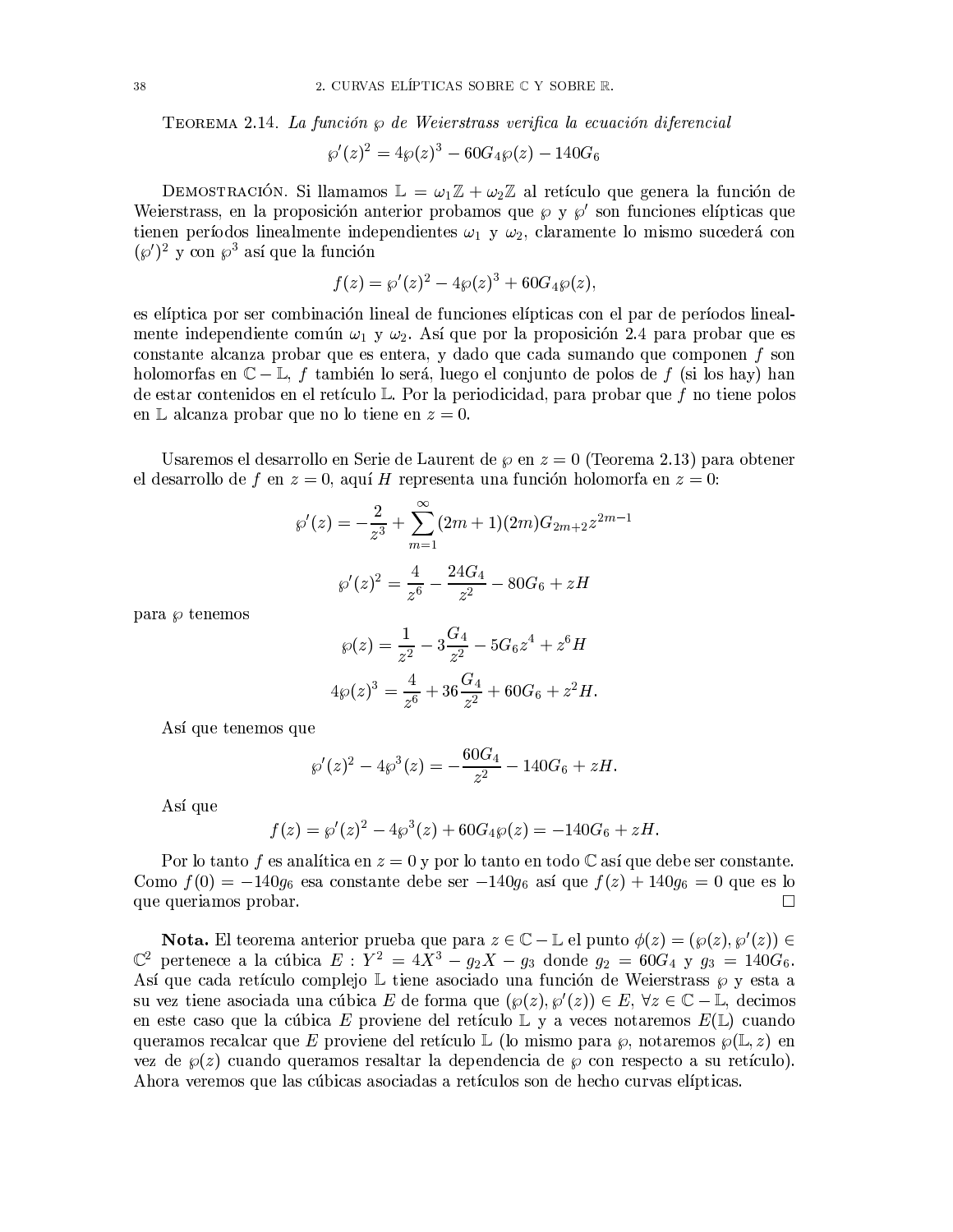Teorema 2.14. *La función $\wp$ de Weierstrass verifica la ecuación diferencial*

$$\wp'(z)^2 = 4\wp(z)^3 - 60G_4\wp(z) - 140G_6$$

Demostración. Si llamamos $\mathbb{L} = \omega_1\mathbb{Z} + \omega_2\mathbb{Z}$ al retículo que genera la función de Weierstrass, en la proposición anterior probamos que $\wp$ y $\wp'$ son funciones elípticas que tienen períodos linealmente independientes $\omega_1$ y $\omega_2$, claramente lo mismo sucederá con $(\wp')^2$ y con $\wp^3$ así que la función

$$f(z) = \wp'(z)^2 - 4\wp(z)^3 + 60G_4\wp(z),$$

es elíptica por ser combinación lineal de funciones elípticas con el par de períodos linealmente independiente común $\omega_1$ y $\omega_2$. Así que por la proposición 2.4 para probar que es constante alcanza probar que es entera, y dado que cada sumando que componen $f$ son holomorfas en $\mathbb{C} - \mathbb{L}$, $f$ también lo será, luego el conjunto de polos de $f$ (si los hay) han de estar contenidos en el retículo $\mathbb{L}$. Por la periodicidad, para probar que $f$ no tiene polos en $\mathbb{L}$ alcanza probar que no lo tiene en $z = 0$.

Usaremos el desarrollo en Serie de Laurent de $\wp$ en $z = 0$ (Teorema 2.13) para obtener el desarrollo de $f$ en $z = 0$, aquí $H$ representa una función holomorfa en $z = 0$:

$$\wp'(z) = -\frac{2}{z^3} + \sum_{m=1}^{\infty}(2m+1)(2m)G_{2m+2}z^{2m-1}$$

$$\wp'(z)^2 = \frac{4}{z^6} - \frac{24G_4}{z^2} - 80G_6 + zH$$

para $\wp$ tenemos

$$\wp(z) = \frac{1}{z^2} - 3\frac{G_4}{z^2} - 5G_6z^4 + z^6H$$

$$4\wp(z)^3 = \frac{4}{z^6} + 36\frac{G_4}{z^2} + 60G_6 + z^2H.$$

Así que tenemos que

$$\wp'(z)^2 - 4\wp^3(z) = -\frac{60G_4}{z^2} - 140G_6 + zH.$$

Así que

$$f(z) = \wp'(z)^2 - 4\wp^3(z) + 60G_4\wp(z) = -140G_6 + zH.$$

Por lo tanto $f$ es analítica en $z = 0$ y por lo tanto en todo $\mathbb{C}$ así que debe ser constante. Como $f(0) = -140g_6$ esa constante debe ser $-140g_6$ así que $f(z) + 140g_6 = 0$ que es lo que queriamos probar. $\square$

**Nota.** El teorema anterior prueba que para $z \in \mathbb{C} - \mathbb{L}$ el punto $\phi(z) = (\wp(z), \wp'(z)) \in \mathbb{C}^2$ pertenece a la cúbica $E : Y^2 = 4X^3 - g_2X - g_3$ donde $g_2 = 60G_4$ y $g_3 = 140G_6$. Así que cada retículo complejo $\mathbb{L}$ tiene asociado una función de Weierstrass $\wp$ y esta a su vez tiene asociada una cúbica $E$ de forma que $(\wp(z), \wp'(z)) \in E$, $\forall z \in \mathbb{C} - \mathbb{L}$, decimos en este caso que la cúbica $E$ proviene del retículo $\mathbb{L}$ y a veces notaremos $E(\mathbb{L})$ cuando queramos recalcar que $E$ proviene del retículo $\mathbb{L}$ (lo mismo para $\wp$, notaremos $\wp(\mathbb{L}, z)$ en vez de $\wp(z)$ cuando queramos resaltar la dependencia de $\wp$ con respecto a su retículo). Ahora veremos que las cúbicas asociadas a retículos son de hecho curvas elípticas.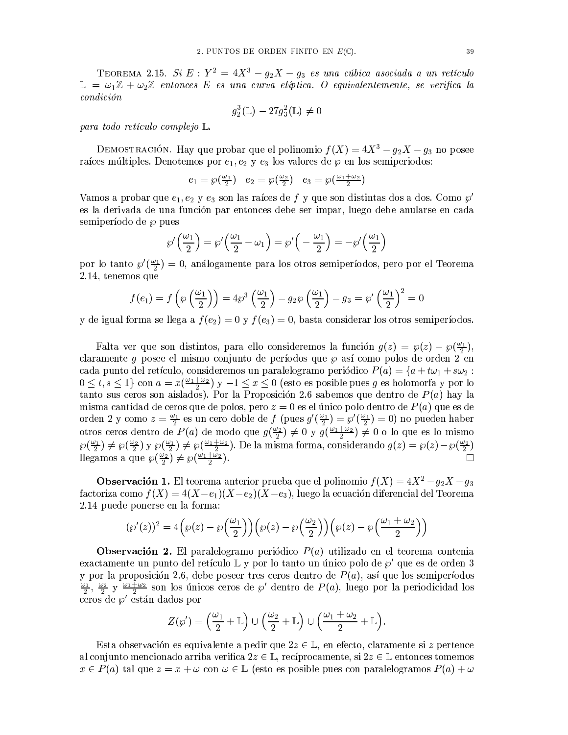Teorema 2.15. *Si $E : Y^2 = 4X^3 - g_2X - g_3$ es una cúbica asociada a un retículo $\mathbb{L} = \omega_1\mathbb{Z} + \omega_2\mathbb{Z}$ entonces $E$ es una curva elíptica. O equivalentemente, se verifica la condición*

$$g_2^3(\mathbb{L}) - 27g_3^2(\mathbb{L}) \neq 0$$

*para todo retículo complejo $\mathbb{L}$.*

Demostración. Hay que probar que el polinomio $f(X) = 4X^3 - g_2X - g_3$ no posee raíces múltiples. Denotemos por $e_1, e_2$ y $e_3$ los valores de $\wp$ en los semiperiodos:

$$e_1 = \wp(\tfrac{\omega_1}{2}) \quad e_2 = \wp(\tfrac{\omega_2}{2}) \quad e_3 = \wp(\tfrac{\omega_1+\omega_2}{2})$$

Vamos a probar que $e_1, e_2$ y $e_3$ son las raíces de $f$ y que son distintas dos a dos. Como $\wp'$ es la derivada de una función par entonces debe ser impar, luego debe anularse en cada semiperíodo de $\wp$ pues

$$\wp'\Big(\frac{\omega_1}{2}\Big) = \wp'\Big(\frac{\omega_1}{2} - \omega_1\Big) = \wp'\Big(-\frac{\omega_1}{2}\Big) = -\wp'\Big(\frac{\omega_1}{2}\Big)$$

por lo tanto $\wp'(\frac{\omega_1}{2}) = 0$, análogamente para los otros semiperíodos, pero por el Teorema 2.14, tenemos que

$$f(e_1) = f\left(\wp\left(\frac{\omega_1}{2}\right)\right) = 4\wp^3\left(\frac{\omega_1}{2}\right) - g_2\wp\left(\frac{\omega_1}{2}\right) - g_3 = \wp'\left(\frac{\omega_1}{2}\right)^2 = 0$$

y de igual forma se llega a $f(e_2) = 0$ y $f(e_3) = 0$, basta considerar los otros semiperíodos.

Falta ver que son distintos, para ello consideremos la función $g(z) = \wp(z) - \wp(\frac{\omega_1}{2})$, claramente $g$ posee el mismo conjunto de períodos que $\wp$ así como polos de orden 2 en cada punto del retículo, consideremos un paralelogramo periódico $P(a) = \{a + t\omega_1 + s\omega_2 : 0 \leq t, s \leq 1\}$ con $a = x(\frac{\omega_1+\omega_2}{2})$ y $-1 \leq x \leq 0$ (esto es posible pues $g$ es holomorfa y por lo tanto sus ceros son aislados). Por la Proposición 2.6 sabemos que dentro de $P(a)$ hay la misma cantidad de ceros que de polos, pero $z = 0$ es el único polo dentro de $P(a)$ que es de orden 2 y como $z = \frac{\omega_1}{2}$ es un cero doble de $f$ (pues $g'(\frac{\omega_1}{2}) = \wp'(\frac{\omega_1}{2}) = 0$) no pueden haber otros ceros dentro de $P(a)$ de modo que $g(\frac{\omega_2}{2}) \neq 0$ y $g(\frac{\omega_1+\omega_2}{2}) \neq 0$ o lo que es lo mismo $\wp(\frac{\omega_1}{2}) \neq \wp(\frac{\omega_2}{2})$ y $\wp(\frac{\omega_1}{2}) \neq \wp(\frac{\omega_1+\omega_2}{2})$. De la misma forma, considerando $g(z) = \wp(z) - \wp(\frac{\omega_2}{2})$ llegamos a que $\wp(\frac{\omega_2}{2}) \neq \wp(\frac{\omega_1+\omega_2}{2})$. □

**Observación 1.** El teorema anterior prueba que el polinomio $f(X) = 4X^2 - g_2X - g_3$ factoriza como $f(X) = 4(X - e_1)(X - e_2)(X - e_3)$, luego la ecuación diferencial del Teorema 2.14 puede ponerse en la forma:

$$(\wp'(z))^2 = 4\Big(\wp(z) - \wp\Big(\frac{\omega_1}{2}\Big)\Big)\Big(\wp(z) - \wp\Big(\frac{\omega_2}{2}\Big)\Big)\Big(\wp(z) - \wp\Big(\frac{\omega_1+\omega_2}{2}\Big)\Big)$$

**Observación 2.** El paralelogramo periódico $P(a)$ utilizado en el teorema contenia exactamente un punto del retículo $\mathbb{L}$ y por lo tanto un único polo de $\wp'$ que es de orden 3 y por la proposición 2.6, debe poseer tres ceros dentro de $P(a)$, así que los semiperíodos $\frac{\omega_1}{2}$, $\frac{\omega_2}{2}$ y $\frac{\omega_1+\omega_2}{2}$ son los únicos ceros de $\wp'$ dentro de $P(a)$, luego por la periodicidad los ceros de $\wp'$ están dados por

$$Z(\wp') = \Big(\frac{\omega_1}{2} + \mathbb{L}\Big) \cup \Big(\frac{\omega_2}{2} + \mathbb{L}\Big) \cup \Big(\frac{\omega_1+\omega_2}{2} + \mathbb{L}\Big).$$

Esta observación es equivalente a pedir que $2z \in \mathbb{L}$, en efecto, claramente si $z$ pertence al conjunto mencionado arriba verifica $2z \in \mathbb{L}$, recíprocamente, si $2z \in \mathbb{L}$ entonces tomemos $x \in P(a)$ tal que $z = x + \omega$ con $\omega \in \mathbb{L}$ (esto es posible pues con paralelogramos $P(a) + \omega$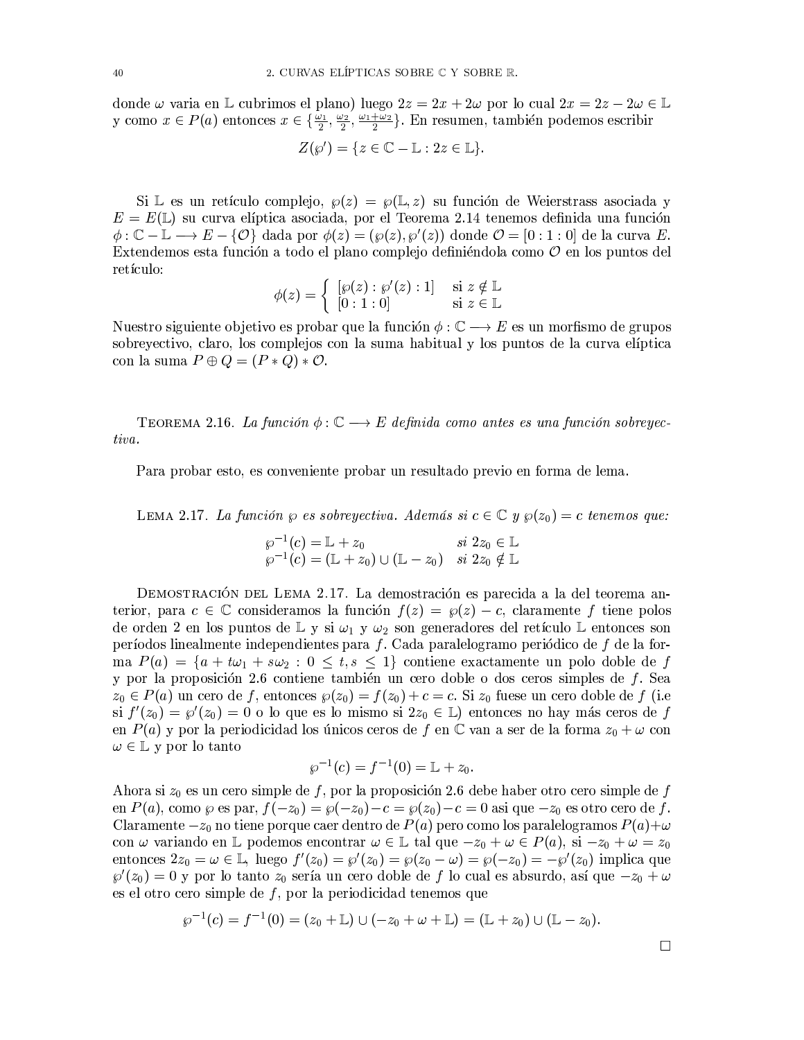donde $\omega$ varia en $\mathbb{L}$ cubrimos el plano) luego $2z = 2x + 2\omega$ por lo cual $2x = 2z - 2\omega \in \mathbb{L}$ y como $x \in P(a)$ entonces $x \in \{\frac{\omega_1}{2}, \frac{\omega_2}{2}, \frac{\omega_1+\omega_2}{2}\}$. En resumen, también podemos escribir

$$Z(\wp') = \{z \in \mathbb{C} - \mathbb{L} : 2z \in \mathbb{L}\}.$$

Si $\mathbb{L}$ es un retículo complejo, $\wp(z) = \wp(\mathbb{L}, z)$ su función de Weierstrass asociada y $E = E(\mathbb{L})$ su curva elíptica asociada, por el Teorema 2.14 tenemos definida una función $\phi : \mathbb{C} - \mathbb{L} \longrightarrow E - \{\mathcal{O}\}$ dada por $\phi(z) = (\wp(z), \wp'(z))$ donde $\mathcal{O} = [0 : 1 : 0]$ de la curva $E$. Extendemos esta función a todo el plano complejo definiéndola como $\mathcal{O}$ en los puntos del retículo:

$$\phi(z) = \begin{cases} [\wp(z) : \wp'(z) : 1] & \text{si } z \notin \mathbb{L} \\ [0 : 1 : 0] & \text{si } z \in \mathbb{L} \end{cases}$$

Nuestro siguiente objetivo es probar que la función $\phi : \mathbb{C} \longrightarrow E$ es un morfismo de grupos sobreyectivo, claro, los complejos con la suma habitual y los puntos de la curva elíptica con la suma $P \oplus Q = (P * Q) * \mathcal{O}$.

Teorema 2.16. *La función $\phi : \mathbb{C} \longrightarrow E$ definida como antes es una función sobreyectiva.*

Para probar esto, es conveniente probar un resultado previo en forma de lema.

Lema 2.17. *La función $\wp$ es sobreyectiva. Además si $c \in \mathbb{C}$ y $\wp(z_0) = c$ tenemos que:*

$$\begin{array}{ll} \wp^{-1}(c) = \mathbb{L} + z_0 & \text{si } 2z_0 \in \mathbb{L} \\ \wp^{-1}(c) = (\mathbb{L} + z_0) \cup (\mathbb{L} - z_0) & \text{si } 2z_0 \notin \mathbb{L} \end{array}$$

Demostración del Lema 2.17. La demostración es parecida a la del teorema anterior, para $c \in \mathbb{C}$ consideramos la función $f(z) = \wp(z) - c$, claramente $f$ tiene polos de orden 2 en los puntos de $\mathbb{L}$ y si $\omega_1$ y $\omega_2$ son generadores del retículo $\mathbb{L}$ entonces son períodos linealmente independientes para $f$. Cada paralelogramo periódico de $f$ de la forma $P(a) = \{a + t\omega_1 + s\omega_2 : 0 \leq t, s \leq 1\}$ contiene exactamente un polo doble de $f$ y por la proposición 2.6 contiene también un cero doble o dos ceros simples de $f$. Sea $z_0 \in P(a)$ un cero de $f$, entonces $\wp(z_0) = f(z_0) + c = c$. Si $z_0$ fuese un cero doble de $f$ (i.e si $f'(z_0) = \wp'(z_0) = 0$ o lo que es lo mismo si $2z_0 \in \mathbb{L}$) entonces no hay más ceros de $f$ en $P(a)$ y por la periodicidad los únicos ceros de $f$ en $\mathbb{C}$ van a ser de la forma $z_0 + \omega$ con $\omega \in \mathbb{L}$ y por lo tanto

$$\wp^{-1}(c) = f^{-1}(0) = \mathbb{L} + z_0.$$

Ahora si $z_0$ es un cero simple de $f$, por la proposición 2.6 debe haber otro cero simple de $f$ en $P(a)$, como $\wp$ es par, $f(-z_0) = \wp(-z_0) - c = \wp(z_0) - c = 0$ asi que $-z_0$ es otro cero de $f$. Claramente $-z_0$ no tiene porque caer dentro de $P(a)$ pero como los paralelogramos $P(a) + \omega$ con $\omega$ variando en $\mathbb{L}$ podemos encontrar $\omega \in \mathbb{L}$ tal que $-z_0 + \omega \in P(a)$, si $-z_0 + \omega = z_0$ entonces $2z_0 = \omega \in \mathbb{L}$, luego $f'(z_0) = \wp'(z_0) = \wp(z_0 - \omega) = \wp(-z_0) = -\wp'(z_0)$ implica que $\wp'(z_0) = 0$ y por lo tanto $z_0$ sería un cero doble de $f$ lo cual es absurdo, así que $-z_0 + \omega$ es el otro cero simple de $f$, por la periodicidad tenemos que

$$\wp^{-1}(c) = f^{-1}(0) = (z_0 + \mathbb{L}) \cup (-z_0 + \omega + \mathbb{L}) = (\mathbb{L} + z_0) \cup (\mathbb{L} - z_0).$$

□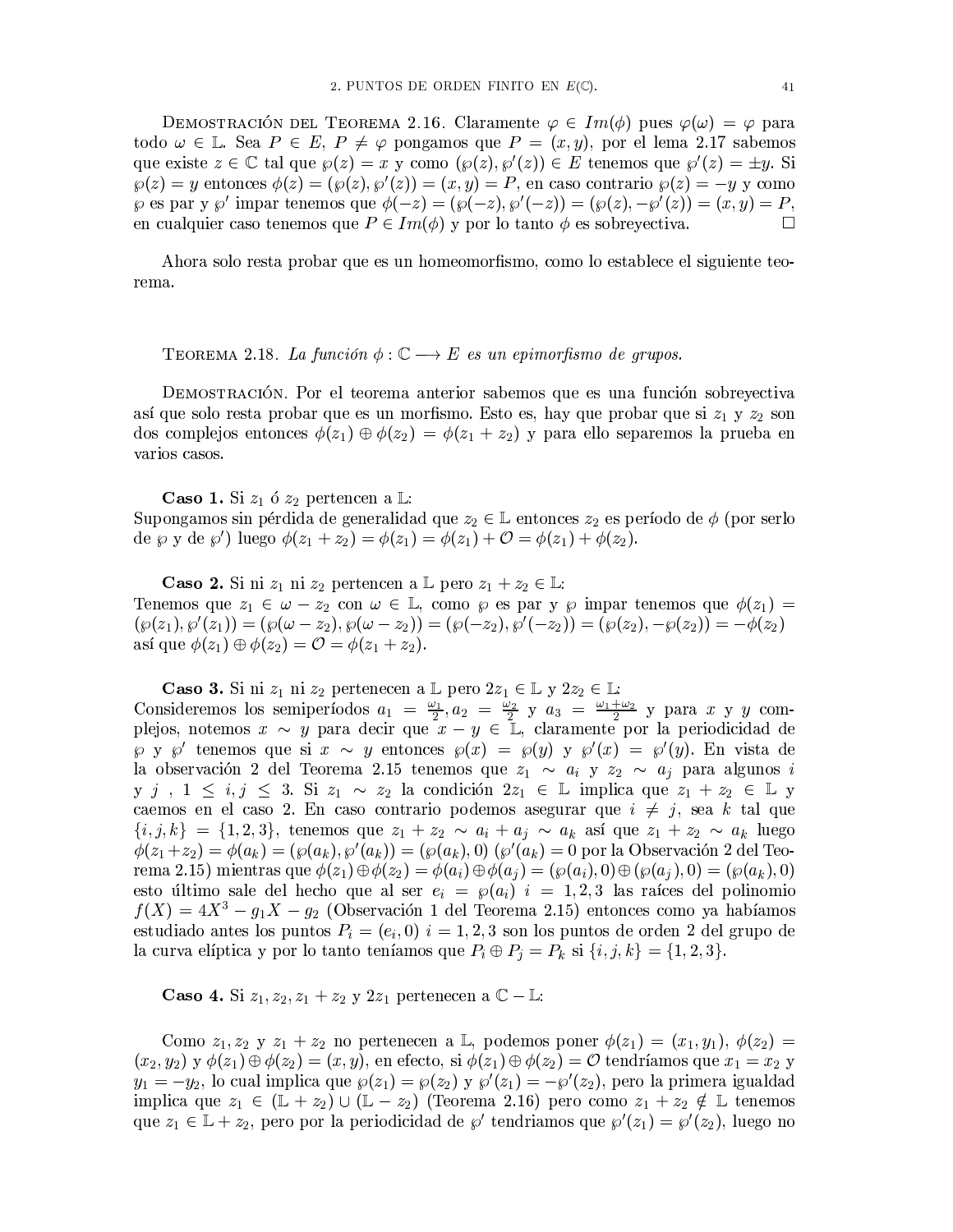Demostración del Teorema 2.16. Claramente $\varphi \in Im(\phi)$ pues $\varphi(\omega) = \varphi$ para todo $\omega \in \mathbb{L}$. Sea $P \in E$, $P \neq \varphi$ pongamos que $P = (x, y)$, por el lema 2.17 sabemos que existe $z \in \mathbb{C}$ tal que $\wp(z) = x$ y como $(\wp(z), \wp'(z)) \in E$ tenemos que $\wp'(z) = \pm y$. Si $\wp(z) = y$ entonces $\phi(z) = (\wp(z), \wp'(z)) = (x, y) = P$, en caso contrario $\wp(z) = -y$ y como $\wp$ es par y $\wp'$ impar tenemos que $\phi(-z) = (\wp(-z), \wp'(-z)) = (\wp(z), -\wp'(z)) = (x, y) = P$, en cualquier caso tenemos que $P \in Im(\phi)$ y por lo tanto $\phi$ es sobreyectiva. $\square$

Ahora solo resta probar que es un homeomorfismo, como lo establece el siguiente teorema.

Teorema 2.18. *La función $\phi : \mathbb{C} \longrightarrow E$ es un epimorfismo de grupos.*

Demostración. Por el teorema anterior sabemos que es una función sobreyectiva así que solo resta probar que es un morfismo. Esto es, hay que probar que si $z_1$ y $z_2$ son dos complejos entonces $\phi(z_1) \oplus \phi(z_2) = \phi(z_1 + z_2)$ y para ello separemos la prueba en varios casos.

**Caso 1.** Si $z_1$ ó $z_2$ pertencen a $\mathbb{L}$:
Supongamos sin pérdida de generalidad que $z_2 \in \mathbb{L}$ entonces $z_2$ es período de $\phi$ (por serlo de $\wp$ y de $\wp'$) luego $\phi(z_1 + z_2) = \phi(z_1) = \phi(z_1) + \mathcal{O} = \phi(z_1) + \phi(z_2)$.

**Caso 2.** Si ni $z_1$ ni $z_2$ pertencen a $\mathbb{L}$ pero $z_1 + z_2 \in \mathbb{L}$:
Tenemos que $z_1 \in \omega - z_2$ con $\omega \in \mathbb{L}$, como $\wp$ es par y $\wp$ impar tenemos que $\phi(z_1) = (\wp(z_1), \wp'(z_1)) = (\wp(\omega - z_2), \wp(\omega - z_2)) = (\wp(-z_2), \wp'(-z_2)) = (\wp(z_2), -\wp(z_2)) = -\phi(z_2)$ así que $\phi(z_1) \oplus \phi(z_2) = \mathcal{O} = \phi(z_1 + z_2)$.

**Caso 3.** Si ni $z_1$ ni $z_2$ pertenecen a $\mathbb{L}$ pero $2z_1 \in \mathbb{L}$ y $2z_2 \in \mathbb{L}$:
Consideremos los semiperíodos $a_1 = \frac{\omega_1}{2}, a_2 = \frac{\omega_2}{2}$ y $a_3 = \frac{\omega_1+\omega_2}{2}$ y para $x$ y $y$ complejos, notemos $x \sim y$ para decir que $x - y \in \mathbb{L}$, claramente por la periodicidad de $\wp$ y $\wp'$ tenemos que si $x \sim y$ entonces $\wp(x) = \wp(y)$ y $\wp'(x) = \wp'(y)$. En vista de la observación 2 del Teorema 2.15 tenemos que $z_1 \sim a_i$ y $z_2 \sim a_j$ para algunos $i$ y $j$ , $1 \leq i, j \leq 3$. Si $z_1 \sim z_2$ la condición $2z_1 \in \mathbb{L}$ implica que $z_1 + z_2 \in \mathbb{L}$ y caemos en el caso 2. En caso contrario podemos asegurar que $i \neq j$, sea $k$ tal que $\{i, j, k\} = \{1, 2, 3\}$, tenemos que $z_1 + z_2 \sim a_i + a_j \sim a_k$ así que $z_1 + z_2 \sim a_k$ luego $\phi(z_1 + z_2) = \phi(a_k) = (\wp(a_k), \wp'(a_k)) = (\wp(a_k), 0)$ ($\wp'(a_k) = 0$ por la Observación 2 del Teorema 2.15) mientras que $\phi(z_1) \oplus \phi(z_2) = \phi(a_i) \oplus \phi(a_j) = (\wp(a_i), 0) \oplus (\wp(a_j), 0) = (\wp(a_k), 0)$ esto último sale del hecho que al ser $e_i = \wp(a_i)$ $i = 1, 2, 3$ las raíces del polinomio $f(X) = 4X^3 - g_1 X - g_2$ (Observación 1 del Teorema 2.15) entonces como ya habíamos estudiado antes los puntos $P_i = (e_i, 0)$ $i = 1, 2, 3$ son los puntos de orden 2 del grupo de la curva elíptica y por lo tanto teníamos que $P_i \oplus P_j = P_k$ si $\{i, j, k\} = \{1, 2, 3\}$.

**Caso 4.** Si $z_1, z_2, z_1 + z_2$ y $2z_1$ pertenecen a $\mathbb{C} - \mathbb{L}$:

Como $z_1, z_2$ y $z_1 + z_2$ no pertenecen a $\mathbb{L}$, podemos poner $\phi(z_1) = (x_1, y_1)$, $\phi(z_2) = (x_2, y_2)$ y $\phi(z_1) \oplus \phi(z_2) = (x, y)$, en efecto, si $\phi(z_1) \oplus \phi(z_2) = \mathcal{O}$ tendríamos que $x_1 = x_2$ y $y_1 = -y_2$, lo cual implica que $\wp(z_1) = \wp(z_2)$ y $\wp'(z_1) = -\wp'(z_2)$, pero la primera igualdad implica que $z_1 \in (\mathbb{L} + z_2) \cup (\mathbb{L} - z_2)$ (Teorema 2.16) pero como $z_1 + z_2 \notin \mathbb{L}$ tenemos que $z_1 \in \mathbb{L} + z_2$, pero por la periodicidad de $\wp'$ tendriamos que $\wp'(z_1) = \wp'(z_2)$, luego no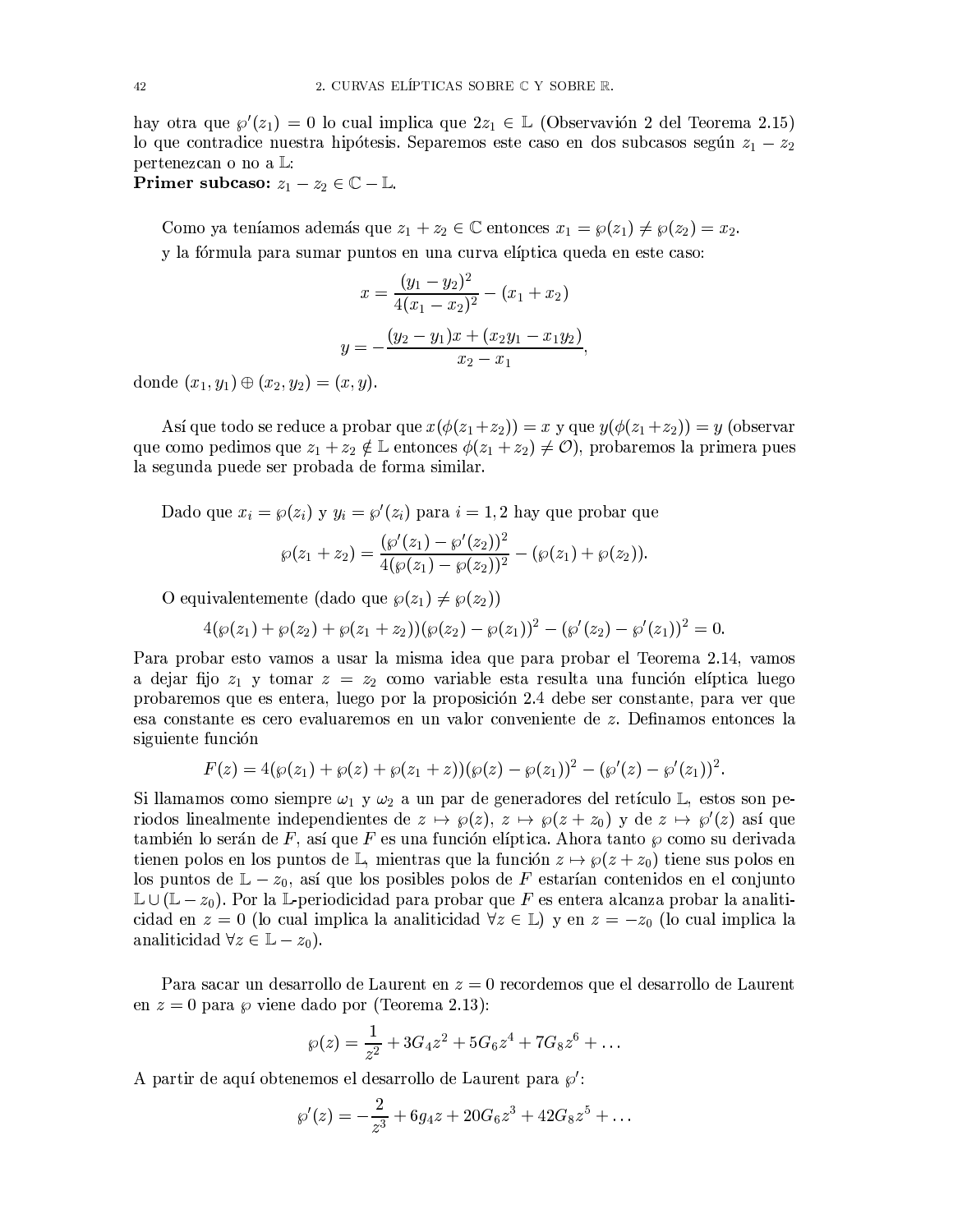hay otra que $\wp'(z_1) = 0$ lo cual implica que $2z_1 \in \mathbb{L}$ (Observavión 2 del Teorema 2.15) lo que contradice nuestra hipótesis. Separemos este caso en dos subcasos según $z_1 - z_2$ pertenezcan o no a $\mathbb{L}$:

**Primer subcaso:** $z_1 - z_2 \in \mathbb{C} - \mathbb{L}$.

Como ya teníamos además que $z_1 + z_2 \in \mathbb{C}$ entonces $x_1 = \wp(z_1) \neq \wp(z_2) = x_2$.

y la fórmula para sumar puntos en una curva elíptica queda en este caso:

$$x = \frac{(y_1 - y_2)^2}{4(x_1 - x_2)^2} - (x_1 + x_2)$$

$$y = -\frac{(y_2 - y_1)x + (x_2 y_1 - x_1 y_2)}{x_2 - x_1},$$

donde $(x_1, y_1) \oplus (x_2, y_2) = (x, y)$.

Así que todo se reduce a probar que $x(\phi(z_1+z_2)) = x$ y que $y(\phi(z_1+z_2)) = y$ (observar que como pedimos que $z_1 + z_2 \notin \mathbb{L}$ entonces $\phi(z_1 + z_2) \neq \mathcal{O}$), probaremos la primera pues la segunda puede ser probada de forma similar.

Dado que $x_i = \wp(z_i)$ y $y_i = \wp'(z_i)$ para $i = 1, 2$ hay que probar que

$$\wp(z_1 + z_2) = \frac{(\wp'(z_1) - \wp'(z_2))^2}{4(\wp(z_1) - \wp(z_2))^2} - (\wp(z_1) + \wp(z_2)).$$

O equivalentemente (dado que $\wp(z_1) \neq \wp(z_2)$)

$$4(\wp(z_1) + \wp(z_2) + \wp(z_1 + z_2))(\wp(z_2) - \wp(z_1))^2 - (\wp'(z_2) - \wp'(z_1))^2 = 0.$$

Para probar esto vamos a usar la misma idea que para probar el Teorema 2.14, vamos a dejar fijo $z_1$ y tomar $z = z_2$ como variable esta resulta una función elíptica luego probaremos que es entera, luego por la proposición 2.4 debe ser constante, para ver que esa constante es cero evaluaremos en un valor conveniente de $z$. Definamos entonces la siguiente función

$$F(z) = 4(\wp(z_1) + \wp(z) + \wp(z_1 + z))(\wp(z) - \wp(z_1))^2 - (\wp'(z) - \wp'(z_1))^2.$$

Si llamamos como siempre $\omega_1$ y $\omega_2$ a un par de generadores del retículo $\mathbb{L}$, estos son periodos linealmente independientes de $z \mapsto \wp(z)$, $z \mapsto \wp(z + z_0)$ y de $z \mapsto \wp'(z)$ así que también lo serán de $F$, así que $F$ es una función elíptica. Ahora tanto $\wp$ como su derivada tienen polos en los puntos de $\mathbb{L}$, mientras que la función $z \mapsto \wp(z + z_0)$ tiene sus polos en los puntos de $\mathbb{L} - z_0$, así que los posibles polos de $F$ estarían contenidos en el conjunto $\mathbb{L} \cup (\mathbb{L} - z_0)$. Por la $\mathbb{L}$-periodicidad para probar que $F$ es entera alcanza probar la analiticidad en $z = 0$ (lo cual implica la analiticidad $\forall z \in \mathbb{L}$) y en $z = -z_0$ (lo cual implica la analiticidad $\forall z \in \mathbb{L} - z_0$).

Para sacar un desarrollo de Laurent en $z = 0$ recordemos que el desarrollo de Laurent en $z = 0$ para $\wp$ viene dado por (Teorema 2.13):

$$\wp(z) = \frac{1}{z^2} + 3G_4 z^2 + 5G_6 z^4 + 7G_8 z^6 + \dots$$

A partir de aquí obtenemos el desarrollo de Laurent para $\wp'$:

$$\wp'(z) = -\frac{2}{z^3} + 6g_4 z + 20G_6 z^3 + 42G_8 z^5 + \dots$$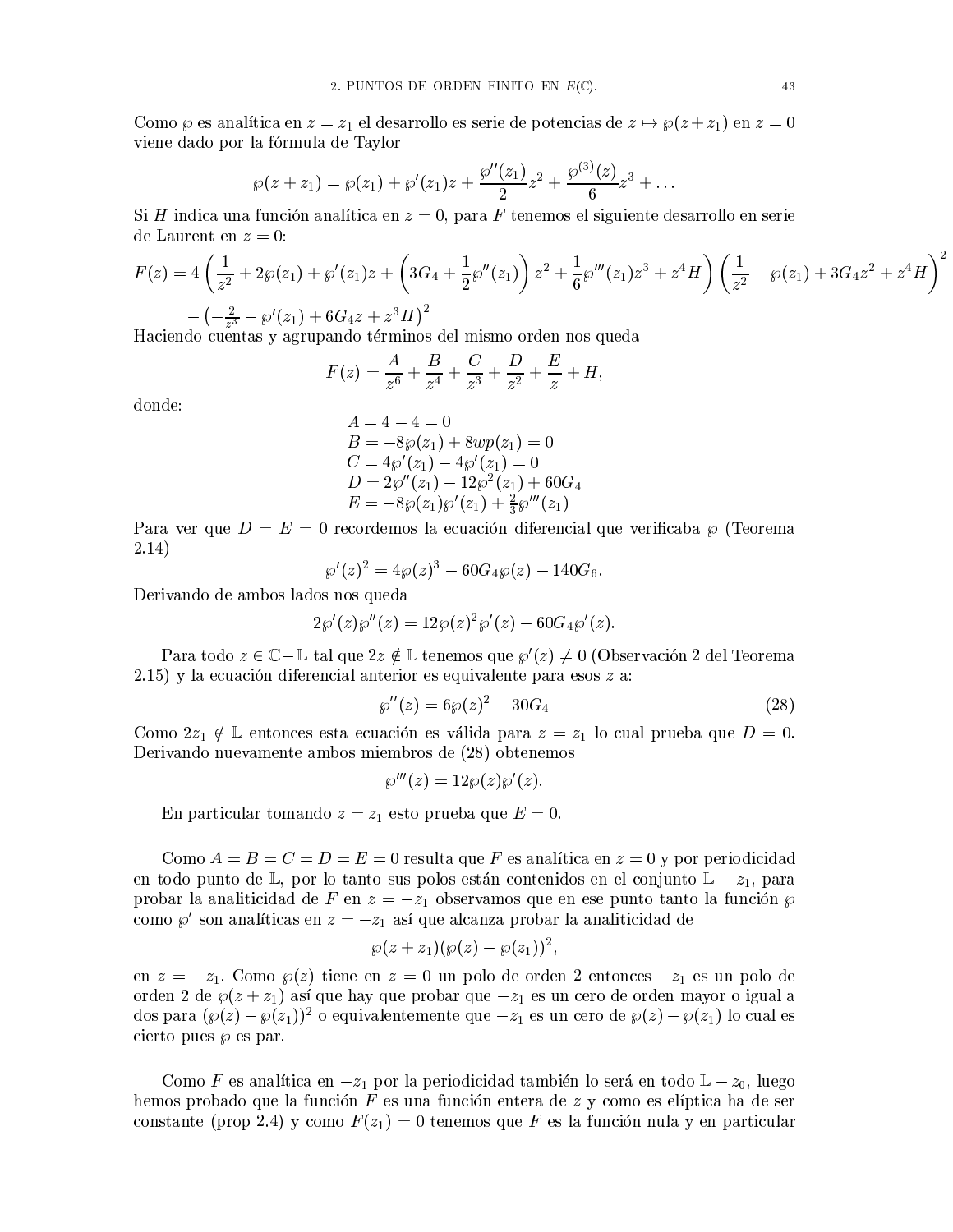Como $\wp$ es analítica en $z = z_1$ el desarrollo es serie de potencias de $z \mapsto \wp(z+z_1)$ en $z = 0$ viene dado por la fórmula de Taylor

$$\wp(z+z_1) = \wp(z_1) + \wp'(z_1)z + \frac{\wp''(z_1)}{2}z^2 + \frac{\wp^{(3)}(z)}{6}z^3 + \dots$$

Si $H$ indica una función analítica en $z = 0$, para $F$ tenemos el siguiente desarrollo en serie de Laurent en $z = 0$:

$$F(z) = 4\left(\frac{1}{z^2} + 2\wp(z_1) + \wp'(z_1)z + \left(3G_4 + \frac{1}{2}\wp''(z_1)\right)z^2 + \frac{1}{6}\wp'''(z_1)z^3 + z^4H\right)\left(\frac{1}{z^2} - \wp(z_1) + 3G_4z^2 + z^4H\right)^2$$
$$- \left(-\tfrac{2}{z^3} - \wp'(z_1) + 6G_4z + z^3H\right)^2$$

Haciendo cuentas y agrupando términos del mismo orden nos queda

$$F(z) = \frac{A}{z^6} + \frac{B}{z^4} + \frac{C}{z^3} + \frac{D}{z^2} + \frac{E}{z} + H,$$

donde:

$$\begin{aligned}
A &= 4 - 4 = 0 \\
B &= -8\wp(z_1) + 8wp(z_1) = 0 \\
C &= 4\wp'(z_1) - 4\wp'(z_1) = 0 \\
D &= 2\wp''(z_1) - 12\wp^2(z_1) + 60G_4 \\
E &= -8\wp(z_1)\wp'(z_1) + \tfrac{2}{3}\wp'''(z_1)
\end{aligned}$$

Para ver que $D = E = 0$ recordemos la ecuación diferencial que verificaba $\wp$ (Teorema 2.14)

$$\wp'(z)^2 = 4\wp(z)^3 - 60G_4\wp(z) - 140G_6.$$

Derivando de ambos lados nos queda

$$2\wp'(z)\wp''(z) = 12\wp(z)^2\wp'(z) - 60G_4\wp'(z).$$

Para todo $z \in \mathbb{C} - \mathbb{L}$ tal que $2z \notin \mathbb{L}$ tenemos que $\wp'(z) \neq 0$ (Observación 2 del Teorema 2.15) y la ecuación diferencial anterior es equivalente para esos $z$ a:

$$\wp''(z) = 6\wp(z)^2 - 30G_4 \tag{28}$$

Como $2z_1 \notin \mathbb{L}$ entonces esta ecuación es válida para $z = z_1$ lo cual prueba que $D = 0$. Derivando nuevamente ambos miembros de (28) obtenemos

$$\wp'''(z) = 12\wp(z)\wp'(z).$$

En particular tomando $z = z_1$ esto prueba que $E = 0$.

Como $A = B = C = D = E = 0$ resulta que $F$ es analítica en $z = 0$ y por periodicidad en todo punto de $\mathbb{L}$, por lo tanto sus polos están contenidos en el conjunto $\mathbb{L} - z_1$, para probar la analiticidad de $F$ en $z = -z_1$ observamos que en ese punto tanto la función $\wp$ como $\wp'$ son analíticas en $z = -z_1$ así que alcanza probar la analiticidad de

$$\wp(z+z_1)(\wp(z) - \wp(z_1))^2,$$

en $z = -z_1$. Como $\wp(z)$ tiene en $z = 0$ un polo de orden 2 entonces $-z_1$ es un polo de orden 2 de $\wp(z+z_1)$ así que hay que probar que $-z_1$ es un cero de orden mayor o igual a dos para $(\wp(z) - \wp(z_1))^2$ o equivalentemente que $-z_1$ es un cero de $\wp(z) - \wp(z_1)$ lo cual es cierto pues $\wp$ es par.

Como $F$ es analítica en $-z_1$ por la periodicidad también lo será en todo $\mathbb{L} - z_0$, luego hemos probado que la función $F$ es una función entera de $z$ y como es elíptica ha de ser constante (prop 2.4) y como $F(z_1) = 0$ tenemos que $F$ es la función nula y en particular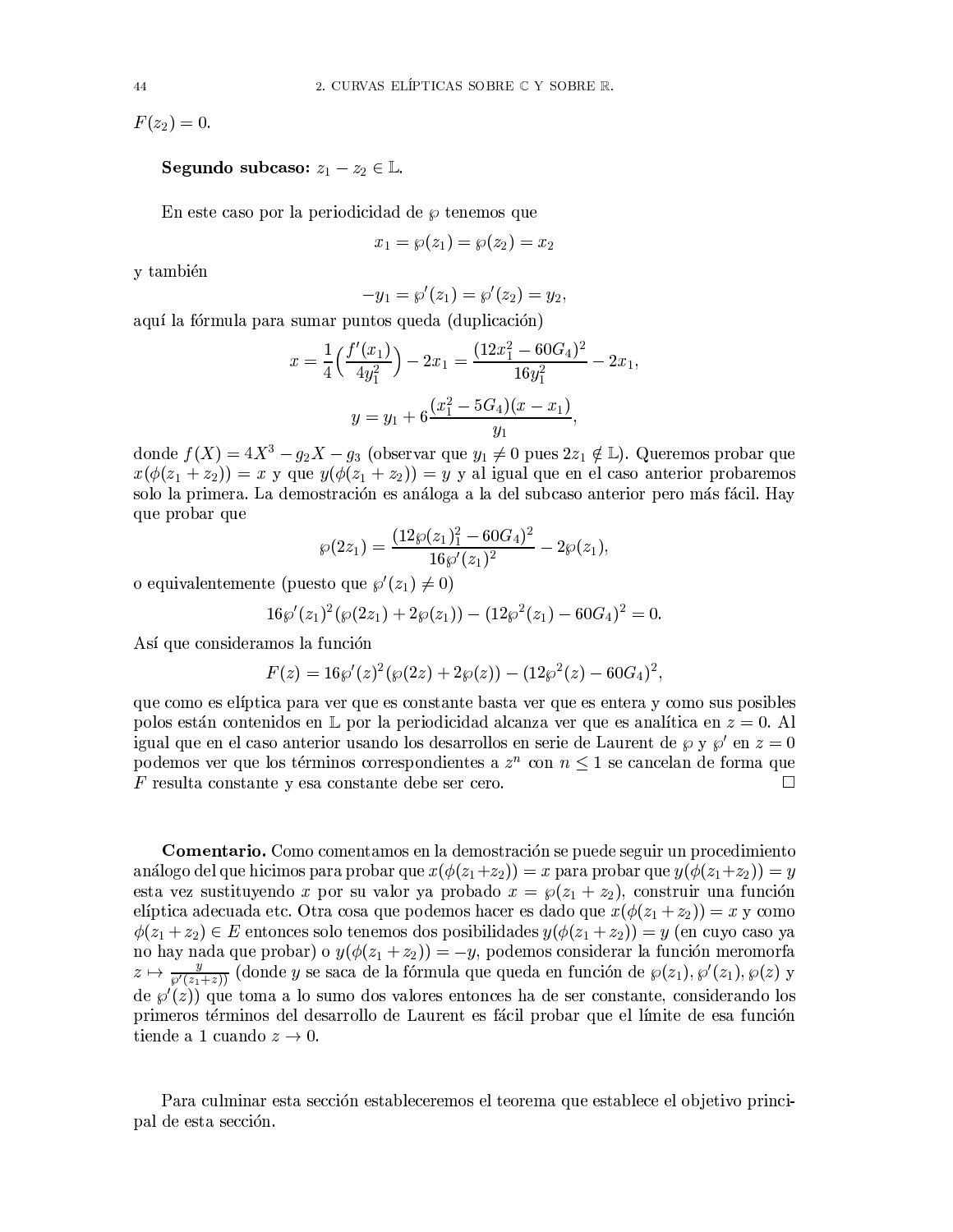$F(z_2) = 0$.

**Segundo subcaso:** $z_1 - z_2 \in \mathbb{L}$.

En este caso por la periodicidad de $\wp$ tenemos que

$$x_1 = \wp(z_1) = \wp(z_2) = x_2$$

y también

$$-y_1 = \wp'(z_1) = \wp'(z_2) = y_2,$$

aquí la fórmula para sumar puntos queda (duplicación)

$$x = \frac{1}{4}\Big(\frac{f'(x_1)}{4y_1^2}\Big) - 2x_1 = \frac{(12x_1^2 - 60G_4)^2}{16y_1^2} - 2x_1,$$

$$y = y_1 + 6\frac{(x_1^2 - 5G_4)(x - x_1)}{y_1},$$

donde $f(X) = 4X^3 - g_2X - g_3$ (observar que $y_1 \neq 0$ pues $2z_1 \notin \mathbb{L}$). Queremos probar que $x(\phi(z_1 + z_2)) = x$ y que $y(\phi(z_1 + z_2)) = y$ y al igual que en el caso anterior probaremos solo la primera. La demostración es análoga a la del subcaso anterior pero más fácil. Hay que probar que

$$\wp(2z_1) = \frac{(12\wp(z_1)_1^2 - 60G_4)^2}{16\wp'(z_1)^2} - 2\wp(z_1),$$

o equivalentemente (puesto que $\wp'(z_1) \neq 0$)

$$16\wp'(z_1)^2(\wp(2z_1) + 2\wp(z_1)) - (12\wp^2(z_1) - 60G_4)^2 = 0.$$

Así que consideramos la función

$$F(z) = 16\wp'(z)^2(\wp(2z) + 2\wp(z)) - (12\wp^2(z) - 60G_4)^2,$$

que como es elíptica para ver que es constante basta ver que es entera y como sus posibles polos están contenidos en $\mathbb{L}$ por la periodicidad alcanza ver que es analítica en $z = 0$. Al igual que en el caso anterior usando los desarrollos en serie de Laurent de $\wp$ y $\wp'$ en $z = 0$ podemos ver que los términos correspondientes a $z^n$ con $n \leq 1$ se cancelan de forma que $F$ resulta constante y esa constante debe ser cero. □

**Comentario.** Como comentamos en la demostración se puede seguir un procedimiento análogo del que hicimos para probar que $x(\phi(z_1+z_2)) = x$ para probar que $y(\phi(z_1+z_2)) = y$ esta vez sustituyendo $x$ por su valor ya probado $x = \wp(z_1 + z_2)$, construir una función elíptica adecuada etc. Otra cosa que podemos hacer es dado que $x(\phi(z_1 + z_2)) = x$ y como $\phi(z_1 + z_2) \in E$ entonces solo tenemos dos posibilidades $y(\phi(z_1 + z_2)) = y$ (en cuyo caso ya no hay nada que probar) o $y(\phi(z_1 + z_2)) = -y$, podemos considerar la función meromorfa $z \mapsto \frac{y}{\wp'(z_1+z))}$ (donde $y$ se saca de la fórmula que queda en función de $\wp(z_1), \wp'(z_1), \wp(z)$ y de $\wp'(z)$) que toma a lo sumo dos valores entonces ha de ser constante, considerando los primeros términos del desarrollo de Laurent es fácil probar que el límite de esa función tiende a 1 cuando $z \to 0$.

Para culminar esta sección estableceremos el teorema que establece el objetivo principal de esta sección.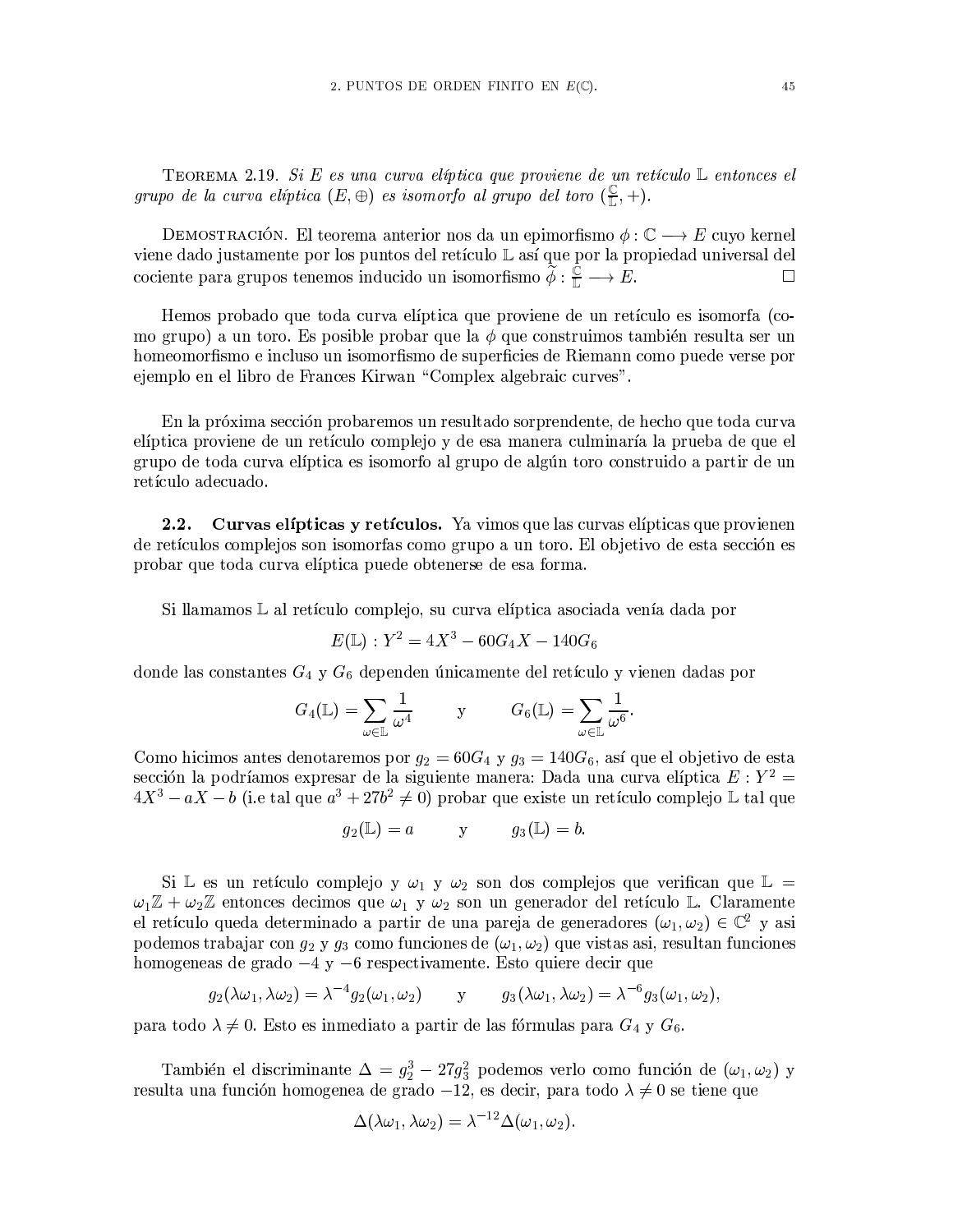Teorema 2.19. *Si $E$ es una curva elíptica que proviene de un retículo $\mathbb{L}$ entonces el grupo de la curva elíptica $(E, \oplus)$ es isomorfo al grupo del toro $(\frac{\mathbb{C}}{\mathbb{L}}, +)$.*

Demostración. El teorema anterior nos da un epimorfismo $\phi : \mathbb{C} \longrightarrow E$ cuyo kernel viene dado justamente por los puntos del retículo $\mathbb{L}$ así que por la propiedad universal del cociente para grupos tenemos inducido un isomorfismo $\widetilde{\phi} : \frac{\mathbb{C}}{\mathbb{L}} \longrightarrow E$. □

Hemos probado que toda curva elíptica que proviene de un retículo es isomorfa (como grupo) a un toro. Es posible probar que la $\phi$ que construimos también resulta ser un homeomorfismo e incluso un isomorfismo de superficies de Riemann como puede verse por ejemplo en el libro de Frances Kirwan "Complex algebraic curves".

En la próxima sección probaremos un resultado sorprendente, de hecho que toda curva elíptica proviene de un retículo complejo y de esa manera culminaría la prueba de que el grupo de toda curva elíptica es isomorfo al grupo de algún toro construido a partir de un retículo adecuado.

**2.2. Curvas elípticas y retículos.** Ya vimos que las curvas elípticas que provienen de retículos complejos son isomorfas como grupo a un toro. El objetivo de esta sección es probar que toda curva elíptica puede obtenerse de esa forma.

Si llamamos $\mathbb{L}$ al retículo complejo, su curva elíptica asociada venía dada por

$$E(\mathbb{L}) : Y^2 = 4X^3 - 60G_4 X - 140G_6$$

donde las constantes $G_4$ y $G_6$ dependen únicamente del retículo y vienen dadas por

$$G_4(\mathbb{L}) = \sum_{\omega \in \mathbb{L}} \frac{1}{\omega^4} \qquad \text{y} \qquad G_6(\mathbb{L}) = \sum_{\omega \in \mathbb{L}} \frac{1}{\omega^6}.$$

Como hicimos antes denotaremos por $g_2 = 60G_4$ y $g_3 = 140G_6$, así que el objetivo de esta sección la podríamos expresar de la siguiente manera: Dada una curva elíptica $E : Y^2 = 4X^3 - aX - b$ (i.e tal que $a^3 + 27b^2 \neq 0$) probar que existe un retículo complejo $\mathbb{L}$ tal que

$$g_2(\mathbb{L}) = a \qquad \text{y} \qquad g_3(\mathbb{L}) = b.$$

Si $\mathbb{L}$ es un retículo complejo y $\omega_1$ y $\omega_2$ son dos complejos que verifican que $\mathbb{L} = \omega_1\mathbb{Z} + \omega_2\mathbb{Z}$ entonces decimos que $\omega_1$ y $\omega_2$ son un generador del retículo $\mathbb{L}$. Claramente el retículo queda determinado a partir de una pareja de generadores $(\omega_1, \omega_2) \in \mathbb{C}^2$ y asi podemos trabajar con $g_2$ y $g_3$ como funciones de $(\omega_1, \omega_2)$ que vistas asi, resultan funciones homogeneas de grado $-4$ y $-6$ respectivamente. Esto quiere decir que

$$g_2(\lambda\omega_1, \lambda\omega_2) = \lambda^{-4} g_2(\omega_1, \omega_2) \qquad \text{y} \qquad g_3(\lambda\omega_1, \lambda\omega_2) = \lambda^{-6} g_3(\omega_1, \omega_2),$$

para todo $\lambda \neq 0$. Esto es inmediato a partir de las fórmulas para $G_4$ y $G_6$.

También el discriminante $\Delta = g_2^3 - 27g_3^2$ podemos verlo como función de $(\omega_1, \omega_2)$ y resulta una función homogenea de grado $-12$, es decir, para todo $\lambda \neq 0$ se tiene que

$$\Delta(\lambda\omega_1, \lambda\omega_2) = \lambda^{-12} \Delta(\omega_1, \omega_2).$$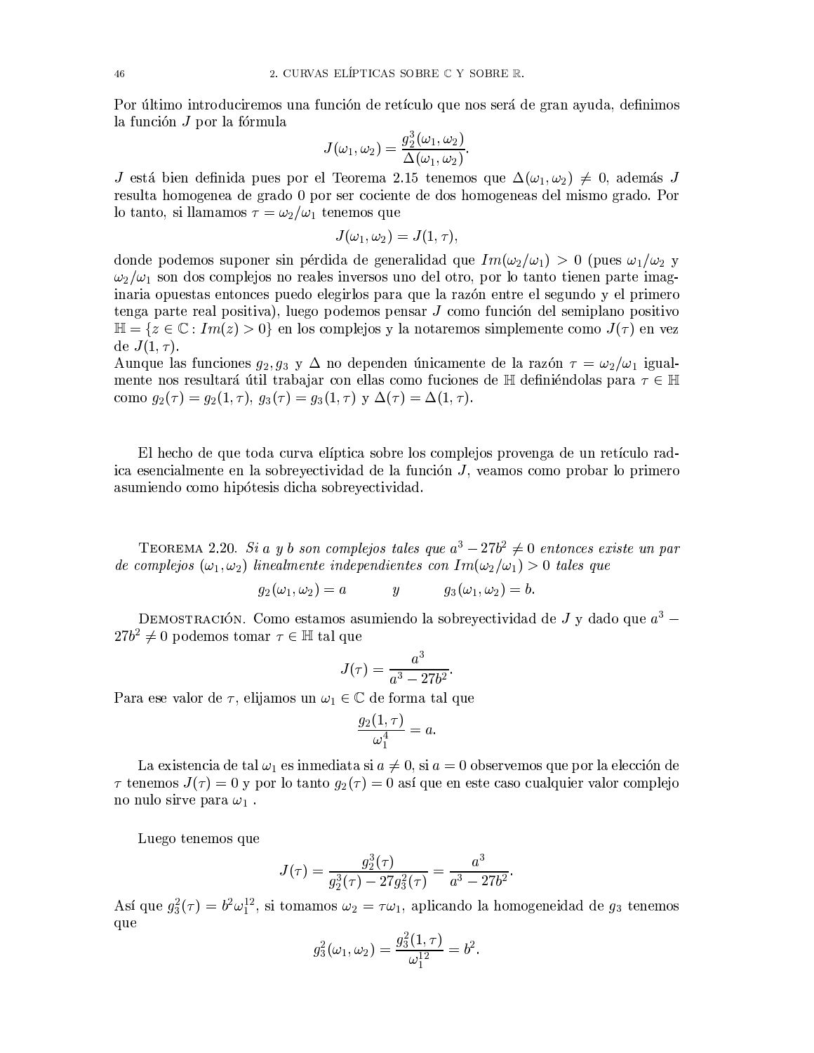Por último introduciremos una función de retículo que nos será de gran ayuda, definimos la función $J$ por la fórmula

$$J(\omega_1, \omega_2) = \frac{g_2^3(\omega_1, \omega_2)}{\Delta(\omega_1, \omega_2)}.$$

$J$ está bien definida pues por el Teorema 2.15 tenemos que $\Delta(\omega_1, \omega_2) \neq 0$, además $J$ resulta homogenea de grado 0 por ser cociente de dos homogeneas del mismo grado. Por lo tanto, si llamamos $\tau = \omega_2/\omega_1$ tenemos que

$$J(\omega_1, \omega_2) = J(1, \tau),$$

donde podemos suponer sin pérdida de generalidad que $Im(\omega_2/\omega_1) > 0$ (pues $\omega_1/\omega_2$ y $\omega_2/\omega_1$ son dos complejos no reales inversos uno del otro, por lo tanto tienen parte imaginaria opuestas entonces puedo elegirlos para que la razón entre el segundo y el primero tenga parte real positiva), luego podemos pensar $J$ como función del semiplano positivo $\mathbb{H} = \{z \in \mathbb{C} : Im(z) > 0\}$ en los complejos y la notaremos simplemente como $J(\tau)$ en vez de $J(1, \tau)$.
Aunque las funciones $g_2, g_3$ y $\Delta$ no dependen únicamente de la razón $\tau = \omega_2/\omega_1$ igualmente nos resultará útil trabajar con ellas como fuciones de $\mathbb{H}$ definiéndolas para $\tau \in \mathbb{H}$ como $g_2(\tau) = g_2(1, \tau)$, $g_3(\tau) = g_3(1, \tau)$ y $\Delta(\tau) = \Delta(1, \tau)$.

El hecho de que toda curva elíptica sobre los complejos provenga de un retículo radica esencialmente en la sobreyectividad de la función $J$, veamos como probar lo primero asumiendo como hipótesis dicha sobreyectividad.

Teorema 2.20. *Si $a$ y $b$ son complejos tales que $a^3 - 27b^2 \neq 0$ entonces existe un par de complejos $(\omega_1, \omega_2)$ linealmente independientes con $Im(\omega_2/\omega_1) > 0$ tales que*

$$g_2(\omega_1, \omega_2) = a \qquad y \qquad g_3(\omega_1, \omega_2) = b.$$

Demostración. Como estamos asumiendo la sobreyectividad de $J$ y dado que $a^3 - 27b^2 \neq 0$ podemos tomar $\tau \in \mathbb{H}$ tal que

$$J(\tau) = \frac{a^3}{a^3 - 27b^2}.$$

Para ese valor de $\tau$, elijamos un $\omega_1 \in \mathbb{C}$ de forma tal que

$$\frac{g_2(1, \tau)}{\omega_1^4} = a.$$

La existencia de tal $\omega_1$ es inmediata si $a \neq 0$, si $a = 0$ observemos que por la elección de $\tau$ tenemos $J(\tau) = 0$ y por lo tanto $g_2(\tau) = 0$ así que en este caso cualquier valor complejo no nulo sirve para $\omega_1$ .

Luego tenemos que

$$J(\tau) = \frac{g_2^3(\tau)}{g_2^3(\tau) - 27g_3^2(\tau)} = \frac{a^3}{a^3 - 27b^2}.$$

Así que $g_3^2(\tau) = b^2\omega_1^{12}$, si tomamos $\omega_2 = \tau\omega_1$, aplicando la homogeneidad de $g_3$ tenemos que

$$g_3^2(\omega_1, \omega_2) = \frac{g_3^2(1, \tau)}{\omega_1^{12}} = b^2.$$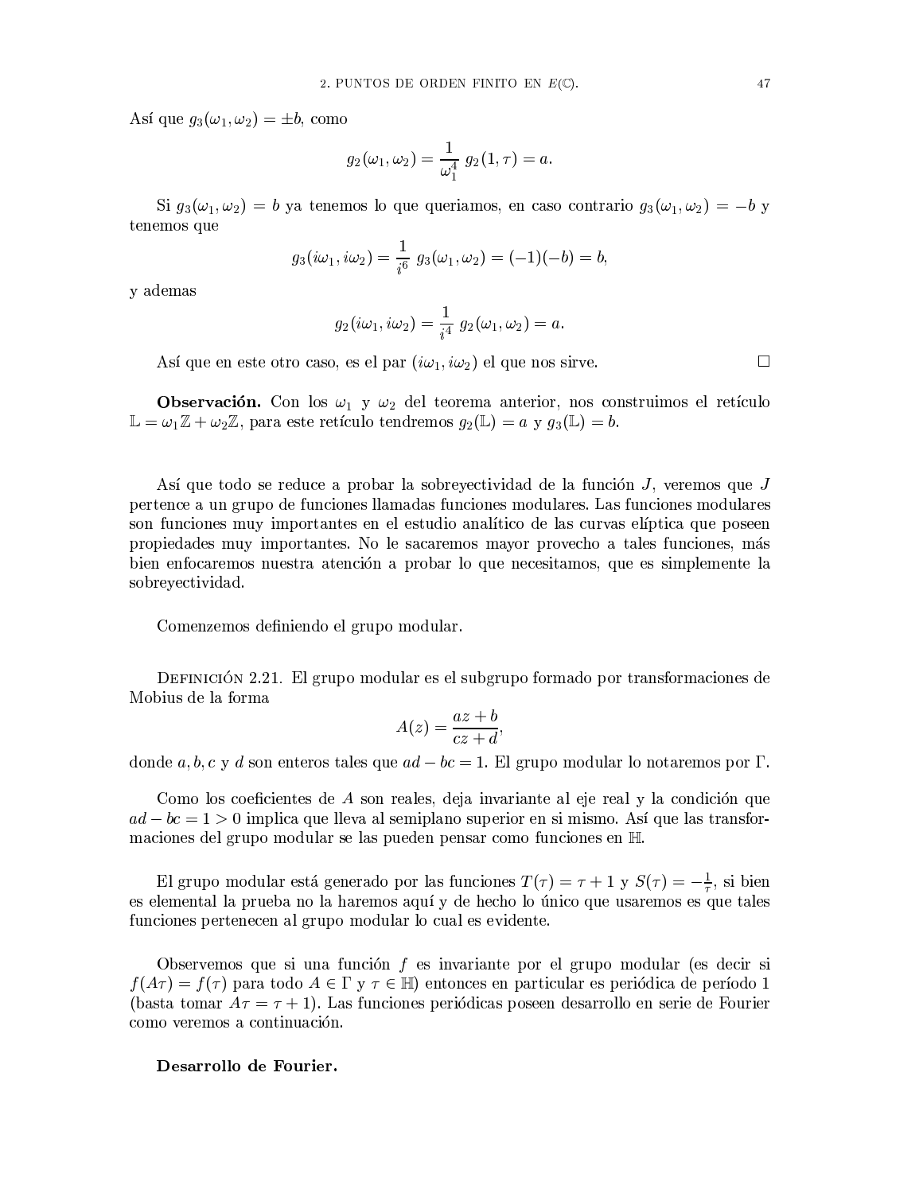Así que $g_3(\omega_1, \omega_2) = \pm b$, como

$$g_2(\omega_1, \omega_2) = \frac{1}{\omega_1^4}\ g_2(1, \tau) = a.$$

Si $g_3(\omega_1, \omega_2) = b$ ya tenemos lo que queriamos, en caso contrario $g_3(\omega_1, \omega_2) = -b$ y tenemos que

$$g_3(i\omega_1, i\omega_2) = \frac{1}{i^6}\ g_3(\omega_1, \omega_2) = (-1)(-b) = b,$$

y ademas

$$g_2(i\omega_1, i\omega_2) = \frac{1}{i^4}\ g_2(\omega_1, \omega_2) = a.$$

Así que en este otro caso, es el par $(i\omega_1, i\omega_2)$ el que nos sirve. $\square$

**Observación.** Con los $\omega_1$ y $\omega_2$ del teorema anterior, nos construimos el retículo $\mathbb{L} = \omega_1\mathbb{Z} + \omega_2\mathbb{Z}$, para este retículo tendremos $g_2(\mathbb{L}) = a$ y $g_3(\mathbb{L}) = b$.

Así que todo se reduce a probar la sobreyectividad de la función $J$, veremos que $J$ pertence a un grupo de funciones llamadas funciones modulares. Las funciones modulares son funciones muy importantes en el estudio analítico de las curvas elíptica que poseen propiedades muy importantes. No le sacaremos mayor provecho a tales funciones, más bien enfocaremos nuestra atención a probar lo que necesitamos, que es simplemente la sobreyectividad.

Comenzemos definiendo el grupo modular.

Definición 2.21. El grupo modular es el subgrupo formado por transformaciones de Mobius de la forma

$$A(z) = \frac{az + b}{cz + d},$$

donde $a, b, c$ y $d$ son enteros tales que $ad - bc = 1$. El grupo modular lo notaremos por $\Gamma$.

Como los coeficientes de $A$ son reales, deja invariante al eje real y la condición que $ad - bc = 1 > 0$ implica que lleva al semiplano superior en si mismo. Así que las transformaciones del grupo modular se las pueden pensar como funciones en $\mathbb{H}$.

El grupo modular está generado por las funciones $T(\tau) = \tau + 1$ y $S(\tau) = -\frac{1}{\tau}$, si bien es elemental la prueba no la haremos aquí y de hecho lo único que usaremos es que tales funciones pertenecen al grupo modular lo cual es evidente.

Observemos que si una función $f$ es invariante por el grupo modular (es decir si $f(A\tau) = f(\tau)$ para todo $A \in \Gamma$ y $\tau \in \mathbb{H}$) entonces en particular es periódica de período 1 (basta tomar $A\tau = \tau + 1$). Las funciones periódicas poseen desarrollo en serie de Fourier como veremos a continuación.

**Desarrollo de Fourier.**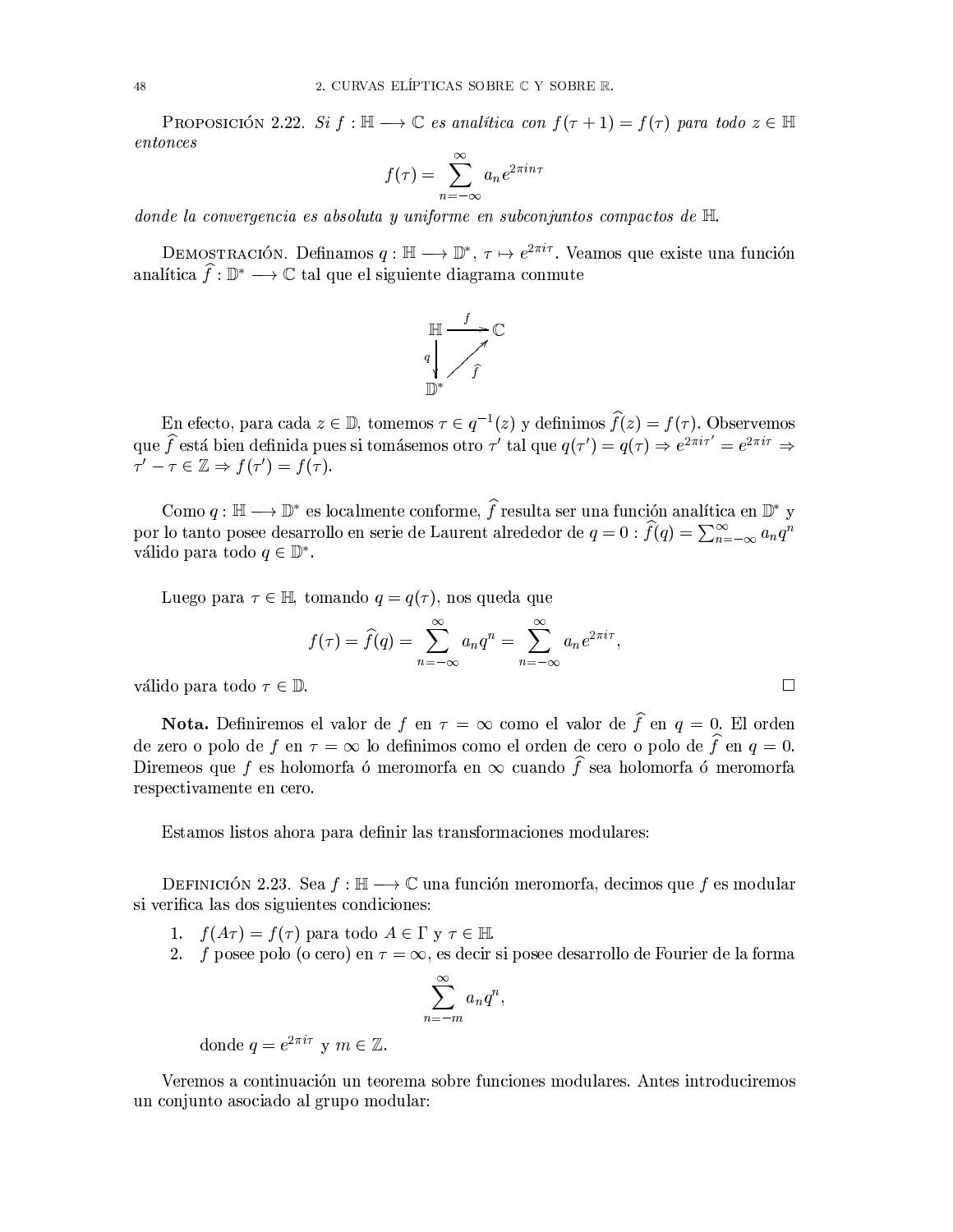Proposición 2.22. *Si $f : \mathbb{H} \longrightarrow \mathbb{C}$ es analítica con $f(\tau + 1) = f(\tau)$ para todo $z \in \mathbb{H}$ entonces*

$$f(\tau) = \sum_{n=-\infty}^{\infty} a_n e^{2\pi i n \tau}$$

*donde la convergencia es absoluta y uniforme en subconjuntos compactos de $\mathbb{H}$.*

Demostración. Definamos $q : \mathbb{H} \longrightarrow \mathbb{D}^*$, $\tau \mapsto e^{2\pi i \tau}$. Veamos que existe una función analítica $\widehat{f} : \mathbb{D}^* \longrightarrow \mathbb{C}$ tal que el siguiente diagrama conmute

$$\begin{array}{ccc} \mathbb{H} & \xrightarrow{f} & \mathbb{C} \\ {\scriptstyle q}\downarrow & \nearrow_{\widehat{f}} & \\ \mathbb{D}^* & & \end{array}$$

En efecto, para cada $z \in \mathbb{D}$, tomemos $\tau \in q^{-1}(z)$ y definimos $\widehat{f}(z) = f(\tau)$. Observemos que $\widehat{f}$ está bien definida pues si tomásemos otro $\tau'$ tal que $q(\tau') = q(\tau) \Rightarrow e^{2\pi i \tau'} = e^{2\pi i \tau} \Rightarrow \tau' - \tau \in \mathbb{Z} \Rightarrow f(\tau') = f(\tau)$.

Como $q : \mathbb{H} \longrightarrow \mathbb{D}^*$ es localmente conforme, $\widehat{f}$ resulta ser una función analítica en $\mathbb{D}^*$ y por lo tanto posee desarrollo en serie de Laurent alrededor de $q = 0$ : $\widehat{f}(q) = \sum_{n=-\infty}^{\infty} a_n q^n$ válido para todo $q \in \mathbb{D}^*$.

Luego para $\tau \in \mathbb{H}$, tomando $q = q(\tau)$, nos queda que

$$f(\tau) = \widehat{f}(q) = \sum_{n=-\infty}^{\infty} a_n q^n = \sum_{n=-\infty}^{\infty} a_n e^{2\pi i \tau},$$

válido para todo $\tau \in \mathbb{D}$. $\square$

**Nota.** Definiremos el valor de $f$ en $\tau = \infty$ como el valor de $\widehat{f}$ en $q = 0$. El orden de zero o polo de $f$ en $\tau = \infty$ lo definimos como el orden de cero o polo de $\widehat{f}$ en $q = 0$. Diremeos que $f$ es holomorfa ó meromorfa en $\infty$ cuando $\widehat{f}$ sea holomorfa ó meromorfa respectivamente en cero.

Estamos listos ahora para definir las transformaciones modulares:

Definición 2.23. Sea $f : \mathbb{H} \longrightarrow \mathbb{C}$ una función meromorfa, decimos que $f$ es modular si verifica las dos siguientes condiciones:

1. $f(A\tau) = f(\tau)$ para todo $A \in \Gamma$ y $\tau \in \mathbb{H}$.
2. $f$ posee polo (o cero) en $\tau = \infty$, es decir si posee desarrollo de Fourier de la forma

$$\sum_{n=-m}^{\infty} a_n q^n,$$

donde $q = e^{2\pi i \tau}$ y $m \in \mathbb{Z}$.

Veremos a continuación un teorema sobre funciones modulares. Antes introduciremos un conjunto asociado al grupo modular: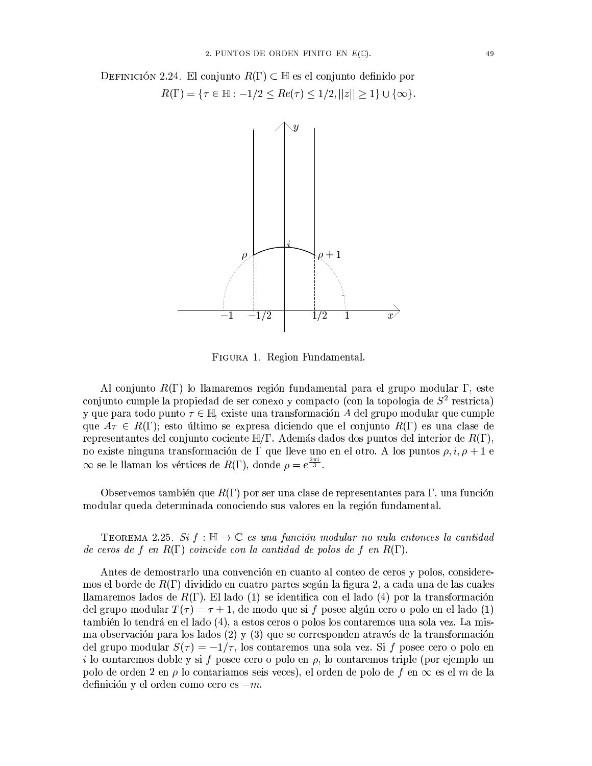Definición 2.24. El conjunto $R(\Gamma) \subset \mathbb{H}$ es el conjunto definido por

$$R(\Gamma) = \{\tau \in \mathbb{H} : -1/2 \leq Re(\tau) \leq 1/2, ||z|| \geq 1\} \cup \{\infty\}.$$

Figura 1. Region Fundamental.

Al conjunto $R(\Gamma)$ lo llamaremos región fundamental para el grupo modular $\Gamma$, este conjunto cumple la propiedad de ser conexo y compacto (con la topologia de $S^2$ restricta) y que para todo punto $\tau \in \mathbb{H}$, existe una transformación $A$ del grupo modular que cumple que $A\tau \in R(\Gamma)$; esto último se expresa diciendo que el conjunto $R(\Gamma)$ es una clase de representantes del conjunto cociente $\mathbb{H}/\Gamma$. Además dados dos puntos del interior de $R(\Gamma)$, no existe ninguna transformación de $\Gamma$ que lleve uno en el otro. A los puntos $\rho, i, \rho + 1$ e $\infty$ se le llaman los vértices de $R(\Gamma)$, donde $\rho = e^{\frac{2\pi i}{3}}$.

Observemos también que $R(\Gamma)$ por ser una clase de representantes para $\Gamma$, una función modular queda determinada conociendo sus valores en la región fundamental.

Teorema 2.25. *Si $f : \mathbb{H} \to \mathbb{C}$ es una función modular no nula entonces la cantidad de ceros de $f$ en $R(\Gamma)$ coincide con la cantidad de polos de $f$ en $R(\Gamma)$.*

Antes de demostrarlo una convención en cuanto al conteo de ceros y polos, consideremos el borde de $R(\Gamma)$ dividido en cuatro partes según la figura 2, a cada una de las cuales llamaremos lados de $R(\Gamma)$. El lado (1) se identifica con el lado (4) por la transformación del grupo modular $T(\tau) = \tau + 1$, de modo que si $f$ posee algún cero o polo en el lado (1) también lo tendrá en el lado (4), a estos ceros o polos los contaremos una sola vez. La misma observación para los lados (2) y (3) que se corresponden através de la transformación del grupo modular $S(\tau) = -1/\tau$, los contaremos una sola vez. Si $f$ posee cero o polo en $i$ lo contaremos doble y si $f$ posee cero o polo en $\rho$, lo contaremos triple (por ejemplo un polo de orden 2 en $\rho$ lo contariamos seis veces), el orden de polo de $f$ en $\infty$ es el $m$ de la definición y el orden como cero es $-m$.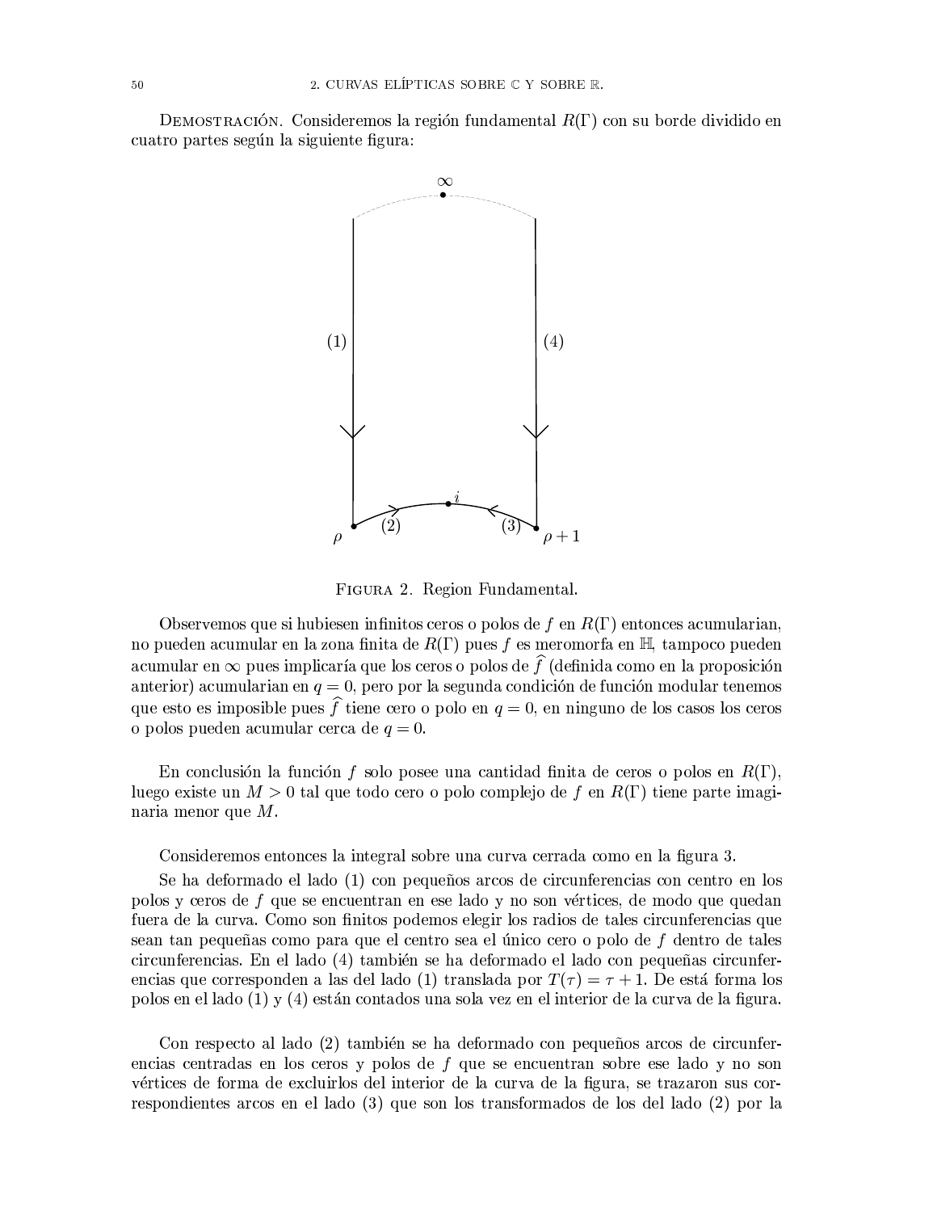Demostración. Consideremos la región fundamental $R(\Gamma)$ con su borde dividido en cuatro partes según la siguiente figura:

Figura 2. Region Fundamental.

Observemos que si hubiesen infinitos ceros o polos de $f$ en $R(\Gamma)$ entonces acumularian, no pueden acumular en la zona finita de $R(\Gamma)$ pues $f$ es meromorfa en $\mathbb{H}$, tampoco pueden acumular en $\infty$ pues implicaría que los ceros o polos de $\widehat{f}$ (definida como en la proposición anterior) acumularian en $q = 0$, pero por la segunda condición de función modular tenemos que esto es imposible pues $\widehat{f}$ tiene cero o polo en $q = 0$, en ninguno de los casos los ceros o polos pueden acumular cerca de $q = 0$.

En conclusión la función $f$ solo posee una cantidad finita de ceros o polos en $R(\Gamma)$, luego existe un $M > 0$ tal que todo cero o polo complejo de $f$ en $R(\Gamma)$ tiene parte imaginaria menor que $M$.

Consideremos entonces la integral sobre una curva cerrada como en la figura 3.

Se ha deformado el lado (1) con pequeños arcos de circunferencias con centro en los polos y ceros de $f$ que se encuentran en ese lado y no son vértices, de modo que quedan fuera de la curva. Como son finitos podemos elegir los radios de tales circunferencias que sean tan pequeñas como para que el centro sea el único cero o polo de $f$ dentro de tales circunferencias. En el lado (4) también se ha deformado el lado con pequeñas circunferencias que corresponden a las del lado (1) translada por $T(\tau) = \tau + 1$. De está forma los polos en el lado (1) y (4) están contados una sola vez en el interior de la curva de la figura.

Con respecto al lado (2) también se ha deformado con pequeños arcos de circunferencias centradas en los ceros y polos de $f$ que se encuentran sobre ese lado y no son vértices de forma de excluirlos del interior de la curva de la figura, se trazaron sus correspondientes arcos en el lado (3) que son los transformados de los del lado (2) por la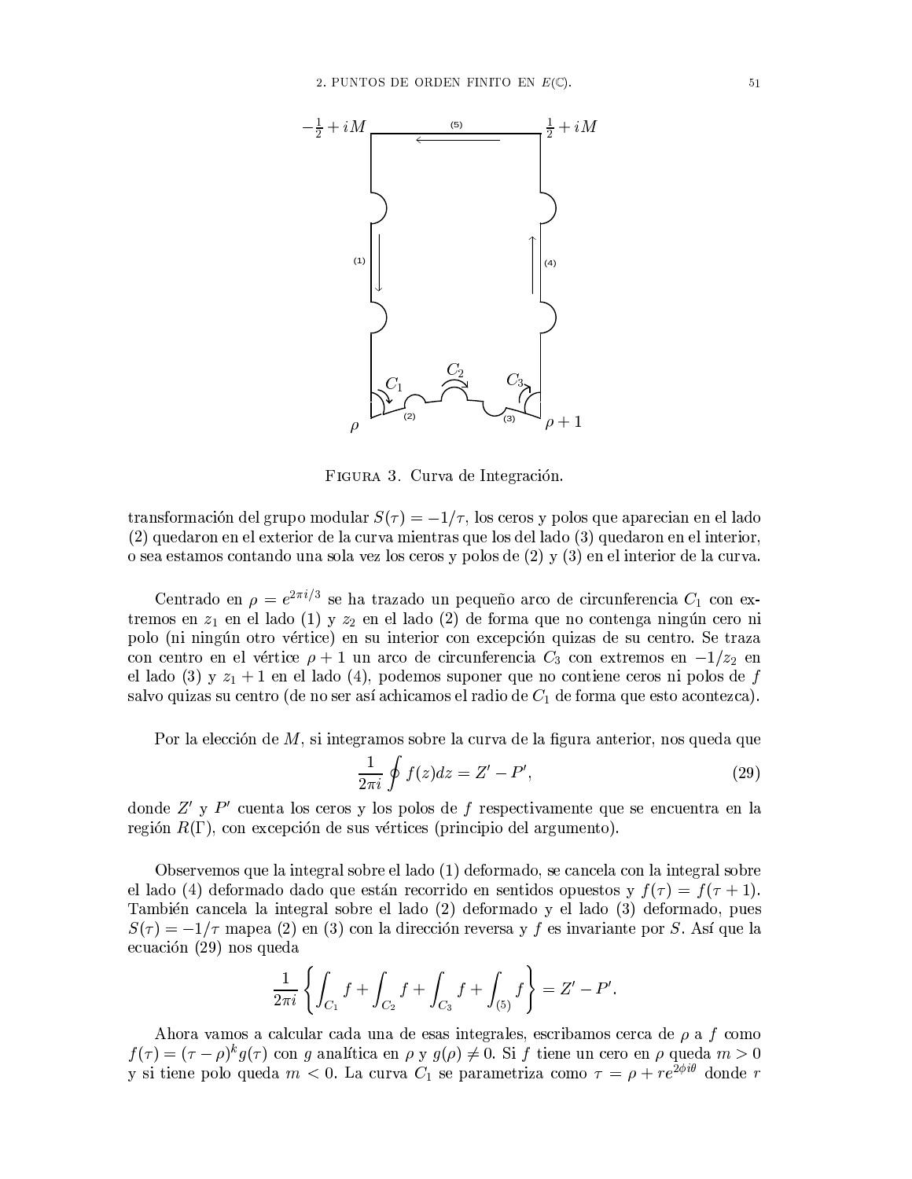FIGURA 3. Curva de Integración.

transformación del grupo modular $S(\tau) = -1/\tau$, los ceros y polos que aparecian en el lado (2) quedaron en el exterior de la curva mientras que los del lado (3) quedaron en el interior, o sea estamos contando una sola vez los ceros y polos de (2) y (3) en el interior de la curva.

Centrado en $\rho = e^{2\pi i/3}$ se ha trazado un pequeño arco de circunferencia $C_1$ con extremos en $z_1$ en el lado (1) y $z_2$ en el lado (2) de forma que no contenga ningún cero ni polo (ni ningún otro vértice) en su interior con excepción quizas de su centro. Se traza con centro en el vértice $\rho + 1$ un arco de circunferencia $C_3$ con extremos en $-1/z_2$ en el lado (3) y $z_1 + 1$ en el lado (4), podemos suponer que no contiene ceros ni polos de $f$ salvo quizas su centro (de no ser así achicamos el radio de $C_1$ de forma que esto acontezca).

Por la elección de $M$, si integramos sobre la curva de la figura anterior, nos queda que

$$\frac{1}{2\pi i} \oint f(z)dz = Z' - P', \tag{29}$$

donde $Z'$ y $P'$ cuenta los ceros y los polos de $f$ respectivamente que se encuentra en la región $R(\Gamma)$, con excepción de sus vértices (principio del argumento).

Observemos que la integral sobre el lado (1) deformado, se cancela con la integral sobre el lado (4) deformado dado que están recorrido en sentidos opuestos y $f(\tau) = f(\tau + 1)$. También cancela la integral sobre el lado (2) deformado y el lado (3) deformado, pues $S(\tau) = -1/\tau$ mapea (2) en (3) con la dirección reversa y $f$ es invariante por $S$. Así que la ecuación (29) nos queda

$$\frac{1}{2\pi i} \left\{ \int_{C_1} f + \int_{C_2} f + \int_{C_3} f + \int_{(5)} f \right\} = Z' - P'.$$

Ahora vamos a calcular cada una de esas integrales, escribamos cerca de $\rho$ a $f$ como $f(\tau) = (\tau - \rho)^k g(\tau)$ con $g$ analítica en $\rho$ y $g(\rho) \neq 0$. Si $f$ tiene un cero en $\rho$ queda $m > 0$ y si tiene polo queda $m < 0$. La curva $C_1$ se parametriza como $\tau = \rho + re^{2\phi i\theta}$ donde $r$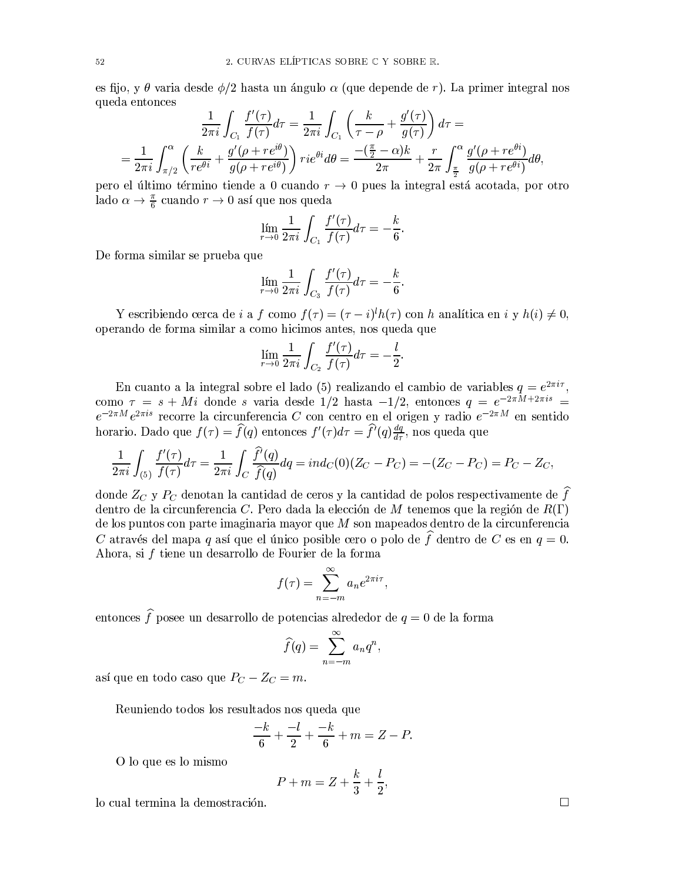es fijo, y $\theta$ varia desde $\phi/2$ hasta un ángulo $\alpha$ (que depende de $r$). La primer integral nos queda entonces

$$\frac{1}{2\pi i}\int_{C_1}\frac{f'(\tau)}{f(\tau)}d\tau = \frac{1}{2\pi i}\int_{C_1}\left(\frac{k}{\tau-\rho}+\frac{g'(\tau)}{g(\tau)}\right)d\tau =$$

$$= \frac{1}{2\pi i}\int_{\pi/2}^{\alpha}\left(\frac{k}{re^{\theta i}}+\frac{g'(\rho+re^{i\theta})}{g(\rho+re^{i\theta})}\right)rie^{\theta i}d\theta = \frac{-(\frac{\pi}{2}-\alpha)k}{2\pi}+\frac{r}{2\pi}\int_{\frac{\pi}{2}}^{\alpha}\frac{g'(\rho+re^{\theta i})}{g(\rho+re^{\theta i})}d\theta,$$

pero el último término tiende a 0 cuando $r\to 0$ pues la integral está acotada, por otro lado $\alpha\to\frac{\pi}{6}$ cuando $r\to 0$ así que nos queda

$$\lim_{r\to 0}\frac{1}{2\pi i}\int_{C_1}\frac{f'(\tau)}{f(\tau)}d\tau = -\frac{k}{6}.$$

De forma similar se prueba que

$$\lim_{r\to 0}\frac{1}{2\pi i}\int_{C_3}\frac{f'(\tau)}{f(\tau)}d\tau = -\frac{k}{6}.$$

Y escribiendo cerca de $i$ a $f$ como $f(\tau)=(\tau-i)^l h(\tau)$ con $h$ analítica en $i$ y $h(i)\neq 0$, operando de forma similar a como hicimos antes, nos queda que

$$\lim_{r\to 0}\frac{1}{2\pi i}\int_{C_2}\frac{f'(\tau)}{f(\tau)}d\tau = -\frac{l}{2}.$$

En cuanto a la integral sobre el lado (5) realizando el cambio de variables $q=e^{2\pi i\tau}$, como $\tau = s+Mi$ donde $s$ varia desde $1/2$ hasta $-1/2$, entonces $q=e^{-2\pi M+2\pi is}=e^{-2\pi M}e^{2\pi is}$ recorre la circunferencia $C$ con centro en el origen y radio $e^{-2\pi M}$ en sentido horario. Dado que $f(\tau)=\widehat{f}(q)$ entonces $f'(\tau)d\tau=\widehat{f}'(q)\frac{dq}{d\tau}$, nos queda que

$$\frac{1}{2\pi i}\int_{(5)}\frac{f'(\tau)}{f(\tau)}d\tau = \frac{1}{2\pi i}\int_{C}\frac{\widehat{f}'(q)}{\widehat{f}(q)}dq = ind_C(0)(Z_C-P_C) = -(Z_C-P_C) = P_C-Z_C,$$

donde $Z_C$ y $P_C$ denotan la cantidad de ceros y la cantidad de polos respectivamente de $\widehat{f}$ dentro de la circunferencia $C$. Pero dada la elección de $M$ tenemos que la región de $R(\Gamma)$ de los puntos con parte imaginaria mayor que $M$ son mapeados dentro de la circunferencia $C$ através del mapa $q$ así que el único posible cero o polo de $\widehat{f}$ dentro de $C$ es en $q=0$. Ahora, si $f$ tiene un desarrollo de Fourier de la forma

$$f(\tau)=\sum_{n=-m}^{\infty}a_n e^{2\pi i\tau},$$

entonces $\widehat{f}$ posee un desarrollo de potencias alrededor de $q=0$ de la forma

$$\widehat{f}(q)=\sum_{n=-m}^{\infty}a_n q^n,$$

así que en todo caso que $P_C-Z_C=m$.

Reuniendo todos los resultados nos queda que

$$\frac{-k}{6}+\frac{-l}{2}+\frac{-k}{6}+m = Z-P.$$

O lo que es lo mismo

$$P+m = Z+\frac{k}{3}+\frac{l}{2},$$

lo cual termina la demostración. □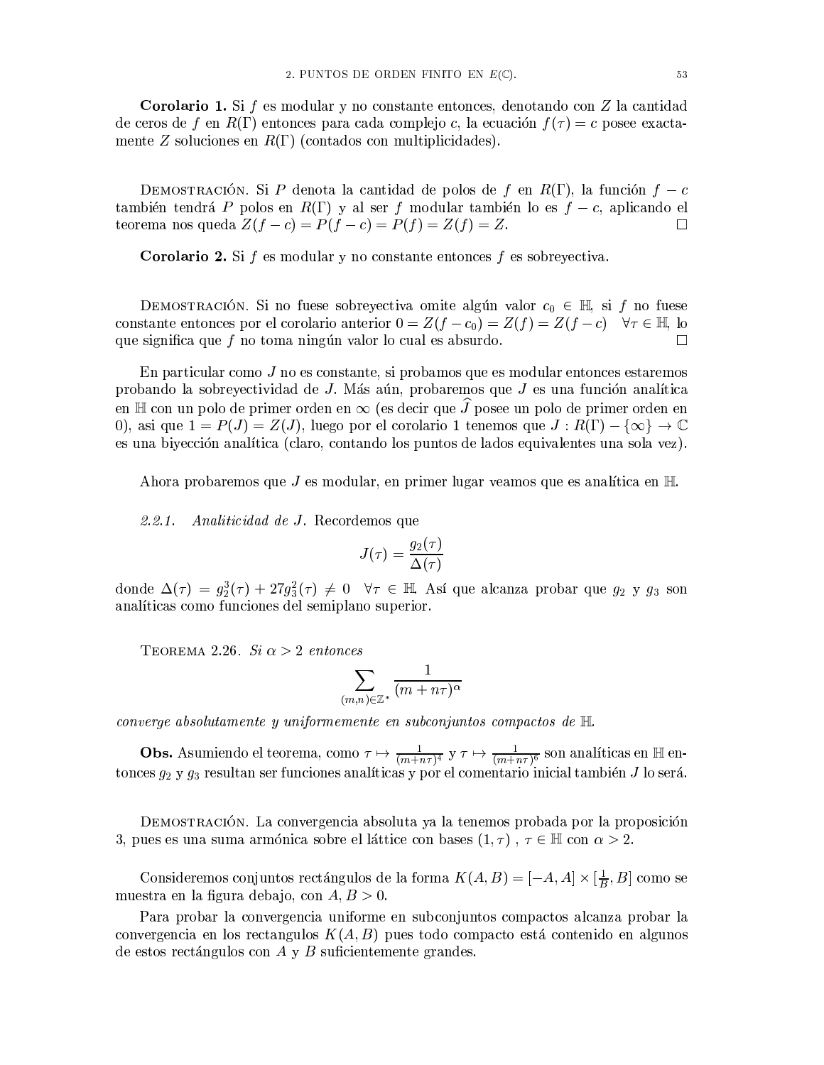**Corolario 1.** Si $f$ es modular y no constante entonces, denotando con $Z$ la cantidad de ceros de $f$ en $R(\Gamma)$ entonces para cada complejo $c$, la ecuación $f(\tau) = c$ posee exactamente $Z$ soluciones en $R(\Gamma)$ (contados con multiplicidades).

DEMOSTRACIÓN. Si $P$ denota la cantidad de polos de $f$ en $R(\Gamma)$, la función $f - c$ también tendrá $P$ polos en $R(\Gamma)$ y al ser $f$ modular también lo es $f - c$, aplicando el teorema nos queda $Z(f - c) = P(f - c) = P(f) = Z(f) = Z$. $\square$

**Corolario 2.** Si $f$ es modular y no constante entonces $f$ es sobreyectiva.

DEMOSTRACIÓN. Si no fuese sobreyectiva omite algún valor $c_0 \in \mathbb{H}$, si $f$ no fuese constante entonces por el corolario anterior $0 = Z(f - c_0) = Z(f) = Z(f - c) \quad \forall \tau \in \mathbb{H}$, lo que significa que $f$ no toma ningún valor lo cual es absurdo. $\square$

En particular como $J$ no es constante, si probamos que es modular entonces estaremos probando la sobreyectividad de $J$. Más aún, probaremos que $J$ es una función analítica en $\mathbb{H}$ con un polo de primer orden en $\infty$ (es decir que $\widehat{J}$ posee un polo de primer orden en 0), asi que $1 = P(J) = Z(J)$, luego por el corolario 1 tenemos que $J : R(\Gamma) - \{\infty\} \to \mathbb{C}$ es una biyección analítica (claro, contando los puntos de lados equivalentes una sola vez).

Ahora probaremos que $J$ es modular, en primer lugar veamos que es analítica en $\mathbb{H}$.

*2.2.1. Analiticidad de J.* Recordemos que

$$J(\tau) = \frac{g_2(\tau)}{\Delta(\tau)}$$

donde $\Delta(\tau) = g_2^3(\tau) + 27g_3^2(\tau) \neq 0 \quad \forall \tau \in \mathbb{H}$. Así que alcanza probar que $g_2$ y $g_3$ son analíticas como funciones del semiplano superior.

TEOREMA 2.26. *Si $\alpha > 2$ entonces*

$$\sum_{(m,n) \in \mathbb{Z}^*} \frac{1}{(m + n\tau)^\alpha}$$

*converge absolutamente y uniformemente en subconjuntos compactos de $\mathbb{H}$.*

**Obs.** Asumiendo el teorema, como $\tau \mapsto \frac{1}{(m+n\tau)^4}$ y $\tau \mapsto \frac{1}{(m+n\tau)^6}$ son analíticas en $\mathbb{H}$ entonces $g_2$ y $g_3$ resultan ser funciones analíticas y por el comentario inicial también $J$ lo será.

DEMOSTRACIÓN. La convergencia absoluta ya la tenemos probada por la proposición 3, pues es una suma armónica sobre el láttice con bases $(1, \tau)$ , $\tau \in \mathbb{H}$ con $\alpha > 2$.

Consideremos conjuntos rectángulos de la forma $K(A, B) = [-A, A] \times [\frac{1}{B}, B]$ como se muestra en la figura debajo, con $A, B > 0$.

Para probar la convergencia uniforme en subconjuntos compactos alcanza probar la convergencia en los rectangulos $K(A, B)$ pues todo compacto está contenido en algunos de estos rectángulos con $A$ y $B$ suficientemente grandes.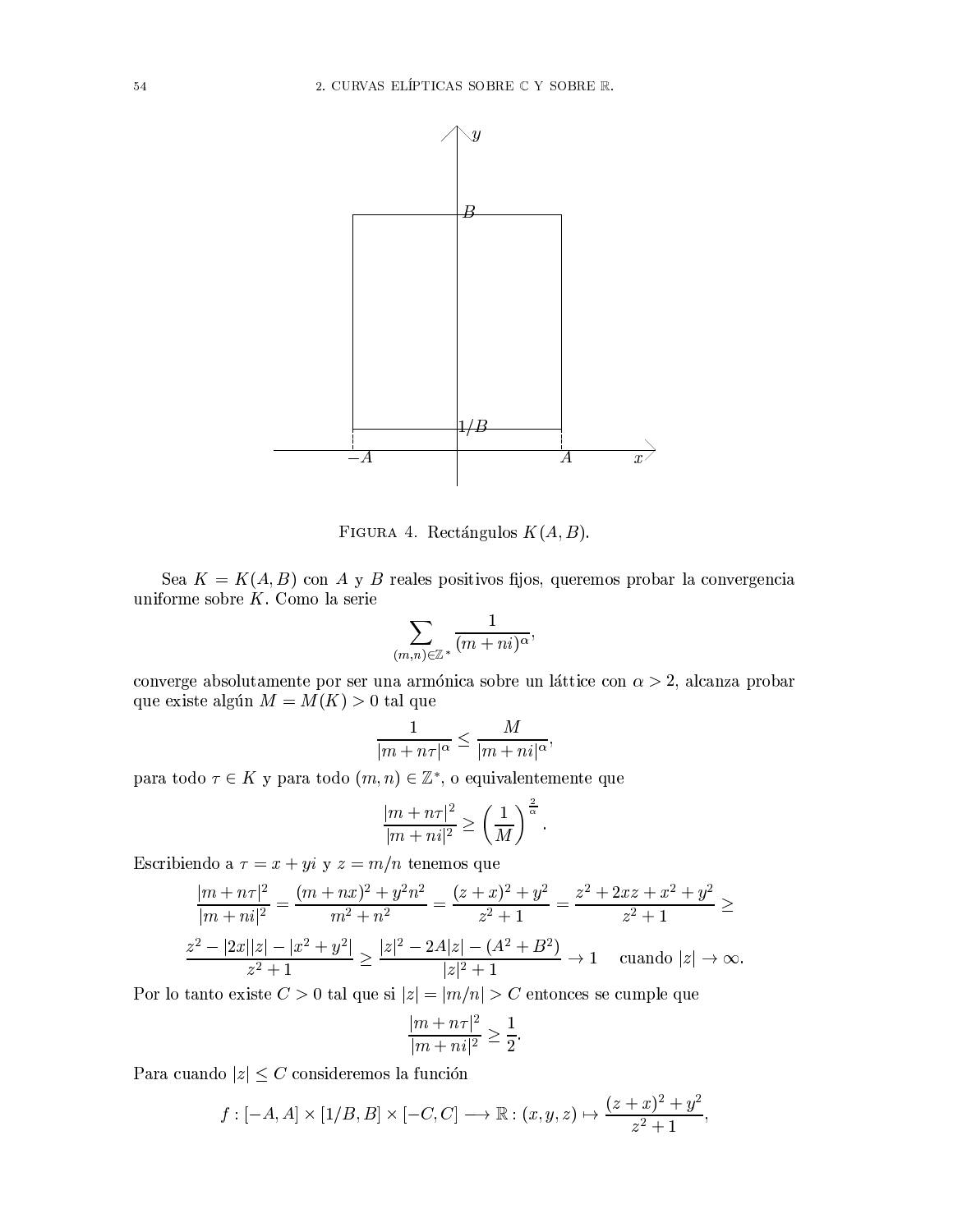Figura 4. Rectángulos $K(A, B)$.

Sea $K = K(A, B)$ con $A$ y $B$ reales positivos fijos, queremos probar la convergencia uniforme sobre $K$. Como la serie

$$\sum_{(m,n)\in\mathbb{Z}^*} \frac{1}{(m+ni)^\alpha},$$

converge absolutamente por ser una armónica sobre un láttice con $\alpha > 2$, alcanza probar que existe algún $M = M(K) > 0$ tal que

$$\frac{1}{|m+n\tau|^\alpha} \leq \frac{M}{|m+ni|^\alpha},$$

para todo $\tau \in K$ y para todo $(m,n) \in \mathbb{Z}^*$, o equivalentemente que

$$\frac{|m+n\tau|^2}{|m+ni|^2} \geq \left(\frac{1}{M}\right)^{\frac{2}{\alpha}}.$$

Escribiendo a $\tau = x + yi$ y $z = m/n$ tenemos que

$$\frac{|m+n\tau|^2}{|m+ni|^2} = \frac{(m+nx)^2 + y^2n^2}{m^2+n^2} = \frac{(z+x)^2+y^2}{z^2+1} = \frac{z^2+2xz+x^2+y^2}{z^2+1} \geq$$

$$\frac{z^2 - |2x||z| - |x^2+y^2|}{z^2+1} \geq \frac{|z|^2 - 2A|z| - (A^2+B^2)}{|z|^2+1} \to 1 \quad \text{cuando } |z| \to \infty.$$

Por lo tanto existe $C > 0$ tal que si $|z| = |m/n| > C$ entonces se cumple que

$$\frac{|m+n\tau|^2}{|m+ni|^2} \geq \frac{1}{2}.$$

Para cuando $|z| \leq C$ consideremos la función

$$f : [-A, A] \times [1/B, B] \times [-C, C] \longrightarrow \mathbb{R} : (x, y, z) \mapsto \frac{(z+x)^2+y^2}{z^2+1},$$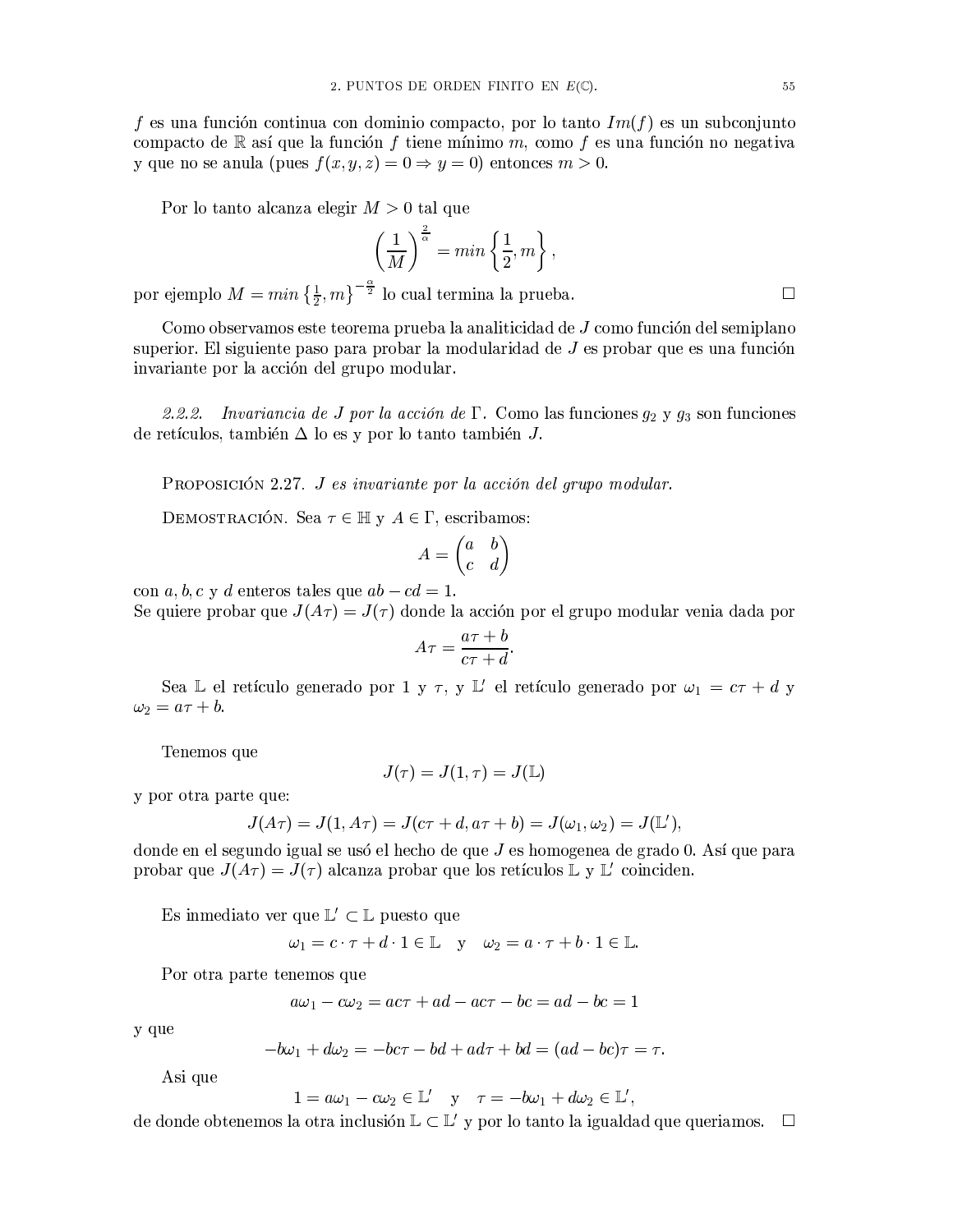$f$ es una función continua con dominio compacto, por lo tanto $Im(f)$ es un subconjunto compacto de $\mathbb{R}$ así que la función $f$ tiene mínimo $m$, como $f$ es una función no negativa y que no se anula (pues $f(x, y, z) = 0 \Rightarrow y = 0$) entonces $m > 0$.

Por lo tanto alcanza elegir $M > 0$ tal que

$$\left(\frac{1}{M}\right)^{\frac{2}{\alpha}} = min\left\{\frac{1}{2}, m\right\},$$

por ejemplo $M = min\left\{\frac{1}{2}, m\right\}^{-\frac{\alpha}{2}}$ lo cual termina la prueba. □

Como observamos este teorema prueba la analiticidad de $J$ como función del semiplano superior. El siguiente paso para probar la modularidad de $J$ es probar que es una función invariante por la acción del grupo modular.

*2.2.2. Invariancia de $J$ por la acción de $\Gamma$.* Como las funciones $g_2$ y $g_3$ son funciones de retículos, también $\Delta$ lo es y por lo tanto también $J$.

Proposición 2.27. *$J$ es invariante por la acción del grupo modular.*

Demostración. Sea $\tau \in \mathbb{H}$ y $A \in \Gamma$, escribamos:

$$A = \begin{pmatrix} a & b \\ c & d \end{pmatrix}$$

con $a, b, c$ y $d$ enteros tales que $ab - cd = 1$.
Se quiere probar que $J(A\tau) = J(\tau)$ donde la acción por el grupo modular venia dada por

$$A\tau = \frac{a\tau + b}{c\tau + d}.$$

Sea $\mathbb{L}$ el retículo generado por 1 y $\tau$, y $\mathbb{L}'$ el retículo generado por $\omega_1 = c\tau + d$ y $\omega_2 = a\tau + b$.

Tenemos que

$$J(\tau) = J(1, \tau) = J(\mathbb{L})$$

y por otra parte que:

$$J(A\tau) = J(1, A\tau) = J(c\tau + d, a\tau + b) = J(\omega_1, \omega_2) = J(\mathbb{L}'),$$

donde en el segundo igual se usó el hecho de que $J$ es homogenea de grado 0. Así que para probar que $J(A\tau) = J(\tau)$ alcanza probar que los retículos $\mathbb{L}$ y $\mathbb{L}'$ coinciden.

Es inmediato ver que $\mathbb{L}' \subset \mathbb{L}$ puesto que

$$\omega_1 = c \cdot \tau + d \cdot 1 \in \mathbb{L} \quad \text{y} \quad \omega_2 = a \cdot \tau + b \cdot 1 \in \mathbb{L}.$$

Por otra parte tenemos que

$$a\omega_1 - c\omega_2 = ac\tau + ad - ac\tau - bc = ad - bc = 1$$

y que

$$-b\omega_1 + d\omega_2 = -bc\tau - bd + ad\tau + bd = (ad - bc)\tau = \tau.$$

Asi que

$$1 = a\omega_1 - c\omega_2 \in \mathbb{L}' \quad \text{y} \quad \tau = -b\omega_1 + d\omega_2 \in \mathbb{L}',$$

de donde obtenemos la otra inclusión $\mathbb{L} \subset \mathbb{L}'$ y por lo tanto la igualdad que queriamos. □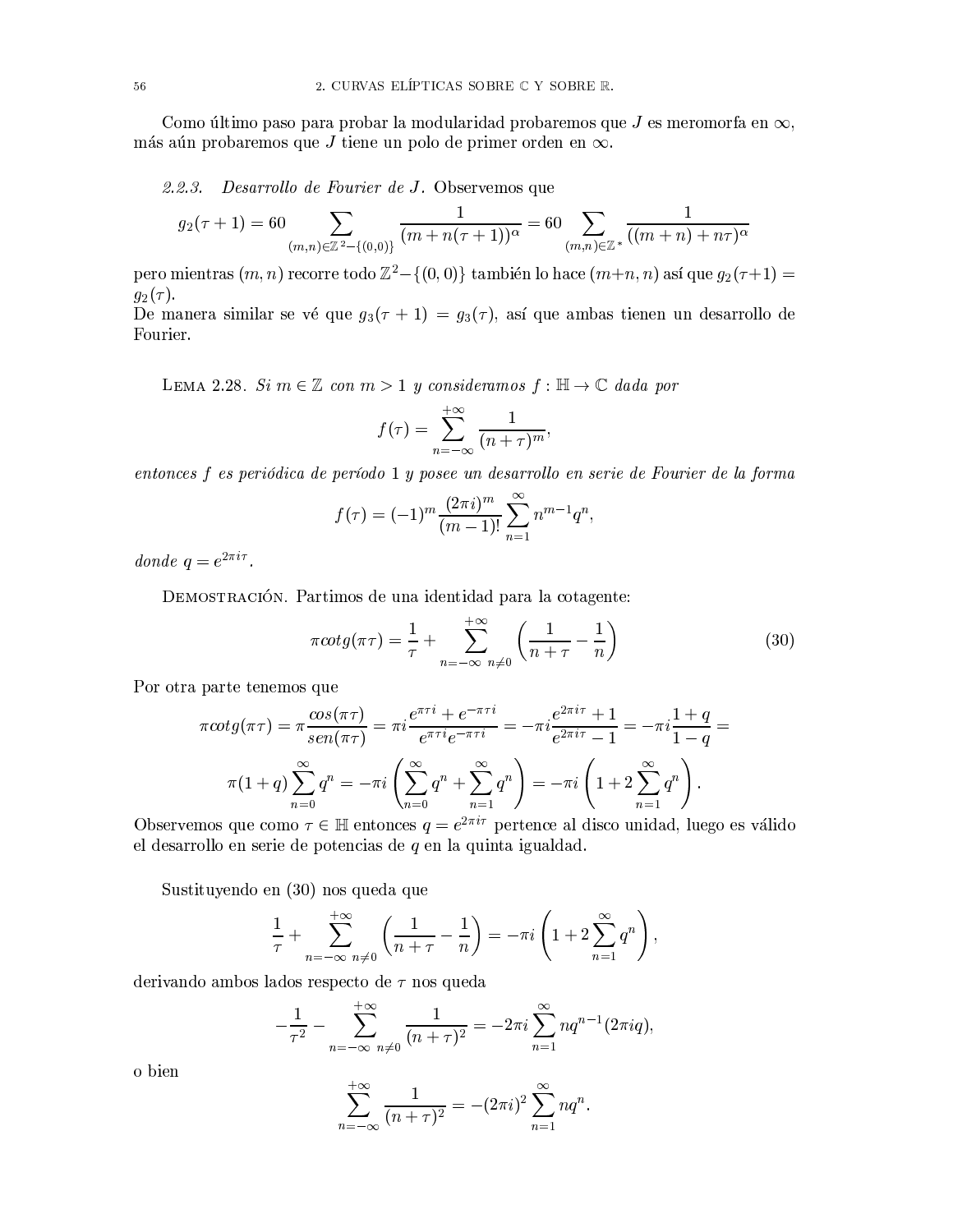Como último paso para probar la modularidad probaremos que $J$ es meromorfa en $\infty$, más aún probaremos que $J$ tiene un polo de primer orden en $\infty$.

*2.2.3. Desarrollo de Fourier de $J$.* Observemos que

$$g_2(\tau+1) = 60 \sum_{(m,n)\in\mathbb{Z}^2-\{(0,0)\}} \frac{1}{(m+n(\tau+1))^\alpha} = 60 \sum_{(m,n)\in\mathbb{Z}^*} \frac{1}{((m+n)+n\tau)^\alpha}$$

pero mientras $(m,n)$ recorre todo $\mathbb{Z}^2-\{(0,0)\}$ también lo hace $(m+n,n)$ así que $g_2(\tau+1) = g_2(\tau)$.
De manera similar se vé que $g_3(\tau+1) = g_3(\tau)$, así que ambas tienen un desarrollo de Fourier.

Lema 2.28. *Si $m \in \mathbb{Z}$ con $m > 1$ y consideramos $f : \mathbb{H} \to \mathbb{C}$ dada por*

$$f(\tau) = \sum_{n=-\infty}^{+\infty} \frac{1}{(n+\tau)^m},$$

*entonces $f$ es periódica de período 1 y posee un desarrollo en serie de Fourier de la forma*

$$f(\tau) = (-1)^m \frac{(2\pi i)^m}{(m-1)!} \sum_{n=1}^{\infty} n^{m-1} q^n,$$

*donde $q = e^{2\pi i\tau}$.*

Demostración. Partimos de una identidad para la cotagente:

$$\pi cotg(\pi\tau) = \frac{1}{\tau} + \sum_{n=-\infty \ n\neq 0}^{+\infty} \left( \frac{1}{n+\tau} - \frac{1}{n} \right) \tag{30}$$

Por otra parte tenemos que

$$\pi cotg(\pi\tau) = \pi \frac{cos(\pi\tau)}{sen(\pi\tau)} = \pi i \frac{e^{\pi\tau i} + e^{-\pi\tau i}}{e^{\pi\tau i} e^{-\pi\tau i}} = -\pi i \frac{e^{2\pi i\tau}+1}{e^{2\pi i\tau}-1} = -\pi i \frac{1+q}{1-q} =$$

$$\pi(1+q)\sum_{n=0}^{\infty} q^n = -\pi i \left( \sum_{n=0}^{\infty} q^n + \sum_{n=1}^{\infty} q^n \right) = -\pi i \left( 1 + 2\sum_{n=1}^{\infty} q^n \right).$$

Observemos que como $\tau \in \mathbb{H}$ entonces $q = e^{2\pi i\tau}$ pertence al disco unidad, luego es válido el desarrollo en serie de potencias de $q$ en la quinta igualdad.

Sustituyendo en (30) nos queda que

$$\frac{1}{\tau} + \sum_{n=-\infty \ n\neq 0}^{+\infty} \left( \frac{1}{n+\tau} - \frac{1}{n} \right) = -\pi i \left( 1 + 2\sum_{n=1}^{\infty} q^n \right),$$

derivando ambos lados respecto de $\tau$ nos queda

$$-\frac{1}{\tau^2} - \sum_{n=-\infty \ n\neq 0}^{+\infty} \frac{1}{(n+\tau)^2} = -2\pi i \sum_{n=1}^{\infty} n q^{n-1}(2\pi i q),$$

o bien

$$\sum_{n=-\infty}^{+\infty} \frac{1}{(n+\tau)^2} = -(2\pi i)^2 \sum_{n=1}^{\infty} n q^n.$$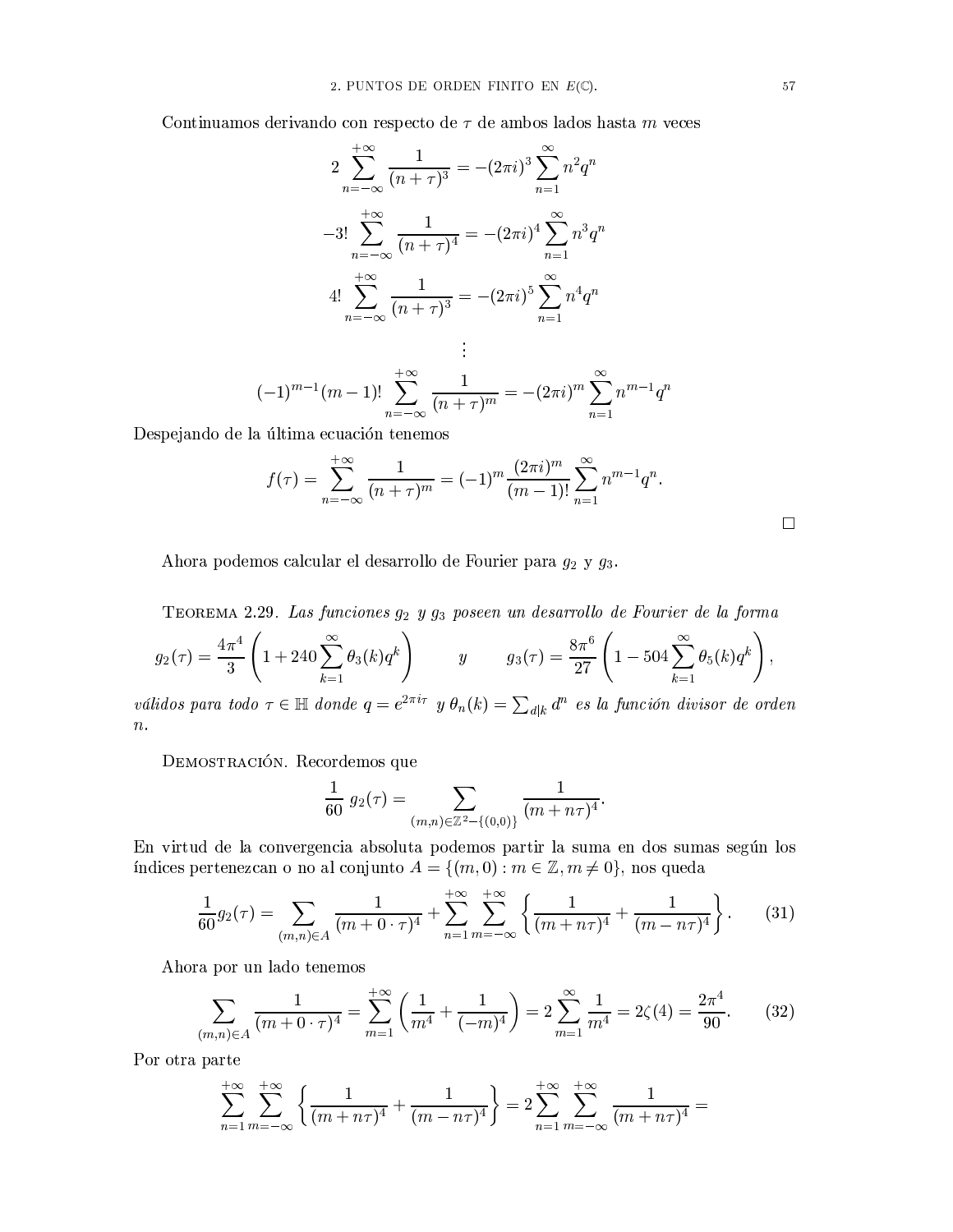Continuamos derivando con respecto de $\tau$ de ambos lados hasta $m$ veces

$$2\sum_{n=-\infty}^{+\infty}\frac{1}{(n+\tau)^3} = -(2\pi i)^3\sum_{n=1}^{\infty}n^2q^n$$

$$-3!\sum_{n=-\infty}^{+\infty}\frac{1}{(n+\tau)^4} = -(2\pi i)^4\sum_{n=1}^{\infty}n^3q^n$$

$$4!\sum_{n=-\infty}^{+\infty}\frac{1}{(n+\tau)^3} = -(2\pi i)^5\sum_{n=1}^{\infty}n^4q^n$$

$$\vdots$$

$$(-1)^{m-1}(m-1)!\sum_{n=-\infty}^{+\infty}\frac{1}{(n+\tau)^m} = -(2\pi i)^m\sum_{n=1}^{\infty}n^{m-1}q^n$$

Despejando de la última ecuación tenemos

$$f(\tau) = \sum_{n=-\infty}^{+\infty}\frac{1}{(n+\tau)^m} = (-1)^m\frac{(2\pi i)^m}{(m-1)!}\sum_{n=1}^{\infty}n^{m-1}q^n.$$

□

Ahora podemos calcular el desarrollo de Fourier para $g_2$ y $g_3$.

Teorema 2.29. *Las funciones $g_2$ y $g_3$ poseen un desarrollo de Fourier de la forma*

$$g_2(\tau) = \frac{4\pi^4}{3}\left(1+240\sum_{k=1}^{\infty}\theta_3(k)q^k\right) \qquad y \qquad g_3(\tau) = \frac{8\pi^6}{27}\left(1-504\sum_{k=1}^{\infty}\theta_5(k)q^k\right),$$

*válidos para todo $\tau \in \mathbb{H}$ donde $q = e^{2\pi i\tau}$ y $\theta_n(k) = \sum_{d|k} d^n$ es la función divisor de orden $n$.*

Demostración. Recordemos que

$$\frac{1}{60}\,g_2(\tau) = \sum_{(m,n)\in\mathbb{Z}^2-\{(0,0)\}}\frac{1}{(m+n\tau)^4}.$$

En virtud de la convergencia absoluta podemos partir la suma en dos sumas según los índices pertenezcan o no al conjunto $A = \{(m,0) : m \in \mathbb{Z}, m \neq 0\}$, nos queda

$$\frac{1}{60}g_2(\tau) = \sum_{(m,n)\in A}\frac{1}{(m+0\cdot\tau)^4} + \sum_{n=1}^{+\infty}\sum_{m=-\infty}^{+\infty}\left\{\frac{1}{(m+n\tau)^4}+\frac{1}{(m-n\tau)^4}\right\}. \tag{31}$$

Ahora por un lado tenemos

$$\sum_{(m,n)\in A}\frac{1}{(m+0\cdot\tau)^4} = \sum_{m=1}^{+\infty}\left(\frac{1}{m^4}+\frac{1}{(-m)^4}\right) = 2\sum_{m=1}^{\infty}\frac{1}{m^4} = 2\zeta(4) = \frac{2\pi^4}{90}. \tag{32}$$

Por otra parte

$$\sum_{n=1}^{+\infty}\sum_{m=-\infty}^{+\infty}\left\{\frac{1}{(m+n\tau)^4}+\frac{1}{(m-n\tau)^4}\right\} = 2\sum_{n=1}^{+\infty}\sum_{m=-\infty}^{+\infty}\frac{1}{(m+n\tau)^4} =$$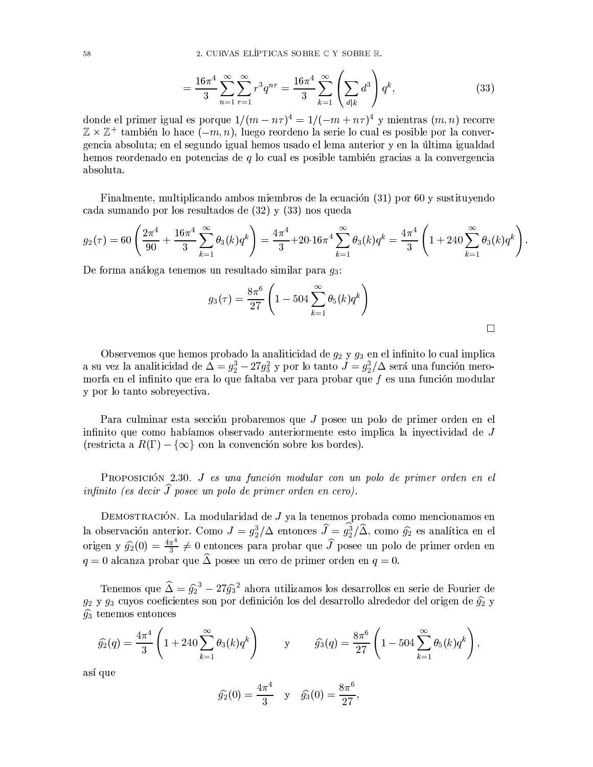$$= \frac{16\pi^4}{3} \sum_{n=1}^{\infty} \sum_{r=1}^{\infty} r^3 q^{nr} = \frac{16\pi^4}{3} \sum_{k=1}^{\infty} \left( \sum_{d|k} d^3 \right) q^k, \tag{33}$$

donde el primer igual es porque $1/(m - n\tau)^4 = 1/(-m + n\tau)^4$ y mientras $(m, n)$ recorre $\mathbb{Z} \times \mathbb{Z}^+$ también lo hace $(-m, n)$, luego reordeno la serie lo cual es posible por la convergencia absoluta; en el segundo igual hemos usado el lema anterior y en la última igualdad hemos reordenado en potencias de $q$ lo cual es posible también gracias a la convergencia absoluta.

Finalmente, multiplicando ambos miembros de la ecuación (31) por 60 y sustituyendo cada sumando por los resultados de (32) y (33) nos queda

$$g_2(\tau) = 60 \left( \frac{2\pi^4}{90} + \frac{16\pi^4}{3} \sum_{k=1}^{\infty} \theta_3(k) q^k \right) = \frac{4\pi^4}{3} + 20 \cdot 16\pi^4 \sum_{k=1}^{\infty} \theta_3(k) q^k = \frac{4\pi^4}{3} \left( 1 + 240 \sum_{k=1}^{\infty} \theta_3(k) q^k \right).$$

De forma análoga tenemos un resultado similar para $g_3$:

$$g_3(\tau) = \frac{8\pi^6}{27} \left( 1 - 504 \sum_{k=1}^{\infty} \theta_5(k) q^k \right)$$

□

Observemos que hemos probado la analiticidad de $g_2$ y $g_3$ en el infinito lo cual implica a su vez la analiticidad de $\Delta = g_2^3 - 27g_3^2$ y por lo tanto $J = g_2^3/\Delta$ será una función meromorfa en el infinito que era lo que faltaba ver para probar que $f$ es una función modular y por lo tanto sobreyectiva.

Para culminar esta sección probaremos que $J$ posee un polo de primer orden en el infinito que como habíamos observado anteriormente esto implica la inyectividad de $J$ (restricta a $R(\Gamma) - \{\infty\}$ con la convención sobre los bordes).

Proposición 2.30. *$J$ es una función modular con un polo de primer orden en el infinito (es decir $\widehat{J}$ posee un polo de primer orden en cero).*

Demostración. La modularidad de $J$ ya la tenemos probada como mencionamos en la observación anterior. Como $J = g_2^3/\Delta$ entonces $\widehat{J} = \widehat{g_2^3}/\widehat{\Delta}$, como $\widehat{g_2}$ es analítica en el origen y $\widehat{g_2}(0) = \frac{4\pi^4}{3} \neq 0$ entonces para probar que $\widehat{J}$ posee un polo de primer orden en $q = 0$ alcanza probar que $\widehat{\Delta}$ posee un cero de primer orden en $q = 0$.

Tenemos que $\widehat{\Delta} = \widehat{g_2}^3 - 27\widehat{g_3}^2$ ahora utilizamos los desarrollos en serie de Fourier de $g_2$ y $g_3$ cuyos coeficientes son por definición los del desarrollo alrededor del origen de $\widehat{g_2}$ y $\widehat{g_3}$ tenemos entonces

$$\widehat{g_2}(q) = \frac{4\pi^4}{3} \left( 1 + 240 \sum_{k=1}^{\infty} \theta_3(k) q^k \right) \qquad \text{y} \qquad \widehat{g_3}(q) = \frac{8\pi^6}{27} \left( 1 - 504 \sum_{k=1}^{\infty} \theta_5(k) q^k \right),$$

así que

$$\widehat{g_2}(0) = \frac{4\pi^4}{3} \quad \text{y} \quad \widehat{g_3}(0) = \frac{8\pi^6}{27},$$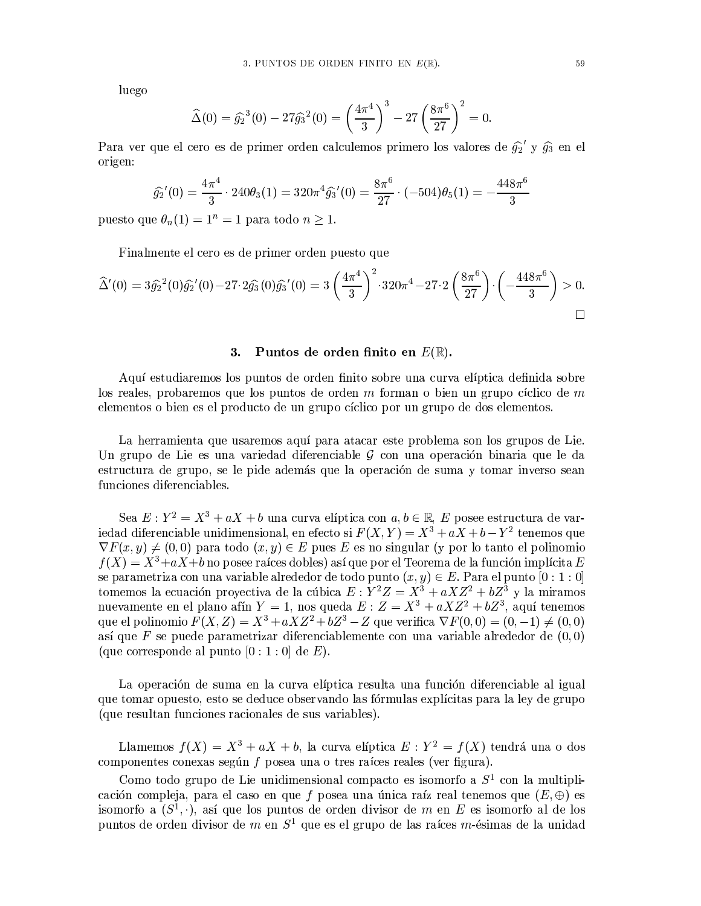luego

$$\widehat{\Delta}(0) = \widehat{g_2}^3(0) - 27\widehat{g_3}^2(0) = \left(\frac{4\pi^4}{3}\right)^3 - 27\left(\frac{8\pi^6}{27}\right)^2 = 0.$$

Para ver que el cero es de primer orden calculemos primero los valores de $\widehat{g_2}'$ y $\widehat{g_3}$ en el origen:

$$\widehat{g_2}'(0) = \frac{4\pi^4}{3} \cdot 240\theta_3(1) = 320\pi^4 \widehat{g_3}'(0) = \frac{8\pi^6}{27} \cdot (-504)\theta_5(1) = -\frac{448\pi^6}{3}$$

puesto que $\theta_n(1) = 1^n = 1$ para todo $n \geq 1$.

Finalmente el cero es de primer orden puesto que

$$\widehat{\Delta}'(0) = 3\widehat{g_2}^2(0)\widehat{g_2}'(0) - 27 \cdot 2\widehat{g_3}(0)\widehat{g_3}'(0) = 3\left(\frac{4\pi^4}{3}\right)^2 \cdot 320\pi^4 - 27 \cdot 2\left(\frac{8\pi^6}{27}\right) \cdot \left(-\frac{448\pi^6}{3}\right) > 0.$$

□

## 3. Puntos de orden finito en $E(\mathbb{R})$.

Aquí estudiaremos los puntos de orden finito sobre una curva elíptica definida sobre los reales, probaremos que los puntos de orden $m$ forman o bien un grupo cíclico de $m$ elementos o bien es el producto de un grupo cíclico por un grupo de dos elementos.

La herramienta que usaremos aquí para atacar este problema son los grupos de Lie. Un grupo de Lie es una variedad diferenciable $\mathcal{G}$ con una operación binaria que le da estructura de grupo, se le pide además que la operación de suma y tomar inverso sean funciones diferenciables.

Sea $E : Y^2 = X^3 + aX + b$ una curva elíptica con $a, b \in \mathbb{R}$, $E$ posee estructura de variedad diferenciable unidimensional, en efecto si $F(X,Y) = X^3 + aX + b - Y^2$ tenemos que $\nabla F(x,y) \neq (0,0)$ para todo $(x,y) \in E$ pues $E$ es no singular (y por lo tanto el polinomio $f(X) = X^3 + aX + b$ no posee raíces dobles) así que por el Teorema de la función implícita $E$ se parametriza con una variable alrededor de todo punto $(x,y) \in E$. Para el punto $[0:1:0]$ tomemos la ecuación proyectiva de la cúbica $E : Y^2Z = X^3 + aXZ^2 + bZ^3$ y la miramos nuevamente en el plano afín $Y = 1$, nos queda $E : Z = X^3 + aXZ^2 + bZ^3$, aquí tenemos que el polinomio $F(X,Z) = X^3 + aXZ^2 + bZ^3 - Z$ que verifica $\nabla F(0,0) = (0,-1) \neq (0,0)$ así que $F$ se puede parametrizar diferenciablemente con una variable alrededor de $(0,0)$ (que corresponde al punto $[0:1:0]$ de $E$).

La operación de suma en la curva elíptica resulta una función diferenciable al igual que tomar opuesto, esto se deduce observando las fórmulas explícitas para la ley de grupo (que resultan funciones racionales de sus variables).

Llamemos $f(X) = X^3 + aX + b$, la curva elíptica $E : Y^2 = f(X)$ tendrá una o dos componentes conexas según $f$ posea una o tres raíces reales (ver figura).

Como todo grupo de Lie unidimensional compacto es isomorfo a $S^1$ con la multiplicación compleja, para el caso en que $f$ posea una única raíz real tenemos que $(E, \oplus)$ es isomorfo a $(S^1, \cdot)$, así que los puntos de orden divisor de $m$ en $E$ es isomorfo al de los puntos de orden divisor de $m$ en $S^1$ que es el grupo de las raíces $m$-ésimas de la unidad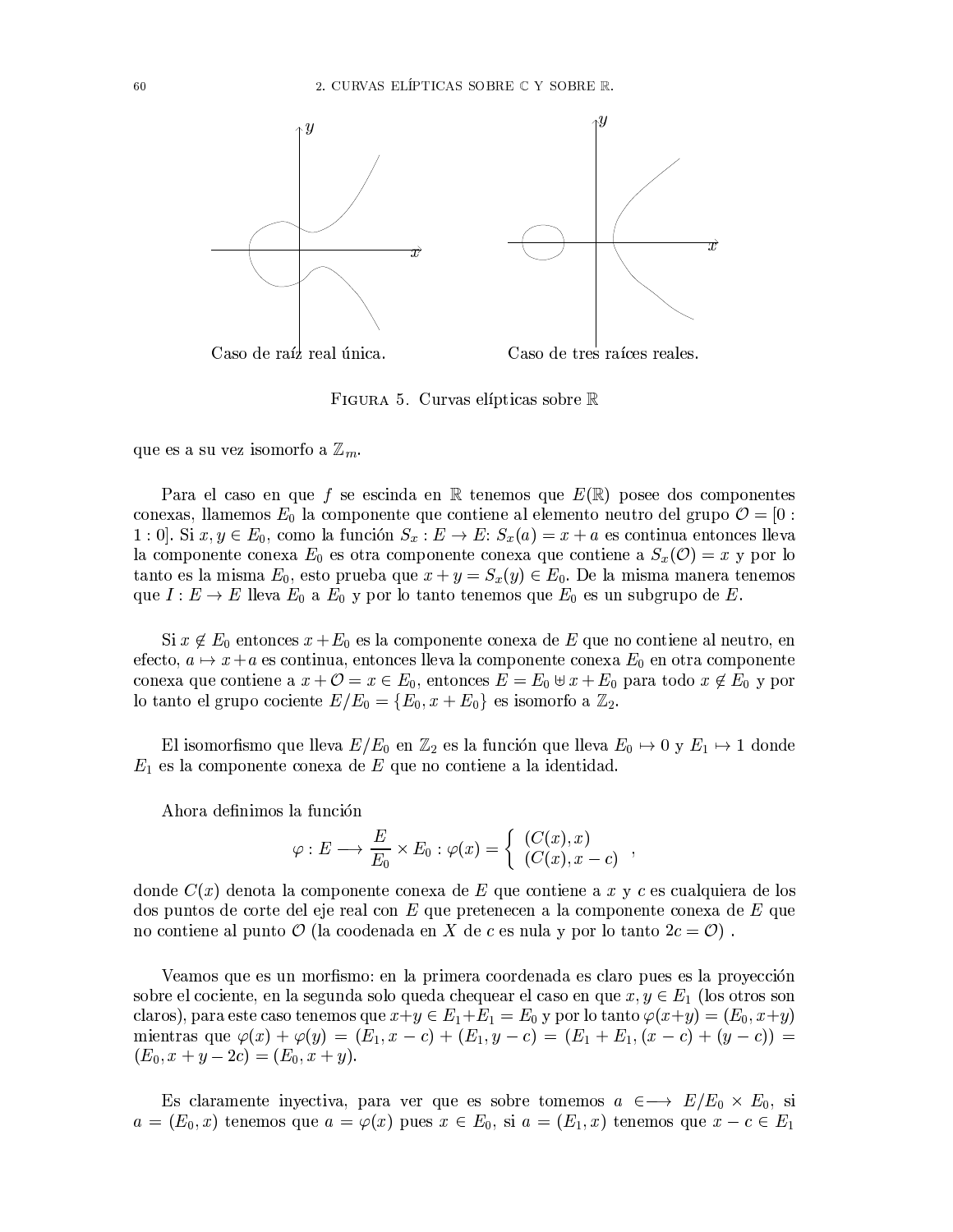Caso de raíz real única. Caso de tres raíces reales.

FIGURA 5. Curvas elípticas sobre $\mathbb{R}$

que es a su vez isomorfo a $\mathbb{Z}_m$.

Para el caso en que $f$ se escinda en $\mathbb{R}$ tenemos que $E(\mathbb{R})$ posee dos componentes conexas, llamemos $E_0$ la componente que contiene al elemento neutro del grupo $\mathcal{O} = [0 : 1 : 0]$. Si $x, y \in E_0$, como la función $S_x : E \to E$: $S_x(a) = x + a$ es continua entonces lleva la componente conexa $E_0$ es otra componente conexa que contiene a $S_x(\mathcal{O}) = x$ y por lo tanto es la misma $E_0$, esto prueba que $x + y = S_x(y) \in E_0$. De la misma manera tenemos que $I : E \to E$ lleva $E_0$ a $E_0$ y por lo tanto tenemos que $E_0$ es un subgrupo de $E$.

Si $x \notin E_0$ entonces $x + E_0$ es la componente conexa de $E$ que no contiene al neutro, en efecto, $a \mapsto x + a$ es continua, entonces lleva la componente conexa $E_0$ en otra componente conexa que contiene a $x + \mathcal{O} = x \in E_0$, entonces $E = E_0 \uplus x + E_0$ para todo $x \notin E_0$ y por lo tanto el grupo cociente $E/E_0 = \{E_0, x + E_0\}$ es isomorfo a $\mathbb{Z}_2$.

El isomorfismo que lleva $E/E_0$ en $\mathbb{Z}_2$ es la función que lleva $E_0 \mapsto 0$ y $E_1 \mapsto 1$ donde $E_1$ es la componente conexa de $E$ que no contiene a la identidad.

Ahora definimos la función

$$\varphi : E \longrightarrow \frac{E}{E_0} \times E_0 : \varphi(x) = \begin{cases} (C(x), x) \\ (C(x), x - c) \end{cases},$$

donde $C(x)$ denota la componente conexa de $E$ que contiene a $x$ y $c$ es cualquiera de los dos puntos de corte del eje real con $E$ que pretenecen a la componente conexa de $E$ que no contiene al punto $\mathcal{O}$ (la coodenada en $X$ de $c$ es nula y por lo tanto $2c = \mathcal{O}$) .

Veamos que es un morfismo: en la primera coordenada es claro pues es la proyección sobre el cociente, en la segunda solo queda chequear el caso en que $x, y \in E_1$ (los otros son claros), para este caso tenemos que $x+y \in E_1+E_1 = E_0$ y por lo tanto $\varphi(x+y) = (E_0, x+y)$ mientras que $\varphi(x) + \varphi(y) = (E_1, x - c) + (E_1, y - c) = (E_1 + E_1, (x - c) + (y - c)) = (E_0, x + y - 2c) = (E_0, x + y)$.

Es claramente inyectiva, para ver que es sobre tomemos $a \in\longrightarrow E/E_0 \times E_0$, si $a = (E_0, x)$ tenemos que $a = \varphi(x)$ pues $x \in E_0$, si $a = (E_1, x)$ tenemos que $x - c \in E_1$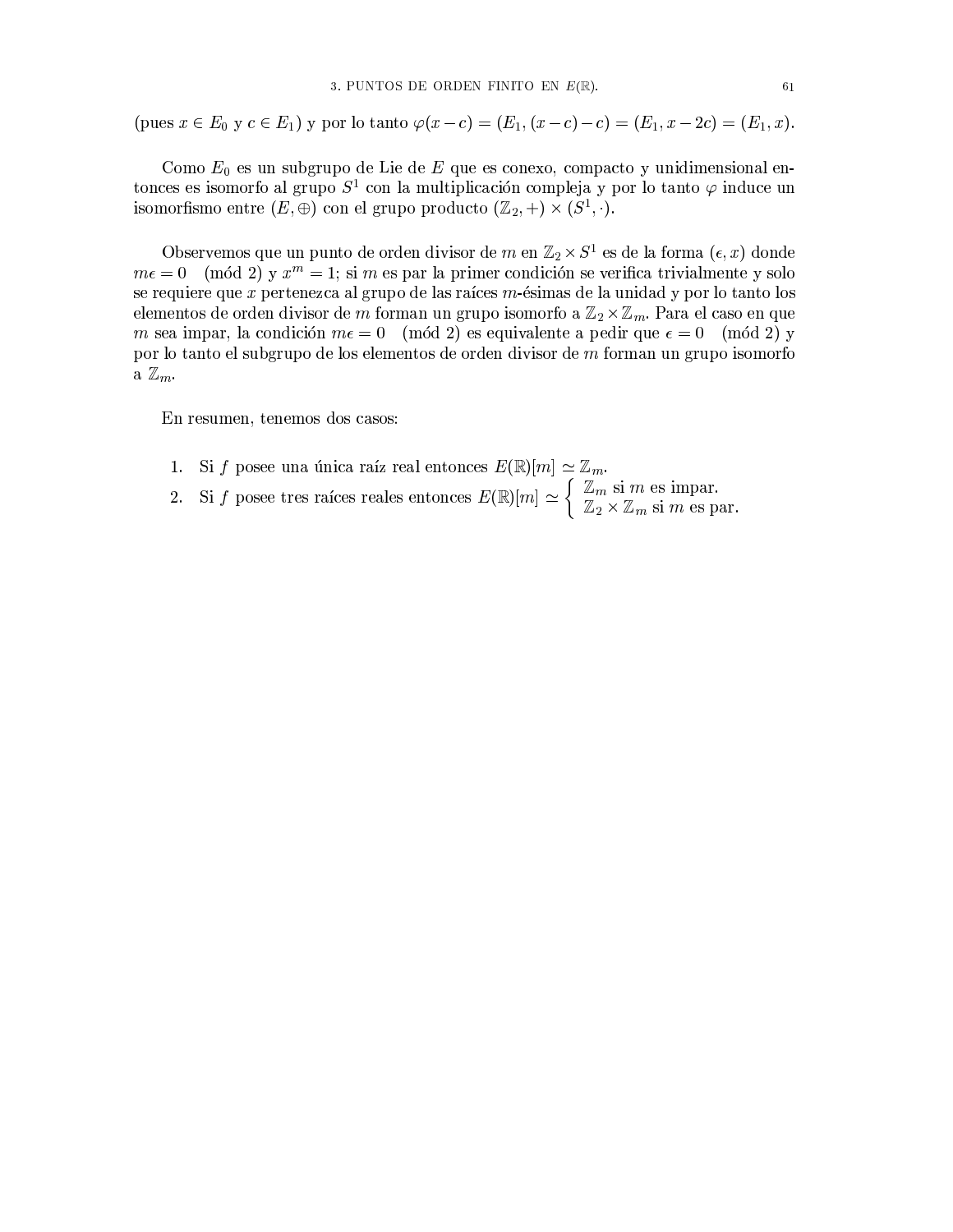(pues $x \in E_0$ y $c \in E_1$) y por lo tanto $\varphi(x-c) = (E_1, (x-c)-c) = (E_1, x-2c) = (E_1, x)$.

Como $E_0$ es un subgrupo de Lie de $E$ que es conexo, compacto y unidimensional entonces es isomorfo al grupo $S^1$ con la multiplicación compleja y por lo tanto $\varphi$ induce un isomorfismo entre $(E, \oplus)$ con el grupo producto $(\mathbb{Z}_2, +) \times (S^1, \cdot)$.

Observemos que un punto de orden divisor de $m$ en $\mathbb{Z}_2 \times S^1$ es de la forma $(\epsilon, x)$ donde $m\epsilon = 0 \pmod 2$ y $x^m = 1$; si $m$ es par la primer condición se verifica trivialmente y solo se requiere que $x$ pertenezca al grupo de las raíces $m$-ésimas de la unidad y por lo tanto los elementos de orden divisor de $m$ forman un grupo isomorfo a $\mathbb{Z}_2 \times \mathbb{Z}_m$. Para el caso en que $m$ sea impar, la condición $m\epsilon = 0 \pmod 2$ es equivalente a pedir que $\epsilon = 0 \pmod 2$ y por lo tanto el subgrupo de los elementos de orden divisor de $m$ forman un grupo isomorfo a $\mathbb{Z}_m$.

En resumen, tenemos dos casos:

1. Si $f$ posee una única raíz real entonces $E(\mathbb{R})[m] \simeq \mathbb{Z}_m$.
2. Si $f$ posee tres raíces reales entonces $E(\mathbb{R})[m] \simeq \begin{cases} \mathbb{Z}_m \text{ si } m \text{ es impar.} \\ \mathbb{Z}_2 \times \mathbb{Z}_m \text{ si } m \text{ es par.} \end{cases}$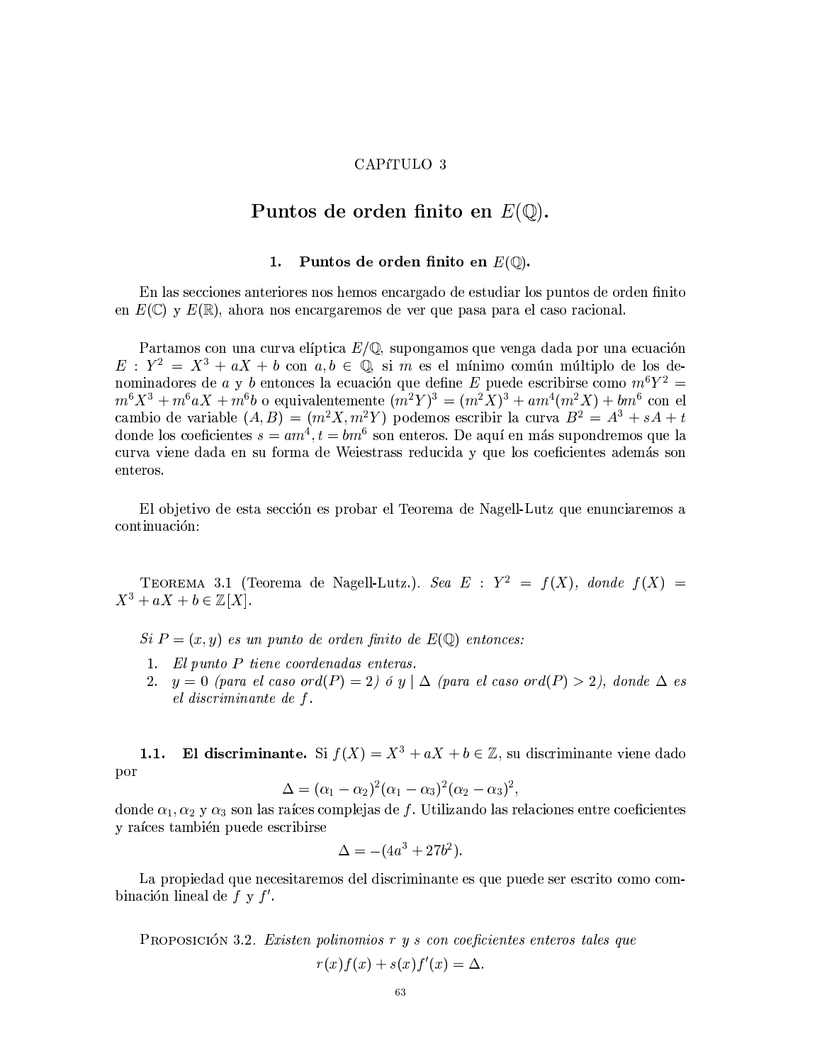CAPíTULO 3

# Puntos de orden finito en $E(\mathbb{Q})$.

## 1. Puntos de orden finito en $E(\mathbb{Q})$.

En las secciones anteriores nos hemos encargado de estudiar los puntos de orden finito en $E(\mathbb{C})$ y $E(\mathbb{R})$, ahora nos encargaremos de ver que pasa para el caso racional.

Partamos con una curva elíptica $E/\mathbb{Q}$, supongamos que venga dada por una ecuación $E : Y^2 = X^3 + aX + b$ con $a, b \in \mathbb{Q}$, si $m$ es el mínimo común múltiplo de los denominadores de $a$ y $b$ entonces la ecuación que define $E$ puede escribirse como $m^6Y^2 = m^6X^3 + m^6aX + m^6b$ o equivalentemente $(m^2Y)^3 = (m^2X)^3 + am^4(m^2X) + bm^6$ con el cambio de variable $(A, B) = (m^2X, m^2Y)$ podemos escribir la curva $B^2 = A^3 + sA + t$ donde los coeficientes $s = am^4, t = bm^6$ son enteros. De aquí en más supondremos que la curva viene dada en su forma de Weiestrass reducida y que los coeficientes además son enteros.

El objetivo de esta sección es probar el Teorema de Nagell-Lutz que enunciaremos a continuación:

Teorema 3.1 (Teorema de Nagell-Lutz.). *Sea $E : Y^2 = f(X)$, donde $f(X) = X^3 + aX + b \in \mathbb{Z}[X]$.*

*Si $P = (x, y)$ es un punto de orden finito de $E(\mathbb{Q})$ entonces:*

1. *El punto $P$ tiene coordenadas enteras.*
2. *$y = 0$ (para el caso $ord(P) = 2$) ó $y \mid \Delta$ (para el caso $ord(P) > 2$), donde $\Delta$ es el discriminante de $f$.*

### 1.1. El discriminante.

Si $f(X) = X^3 + aX + b \in \mathbb{Z}$, su discriminante viene dado por

$$\Delta = (\alpha_1 - \alpha_2)^2(\alpha_1 - \alpha_3)^2(\alpha_2 - \alpha_3)^2,$$

donde $\alpha_1, \alpha_2$ y $\alpha_3$ son las raíces complejas de $f$. Utilizando las relaciones entre coeficientes y raíces también puede escribirse

$$\Delta = -(4a^3 + 27b^2).$$

La propiedad que necesitaremos del discriminante es que puede ser escrito como combinación lineal de $f$ y $f'$.

Proposición 3.2. *Existen polinomios $r$ y $s$ con coeficientes enteros tales que*

$$r(x)f(x) + s(x)f'(x) = \Delta.$$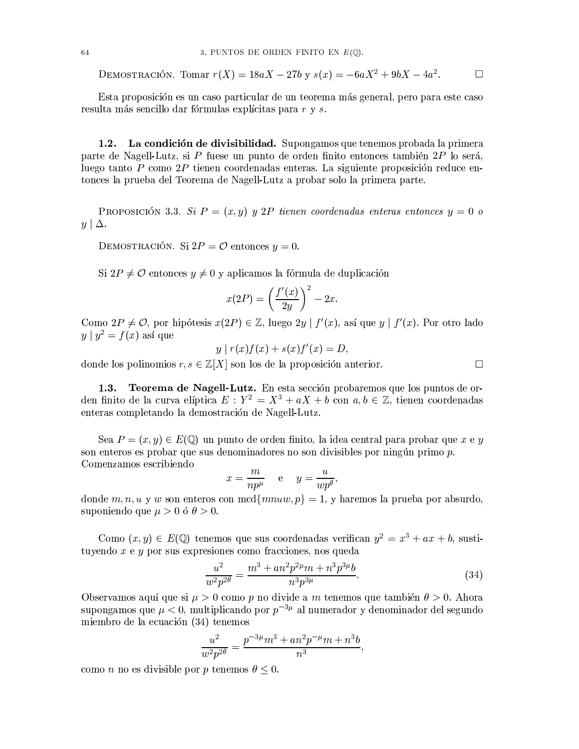Demostración. Tomar $r(X) = 18aX - 27b$ y $s(x) = -6aX^2 + 9bX - 4a^2$. □

Esta proposición es un caso particular de un teorema más general, pero para este caso resulta más sencillo dar fórmulas explícitas para $r$ y $s$.

### 1.2. La condición de divisibilidad.

Supongamos que tenemos probada la primera parte de Nagell-Lutz, si $P$ fuese un punto de orden finito entonces también $2P$ lo será, luego tanto $P$ como $2P$ tienen coordenadas enteras. La siguiente proposición reduce entonces la prueba del Teorema de Nagell-Lutz a probar solo la primera parte.

Proposición 3.3. *Si $P = (x, y)$ y $2P$ tienen coordenadas enteras entonces $y = 0$ o $y \mid \Delta$.*

Demostración. Si $2P = \mathcal{O}$ entonces $y = 0$.

Si $2P \neq \mathcal{O}$ entonces $y \neq 0$ y aplicamos la fórmula de duplicación

$$x(2P) = \left(\frac{f'(x)}{2y}\right)^2 - 2x.$$

Como $2P \neq \mathcal{O}$, por hipótesis $x(2P) \in \mathbb{Z}$, luego $2y \mid f'(x)$, así que $y \mid f'(x)$. Por otro lado $y \mid y^2 = f(x)$ así que

$$y \mid r(x)f(x) + s(x)f'(x) = D,$$

donde los polinomios $r, s \in \mathbb{Z}[X]$ son los de la proposición anterior. □

### 1.3. Teorema de Nagell-Lutz.

En esta sección probaremos que los puntos de orden finito de la curva elíptica $E : Y^2 = X^3 + aX + b$ con $a, b \in \mathbb{Z}$, tienen coordenadas enteras completando la demostración de Nagell-Lutz.

Sea $P = (x, y) \in E(\mathbb{Q})$ un punto de orden finito, la idea central para probar que $x$ e $y$ son enteros es probar que sus denominadores no son divisibles por ningún primo $p$. Comenzamos escribiendo

$$x = \frac{m}{np^{\mu}} \quad \text{e} \quad y = \frac{u}{wp^{\theta}},$$

donde $m, n, u$ y $w$ son enteros con $\text{mcd}\{mnuw, p\} = 1$, y haremos la prueba por absurdo, suponiendo que $\mu > 0$ ó $\theta > 0$.

Como $(x, y) \in E(\mathbb{Q})$ tenemos que sus coordenadas verifican $y^2 = x^3 + ax + b$, sustituyendo $x$ e $y$ por sus expresiones como fracciones, nos queda

$$\frac{u^2}{w^2p^{2\theta}} = \frac{m^3 + an^2p^{2\mu}m + n^3p^{3\mu}b}{n^3p^{3\mu}}. \tag{34}$$

Observamos aquí que si $\mu > 0$ como $p$ no divide a $m$ tenemos que también $\theta > 0$. Ahora supongamos que $\mu < 0$, multiplicando por $p^{-3\mu}$ al numerador y denominador del segundo miembro de la ecuación (34) tenemos

$$\frac{u^2}{w^2p^{2\theta}} = \frac{p^{-3\mu}m^3 + an^2p^{-\mu}m + n^3b}{n^3},$$

como $n$ no es divisible por $p$ tenemos $\theta \leq 0$.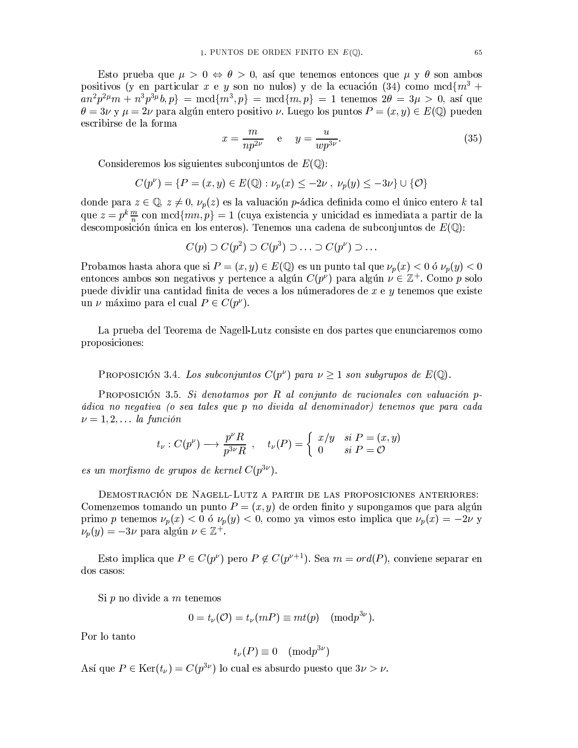Esto prueba que $\mu > 0 \Leftrightarrow \theta > 0$, así que tenemos entonces que $\mu$ y $\theta$ son ambos positivos (y en particular $x$ e $y$ son no nulos) y de la ecuación (34) como $\mathrm{mcd}\{m^3 + an^2p^{2\mu}m + n^3p^{3\mu}b, p\} = \mathrm{mcd}\{m^3, p\} = \mathrm{mcd}\{m, p\} = 1$ tenemos $2\theta = 3\mu > 0$, así que $\theta = 3\nu$ y $\mu = 2\nu$ para algún entero positivo $\nu$. Luego los puntos $P = (x, y) \in E(\mathbb{Q})$ pueden escribirse de la forma

$$x = \frac{m}{np^{2\nu}} \quad \text{e} \quad y = \frac{u}{wp^{3\nu}}. \tag{35}$$

Consideremos los siguientes subconjuntos de $E(\mathbb{Q})$:

$$C(p^\nu) = \{P = (x, y) \in E(\mathbb{Q}) : \nu_p(x) \leq -2\nu\ ,\ \nu_p(y) \leq -3\nu\} \cup \{\mathcal{O}\}$$

donde para $z \in \mathbb{Q}$, $z \neq 0$, $\nu_p(z)$ es la valuación $p$-ádica definida como el único entero $k$ tal que $z = p^k \frac{m}{n}$ con $\mathrm{mcd}\{mn, p\} = 1$ (cuya existencia y unicidad es inmediata a partir de la descomposición única en los enteros). Tenemos una cadena de subconjuntos de $E(\mathbb{Q})$:

$$C(p) \supset C(p^2) \supset C(p^3) \supset \ldots \supset C(p^\nu) \supset \ldots$$

Probamos hasta ahora que si $P = (x, y) \in E(\mathbb{Q})$ es un punto tal que $\nu_p(x) < 0$ ó $\nu_p(y) < 0$ entonces ambos son negativos y pertence a algún $C(p^\nu)$ para algún $\nu \in \mathbb{Z}^+$. Como $p$ solo puede dividir una cantidad finita de veces a los númeradores de $x$ e $y$ tenemos que existe un $\nu$ máximo para el cual $P \in C(p^\nu)$.

La prueba del Teorema de Nagell-Lutz consiste en dos partes que enunciaremos como proposiciones:

Proposición 3.4. *Los subconjuntos $C(p^\nu)$ para $\nu \geq 1$ son subgrupos de $E(\mathbb{Q})$.*

Proposición 3.5. *Si denotamos por $R$ al conjunto de racionales con valuación $p$-ádica no negativa (o sea tales que $p$ no divida al denominador) tenemos que para cada $\nu = 1, 2, \ldots$ la función*

$$t_\nu : C(p^\nu) \longrightarrow \frac{p^\nu R}{p^{3\nu} R}\ , \quad t_\nu(P) = \begin{cases} x/y & \text{si } P = (x, y) \\ 0 & \text{si } P = \mathcal{O} \end{cases}$$

*es un morfismo de grupos de kernel $C(p^{3\nu})$.*

Demostración de Nagell-Lutz a partir de las proposiciones anteriores: Comenzemos tomando un punto $P = (x, y)$ de orden finito y supongamos que para algún primo $p$ tenemos $\nu_p(x) < 0$ ó $\nu_p(y) < 0$, como ya vimos esto implica que $\nu_p(x) = -2\nu$ y $\nu_p(y) = -3\nu$ para algún $\nu \in \mathbb{Z}^+$.

Esto implica que $P \in C(p^\nu)$ pero $P \notin C(p^{\nu+1})$. Sea $m = ord(P)$, conviene separar en dos casos:

Si $p$ no divide a $m$ tenemos

$$0 = t_\nu(\mathcal{O}) = t_\nu(mP) \equiv mt(p) \pmod{p^{3\nu}}.$$

Por lo tanto

$$t_\nu(P) \equiv 0 \pmod{p^{3\nu}}$$

Así que $P \in \mathrm{Ker}(t_\nu) = C(p^{3\nu})$ lo cual es absurdo puesto que $3\nu > \nu$.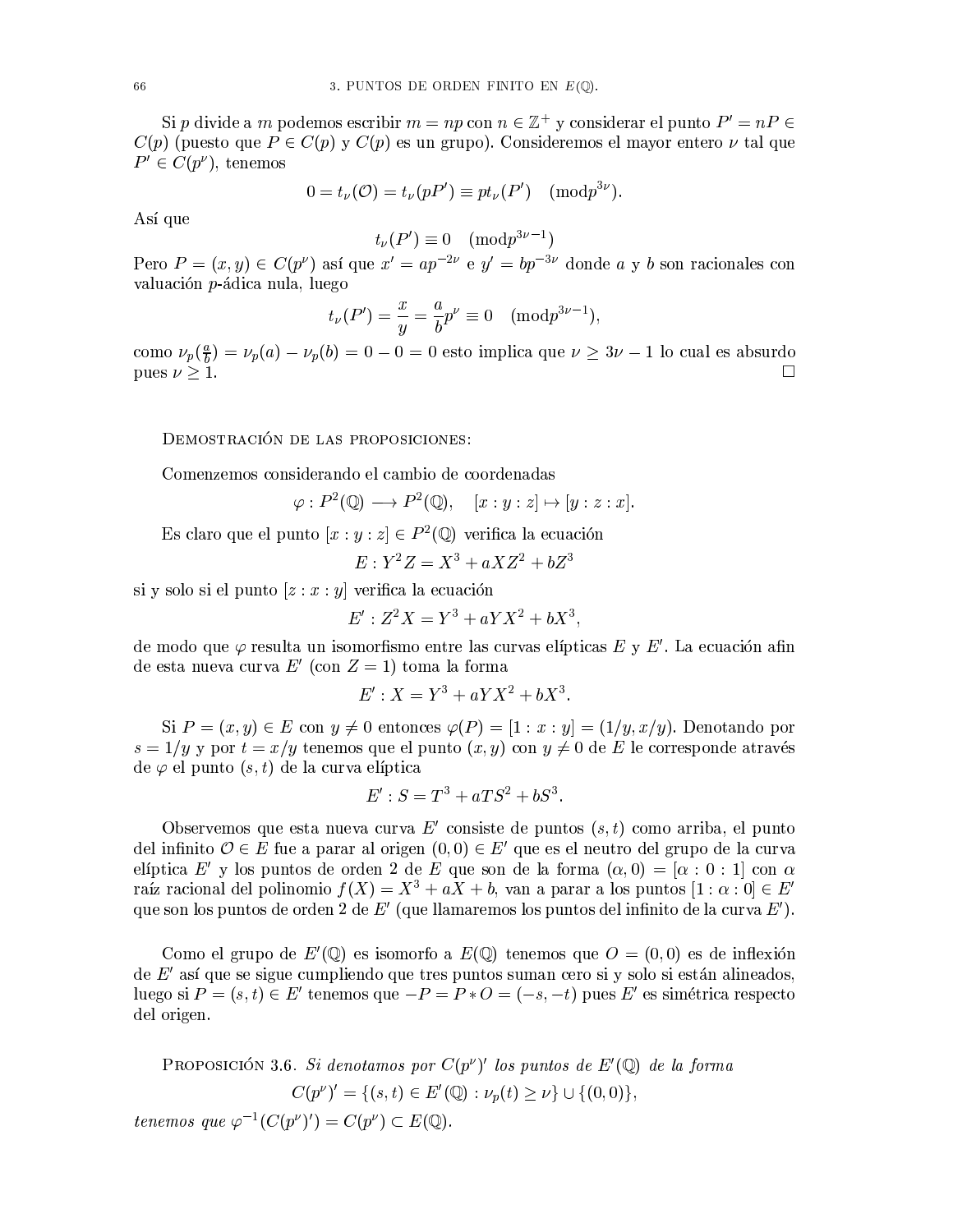Si $p$ divide a $m$ podemos escribir $m = np$ con $n \in \mathbb{Z}^+$ y considerar el punto $P' = nP \in C(p)$ (puesto que $P \in C(p)$ y $C(p)$ es un grupo). Consideremos el mayor entero $\nu$ tal que $P' \in C(p^\nu)$, tenemos

$$0 = t_\nu(\mathcal{O}) = t_\nu(pP') \equiv pt_\nu(P') \pmod{p^{3\nu}}.$$

Así que

$$t_\nu(P') \equiv 0 \pmod{p^{3\nu-1}}$$

Pero $P = (x, y) \in C(p^\nu)$ así que $x' = ap^{-2\nu}$ e $y' = bp^{-3\nu}$ donde $a$ y $b$ son racionales con valuación $p$-ádica nula, luego

$$t_\nu(P') = \frac{x}{y} = \frac{a}{b}p^\nu \equiv 0 \pmod{p^{3\nu-1}},$$

como $\nu_p(\frac{a}{b}) = \nu_p(a) - \nu_p(b) = 0 - 0 = 0$ esto implica que $\nu \geq 3\nu - 1$ lo cual es absurdo pues $\nu \geq 1$. $\square$

Demostración de las proposiciones:

Comenzemos considerando el cambio de coordenadas

$$\varphi : P^2(\mathbb{Q}) \longrightarrow P^2(\mathbb{Q}), \quad [x : y : z] \mapsto [y : z : x].$$

Es claro que el punto $[x : y : z] \in P^2(\mathbb{Q})$ verifica la ecuación

$$E : Y^2 Z = X^3 + aXZ^2 + bZ^3$$

si y solo si el punto $[z : x : y]$ verifica la ecuación

$$E' : Z^2 X = Y^3 + aYX^2 + bX^3,$$

de modo que $\varphi$ resulta un isomorfismo entre las curvas elípticas $E$ y $E'$. La ecuación afin de esta nueva curva $E'$ (con $Z = 1$) toma la forma

$$E' : X = Y^3 + aYX^2 + bX^3.$$

Si $P = (x, y) \in E$ con $y \neq 0$ entonces $\varphi(P) = [1 : x : y] = (1/y, x/y)$. Denotando por $s = 1/y$ y por $t = x/y$ tenemos que el punto $(x, y)$ con $y \neq 0$ de $E$ le corresponde através de $\varphi$ el punto $(s, t)$ de la curva elíptica

$$E' : S = T^3 + aTS^2 + bS^3.$$

Observemos que esta nueva curva $E'$ consiste de puntos $(s, t)$ como arriba, el punto del infinito $\mathcal{O} \in E$ fue a parar al origen $(0, 0) \in E'$ que es el neutro del grupo de la curva elíptica $E'$ y los puntos de orden 2 de $E$ que son de la forma $(\alpha, 0) = [\alpha : 0 : 1]$ con $\alpha$ raíz racional del polinomio $f(X) = X^3 + aX + b$, van a parar a los puntos $[1 : \alpha : 0] \in E'$ que son los puntos de orden 2 de $E'$ (que llamaremos los puntos del infinito de la curva $E'$).

Como el grupo de $E'(\mathbb{Q})$ es isomorfo a $E(\mathbb{Q})$ tenemos que $O = (0, 0)$ es de inflexión de $E'$ así que se sigue cumpliendo que tres puntos suman cero si y solo si están alineados, luego si $P = (s, t) \in E'$ tenemos que $-P = P * O = (-s, -t)$ pues $E'$ es simétrica respecto del origen.

Proposición 3.6. *Si denotamos por $C(p^\nu)'$ los puntos de $E'(\mathbb{Q})$ de la forma*

$$C(p^\nu)' = \{(s, t) \in E'(\mathbb{Q}) : \nu_p(t) \geq \nu\} \cup \{(0, 0)\},$$

*tenemos que $\varphi^{-1}(C(p^\nu)') = C(p^\nu) \subset E(\mathbb{Q})$.*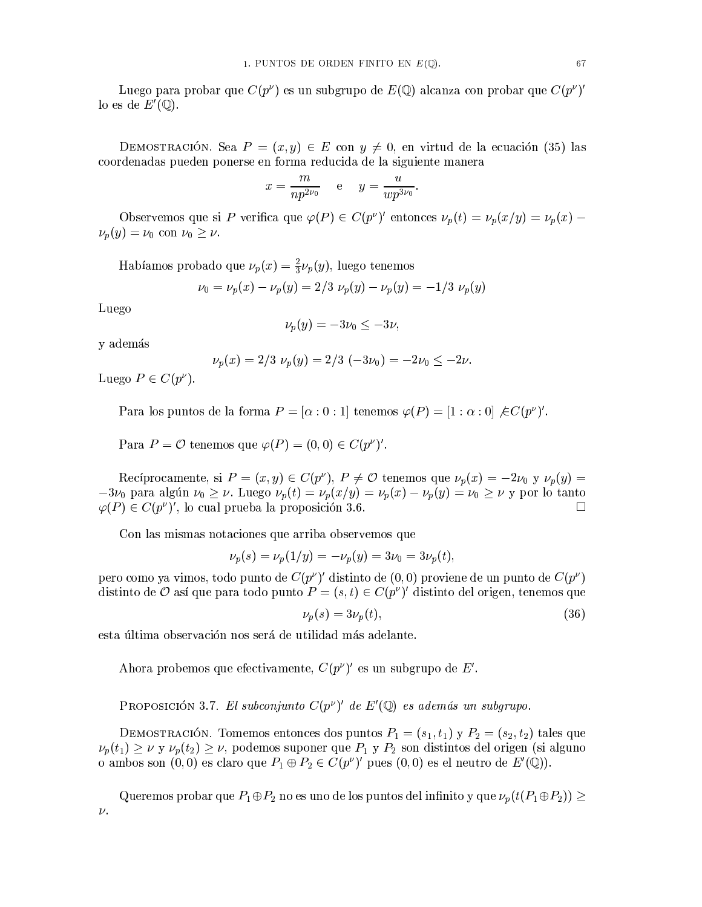Luego para probar que $C(p^\nu)$ es un subgrupo de $E(\mathbb{Q})$ alcanza con probar que $C(p^\nu)'$ lo es de $E'(\mathbb{Q})$.

Demostración. Sea $P = (x, y) \in E$ con $y \neq 0$, en virtud de la ecuación (35) las coordenadas pueden ponerse en forma reducida de la siguiente manera

$$x = \frac{m}{np^{2\nu_0}} \quad \text{e} \quad y = \frac{u}{wp^{3\nu_0}}.$$

Observemos que si $P$ verifica que $\varphi(P) \in C(p^\nu)'$ entonces $\nu_p(t) = \nu_p(x/y) = \nu_p(x) - \nu_p(y) = \nu_0$ con $\nu_0 \geq \nu$.

Habíamos probado que $\nu_p(x) = \frac{2}{3}\nu_p(y)$, luego tenemos

$$\nu_0 = \nu_p(x) - \nu_p(y) = 2/3\ \nu_p(y) - \nu_p(y) = -1/3\ \nu_p(y)$$

Luego

$$\nu_p(y) = -3\nu_0 \leq -3\nu,$$

y además

$$\nu_p(x) = 2/3\ \nu_p(y) = 2/3\ (-3\nu_0) = -2\nu_0 \leq -2\nu.$$

Luego $P \in C(p^\nu)$.

Para los puntos de la forma $P = [\alpha : 0 : 1]$ tenemos $\varphi(P) = [1 : \alpha : 0] \not\in C(p^\nu)'$.

Para $P = \mathcal{O}$ tenemos que $\varphi(P) = (0, 0) \in C(p^\nu)'$.

Recíprocamente, si $P = (x, y) \in C(p^\nu)$, $P \neq \mathcal{O}$ tenemos que $\nu_p(x) = -2\nu_0$ y $\nu_p(y) = -3\nu_0$ para algún $\nu_0 \geq \nu$. Luego $\nu_p(t) = \nu_p(x/y) = \nu_p(x) - \nu_p(y) = \nu_0 \geq \nu$ y por lo tanto $\varphi(P) \in C(p^\nu)'$, lo cual prueba la proposición 3.6. □

Con las mismas notaciones que arriba observemos que

$$\nu_p(s) = \nu_p(1/y) = -\nu_p(y) = 3\nu_0 = 3\nu_p(t),$$

pero como ya vimos, todo punto de $C(p^\nu)'$ distinto de $(0, 0)$ proviene de un punto de $C(p^\nu)$ distinto de $\mathcal{O}$ así que para todo punto $P = (s, t) \in C(p^\nu)'$ distinto del origen, tenemos que

$$\nu_p(s) = 3\nu_p(t), \tag{36}$$

esta última observación nos será de utilidad más adelante.

Ahora probemos que efectivamente, $C(p^\nu)'$ es un subgrupo de $E'$.

Proposición 3.7. *El subconjunto $C(p^\nu)'$ de $E'(\mathbb{Q})$ es además un subgrupo.*

Demostración. Tomemos entonces dos puntos $P_1 = (s_1, t_1)$ y $P_2 = (s_2, t_2)$ tales que $\nu_p(t_1) \geq \nu$ y $\nu_p(t_2) \geq \nu$, podemos suponer que $P_1$ y $P_2$ son distintos del origen (si alguno o ambos son $(0, 0)$ es claro que $P_1 \oplus P_2 \in C(p^\nu)'$ pues $(0, 0)$ es el neutro de $E'(\mathbb{Q})$).

Queremos probar que $P_1 \oplus P_2$ no es uno de los puntos del infinito y que $\nu_p(t(P_1 \oplus P_2)) \geq \nu$.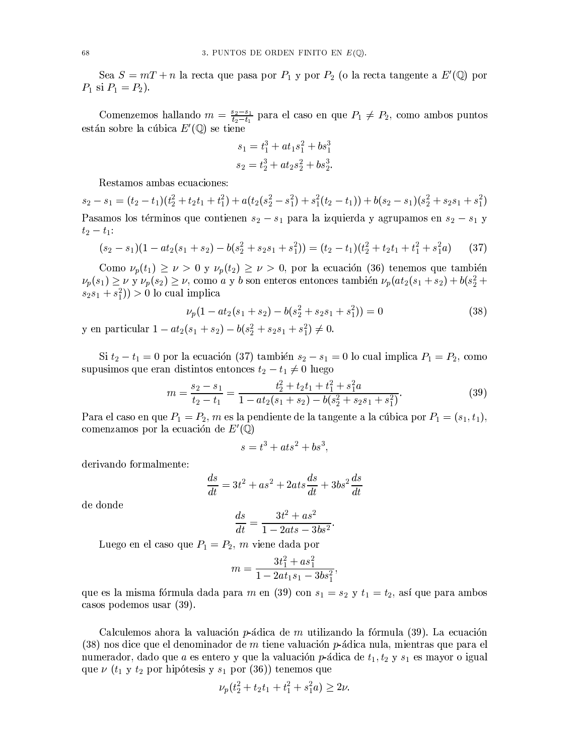Sea $S = mT + n$ la recta que pasa por $P_1$ y por $P_2$ (o la recta tangente a $E'(\mathbb{Q})$ por $P_1$ si $P_1 = P_2$).

Comenzemos hallando $m = \frac{s_2 - s_1}{t_2 - t_1}$ para el caso en que $P_1 \neq P_2$, como ambos puntos están sobre la cúbica $E'(\mathbb{Q})$ se tiene

$$s_1 = t_1^3 + at_1s_1^2 + bs_1^3$$
$$s_2 = t_2^3 + at_2s_2^2 + bs_2^3.$$

Restamos ambas ecuaciones:

$$s_2 - s_1 = (t_2 - t_1)(t_2^2 + t_2t_1 + t_1^2) + a(t_2(s_2^2 - s_1^2) + s_1^2(t_2 - t_1)) + b(s_2 - s_1)(s_2^2 + s_2s_1 + s_1^2)$$

Pasamos los términos que contienen $s_2 - s_1$ para la izquierda y agrupamos en $s_2 - s_1$ y $t_2 - t_1$:

$$(s_2 - s_1)(1 - at_2(s_1 + s_2) - b(s_2^2 + s_2s_1 + s_1^2)) = (t_2 - t_1)(t_2^2 + t_2t_1 + t_1^2 + s_1^2a) \tag{37}$$

Como $\nu_p(t_1) \geq \nu > 0$ y $\nu_p(t_2) \geq \nu > 0$, por la ecuación (36) tenemos que también $\nu_p(s_1) \geq \nu$ y $\nu_p(s_2) \geq \nu$, como $a$ y $b$ son enteros entonces también $\nu_p(at_2(s_1 + s_2) + b(s_2^2 + s_2s_1 + s_1^2)) > 0$ lo cual implica

$$\nu_p(1 - at_2(s_1 + s_2) - b(s_2^2 + s_2s_1 + s_1^2)) = 0 \tag{38}$$

y en particular $1 - at_2(s_1 + s_2) - b(s_2^2 + s_2s_1 + s_1^2) \neq 0$.

Si $t_2 - t_1 = 0$ por la ecuación (37) también $s_2 - s_1 = 0$ lo cual implica $P_1 = P_2$, como supusimos que eran distintos entonces $t_2 - t_1 \neq 0$ luego

$$m = \frac{s_2 - s_1}{t_2 - t_1} = \frac{t_2^2 + t_2t_1 + t_1^2 + s_1^2a}{1 - at_2(s_1 + s_2) - b(s_2^2 + s_2s_1 + s_1^2)}. \tag{39}$$

Para el caso en que $P_1 = P_2$, $m$ es la pendiente de la tangente a la cúbica por $P_1 = (s_1, t_1)$, comenzamos por la ecuación de $E'(\mathbb{Q})$

$$s = t^3 + ats^2 + bs^3,$$

derivando formalmente:

$$\frac{ds}{dt} = 3t^2 + as^2 + 2ats\frac{ds}{dt} + 3bs^2\frac{ds}{dt}$$

de donde

$$\frac{ds}{dt} = \frac{3t^2 + as^2}{1 - 2ats - 3bs^2}.$$

Luego en el caso que $P_1 = P_2$, $m$ viene dada por

$$m = \frac{3t_1^2 + as_1^2}{1 - 2at_1s_1 - 3bs_1^2},$$

que es la misma fórmula dada para $m$ en (39) con $s_1 = s_2$ y $t_1 = t_2$, así que para ambos casos podemos usar (39).

Calculemos ahora la valuación $p$-ádica de $m$ utilizando la fórmula (39). La ecuación (38) nos dice que el denominador de $m$ tiene valuación $p$-ádica nula, mientras que para el numerador, dado que $a$ es entero y que la valuación $p$-ádica de $t_1, t_2$ y $s_1$ es mayor o igual que $\nu$ ($t_1$ y $t_2$ por hipótesis y $s_1$ por (36)) tenemos que

$$\nu_p(t_2^2 + t_2t_1 + t_1^2 + s_1^2a) \geq 2\nu.$$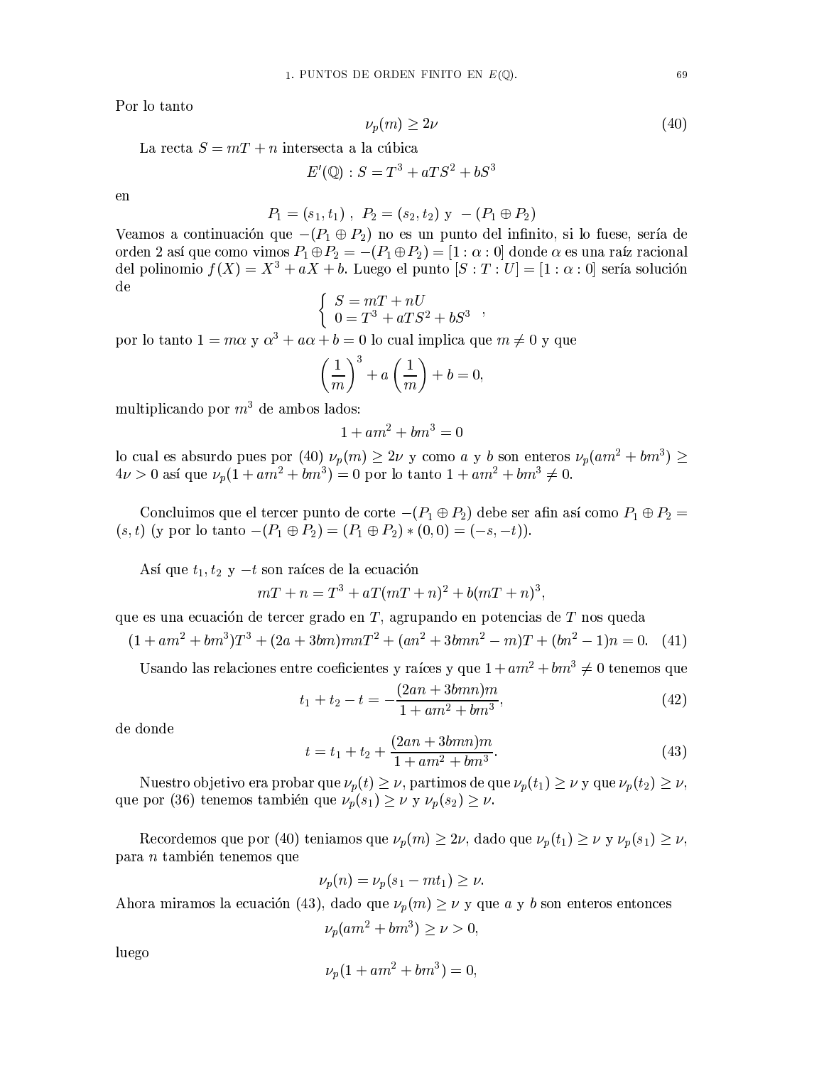Por lo tanto

$$\nu_p(m) \geq 2\nu \tag{40}$$

La recta $S = mT + n$ intersecta a la cúbica

$$E'(\mathbb{Q}) : S = T^3 + aTS^2 + bS^3$$

en

$$P_1 = (s_1, t_1)\ ,\ P_2 = (s_2, t_2) \text{ y } -(P_1 \oplus P_2)$$

Veamos a continuación que $-(P_1 \oplus P_2)$ no es un punto del infinito, si lo fuese, sería de orden 2 así que como vimos $P_1 \oplus P_2 = -(P_1 \oplus P_2) = [1 : \alpha : 0]$ donde $\alpha$ es una raíz racional del polinomio $f(X) = X^3 + aX + b$. Luego el punto $[S : T : U] = [1 : \alpha : 0]$ sería solución de

$$\begin{cases} S = mT + nU \\ 0 = T^3 + aTS^2 + bS^3 \end{cases},$$

por lo tanto $1 = m\alpha$ y $\alpha^3 + a\alpha + b = 0$ lo cual implica que $m \neq 0$ y que

$$\left(\frac{1}{m}\right)^3 + a\left(\frac{1}{m}\right) + b = 0,$$

multiplicando por $m^3$ de ambos lados:

$$1 + am^2 + bm^3 = 0$$

lo cual es absurdo pues por (40) $\nu_p(m) \geq 2\nu$ y como $a$ y $b$ son enteros $\nu_p(am^2 + bm^3) \geq 4\nu > 0$ así que $\nu_p(1 + am^2 + bm^3) = 0$ por lo tanto $1 + am^2 + bm^3 \neq 0$.

Concluimos que el tercer punto de corte $-(P_1 \oplus P_2)$ debe ser afin así como $P_1 \oplus P_2 = (s, t)$ (y por lo tanto $-(P_1 \oplus P_2) = (P_1 \oplus P_2) * (0, 0) = (-s, -t)$).

Así que $t_1, t_2$ y $-t$ son raíces de la ecuación

$$mT + n = T^3 + aT(mT + n)^2 + b(mT + n)^3,$$

que es una ecuación de tercer grado en $T$, agrupando en potencias de $T$ nos queda

$$(1 + am^2 + bm^3)T^3 + (2a + 3bm)mnT^2 + (an^2 + 3bmn^2 - m)T + (bn^2 - 1)n = 0. \tag{41}$$

Usando las relaciones entre coeficientes y raíces y que $1 + am^2 + bm^3 \neq 0$ tenemos que

$$t_1 + t_2 - t = -\frac{(2an + 3bmn)m}{1 + am^2 + bm^3}, \tag{42}$$

de donde

$$t = t_1 + t_2 + \frac{(2an + 3bmn)m}{1 + am^2 + bm^3}. \tag{43}$$

Nuestro objetivo era probar que $\nu_p(t) \geq \nu$, partimos de que $\nu_p(t_1) \geq \nu$ y que $\nu_p(t_2) \geq \nu$, que por (36) tenemos también que $\nu_p(s_1) \geq \nu$ y $\nu_p(s_2) \geq \nu$.

Recordemos que por (40) teniamos que $\nu_p(m) \geq 2\nu$, dado que $\nu_p(t_1) \geq \nu$ y $\nu_p(s_1) \geq \nu$, para $n$ también tenemos que

$$\nu_p(n) = \nu_p(s_1 - mt_1) \geq \nu.$$

Ahora miramos la ecuación (43), dado que $\nu_p(m) \geq \nu$ y que $a$ y $b$ son enteros entonces

$$\nu_p(am^2 + bm^3) \geq \nu > 0,$$

luego

$$\nu_p(1 + am^2 + bm^3) = 0,$$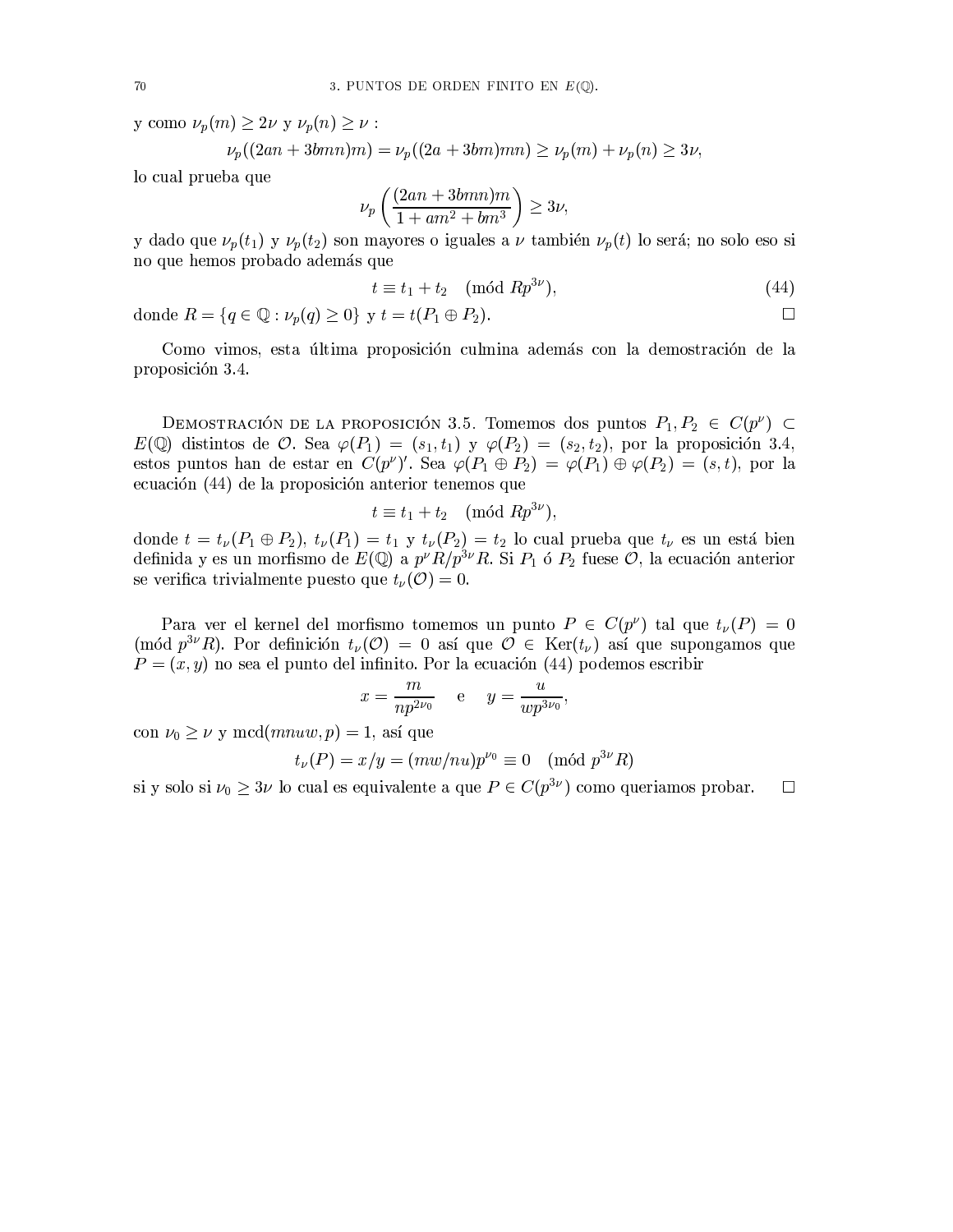y como $\nu_p(m) \geq 2\nu$ y $\nu_p(n) \geq \nu$ :

$$\nu_p((2an + 3bmn)m) = \nu_p((2a + 3bm)mn) \geq \nu_p(m) + \nu_p(n) \geq 3\nu,$$

lo cual prueba que

$$\nu_p\left(\frac{(2an + 3bmn)m}{1 + am^2 + bm^3}\right) \geq 3\nu,$$

y dado que $\nu_p(t_1)$ y $\nu_p(t_2)$ son mayores o iguales a $\nu$ también $\nu_p(t)$ lo será; no solo eso si no que hemos probado además que

$$t \equiv t_1 + t_2 \pmod{Rp^{3\nu}}, \tag{44}$$

donde $R = \{q \in \mathbb{Q} : \nu_p(q) \geq 0\}$ y $t = t(P_1 \oplus P_2)$. □

Como vimos, esta última proposición culmina además con la demostración de la proposición 3.4.

Demostración de la proposición 3.5. Tomemos dos puntos $P_1, P_2 \in C(p^\nu) \subset E(\mathbb{Q})$ distintos de $\mathcal{O}$. Sea $\varphi(P_1) = (s_1, t_1)$ y $\varphi(P_2) = (s_2, t_2)$, por la proposición 3.4, estos puntos han de estar en $C(p^\nu)'$. Sea $\varphi(P_1 \oplus P_2) = \varphi(P_1) \oplus \varphi(P_2) = (s, t)$, por la ecuación (44) de la proposición anterior tenemos que

$$t \equiv t_1 + t_2 \pmod{Rp^{3\nu}},$$

donde $t = t_\nu(P_1 \oplus P_2)$, $t_\nu(P_1) = t_1$ y $t_\nu(P_2) = t_2$ lo cual prueba que $t_\nu$ es un está bien definida y es un morfismo de $E(\mathbb{Q})$ a $p^\nu R/p^{3\nu}R$. Si $P_1$ ó $P_2$ fuese $\mathcal{O}$, la ecuación anterior se verifica trivialmente puesto que $t_\nu(\mathcal{O}) = 0$.

Para ver el kernel del morfismo tomemos un punto $P \in C(p^\nu)$ tal que $t_\nu(P) = 0 \pmod{p^{3\nu}R}$. Por definición $t_\nu(\mathcal{O}) = 0$ así que $\mathcal{O} \in \operatorname{Ker}(t_\nu)$ así que supongamos que $P = (x, y)$ no sea el punto del infinito. Por la ecuación (44) podemos escribir

$$x = \frac{m}{np^{2\nu_0}} \quad \text{e} \quad y = \frac{u}{wp^{3\nu_0}},$$

con $\nu_0 \geq \nu$ y $\operatorname{mcd}(mnuw, p) = 1$, así que

$$t_\nu(P) = x/y = (mw/nu)p^{\nu_0} \equiv 0 \pmod{p^{3\nu}R}$$

si y solo si $\nu_0 \geq 3\nu$ lo cual es equivalente a que $P \in C(p^{3\nu})$ como queriamos probar. □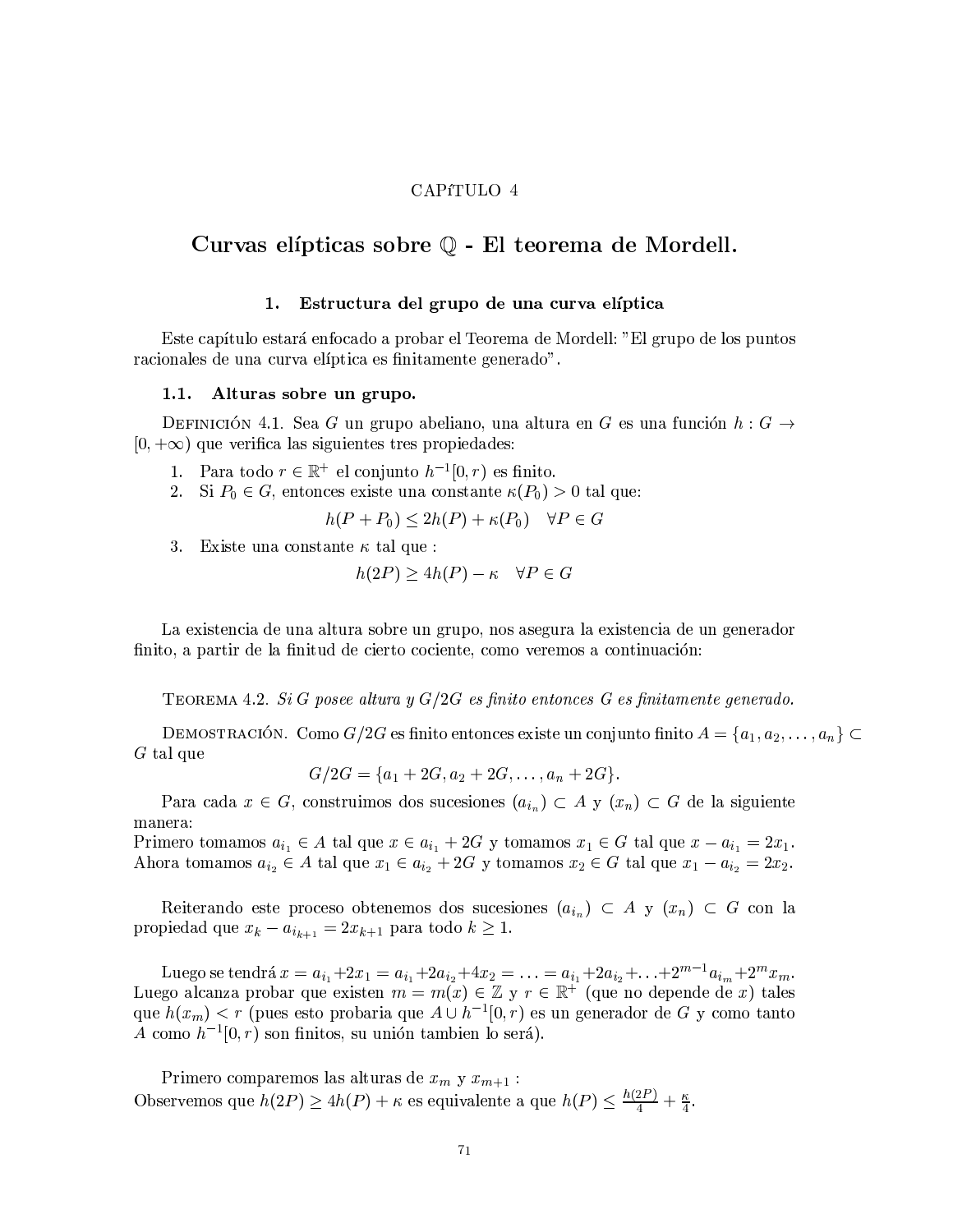CAPíTULO 4

# Curvas elípticas sobre $\mathbb{Q}$ - El teorema de Mordell.

## 1. Estructura del grupo de una curva elíptica

Este capítulo estará enfocado a probar el Teorema de Mordell: "El grupo de los puntos racionales de una curva elíptica es finitamente generado".

### 1.1. Alturas sobre un grupo.

Definición 4.1. Sea $G$ un grupo abeliano, una altura en $G$ es una función $h : G \to [0, +\infty)$ que verifica las siguientes tres propiedades:

1. Para todo $r \in \mathbb{R}^+$ el conjunto $h^{-1}[0, r)$ es finito.
2. Si $P_0 \in G$, entonces existe una constante $\kappa(P_0) > 0$ tal que:
$$h(P + P_0) \leq 2h(P) + \kappa(P_0) \quad \forall P \in G$$
3. Existe una constante $\kappa$ tal que :
$$h(2P) \geq 4h(P) - \kappa \quad \forall P \in G$$

La existencia de una altura sobre un grupo, nos asegura la existencia de un generador finito, a partir de la finitud de cierto cociente, como veremos a continuación:

Teorema 4.2. *Si $G$ posee altura y $G/2G$ es finito entonces $G$ es finitamente generado.*

Demostración. Como $G/2G$ es finito entonces existe un conjunto finito $A = \{a_1, a_2, \ldots, a_n\} \subset G$ tal que
$$G/2G = \{a_1 + 2G, a_2 + 2G, \ldots, a_n + 2G\}.$$

Para cada $x \in G$, construimos dos sucesiones $(a_{i_n}) \subset A$ y $(x_n) \subset G$ de la siguiente manera:
Primero tomamos $a_{i_1} \in A$ tal que $x \in a_{i_1} + 2G$ y tomamos $x_1 \in G$ tal que $x - a_{i_1} = 2x_1$.
Ahora tomamos $a_{i_2} \in A$ tal que $x_1 \in a_{i_2} + 2G$ y tomamos $x_2 \in G$ tal que $x_1 - a_{i_2} = 2x_2$.

Reiterando este proceso obtenemos dos sucesiones $(a_{i_n}) \subset A$ y $(x_n) \subset G$ con la propiedad que $x_k - a_{i_{k+1}} = 2x_{k+1}$ para todo $k \geq 1$.

Luego se tendrá $x = a_{i_1} + 2x_1 = a_{i_1} + 2a_{i_2} + 4x_2 = \ldots = a_{i_1} + 2a_{i_2} + \ldots + 2^{m-1}a_{i_m} + 2^m x_m$.
Luego alcanza probar que existen $m = m(x) \in \mathbb{Z}$ y $r \in \mathbb{R}^+$ (que no depende de $x$) tales que $h(x_m) < r$ (pues esto probaria que $A \cup h^{-1}[0, r)$ es un generador de $G$ y como tanto $A$ como $h^{-1}[0, r)$ son finitos, su unión tambien lo será).

Primero comparemos las alturas de $x_m$ y $x_{m+1}$ :
Observemos que $h(2P) \geq 4h(P) + \kappa$ es equivalente a que $h(P) \leq \frac{h(2P)}{4} + \frac{\kappa}{4}$.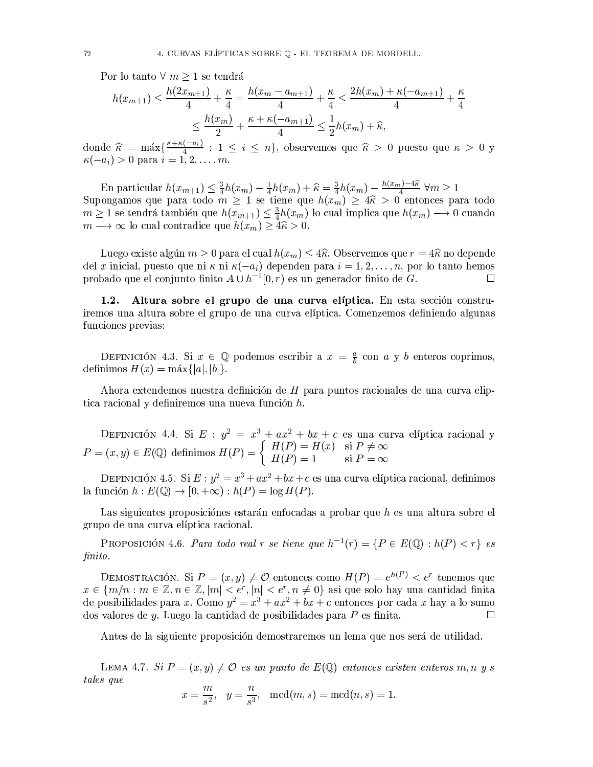Por lo tanto $\forall\ m \geq 1$ se tendrá

$$
\begin{aligned}
h(x_{m+1}) \leq \frac{h(2x_{m+1})}{4} + \frac{\kappa}{4} = \frac{h(x_m - a_{m+1})}{4} + \frac{\kappa}{4} \leq \frac{2h(x_m) + \kappa(-a_{m+1})}{4} + \frac{\kappa}{4} \\
\leq \frac{h(x_m)}{2} + \frac{\kappa + \kappa(-a_{m+1})}{4} \leq \frac{1}{2}h(x_m) + \widehat{\kappa},
\end{aligned}
$$

donde $\widehat{\kappa} = \text{máx}\{\frac{\kappa+\kappa(-a_i)}{4} : 1 \leq i \leq n\}$, observemos que $\widehat{\kappa} > 0$ puesto que $\kappa > 0$ y $\kappa(-a_i) > 0$ para $i = 1, 2, \ldots, m$.

En particular $h(x_{m+1}) \leq \frac{3}{4}h(x_m) - \frac{1}{4}h(x_m) + \widehat{\kappa} = \frac{3}{4}h(x_m) - \frac{h(x_m) - 4\widehat{\kappa}}{4}\ \forall m \geq 1$
Supongamos que para todo $m \geq 1$ se tiene que $h(x_m) \geq 4\widehat{\kappa} > 0$ entonces para todo $m \geq 1$ se tendrá también que $h(x_{m+1}) \leq \frac{3}{4}h(x_m)$ lo cual implica que $h(x_m) \longrightarrow 0$ cuando $m \longrightarrow \infty$ lo cual contradice que $h(x_m) \geq 4\widehat{\kappa} > 0$.

Luego existe algún $m \geq 0$ para el cual $h(x_m) \leq 4\widehat{\kappa}$. Observemos que $r = 4\widehat{\kappa}$ no depende del $x$ inicial, puesto que ni $\kappa$ ni $\kappa(-a_i)$ dependen para $i = 1, 2, \ldots, n$, por lo tanto hemos probado que el conjunto finito $A \cup h^{-1}[0, r)$ es un generador finito de $G$. $\square$

**1.2. Altura sobre el grupo de una curva elíptica.** En esta sección construiremos una altura sobre el grupo de una curva elíptica. Comenzemos definiendo algunas funciones previas:

Definición 4.3. Si $x \in \mathbb{Q}$ podemos escribir a $x = \frac{a}{b}$ con $a$ y $b$ enteros coprimos, definimos $H(x) = \text{máx}\{|a|, |b|\}$.

Ahora extendemos nuestra definición de $H$ para puntos racionales de una curva elliptica racional y definiremos una nueva función $h$.

Definición 4.4. Si $E : y^2 = x^3 + ax^2 + bx + c$ es una curva elíptica racional y $P = (x, y) \in E(\mathbb{Q})$ definimos $H(P) = \begin{cases} H(P) = H(x) & \text{si } P \neq \infty \\ H(P) = 1 & \text{si } P = \infty \end{cases}$

Definición 4.5. Si $E : y^2 = x^3 + ax^2 + bx + c$ es una curva elíptica racional, definimos la función $h : E(\mathbb{Q}) \to [0, +\infty) : h(P) = \log H(P)$.

Las siguientes proposiciónes estarán enfocadas a probar que $h$ es una altura sobre el grupo de una curva elíptica racional.

Proposición 4.6. *Para todo real $r$ se tiene que $h^{-1}(r) = \{P \in E(\mathbb{Q}) : h(P) < r\}$ es finito.*

Demostración. Si $P = (x, y) \neq \mathcal{O}$ entonces como $H(P) = e^{h(P)} < e^r$ tenemos que $x \in \{m/n : m \in \mathbb{Z}, n \in \mathbb{Z}, |m| < e^r, |n| < e^r, n \neq 0\}$ asi que solo hay una cantidad finita de posibilidades para $x$. Como $y^2 = x^3 + ax^2 + bx + c$ entonces por cada $x$ hay a lo sumo dos valores de $y$. Luego la cantidad de posibilidades para $P$ es finita. $\square$

Antes de la siguiente proposición demostraremos un lema que nos será de utilidad.

Lema 4.7. *Si $P = (x, y) \neq \mathcal{O}$ es un punto de $E(\mathbb{Q})$ entonces existen enteros $m, n$ y $s$ tales que*

$$
x = \frac{m}{s^2}, \quad y = \frac{n}{s^3}, \quad \text{mcd}(m, s) = \text{mcd}(n, s) = 1.
$$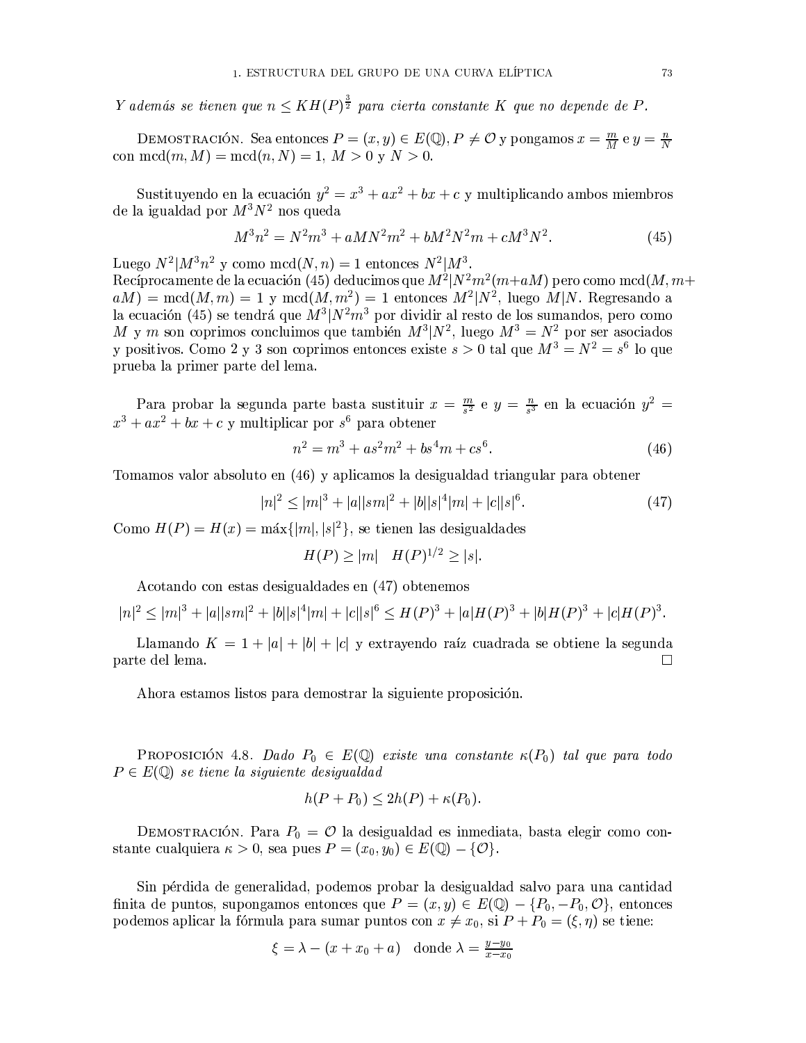*Y además se tienen que $n \leq KH(P)^{\frac{3}{2}}$ para cierta constante $K$ que no depende de $P$.*

Demostración. Sea entonces $P = (x, y) \in E(\mathbb{Q}), P \neq \mathcal{O}$ y pongamos $x = \frac{m}{M}$ e $y = \frac{n}{N}$ con $\operatorname{mcd}(m, M) = \operatorname{mcd}(n, N) = 1$, $M > 0$ y $N > 0$.

Sustituyendo en la ecuación $y^2 = x^3 + ax^2 + bx + c$ y multiplicando ambos miembros de la igualdad por $M^3N^2$ nos queda

$$M^3n^2 = N^2m^3 + aMN^2m^2 + bM^2N^2m + cM^3N^2. \tag{45}$$

Luego $N^2 | M^3n^2$ y como $\operatorname{mcd}(N, n) = 1$ entonces $N^2 | M^3$.
Recíprocamente de la ecuación (45) deducimos que $M^2 | N^2m^2(m+aM)$ pero como $\operatorname{mcd}(M, m+aM) = \operatorname{mcd}(M, m) = 1$ y $\operatorname{mcd}(M, m^2) = 1$ entonces $M^2 | N^2$, luego $M | N$. Regresando a la ecuación (45) se tendrá que $M^3 | N^2m^3$ por dividir al resto de los sumandos, pero como $M$ y $m$ son coprimos concluimos que también $M^3 | N^2$, luego $M^3 = N^2$ por ser asociados y positivos. Como 2 y 3 son coprimos entonces existe $s > 0$ tal que $M^3 = N^2 = s^6$ lo que prueba la primer parte del lema.

Para probar la segunda parte basta sustituir $x = \frac{m}{s^2}$ e $y = \frac{n}{s^3}$ en la ecuación $y^2 = x^3 + ax^2 + bx + c$ y multiplicar por $s^6$ para obtener

$$n^2 = m^3 + as^2m^2 + bs^4m + cs^6. \tag{46}$$

Tomamos valor absoluto en (46) y aplicamos la desigualdad triangular para obtener

$$|n|^2 \leq |m|^3 + |a||sm|^2 + |b||s|^4|m| + |c||s|^6. \tag{47}$$

Como $H(P) = H(x) = \max\{|m|, |s|^2\}$, se tienen las desigualdades

$$H(P) \geq |m| \quad H(P)^{1/2} \geq |s|.$$

Acotando con estas desigualdades en (47) obtenemos

$$|n|^2 \leq |m|^3 + |a||sm|^2 + |b||s|^4|m| + |c||s|^6 \leq H(P)^3 + |a|H(P)^3 + |b|H(P)^3 + |c|H(P)^3.$$

Llamando $K = 1 + |a| + |b| + |c|$ y extrayendo raíz cuadrada se obtiene la segunda parte del lema. □

Ahora estamos listos para demostrar la siguiente proposición.

Proposición 4.8. *Dado $P_0 \in E(\mathbb{Q})$ existe una constante $\kappa(P_0)$ tal que para todo $P \in E(\mathbb{Q})$ se tiene la siguiente desigualdad*

$$h(P + P_0) \leq 2h(P) + \kappa(P_0).$$

Demostración. Para $P_0 = \mathcal{O}$ la desigualdad es inmediata, basta elegir como constante cualquiera $\kappa > 0$, sea pues $P = (x_0, y_0) \in E(\mathbb{Q}) - \{\mathcal{O}\}$.

Sin pérdida de generalidad, podemos probar la desigualdad salvo para una cantidad finita de puntos, supongamos entonces que $P = (x, y) \in E(\mathbb{Q}) - \{P_0, -P_0, \mathcal{O}\}$, entonces podemos aplicar la fórmula para sumar puntos con $x \neq x_0$, si $P + P_0 = (\xi, \eta)$ se tiene:

$$\xi = \lambda - (x + x_0 + a) \quad \text{donde } \lambda = \frac{y - y_0}{x - x_0}$$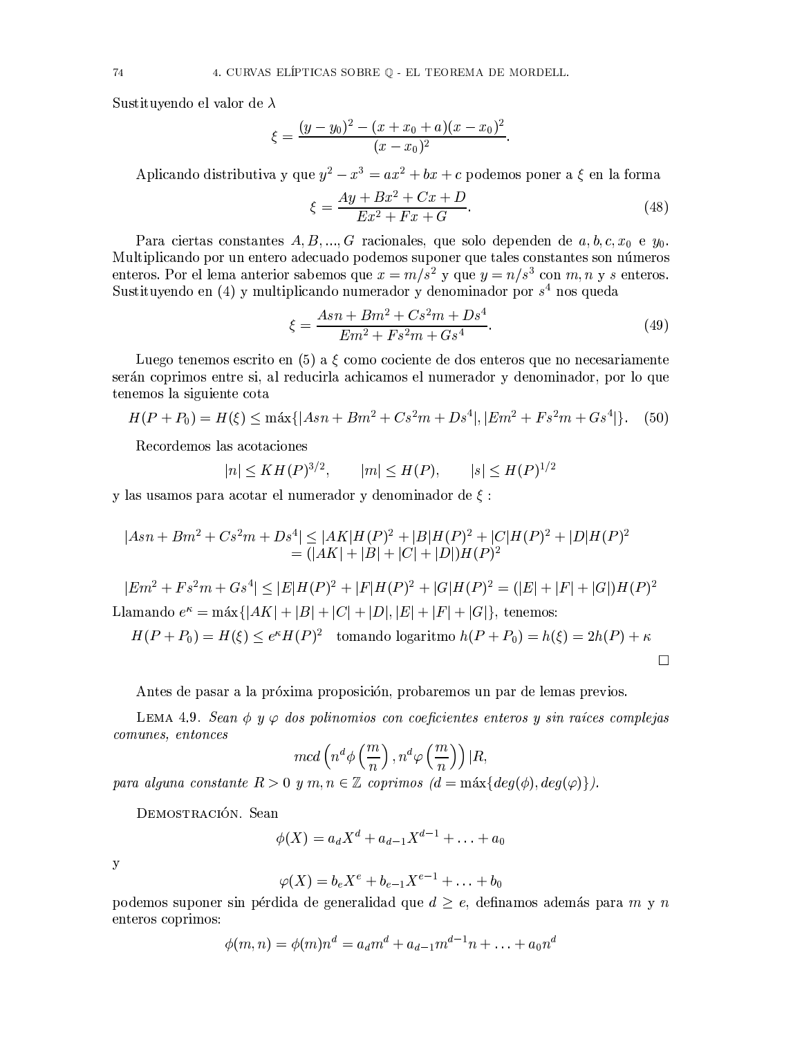Sustituyendo el valor de $\lambda$

$$\xi = \frac{(y-y_0)^2 - (x+x_0+a)(x-x_0)^2}{(x-x_0)^2}.$$

Aplicando distributiva y que $y^2 - x^3 = ax^2 + bx + c$ podemos poner a $\xi$ en la forma

$$\xi = \frac{Ay + Bx^2 + Cx + D}{Ex^2 + Fx + G}. \tag{48}$$

Para ciertas constantes $A, B, ..., G$ racionales, que solo dependen de $a, b, c, x_0$ e $y_0$. Multiplicando por un entero adecuado podemos suponer que tales constantes son números enteros. Por el lema anterior sabemos que $x = m/s^2$ y que $y = n/s^3$ con $m, n$ y $s$ enteros. Sustituyendo en (4) y multiplicando numerador y denominador por $s^4$ nos queda

$$\xi = \frac{Asn + Bm^2 + Cs^2m + Ds^4}{Em^2 + Fs^2m + Gs^4}. \tag{49}$$

Luego tenemos escrito en (5) a $\xi$ como cociente de dos enteros que no necesariamente serán coprimos entre si, al reducirla achicamos el numerador y denominador, por lo que tenemos la siguiente cota

$$H(P+P_0) = H(\xi) \leq \text{máx}\{|Asn + Bm^2 + Cs^2m + Ds^4|, |Em^2 + Fs^2m + Gs^4|\}. \tag{50}$$

Recordemos las acotaciones

$$|n| \leq KH(P)^{3/2}, \qquad |m| \leq H(P), \qquad |s| \leq H(P)^{1/2}$$

y las usamos para acotar el numerador y denominador de $\xi$ :

$$\begin{aligned} |Asn + Bm^2 + Cs^2m + Ds^4| &\leq |AK|H(P)^2 + |B|H(P)^2 + |C|H(P)^2 + |D|H(P)^2 \\ &= (|AK| + |B| + |C| + |D|)H(P)^2 \end{aligned}$$

$$|Em^2 + Fs^2m + Gs^4| \leq |E|H(P)^2 + |F|H(P)^2 + |G|H(P)^2 = (|E| + |F| + |G|)H(P)^2$$

Llamando $e^\kappa = \text{máx}\{|AK| + |B| + |C| + |D|, |E| + |F| + |G|\}$, tenemos:

$$H(P+P_0) = H(\xi) \leq e^\kappa H(P)^2 \quad \text{tomando logaritmo } h(P+P_0) = h(\xi) = 2h(P) + \kappa$$

□

Antes de pasar a la próxima proposición, probaremos un par de lemas previos.

Lema 4.9. *Sean $\phi$ y $\varphi$ dos polinomios con coeficientes enteros y sin raíces complejas comunes, entonces*

$$mcd\left(n^d\phi\left(\frac{m}{n}\right), n^d\varphi\left(\frac{m}{n}\right)\right)|R,$$

*para alguna constante $R > 0$ y $m, n \in \mathbb{Z}$ coprimos ($d = \text{máx}\{deg(\phi), deg(\varphi)\}$).*

Demostración. Sean

$$\phi(X) = a_dX^d + a_{d-1}X^{d-1} + \ldots + a_0$$

y

$$\varphi(X) = b_eX^e + b_{e-1}X^{e-1} + \ldots + b_0$$

podemos suponer sin pérdida de generalidad que $d \geq e$, definamos además para $m$ y $n$ enteros coprimos:

$$\phi(m,n) = \phi(m)n^d = a_dm^d + a_{d-1}m^{d-1}n + \ldots + a_0n^d$$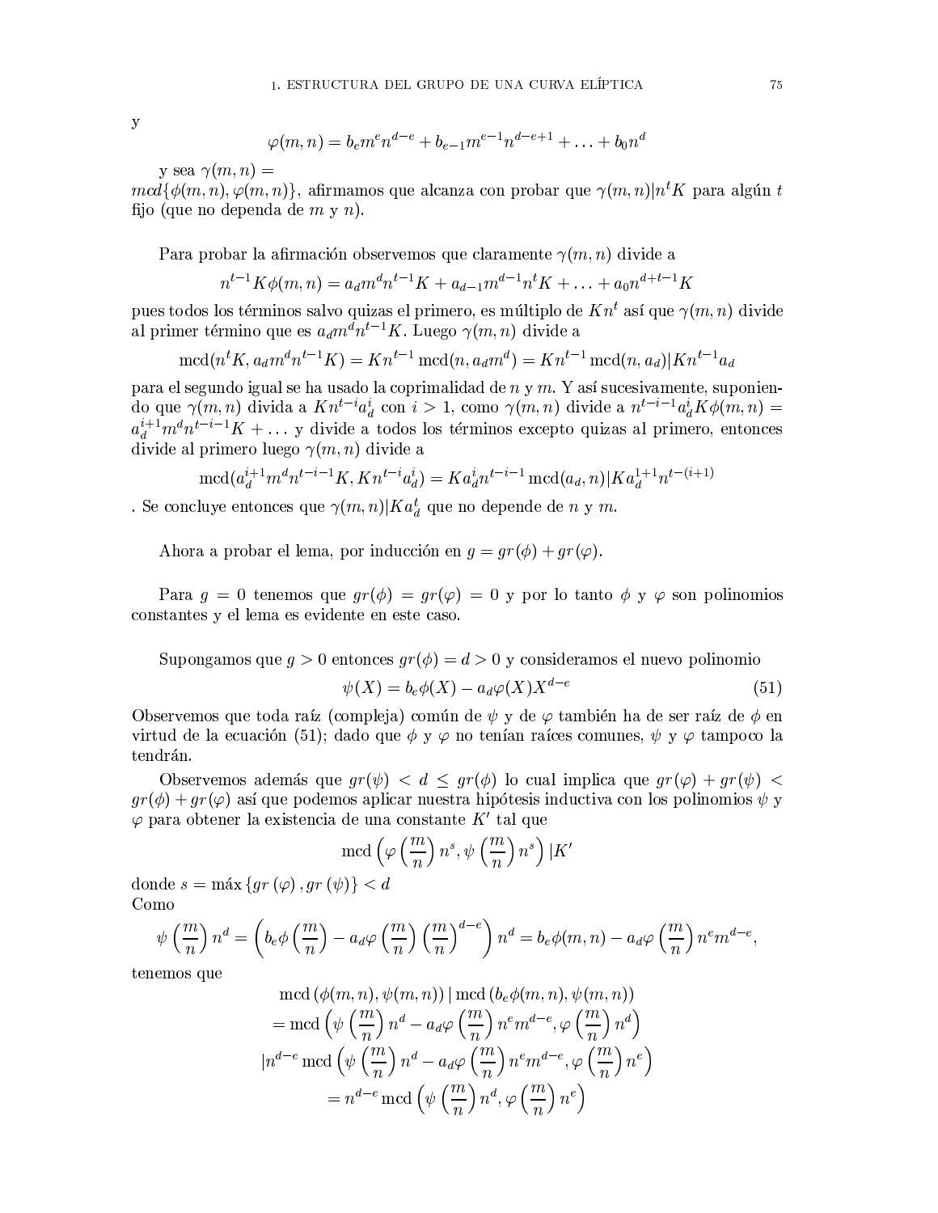y

$$\varphi(m,n) = b_e m^e n^{d-e} + b_{e-1} m^{e-1} n^{d-e+1} + \ldots + b_0 n^d$$

y sea $\gamma(m,n) =$
$mcd\{\phi(m,n), \varphi(m,n)\}$, afirmamos que alcanza con probar que $\gamma(m,n) | n^t K$ para algún $t$ fijo (que no dependa de $m$ y $n$).

Para probar la afirmación observemos que claramente $\gamma(m,n)$ divide a

$$n^{t-1} K \phi(m,n) = a_d m^d n^{t-1} K + a_{d-1} m^{d-1} n^t K + \ldots + a_0 n^{d+t-1} K$$

pues todos los términos salvo quizas el primero, es múltiplo de $Kn^t$ así que $\gamma(m,n)$ divide al primer término que es $a_d m^d n^{t-1} K$. Luego $\gamma(m,n)$ divide a

$$\text{mcd}(n^t K, a_d m^d n^{t-1} K) = K n^{t-1} \text{mcd}(n, a_d m^d) = K n^{t-1} \text{mcd}(n, a_d) | K n^{t-1} a_d$$

para el segundo igual se ha usado la coprimalidad de $n$ y $m$. Y así sucesivamente, suponiendo que $\gamma(m,n)$ divida a $Kn^{t-i} a_d^i$ con $i > 1$, como $\gamma(m,n)$ divide a $n^{t-i-1} a_d^i K \phi(m,n) = a_d^{i+1} m^d n^{t-i-1} K + \ldots$ y divide a todos los términos excepto quizas al primero, entonces divide al primero luego $\gamma(m,n)$ divide a

$$\text{mcd}(a_d^{i+1} m^d n^{t-i-1} K, K n^{t-i} a_d^i) = K a_d^i n^{t-i-1} \text{mcd}(a_d, n) | K a_d^{1+1} n^{t-(i+1)}$$

. Se concluye entonces que $\gamma(m,n) | K a_d^t$ que no depende de $n$ y $m$.

Ahora a probar el lema, por inducción en $g = gr(\phi) + gr(\varphi)$.

Para $g = 0$ tenemos que $gr(\phi) = gr(\varphi) = 0$ y por lo tanto $\phi$ y $\varphi$ son polinomios constantes y el lema es evidente en este caso.

Supongamos que $g > 0$ entonces $gr(\phi) = d > 0$ y consideramos el nuevo polinomio

$$\psi(X) = b_e \phi(X) - a_d \varphi(X) X^{d-e} \tag{51}$$

Observemos que toda raíz (compleja) común de $\psi$ y de $\varphi$ también ha de ser raíz de $\phi$ en virtud de la ecuación (51); dado que $\phi$ y $\varphi$ no tenían raíces comunes, $\psi$ y $\varphi$ tampoco la tendrán.

Observemos además que $gr(\psi) < d \leq gr(\phi)$ lo cual implica que $gr(\varphi) + gr(\psi) < gr(\phi) + gr(\varphi)$ así que podemos aplicar nuestra hipótesis inductiva con los polinomios $\psi$ y $\varphi$ para obtener la existencia de una constante $K'$ tal que

$$\text{mcd}\left(\varphi\left(\frac{m}{n}\right) n^s, \psi\left(\frac{m}{n}\right) n^s\right) | K'$$

donde $s = \text{máx}\{gr(\varphi), gr(\psi)\} < d$
Como

$$\psi\left(\frac{m}{n}\right) n^d = \left(b_e \phi\left(\frac{m}{n}\right) - a_d \varphi\left(\frac{m}{n}\right)\left(\frac{m}{n}\right)^{d-e}\right) n^d = b_e \phi(m,n) - a_d \varphi\left(\frac{m}{n}\right) n^e m^{d-e},$$

tenemos que

$$\begin{aligned}
&\text{mcd}\left(\phi(m,n), \psi(m,n)\right) | \text{mcd}\left(b_e \phi(m,n), \psi(m,n)\right) \\
&= \text{mcd}\left(\psi\left(\frac{m}{n}\right) n^d - a_d \varphi\left(\frac{m}{n}\right) n^e m^{d-e}, \varphi\left(\frac{m}{n}\right) n^d\right) \\
&| n^{d-e} \text{mcd}\left(\psi\left(\frac{m}{n}\right) n^d - a_d \varphi\left(\frac{m}{n}\right) n^e m^{d-e}, \varphi\left(\frac{m}{n}\right) n^e\right) \\
&= n^{d-e} \text{mcd}\left(\psi\left(\frac{m}{n}\right) n^d, \varphi\left(\frac{m}{n}\right) n^e\right)
\end{aligned}$$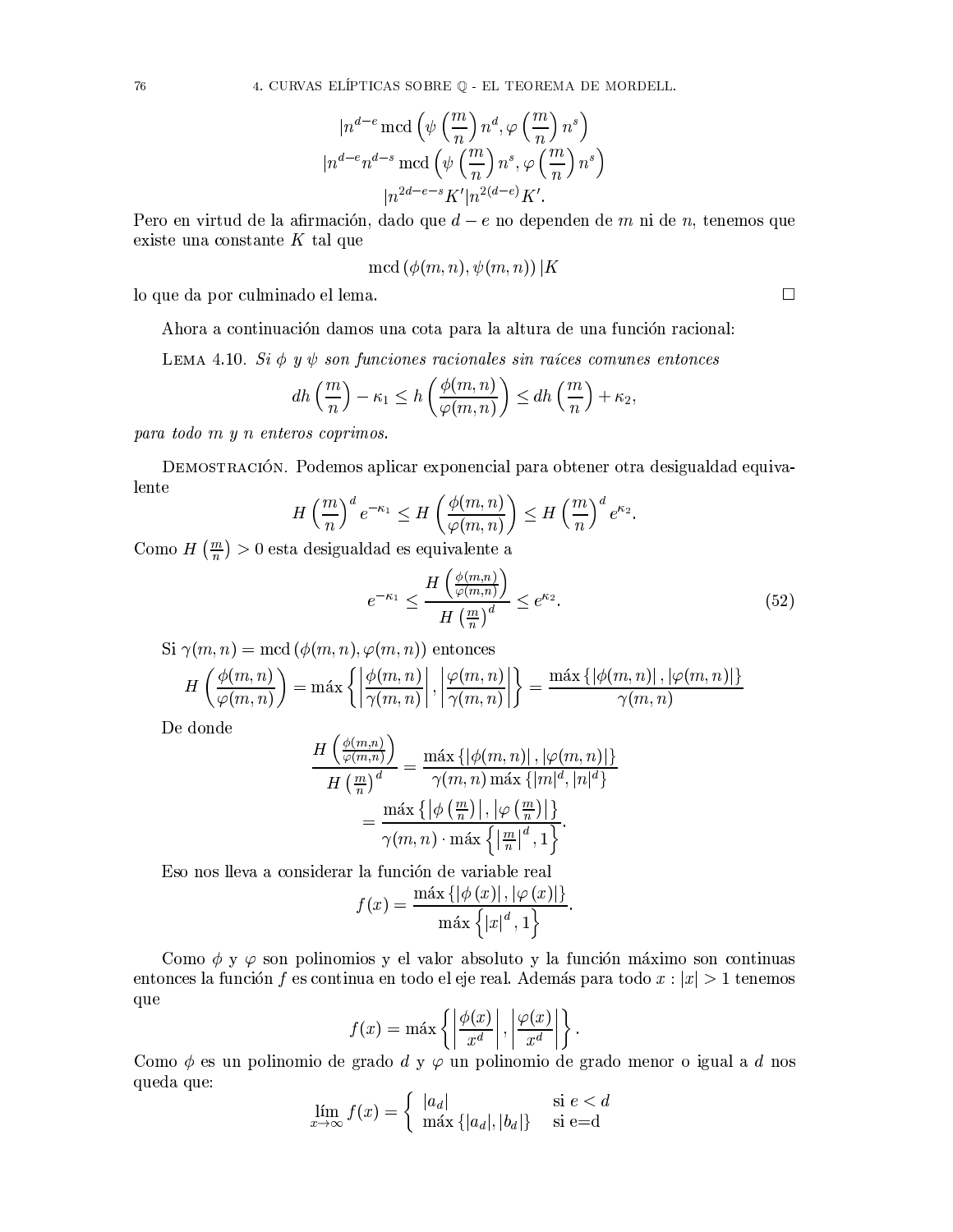$$
\begin{gathered}
|n^{d-e} \operatorname{mcd}\left(\psi\left(\frac{m}{n}\right) n^{d}, \varphi\left(\frac{m}{n}\right) n^{s}\right) \\
|n^{d-e} n^{d-s} \operatorname{mcd}\left(\psi\left(\frac{m}{n}\right) n^{s}, \varphi\left(\frac{m}{n}\right) n^{s}\right) \\
|n^{2d-e-s} K' | n^{2(d-e)} K'.
\end{gathered}
$$

Pero en virtud de la afirmación, dado que $d-e$ no dependen de $m$ ni de $n$, tenemos que existe una constante $K$ tal que

$$
\operatorname{mcd}(\phi(m,n), \psi(m,n))\,|K
$$

lo que da por culminado el lema. □

Ahora a continuación damos una cota para la altura de una función racional:

LEMA 4.10. *Si $\phi$ y $\psi$ son funciones racionales sin raíces comunes entonces*

$$
dh\left(\frac{m}{n}\right) - \kappa_1 \leq h\left(\frac{\phi(m,n)}{\varphi(m,n)}\right) \leq dh\left(\frac{m}{n}\right) + \kappa_2,
$$

*para todo $m$ y $n$ enteros coprimos.*

DEMOSTRACIÓN. Podemos aplicar exponencial para obtener otra desigualdad equivalente

$$
H\left(\frac{m}{n}\right)^{d} e^{-\kappa_1} \leq H\left(\frac{\phi(m,n)}{\varphi(m,n)}\right) \leq H\left(\frac{m}{n}\right)^{d} e^{\kappa_2}.
$$

Como $H\left(\frac{m}{n}\right) > 0$ esta desigualdad es equivalente a

$$
e^{-\kappa_1} \leq \frac{H\left(\frac{\phi(m,n)}{\varphi(m,n)}\right)}{H\left(\frac{m}{n}\right)^{d}} \leq e^{\kappa_2}. \tag{52}
$$

Si $\gamma(m,n) = \operatorname{mcd}(\phi(m,n), \varphi(m,n))$ entonces

$$
H\left(\frac{\phi(m,n)}{\varphi(m,n)}\right) = \max\left\{\left|\frac{\phi(m,n)}{\gamma(m,n)}\right|, \left|\frac{\varphi(m,n)}{\gamma(m,n)}\right|\right\} = \frac{\max\{|\phi(m,n)|, |\varphi(m,n)|\}}{\gamma(m,n)}
$$

De donde

$$
\begin{aligned}
\frac{H\left(\frac{\phi(m,n)}{\varphi(m,n)}\right)}{H\left(\frac{m}{n}\right)^{d}} &= \frac{\max\{|\phi(m,n)|, |\varphi(m,n)|\}}{\gamma(m,n)\max\{|m|^{d}, |n|^{d}\}} \\
&= \frac{\max\left\{\left|\phi\left(\frac{m}{n}\right)\right|, \left|\varphi\left(\frac{m}{n}\right)\right|\right\}}{\gamma(m,n)\cdot\max\left\{\left|\frac{m}{n}\right|^{d}, 1\right\}}.
\end{aligned}
$$

Eso nos lleva a considerar la función de variable real

$$
f(x) = \frac{\max\{|\phi(x)|, |\varphi(x)|\}}{\max\left\{|x|^{d}, 1\right\}}.
$$

Como $\phi$ y $\varphi$ son polinomios y el valor absoluto y la función máximo son continuas entonces la función $f$ es continua en todo el eje real. Además para todo $x : |x| > 1$ tenemos que

$$
f(x) = \max\left\{\left|\frac{\phi(x)}{x^{d}}\right|, \left|\frac{\varphi(x)}{x^{d}}\right|\right\}.
$$

Como $\phi$ es un polinomio de grado $d$ y $\varphi$ un polinomio de grado menor o igual a $d$ nos queda que:

$$
\lim_{x\to\infty} f(x) = \begin{cases} |a_d| & \text{si } e < d \\ \max\{|a_d|, |b_d|\} & \text{si e=d} \end{cases}
$$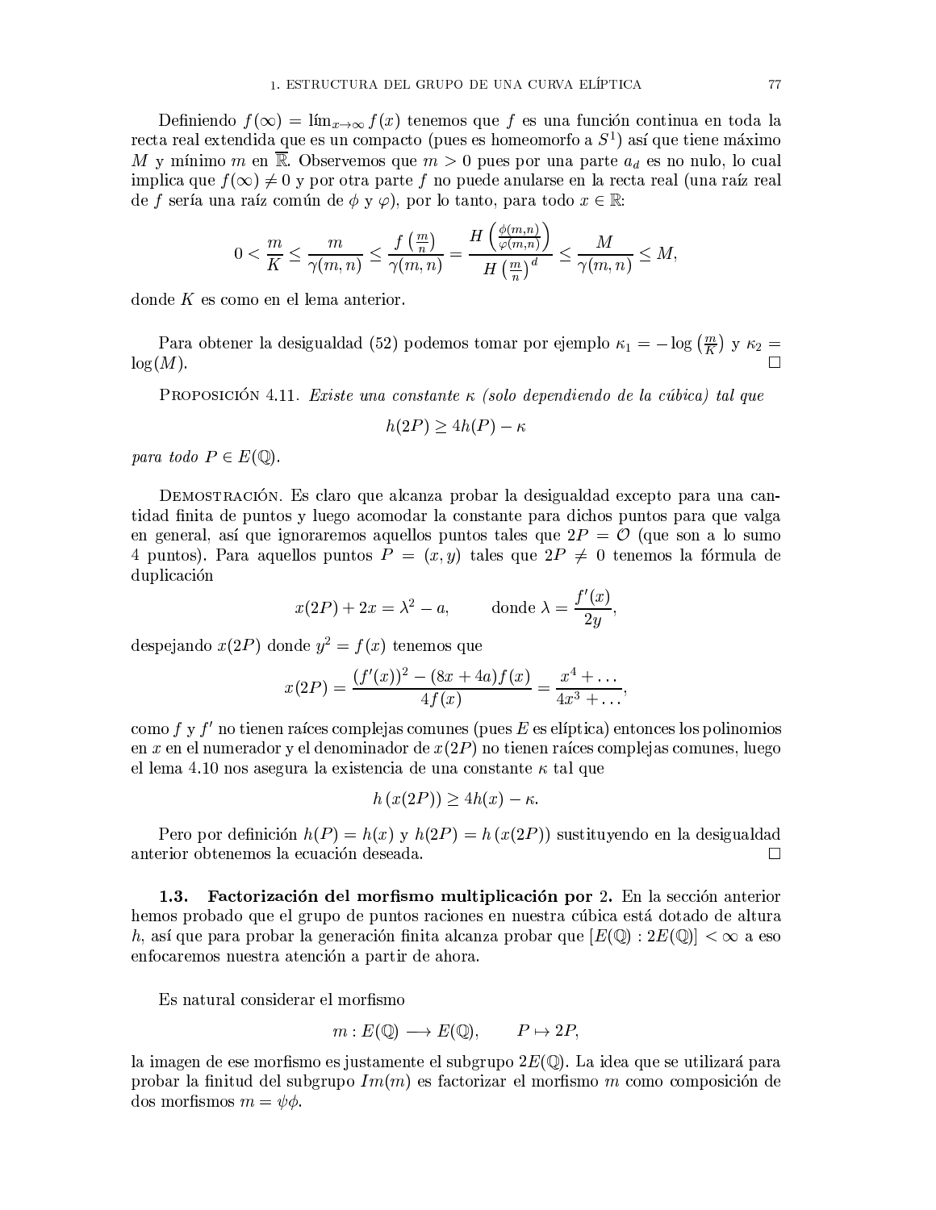Definiendo $f(\infty) = \lim_{x\to\infty} f(x)$ tenemos que $f$ es una función continua en toda la recta real extendida que es un compacto (pues es homeomorfo a $S^1$) así que tiene máximo $M$ y mínimo $m$ en $\overline{\mathbb{R}}$. Observemos que $m > 0$ pues por una parte $a_d$ es no nulo, lo cual implica que $f(\infty) \neq 0$ y por otra parte $f$ no puede anularse en la recta real (una raíz real de $f$ sería una raíz común de $\phi$ y $\varphi$), por lo tanto, para todo $x \in \mathbb{R}$:

$$0 < \frac{m}{K} \leq \frac{m}{\gamma(m,n)} \leq \frac{f\left(\frac{m}{n}\right)}{\gamma(m,n)} = \frac{H\left(\frac{\phi(m,n)}{\varphi(m,n)}\right)}{H\left(\frac{m}{n}\right)^d} \leq \frac{M}{\gamma(m,n)} \leq M,$$

donde $K$ es como en el lema anterior.

Para obtener la desigualdad (52) podemos tomar por ejemplo $\kappa_1 = -\log\left(\frac{m}{K}\right)$ y $\kappa_2 = \log(M)$. $\square$

Proposición 4.11. *Existe una constante $\kappa$ (solo dependiendo de la cúbica) tal que*

$$h(2P) \geq 4h(P) - \kappa$$

*para todo $P \in E(\mathbb{Q})$.*

Demostración. Es claro que alcanza probar la desigualdad excepto para una cantidad finita de puntos y luego acomodar la constante para dichos puntos para que valga en general, así que ignoraremos aquellos puntos tales que $2P = \mathcal{O}$ (que son a lo sumo 4 puntos). Para aquellos puntos $P = (x,y)$ tales que $2P \neq 0$ tenemos la fórmula de duplicación

$$x(2P) + 2x = \lambda^2 - a, \qquad \text{donde } \lambda = \frac{f'(x)}{2y},$$

despejando $x(2P)$ donde $y^2 = f(x)$ tenemos que

$$x(2P) = \frac{(f'(x))^2 - (8x + 4a)f(x)}{4f(x)} = \frac{x^4 + \dots}{4x^3 + \dots},$$

como $f$ y $f'$ no tienen raíces complejas comunes (pues $E$ es elíptica) entonces los polinomios en $x$ en el numerador y el denominador de $x(2P)$ no tienen raíces complejas comunes, luego el lema 4.10 nos asegura la existencia de una constante $\kappa$ tal que

$$h\left(x(2P)\right) \geq 4h(x) - \kappa.$$

Pero por definición $h(P) = h(x)$ y $h(2P) = h\left(x(2P)\right)$ sustituyendo en la desigualdad anterior obtenemos la ecuación deseada. $\square$

### 1.3. Factorización del morfismo multiplicación por 2.

En la sección anterior hemos probado que el grupo de puntos raciones en nuestra cúbica está dotado de altura $h$, así que para probar la generación finita alcanza probar que $[E(\mathbb{Q}) : 2E(\mathbb{Q})] < \infty$ a eso enfocaremos nuestra atención a partir de ahora.

Es natural considerar el morfismo

$$m : E(\mathbb{Q}) \longrightarrow E(\mathbb{Q}), \qquad P \mapsto 2P,$$

la imagen de ese morfismo es justamente el subgrupo $2E(\mathbb{Q})$. La idea que se utilizará para probar la finitud del subgrupo $Im(m)$ es factorizar el morfismo $m$ como composición de dos morfismos $m = \psi\phi$.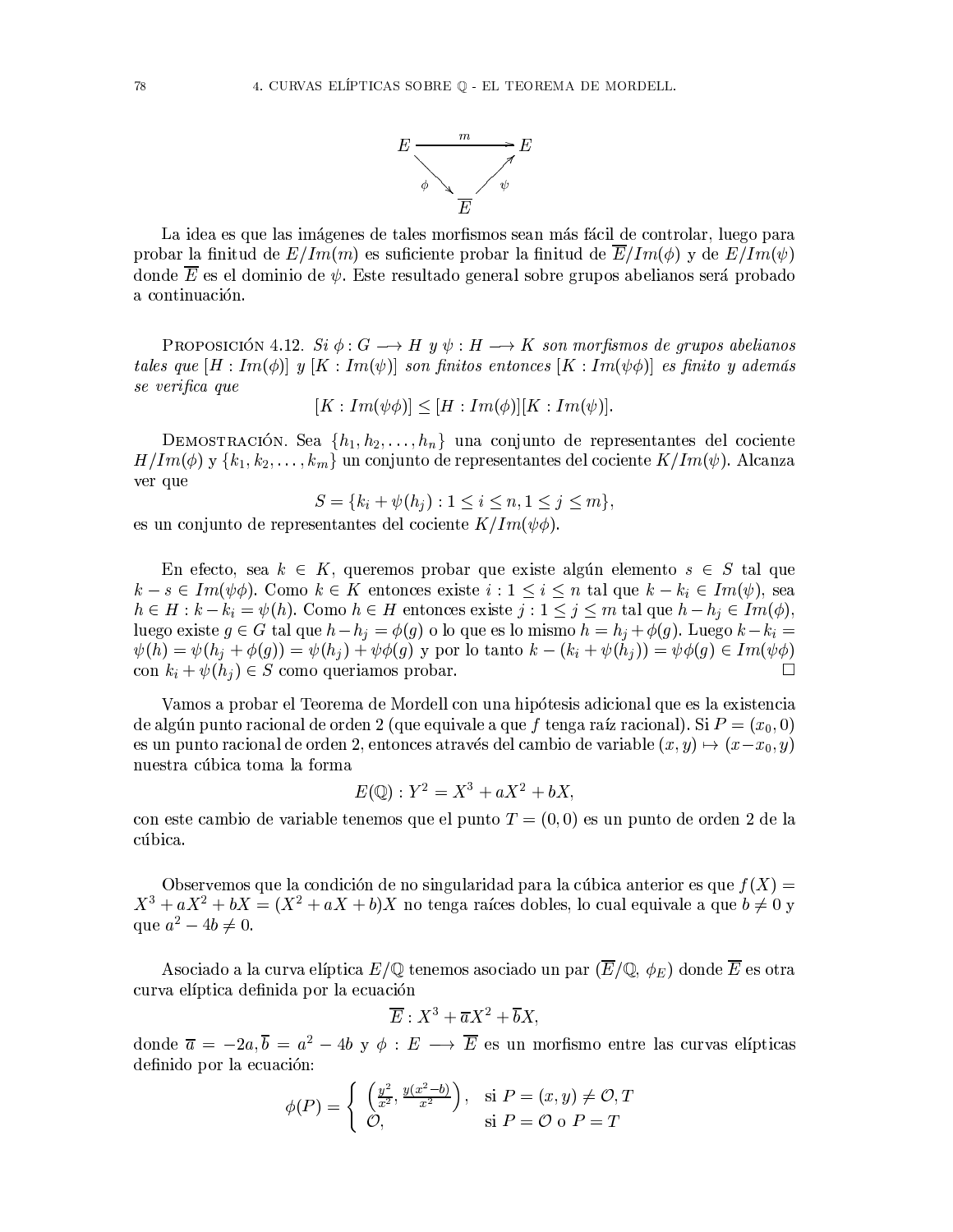$$
\begin{array}{ccc}
E & \xrightarrow{\quad m \quad} & E \\
& {\scriptstyle\phi}\searrow \quad \nearrow{\scriptstyle\psi} & \\
& \overline{E} &
\end{array}
$$

La idea es que las imágenes de tales morfismos sean más fácil de controlar, luego para probar la finitud de $E/Im(m)$ es suficiente probar la finitud de $\overline{E}/Im(\phi)$ y de $E/Im(\psi)$ donde $\overline{E}$ es el dominio de $\psi$. Este resultado general sobre grupos abelianos será probado a continuación.

Proposición 4.12. *Si $\phi : G \longrightarrow H$ y $\psi : H \longrightarrow K$ son morfismos de grupos abelianos tales que $[H : Im(\phi)]$ y $[K : Im(\psi)]$ son finitos entonces $[K : Im(\psi\phi)]$ es finito y además se verifica que*

$$[K : Im(\psi\phi)] \leq [H : Im(\phi)][K : Im(\psi)].$$

Demostración. Sea $\{h_1, h_2, \ldots, h_n\}$ una conjunto de representantes del cociente $H/Im(\phi)$ y $\{k_1, k_2, \ldots, k_m\}$ un conjunto de representantes del cociente $K/Im(\psi)$. Alcanza ver que

$$S = \{k_i + \psi(h_j) : 1 \leq i \leq n, 1 \leq j \leq m\},$$

es un conjunto de representantes del cociente $K/Im(\psi\phi)$.

En efecto, sea $k \in K$, queremos probar que existe algún elemento $s \in S$ tal que $k - s \in Im(\psi\phi)$. Como $k \in K$ entonces existe $i : 1 \leq i \leq n$ tal que $k - k_i \in Im(\psi)$, sea $h \in H : k - k_i = \psi(h)$. Como $h \in H$ entonces existe $j : 1 \leq j \leq m$ tal que $h - h_j \in Im(\phi)$, luego existe $g \in G$ tal que $h - h_j = \phi(g)$ o lo que es lo mismo $h = h_j + \phi(g)$. Luego $k - k_i = \psi(h) = \psi(h_j + \phi(g)) = \psi(h_j) + \psi\phi(g)$ y por lo tanto $k - (k_i + \psi(h_j)) = \psi\phi(g) \in Im(\psi\phi)$ con $k_i + \psi(h_j) \in S$ como queriamos probar. □

Vamos a probar el Teorema de Mordell con una hipótesis adicional que es la existencia de algún punto racional de orden 2 (que equivale a que $f$ tenga raíz racional). Si $P = (x_0, 0)$ es un punto racional de orden 2, entonces através del cambio de variable $(x, y) \mapsto (x - x_0, y)$ nuestra cúbica toma la forma

$$E(\mathbb{Q}) : Y^2 = X^3 + aX^2 + bX,$$

con este cambio de variable tenemos que el punto $T = (0, 0)$ es un punto de orden 2 de la cúbica.

Observemos que la condición de no singularidad para la cúbica anterior es que $f(X) = X^3 + aX^2 + bX = (X^2 + aX + b)X$ no tenga raíces dobles, lo cual equivale a que $b \neq 0$ y que $a^2 - 4b \neq 0$.

Asociado a la curva elíptica $E/\mathbb{Q}$ tenemos asociado un par $(\overline{E}/\mathbb{Q}, \phi_E)$ donde $\overline{E}$ es otra curva elíptica definida por la ecuación

$$\overline{E} : X^3 + \overline{a}X^2 + \overline{b}X,$$

donde $\overline{a} = -2a, \overline{b} = a^2 - 4b$ y $\phi : E \longrightarrow \overline{E}$ es un morfismo entre las curvas elípticas definido por la ecuación:

$$\phi(P) = \begin{cases} \left(\frac{y^2}{x^2}, \frac{y(x^2 - b)}{x^2}\right), & \text{si } P = (x, y) \neq \mathcal{O}, T \\ \mathcal{O}, & \text{si } P = \mathcal{O} \text{ o } P = T \end{cases}$$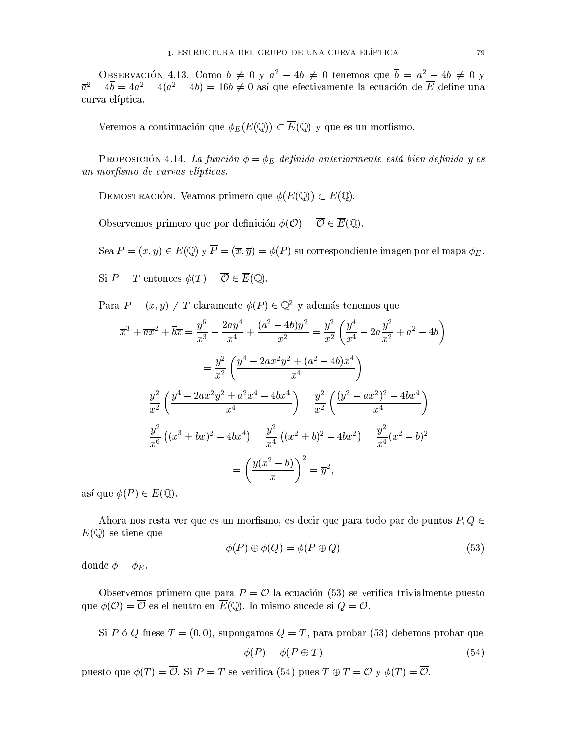Observación 4.13. Como $b \neq 0$ y $a^2 - 4b \neq 0$ tenemos que $\overline{b} = a^2 - 4b \neq 0$ y $\overline{a}^2 - 4\overline{b} = 4a^2 - 4(a^2 - 4b) = 16b \neq 0$ así que efectivamente la ecuación de $\overline{E}$ define una curva elíptica.

Veremos a continuación que $\phi_E(E(\mathbb{Q})) \subset \overline{E}(\mathbb{Q})$ y que es un morfismo.

Proposición 4.14. *La función $\phi = \phi_E$ definida anteriormente está bien definida y es un morfismo de curvas elípticas.*

Demostración. Veamos primero que $\phi(E(\mathbb{Q})) \subset \overline{E}(\mathbb{Q})$.

Observemos primero que por definición $\phi(\mathcal{O}) = \overline{\mathcal{O}} \in \overline{E}(\mathbb{Q})$.

Sea $P = (x, y) \in E(\mathbb{Q})$ y $\overline{P} = (\overline{x}, \overline{y}) = \phi(P)$ su correspondiente imagen por el mapa $\phi_E$.

Si $P = T$ entonces $\phi(T) = \overline{\mathcal{O}} \in \overline{E}(\mathbb{Q})$.

Para $P = (x, y) \neq T$ claramente $\phi(P) \in \mathbb{Q}^2$ y además tenemos que

$$\overline{x}^3 + \overline{a}\overline{x}^2 + \overline{b}\overline{x} = \frac{y^6}{x^3} - \frac{2ay^4}{x^4} + \frac{(a^2 - 4b)y^2}{x^2} = \frac{y^2}{x^2}\left(\frac{y^4}{x^4} - 2a\frac{y^2}{x^2} + a^2 - 4b\right)$$

$$= \frac{y^2}{x^2}\left(\frac{y^4 - 2ax^2y^2 + (a^2 - 4b)x^4}{x^4}\right)$$

$$= \frac{y^2}{x^2}\left(\frac{y^4 - 2ax^2y^2 + a^2x^4 - 4bx^4}{x^4}\right) = \frac{y^2}{x^2}\left(\frac{(y^2 - ax^2)^2 - 4bx^4}{x^4}\right)$$

$$= \frac{y^2}{x^6}\left((x^3 + bx)^2 - 4bx^4\right) = \frac{y^2}{x^4}\left((x^2 + b)^2 - 4bx^2\right) = \frac{y^2}{x^4}(x^2 - b)^2$$

$$= \left(\frac{y(x^2 - b)}{x}\right)^2 = \overline{y}^2,$$

así que $\phi(P) \in E(\mathbb{Q})$.

Ahora nos resta ver que es un morfismo, es decir que para todo par de puntos $P, Q \in E(\mathbb{Q})$ se tiene que

$$\phi(P) \oplus \phi(Q) = \phi(P \oplus Q) \tag{53}$$

donde $\phi = \phi_E$.

Observemos primero que para $P = \mathcal{O}$ la ecuación (53) se verifica trivialmente puesto que $\phi(\mathcal{O}) = \overline{\mathcal{O}}$ es el neutro en $\overline{E}(\mathbb{Q})$, lo mismo sucede si $Q = \mathcal{O}$.

Si $P$ ó $Q$ fuese $T = (0, 0)$, supongamos $Q = T$, para probar (53) debemos probar que

$$\phi(P) = \phi(P \oplus T) \tag{54}$$

puesto que $\phi(T) = \overline{\mathcal{O}}$. Si $P = T$ se verifica (54) pues $T \oplus T = \mathcal{O}$ y $\phi(T) = \overline{\mathcal{O}}$.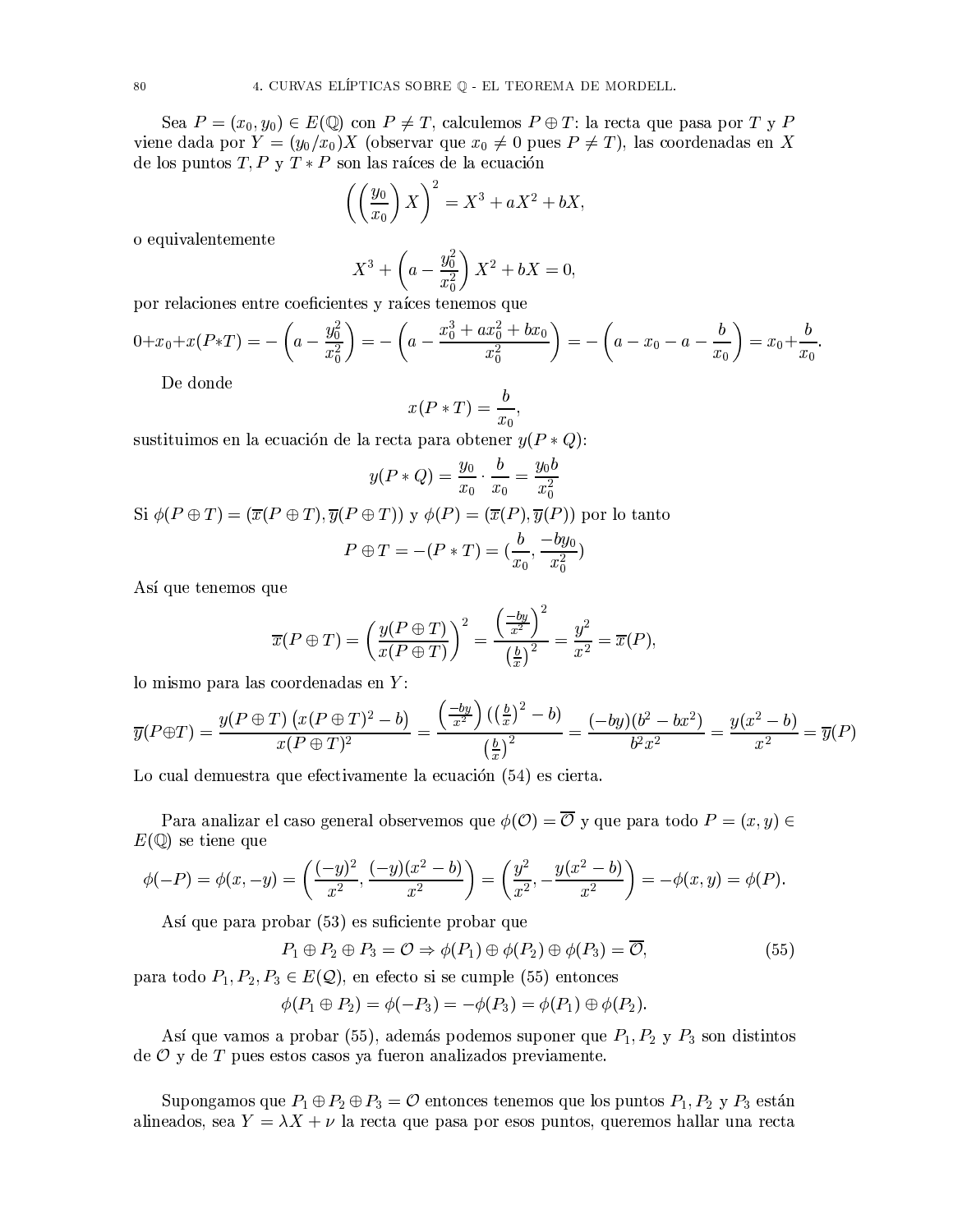Sea $P = (x_0, y_0) \in E(\mathbb{Q})$ con $P \neq T$, calculemos $P \oplus T$: la recta que pasa por $T$ y $P$ viene dada por $Y = (y_0/x_0)X$ (observar que $x_0 \neq 0$ pues $P \neq T$), las coordenadas en $X$ de los puntos $T, P$ y $T * P$ son las raíces de la ecuación

$$\left(\left(\frac{y_0}{x_0}\right) X\right)^2 = X^3 + aX^2 + bX,$$

o equivalentemente

$$X^3 + \left(a - \frac{y_0^2}{x_0^2}\right) X^2 + bX = 0,$$

por relaciones entre coeficientes y raíces tenemos que

$$0 + x_0 + x(P*T) = -\left(a - \frac{y_0^2}{x_0^2}\right) = -\left(a - \frac{x_0^3 + ax_0^2 + bx_0}{x_0^2}\right) = -\left(a - x_0 - a - \frac{b}{x_0}\right) = x_0 + \frac{b}{x_0}.$$

De donde

$$x(P * T) = \frac{b}{x_0},$$

sustituimos en la ecuación de la recta para obtener $y(P * Q)$:

$$y(P * Q) = \frac{y_0}{x_0} \cdot \frac{b}{x_0} = \frac{y_0 b}{x_0^2}$$

Si $\phi(P \oplus T) = (\overline{x}(P \oplus T), \overline{y}(P \oplus T))$ y $\phi(P) = (\overline{x}(P), \overline{y}(P))$ por lo tanto

$$P \oplus T = -(P * T) = \left(\frac{b}{x_0}, \frac{-by_0}{x_0^2}\right)$$

Así que tenemos que

$$\overline{x}(P \oplus T) = \left(\frac{y(P \oplus T)}{x(P \oplus T)}\right)^2 = \frac{\left(\frac{-by}{x^2}\right)^2}{\left(\frac{b}{x}\right)^2} = \frac{y^2}{x^2} = \overline{x}(P),$$

lo mismo para las coordenadas en $Y$:

$$\overline{y}(P \oplus T) = \frac{y(P \oplus T)\left(x(P \oplus T)^2 - b\right)}{x(P \oplus T)^2} = \frac{\left(\frac{-by}{x^2}\right)\left(\left(\frac{b}{x}\right)^2 - b\right)}{\left(\frac{b}{x}\right)^2} = \frac{(-by)(b^2 - bx^2)}{b^2 x^2} = \frac{y(x^2 - b)}{x^2} = \overline{y}(P)$$

Lo cual demuestra que efectivamente la ecuación (54) es cierta.

Para analizar el caso general observemos que $\phi(\mathcal{O}) = \overline{\mathcal{O}}$ y que para todo $P = (x, y) \in E(\mathbb{Q})$ se tiene que

$$\phi(-P) = \phi(x, -y) = \left(\frac{(-y)^2}{x^2}, \frac{(-y)(x^2 - b)}{x^2}\right) = \left(\frac{y^2}{x^2}, -\frac{y(x^2 - b)}{x^2}\right) = -\phi(x, y) = \phi(P).$$

Así que para probar (53) es suficiente probar que

$$P_1 \oplus P_2 \oplus P_3 = \mathcal{O} \Rightarrow \phi(P_1) \oplus \phi(P_2) \oplus \phi(P_3) = \overline{\mathcal{O}}, \tag{55}$$

para todo $P_1, P_2, P_3 \in E(\mathcal{Q})$, en efecto si se cumple (55) entonces

$$\phi(P_1 \oplus P_2) = \phi(-P_3) = -\phi(P_3) = \phi(P_1) \oplus \phi(P_2).$$

Así que vamos a probar (55), además podemos suponer que $P_1, P_2$ y $P_3$ son distintos de $\mathcal{O}$ y de $T$ pues estos casos ya fueron analizados previamente.

Supongamos que $P_1 \oplus P_2 \oplus P_3 = \mathcal{O}$ entonces tenemos que los puntos $P_1, P_2$ y $P_3$ están alineados, sea $Y = \lambda X + \nu$ la recta que pasa por esos puntos, queremos hallar una recta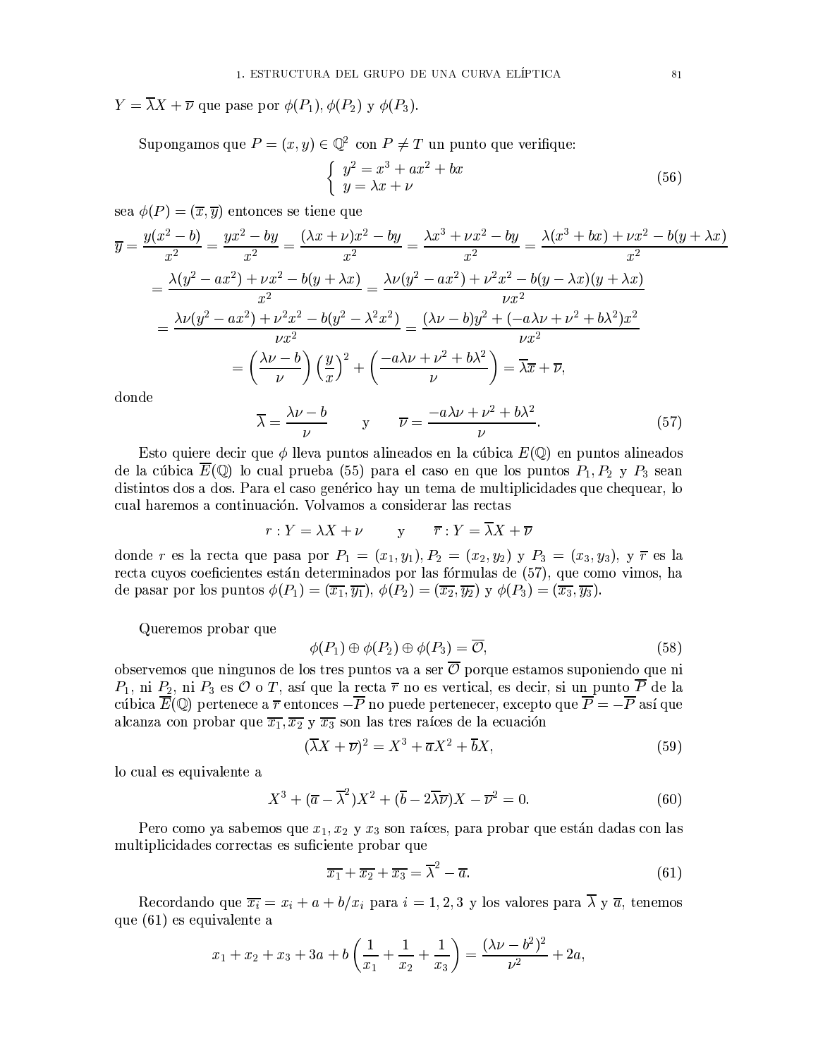$Y = \overline{\lambda} X + \overline{\nu}$ que pase por $\phi(P_1), \phi(P_2)$ y $\phi(P_3)$.

Supongamos que $P = (x, y) \in \mathbb{Q}^2$ con $P \neq T$ un punto que verifique:

$$\left\{ \begin{array}{l} y^2 = x^3 + ax^2 + bx \\ y = \lambda x + \nu \end{array} \right. \tag{56}$$

sea $\phi(P) = (\overline{x}, \overline{y})$ entonces se tiene que

$$\begin{aligned}
\overline{y} = \frac{y(x^2 - b)}{x^2} &= \frac{yx^2 - by}{x^2} = \frac{(\lambda x + \nu)x^2 - by}{x^2} = \frac{\lambda x^3 + \nu x^2 - by}{x^2} = \frac{\lambda(x^3 + bx) + \nu x^2 - b(y + \lambda x)}{x^2} \\
&= \frac{\lambda(y^2 - ax^2) + \nu x^2 - b(y + \lambda x)}{x^2} = \frac{\lambda\nu(y^2 - ax^2) + \nu^2 x^2 - b(y - \lambda x)(y + \lambda x)}{\nu x^2} \\
&= \frac{\lambda\nu(y^2 - ax^2) + \nu^2 x^2 - b(y^2 - \lambda^2 x^2)}{\nu x^2} = \frac{(\lambda\nu - b)y^2 + (-a\lambda\nu + \nu^2 + b\lambda^2)x^2}{\nu x^2} \\
&= \left(\frac{\lambda\nu - b}{\nu}\right)\left(\frac{y}{x}\right)^2 + \left(\frac{-a\lambda\nu + \nu^2 + b\lambda^2}{\nu}\right) = \overline{\lambda}\overline{x} + \overline{\nu},
\end{aligned}$$

donde

$$\overline{\lambda} = \frac{\lambda\nu - b}{\nu} \qquad \text{y} \qquad \overline{\nu} = \frac{-a\lambda\nu + \nu^2 + b\lambda^2}{\nu}. \tag{57}$$

Esto quiere decir que $\phi$ lleva puntos alineados en la cúbica $E(\mathbb{Q})$ en puntos alineados de la cúbica $\overline{E}(\mathbb{Q})$ lo cual prueba (55) para el caso en que los puntos $P_1, P_2$ y $P_3$ sean distintos dos a dos. Para el caso genérico hay un tema de multiplicidades que chequear, lo cual haremos a continuación. Volvamos a considerar las rectas

$$r : Y = \lambda X + \nu \qquad \text{y} \qquad \overline{r} : Y = \overline{\lambda} X + \overline{\nu}$$

donde $r$ es la recta que pasa por $P_1 = (x_1, y_1), P_2 = (x_2, y_2)$ y $P_3 = (x_3, y_3)$, y $\overline{r}$ es la recta cuyos coeficientes están determinados por las fórmulas de (57), que como vimos, ha de pasar por los puntos $\phi(P_1) = (\overline{x_1}, \overline{y_1})$, $\phi(P_2) = (\overline{x_2}, \overline{y_2})$ y $\phi(P_3) = (\overline{x_3}, \overline{y_3})$.

Queremos probar que

$$\phi(P_1) \oplus \phi(P_2) \oplus \phi(P_3) = \overline{\mathcal{O}}, \tag{58}$$

observemos que ningunos de los tres puntos va a ser $\overline{\mathcal{O}}$ porque estamos suponiendo que ni $P_1$, ni $P_2$, ni $P_3$ es $\mathcal{O}$ o $T$, así que la recta $\overline{r}$ no es vertical, es decir, si un punto $\overline{P}$ de la cúbica $\overline{E}(\mathbb{Q})$ pertenece a $\overline{r}$ entonces $-\overline{P}$ no puede pertenecer, excepto que $\overline{P} = -\overline{P}$ así que alcanza con probar que $\overline{x_1}, \overline{x_2}$ y $\overline{x_3}$ son las tres raíces de la ecuación

$$(\overline{\lambda} X + \overline{\nu})^2 = X^3 + \overline{a} X^2 + \overline{b} X, \tag{59}$$

lo cual es equivalente a

$$X^3 + (\overline{a} - \overline{\lambda}^2)X^2 + (\overline{b} - 2\overline{\lambda}\overline{\nu})X - \overline{\nu}^2 = 0. \tag{60}$$

Pero como ya sabemos que $x_1, x_2$ y $x_3$ son raíces, para probar que están dadas con las multiplicidades correctas es suficiente probar que

$$\overline{x_1} + \overline{x_2} + \overline{x_3} = \overline{\lambda}^2 - \overline{a}. \tag{61}$$

Recordando que $\overline{x_i} = x_i + a + b/x_i$ para $i = 1, 2, 3$ y los valores para $\overline{\lambda}$ y $\overline{a}$, tenemos que (61) es equivalente a

$$x_1 + x_2 + x_3 + 3a + b\left(\frac{1}{x_1} + \frac{1}{x_2} + \frac{1}{x_3}\right) = \frac{(\lambda\nu - b^2)^2}{\nu^2} + 2a,$$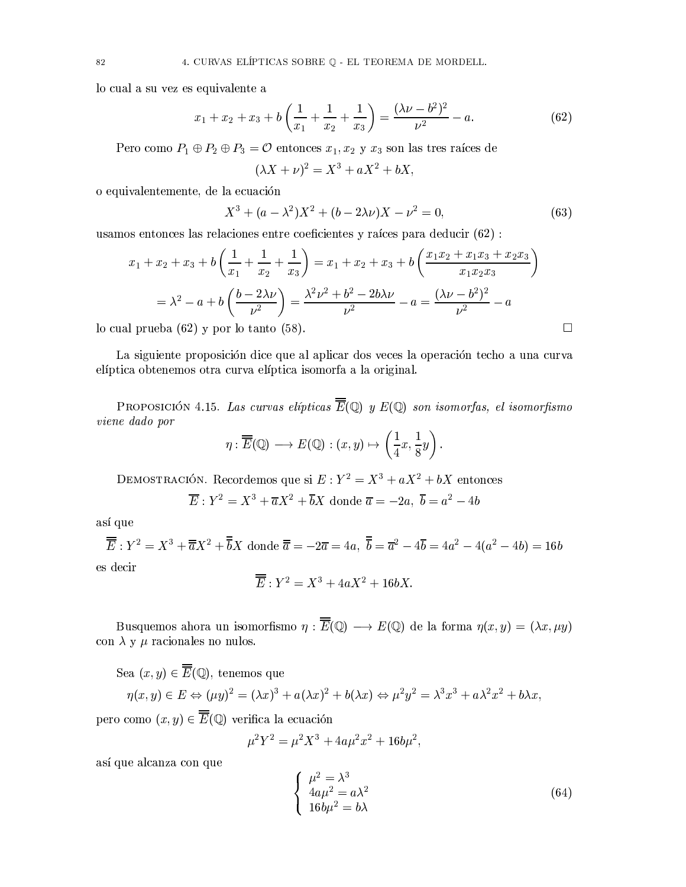lo cual a su vez es equivalente a

$$x_1 + x_2 + x_3 + b\left(\frac{1}{x_1} + \frac{1}{x_2} + \frac{1}{x_3}\right) = \frac{(\lambda\nu - b^2)^2}{\nu^2} - a. \tag{62}$$

Pero como $P_1 \oplus P_2 \oplus P_3 = \mathcal{O}$ entonces $x_1, x_2$ y $x_3$ son las tres raíces de

$$(\lambda X + \nu)^2 = X^3 + aX^2 + bX,$$

o equivalentemente, de la ecuación

$$X^3 + (a - \lambda^2)X^2 + (b - 2\lambda\nu)X - \nu^2 = 0, \tag{63}$$

usamos entonces las relaciones entre coeficientes y raíces para deducir (62) :

$$x_1 + x_2 + x_3 + b\left(\frac{1}{x_1} + \frac{1}{x_2} + \frac{1}{x_3}\right) = x_1 + x_2 + x_3 + b\left(\frac{x_1x_2 + x_1x_3 + x_2x_3}{x_1x_2x_3}\right)$$

$$= \lambda^2 - a + b\left(\frac{b - 2\lambda\nu}{\nu^2}\right) = \frac{\lambda^2\nu^2 + b^2 - 2b\lambda\nu}{\nu^2} - a = \frac{(\lambda\nu - b^2)^2}{\nu^2} - a$$

lo cual prueba (62) y por lo tanto (58). □

La siguiente proposición dice que al aplicar dos veces la operación techo a una curva elíptica obtenemos otra curva elíptica isomorfa a la original.

Proposición 4.15. *Las curvas elípticas* $\overline{\overline{E}}(\mathbb{Q})$ *y* $E(\mathbb{Q})$ *son isomorfas, el isomorfismo viene dado por*

$$\eta : \overline{\overline{E}}(\mathbb{Q}) \longrightarrow E(\mathbb{Q}) : (x, y) \mapsto \left(\frac{1}{4}x, \frac{1}{8}y\right).$$

Demostración. Recordemos que si $E : Y^2 = X^3 + aX^2 + bX$ entonces

$$\overline{E} : Y^2 = X^3 + \overline{a}X^2 + \overline{b}X \text{ donde } \overline{a} = -2a,\ \overline{b} = a^2 - 4b$$

así que

$$\overline{\overline{E}} : Y^2 = X^3 + \overline{\overline{a}}X^2 + \overline{\overline{b}}X \text{ donde } \overline{\overline{a}} = -2\overline{a} = 4a,\ \overline{\overline{b}} = \overline{a}^2 - 4\overline{b} = 4a^2 - 4(a^2 - 4b) = 16b$$

es decir

$$\overline{\overline{E}} : Y^2 = X^3 + 4aX^2 + 16bX.$$

Busquemos ahora un isomorfismo $\eta : \overline{\overline{E}}(\mathbb{Q}) \longrightarrow E(\mathbb{Q})$ de la forma $\eta(x, y) = (\lambda x, \mu y)$ con $\lambda$ y $\mu$ racionales no nulos.

Sea $(x, y) \in \overline{\overline{E}}(\mathbb{Q})$, tenemos que

$$\eta(x, y) \in E \Leftrightarrow (\mu y)^2 = (\lambda x)^3 + a(\lambda x)^2 + b(\lambda x) \Leftrightarrow \mu^2 y^2 = \lambda^3 x^3 + a\lambda^2 x^2 + b\lambda x,$$

pero como $(x, y) \in \overline{\overline{E}}(\mathbb{Q})$ verifica la ecuación

$$\mu^2 Y^2 = \mu^2 X^3 + 4a\mu^2 x^2 + 16b\mu^2,$$

así que alcanza con que

$$\begin{cases} \mu^2 = \lambda^3 \\ 4a\mu^2 = a\lambda^2 \\ 16b\mu^2 = b\lambda \end{cases} \tag{64}$$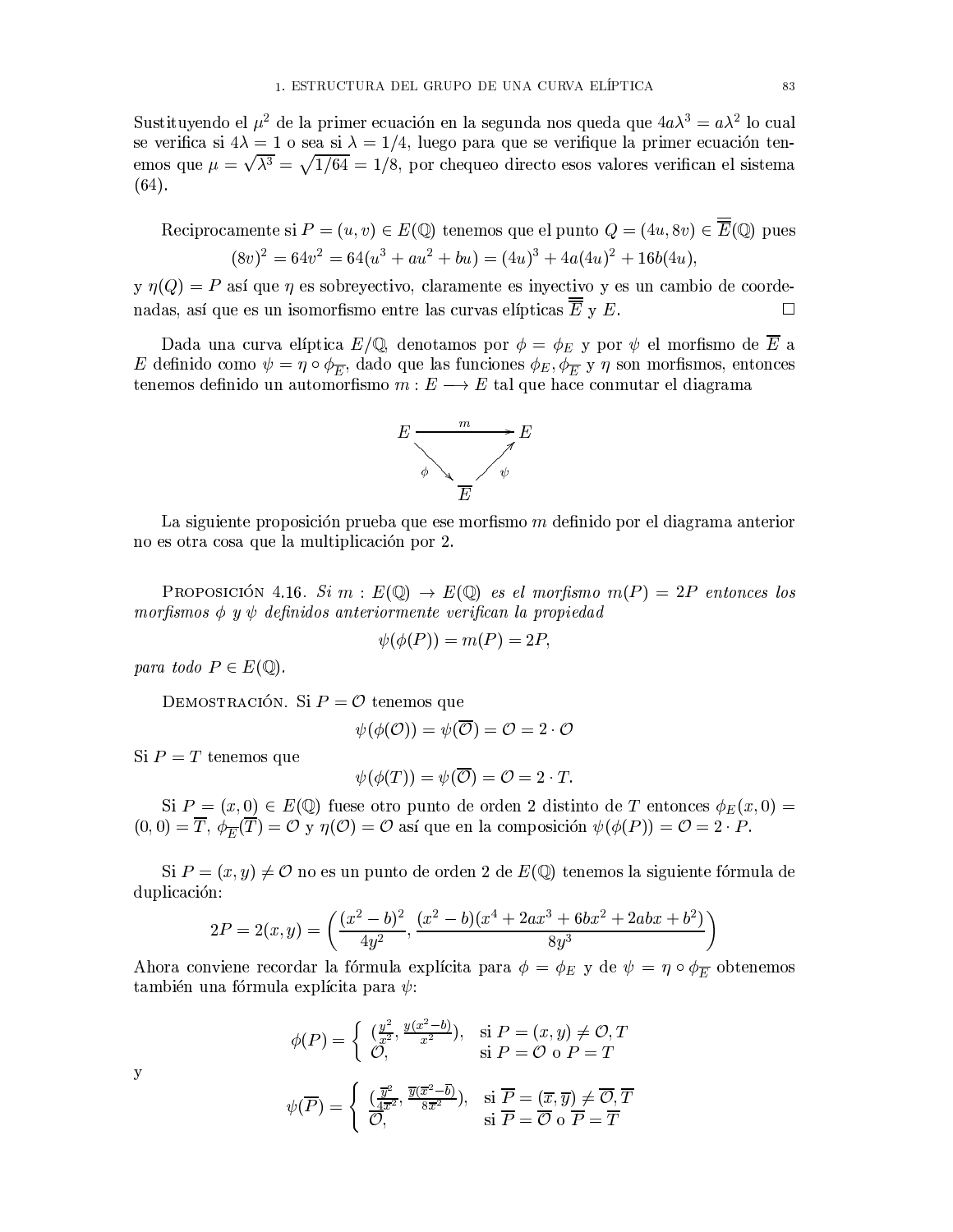Sustituyendo el $\mu^2$ de la primer ecuación en la segunda nos queda que $4a\lambda^3 = a\lambda^2$ lo cual se verifica si $4\lambda = 1$ o sea si $\lambda = 1/4$, luego para que se verifique la primer ecuación tenemos que $\mu = \sqrt{\lambda^3} = \sqrt{1/64} = 1/8$, por chequeo directo esos valores verifican el sistema (64).

Reciprocamente si $P = (u, v) \in E(\mathbb{Q})$ tenemos que el punto $Q = (4u, 8v) \in \overline{\overline{E}}(\mathbb{Q})$ pues

$$(8v)^2 = 64v^2 = 64(u^3 + au^2 + bu) = (4u)^3 + 4a(4u)^2 + 16b(4u),$$

y $\eta(Q) = P$ así que $\eta$ es sobreyectivo, claramente es inyectivo y es un cambio de coordenadas, así que es un isomorfismo entre las curvas elípticas $\overline{\overline{E}}$ y $E$. □

Dada una curva elíptica $E/\mathbb{Q}$, denotamos por $\phi = \phi_E$ y por $\psi$ el morfismo de $\overline{E}$ a $E$ definido como $\psi = \eta \circ \phi_{\overline{E}}$, dado que las funciones $\phi_E, \phi_{\overline{E}}$ y $\eta$ son morfismos, entonces tenemos definido un automorfismo $m : E \longrightarrow E$ tal que hace conmutar el diagrama

$$\begin{array}{ccc} E & \xrightarrow{\quad m \quad} & E \\ & {\scriptstyle\phi}\searrow \quad \nearrow{\scriptstyle\psi} & \\ & \overline{E} & \end{array}$$

La siguiente proposición prueba que ese morfismo $m$ definido por el diagrama anterior no es otra cosa que la multiplicación por 2.

Proposición 4.16. *Si $m : E(\mathbb{Q}) \to E(\mathbb{Q})$ es el morfismo $m(P) = 2P$ entonces los morfismos $\phi$ y $\psi$ definidos anteriormente verifican la propiedad*

$$\psi(\phi(P)) = m(P) = 2P,$$

*para todo $P \in E(\mathbb{Q})$.*

Demostración. Si $P = \mathcal{O}$ tenemos que

$$\psi(\phi(\mathcal{O})) = \psi(\overline{\mathcal{O}}) = \mathcal{O} = 2 \cdot \mathcal{O}$$

Si $P = T$ tenemos que

$$\psi(\phi(T)) = \psi(\overline{\mathcal{O}}) = \mathcal{O} = 2 \cdot T.$$

Si $P = (x, 0) \in E(\mathbb{Q})$ fuese otro punto de orden 2 distinto de $T$ entonces $\phi_E(x, 0) = (0, 0) = \overline{T}$, $\phi_{\overline{E}}(\overline{T}) = \mathcal{O}$ y $\eta(\mathcal{O}) = \mathcal{O}$ así que en la composición $\psi(\phi(P)) = \mathcal{O} = 2 \cdot P$.

Si $P = (x, y) \neq \mathcal{O}$ no es un punto de orden 2 de $E(\mathbb{Q})$ tenemos la siguiente fórmula de duplicación:

$$2P = 2(x, y) = \left( \frac{(x^2 - b)^2}{4y^2}, \frac{(x^2 - b)(x^4 + 2ax^3 + 6bx^2 + 2abx + b^2)}{8y^3} \right)$$

Ahora conviene recordar la fórmula explícita para $\phi = \phi_E$ y de $\psi = \eta \circ \phi_{\overline{E}}$ obtenemos también una fórmula explícita para $\psi$:

$$\phi(P) = \begin{cases} \left(\frac{y^2}{x^2}, \frac{y(x^2 - b)}{x^2}\right), & \text{si } P = (x, y) \neq \mathcal{O}, T \\ \mathcal{O}, & \text{si } P = \mathcal{O} \text{ o } P = T \end{cases}$$

y

$$\psi(\overline{P}) = \begin{cases} \left(\frac{\overline{y}^2}{4\overline{x}^2}, \frac{\overline{y}(\overline{x}^2 - \overline{b})}{8\overline{x}^2}\right), & \text{si } \overline{P} = (\overline{x}, \overline{y}) \neq \overline{\mathcal{O}}, \overline{T} \\ \overline{\mathcal{O}}, & \text{si } \overline{P} = \overline{\mathcal{O}} \text{ o } \overline{P} = \overline{T} \end{cases}$$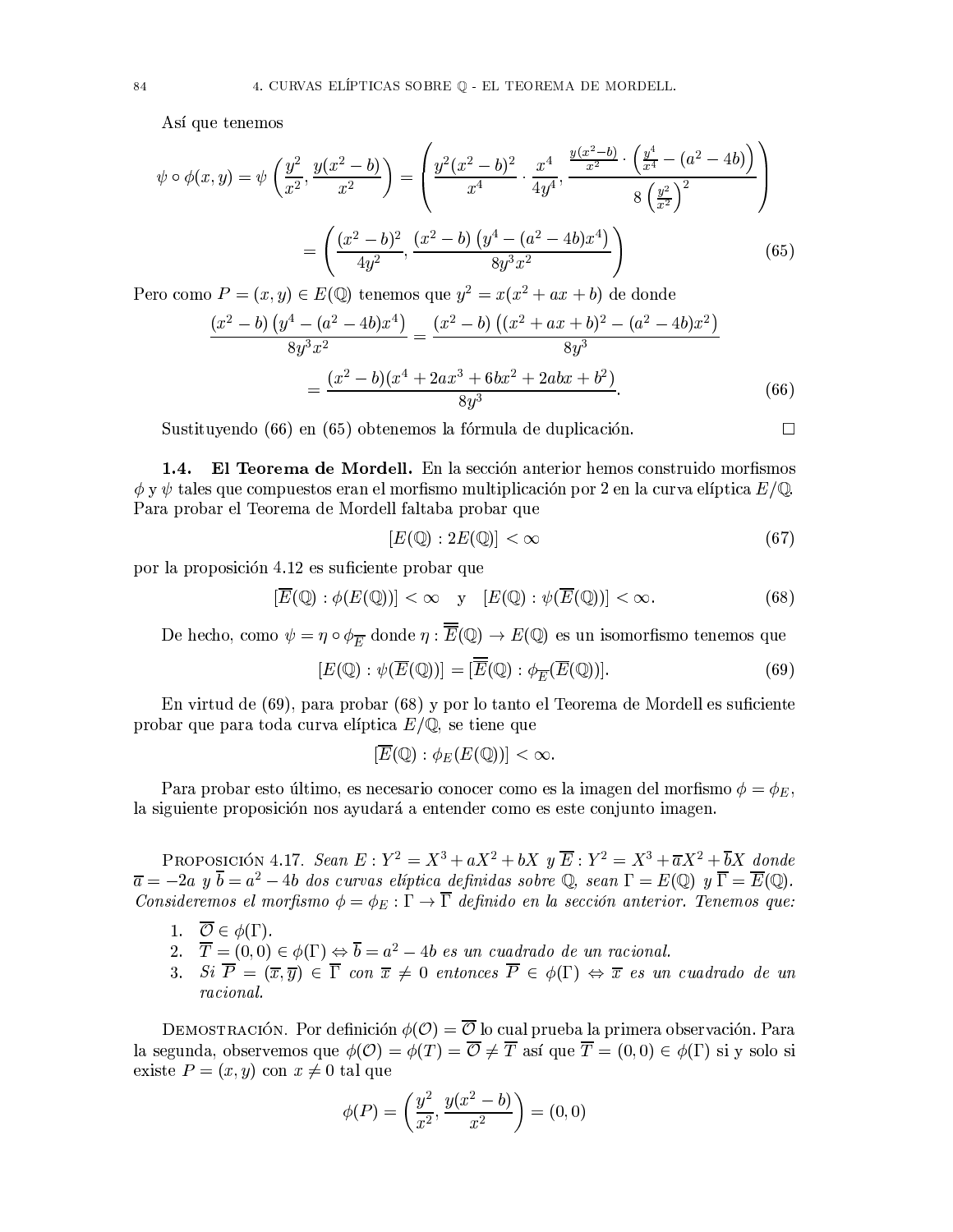Así que tenemos

$$\psi \circ \phi(x, y) = \psi\left(\frac{y^2}{x^2}, \frac{y(x^2-b)}{x^2}\right) = \left(\frac{y^2(x^2-b)^2}{x^4} \cdot \frac{x^4}{4y^4}, \frac{\frac{y(x^2-b)}{x^2} \cdot \left(\frac{y^4}{x^4} - (a^2-4b)\right)}{8\left(\frac{y^2}{x^2}\right)^2}\right)$$

$$= \left(\frac{(x^2-b)^2}{4y^2}, \frac{(x^2-b)\left(y^4-(a^2-4b)x^4\right)}{8y^3x^2}\right) \tag{65}$$

Pero como $P = (x, y) \in E(\mathbb{Q})$ tenemos que $y^2 = x(x^2 + ax + b)$ de donde

$$\frac{(x^2-b)\left(y^4-(a^2-4b)x^4\right)}{8y^3x^2} = \frac{(x^2-b)\left((x^2+ax+b)^2-(a^2-4b)x^2\right)}{8y^3}$$

$$= \frac{(x^2-b)(x^4+2ax^3+6bx^2+2abx+b^2)}{8y^3}. \tag{66}$$

Sustituyendo (66) en (65) obtenemos la fórmula de duplicación. □

**1.4. El Teorema de Mordell.** En la sección anterior hemos construido morfismos $\phi$ y $\psi$ tales que compuestos eran el morfismo multiplicación por 2 en la curva elíptica $E/\mathbb{Q}$. Para probar el Teorema de Mordell faltaba probar que

$$[E(\mathbb{Q}) : 2E(\mathbb{Q})] < \infty \tag{67}$$

por la proposición 4.12 es suficiente probar que

$$[\overline{E}(\mathbb{Q}) : \phi(E(\mathbb{Q}))] < \infty \quad \text{y} \quad [E(\mathbb{Q}) : \psi(\overline{E}(\mathbb{Q}))] < \infty. \tag{68}$$

De hecho, como $\psi = \eta \circ \phi_{\overline{E}}$ donde $\eta : \overline{\overline{E}}(\mathbb{Q}) \to E(\mathbb{Q})$ es un isomorfismo tenemos que

$$[E(\mathbb{Q}) : \psi(\overline{E}(\mathbb{Q}))] = [\overline{\overline{E}}(\mathbb{Q}) : \phi_{\overline{E}}(\overline{E}(\mathbb{Q}))]. \tag{69}$$

En virtud de (69), para probar (68) y por lo tanto el Teorema de Mordell es suficiente probar que para toda curva elíptica $E/\mathbb{Q}$, se tiene que

$$[\overline{E}(\mathbb{Q}) : \phi_E(E(\mathbb{Q}))] < \infty.$$

Para probar esto último, es necesario conocer como es la imagen del morfismo $\phi = \phi_E$, la siguiente proposición nos ayudará a entender como es este conjunto imagen.

Proposición 4.17. *Sean $E : Y^2 = X^3 + aX^2 + bX$ y $\overline{E} : Y^2 = X^3 + \overline{a}X^2 + \overline{b}X$ donde $\overline{a} = -2a$ y $\overline{b} = a^2 - 4b$ dos curvas elíptica definidas sobre $\mathbb{Q}$, sean $\Gamma = E(\mathbb{Q})$ y $\overline{\Gamma} = \overline{E}(\mathbb{Q})$. Consideremos el morfismo $\phi = \phi_E : \Gamma \to \overline{\Gamma}$ definido en la sección anterior. Tenemos que:*

1. $\overline{\mathcal{O}} \in \phi(\Gamma)$.
2. $\overline{T} = (0, 0) \in \phi(\Gamma) \Leftrightarrow \overline{b} = a^2 - 4b$ *es un cuadrado de un racional.*
3. *Si $\overline{P} = (\overline{x}, \overline{y}) \in \overline{\Gamma}$ con $\overline{x} \neq 0$ entonces $\overline{P} \in \phi(\Gamma) \Leftrightarrow \overline{x}$ es un cuadrado de un racional.*

Demostración. Por definición $\phi(\mathcal{O}) = \overline{\mathcal{O}}$ lo cual prueba la primera observación. Para la segunda, observemos que $\phi(\mathcal{O}) = \phi(T) = \overline{\mathcal{O}} \neq \overline{T}$ así que $\overline{T} = (0, 0) \in \phi(\Gamma)$ si y solo si existe $P = (x, y)$ con $x \neq 0$ tal que

$$\phi(P) = \left(\frac{y^2}{x^2}, \frac{y(x^2-b)}{x^2}\right) = (0, 0)$$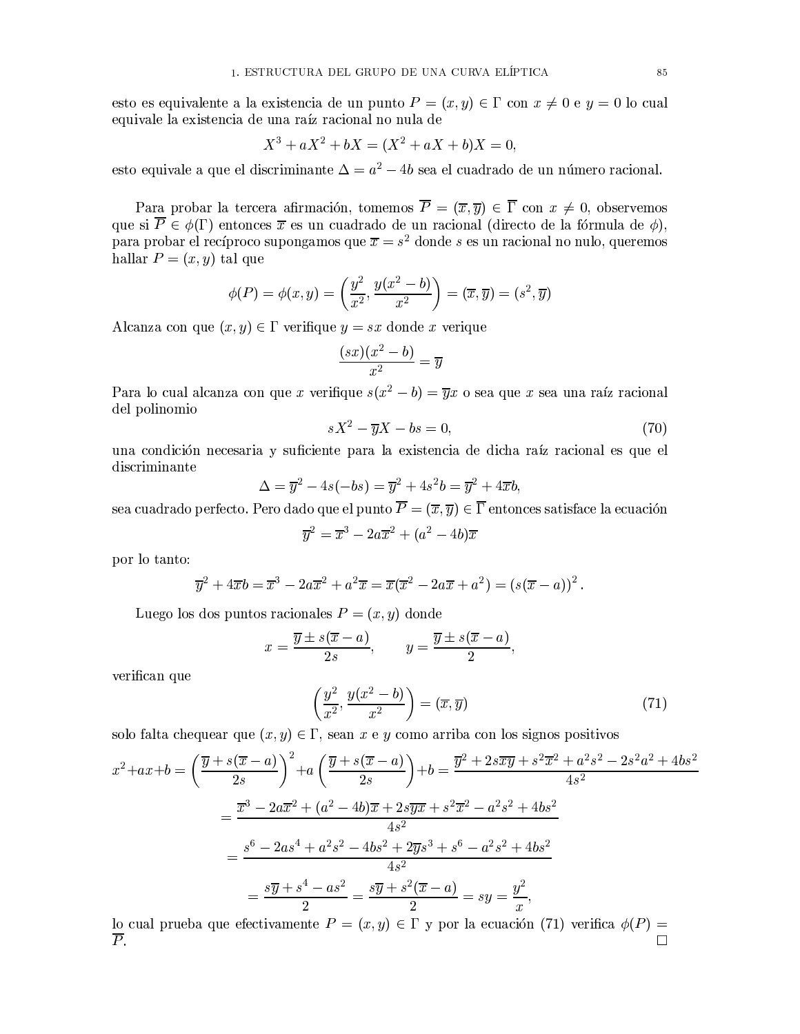esto es equivalente a la existencia de un punto $P = (x, y) \in \Gamma$ con $x \neq 0$ e $y = 0$ lo cual equivale la existencia de una raíz racional no nula de

$$X^3 + aX^2 + bX = (X^2 + aX + b)X = 0,$$

esto equivale a que el discriminante $\Delta = a^2 - 4b$ sea el cuadrado de un número racional.

Para probar la tercera afirmación, tomemos $\overline{P} = (\overline{x}, \overline{y}) \in \overline{\Gamma}$ con $x \neq 0$, observemos que si $\overline{P} \in \phi(\Gamma)$ entonces $\overline{x}$ es un cuadrado de un racional (directo de la fórmula de $\phi$), para probar el recíproco supongamos que $\overline{x} = s^2$ donde $s$ es un racional no nulo, queremos hallar $P = (x, y)$ tal que

$$\phi(P) = \phi(x, y) = \left(\frac{y^2}{x^2}, \frac{y(x^2 - b)}{x^2}\right) = (\overline{x}, \overline{y}) = (s^2, \overline{y})$$

Alcanza con que $(x, y) \in \Gamma$ verifique $y = sx$ donde $x$ verique

$$\frac{(sx)(x^2 - b)}{x^2} = \overline{y}$$

Para lo cual alcanza con que $x$ verifique $s(x^2 - b) = \overline{y}x$ o sea que $x$ sea una raíz racional del polinomio

$$sX^2 - \overline{y}X - bs = 0, \tag{70}$$

una condición necesaria y suficiente para la existencia de dicha raíz racional es que el discriminante

$$\Delta = \overline{y}^2 - 4s(-bs) = \overline{y}^2 + 4s^2b = \overline{y}^2 + 4\overline{x}b,$$

sea cuadrado perfecto. Pero dado que el punto $\overline{P} = (\overline{x}, \overline{y}) \in \overline{\Gamma}$ entonces satisface la ecuación

$$\overline{y}^2 = \overline{x}^3 - 2a\overline{x}^2 + (a^2 - 4b)\overline{x}$$

por lo tanto:

$$\overline{y}^2 + 4\overline{x}b = \overline{x}^3 - 2a\overline{x}^2 + a^2\overline{x} = \overline{x}(\overline{x}^2 - 2a\overline{x} + a^2) = \left(s(\overline{x} - a)\right)^2.$$

Luego los dos puntos racionales $P = (x, y)$ donde

$$x = \frac{\overline{y} \pm s(\overline{x} - a)}{2s}, \qquad y = \frac{\overline{y} \pm s(\overline{x} - a)}{2},$$

verifican que

$$\left(\frac{y^2}{x^2}, \frac{y(x^2 - b)}{x^2}\right) = (\overline{x}, \overline{y}) \tag{71}$$

solo falta chequear que $(x, y) \in \Gamma$, sean $x$ e $y$ como arriba con los signos positivos

$$\begin{aligned}
x^2 + ax + b &= \left(\frac{\overline{y} + s(\overline{x} - a)}{2s}\right)^2 + a\left(\frac{\overline{y} + s(\overline{x} - a)}{2s}\right) + b = \frac{\overline{y}^2 + 2s\overline{x}\overline{y} + s^2\overline{x}^2 + a^2s^2 - 2s^2a^2 + 4bs^2}{4s^2} \\
&= \frac{\overline{x}^3 - 2a\overline{x}^2 + (a^2 - 4b)\overline{x} + 2s\overline{y}\overline{x} + s^2\overline{x}^2 - a^2s^2 + 4bs^2}{4s^2} \\
&= \frac{s^6 - 2as^4 + a^2s^2 - 4bs^2 + 2\overline{y}s^3 + s^6 - a^2s^2 + 4bs^2}{4s^2} \\
&= \frac{s\overline{y} + s^4 - as^2}{2} = \frac{s\overline{y} + s^2(\overline{x} - a)}{2} = sy = \frac{y^2}{x},
\end{aligned}$$

lo cual prueba que efectivamente $P = (x, y) \in \Gamma$ y por la ecuación (71) verifica $\phi(P) = \overline{P}$. $\square$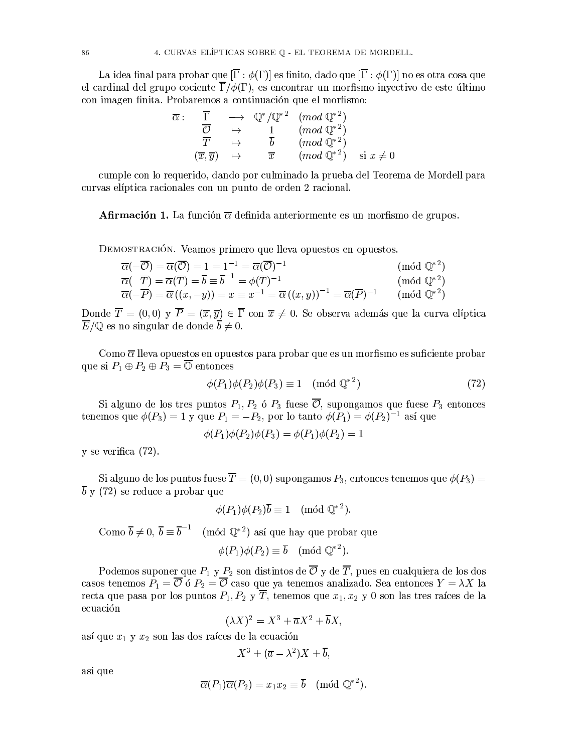La idea final para probar que $[\overline{\Gamma} : \phi(\Gamma)]$ es finito, dado que $[\overline{\Gamma} : \phi(\Gamma)]$ no es otra cosa que el cardinal del grupo cociente $\overline{\Gamma}/\phi(\Gamma)$, es encontrar un morfismo inyectivo de este último con imagen finita. Probaremos a continuación que el morfismo:

$$
\begin{array}{rcccl}
\overline{\alpha}: & \overline{\Gamma} & \longrightarrow & \mathbb{Q}^*/\mathbb{Q}^{*2} & (mod\ \mathbb{Q}^{*2}) \\
& \overline{\mathcal{O}} & \mapsto & 1 & (mod\ \mathbb{Q}^{*2}) \\
& \overline{T} & \mapsto & \overline{b} & (mod\ \mathbb{Q}^{*2}) \\
& (\overline{x}, \overline{y}) & \mapsto & \overline{x} & (mod\ \mathbb{Q}^{*2}) \quad \text{si } x \neq 0
\end{array}
$$

cumple con lo requerido, dando por culminado la prueba del Teorema de Mordell para curvas elíptica racionales con un punto de orden 2 racional.

**Afirmación 1.** La función $\overline{\alpha}$ definida anteriormente es un morfismo de grupos.

Demostración. Veamos primero que lleva opuestos en opuestos.

$$
\begin{array}{ll}
\overline{\alpha}(-\overline{\mathcal{O}}) = \overline{\alpha}(\overline{\mathcal{O}}) = 1 = 1^{-1} = \overline{\alpha}(\overline{\mathcal{O}})^{-1} & (\text{mód } \mathbb{Q}^{*2}) \\
\overline{\alpha}(-\overline{T}) = \overline{\alpha}(\overline{T}) = \overline{b} \equiv \overline{b}^{-1} = \phi(\overline{T})^{-1} & (\text{mód } \mathbb{Q}^{*2}) \\
\overline{\alpha}(-\overline{P}) = \overline{\alpha}\left((x, -y)\right) = x \equiv x^{-1} = \overline{\alpha}\left((x, y)\right)^{-1} = \overline{\alpha}(\overline{P})^{-1} & (\text{mód } \mathbb{Q}^{*2})
\end{array}
$$

Donde $\overline{T} = (0, 0)$ y $\overline{P} = (\overline{x}, \overline{y}) \in \overline{\Gamma}$ con $\overline{x} \neq 0$. Se observa además que la curva elíptica $\overline{E}/\mathbb{Q}$ es no singular de donde $\overline{b} \neq 0$.

Como $\overline{\alpha}$ lleva opuestos en opuestos para probar que es un morfismo es suficiente probar que si $P_1 \oplus P_2 \oplus P_3 = \overline{\mathbb{O}}$ entonces

$$
\phi(P_1)\phi(P_2)\phi(P_3) \equiv 1 \quad (\text{mód } \mathbb{Q}^{*2}) \tag{72}
$$

Si alguno de los tres puntos $P_1, P_2$ ó $P_3$ fuese $\overline{\mathcal{O}}$, supongamos que fuese $P_3$ entonces tenemos que $\phi(P_3) = 1$ y que $P_1 = -P_2$, por lo tanto $\phi(P_1) = \phi(P_2)^{-1}$ así que

$$
\phi(P_1)\phi(P_2)\phi(P_3) = \phi(P_1)\phi(P_2) = 1
$$

y se verifica (72).

Si alguno de los puntos fuese $\overline{T} = (0, 0)$ supongamos $P_3$, entonces tenemos que $\phi(P_3) = \overline{b}$ y (72) se reduce a probar que

$$
\phi(P_1)\phi(P_2)\overline{b} \equiv 1 \quad (\text{mód } \mathbb{Q}^{*2}).
$$

Como $\overline{b} \neq 0$, $\overline{b} \equiv \overline{b}^{-1} \quad (\text{mód } \mathbb{Q}^{*2})$ así que hay que probar que

$$
\phi(P_1)\phi(P_2) \equiv \overline{b} \quad (\text{mód } \mathbb{Q}^{*2}).
$$

Podemos suponer que $P_1$ y $P_2$ son distintos de $\overline{\mathcal{O}}$ y de $\overline{T}$, pues en cualquiera de los dos casos tenemos $P_1 = \overline{\mathcal{O}}$ ó $P_2 = \overline{\mathcal{O}}$ caso que ya tenemos analizado. Sea entonces $Y = \lambda X$ la recta que pasa por los puntos $P_1, P_2$ y $\overline{T}$, tenemos que $x_1, x_2$ y $0$ son las tres raíces de la ecuación

$$
(\lambda X)^2 = X^3 + \overline{a}X^2 + \overline{b}X,
$$

así que $x_1$ y $x_2$ son las dos raíces de la ecuación

$$
X^3 + (\overline{a} - \lambda^2)X + \overline{b},
$$

asi que

$$
\overline{\alpha}(P_1)\overline{\alpha}(P_2) = x_1 x_2 \equiv \overline{b} \quad (\text{mód } \mathbb{Q}^{*2}).
$$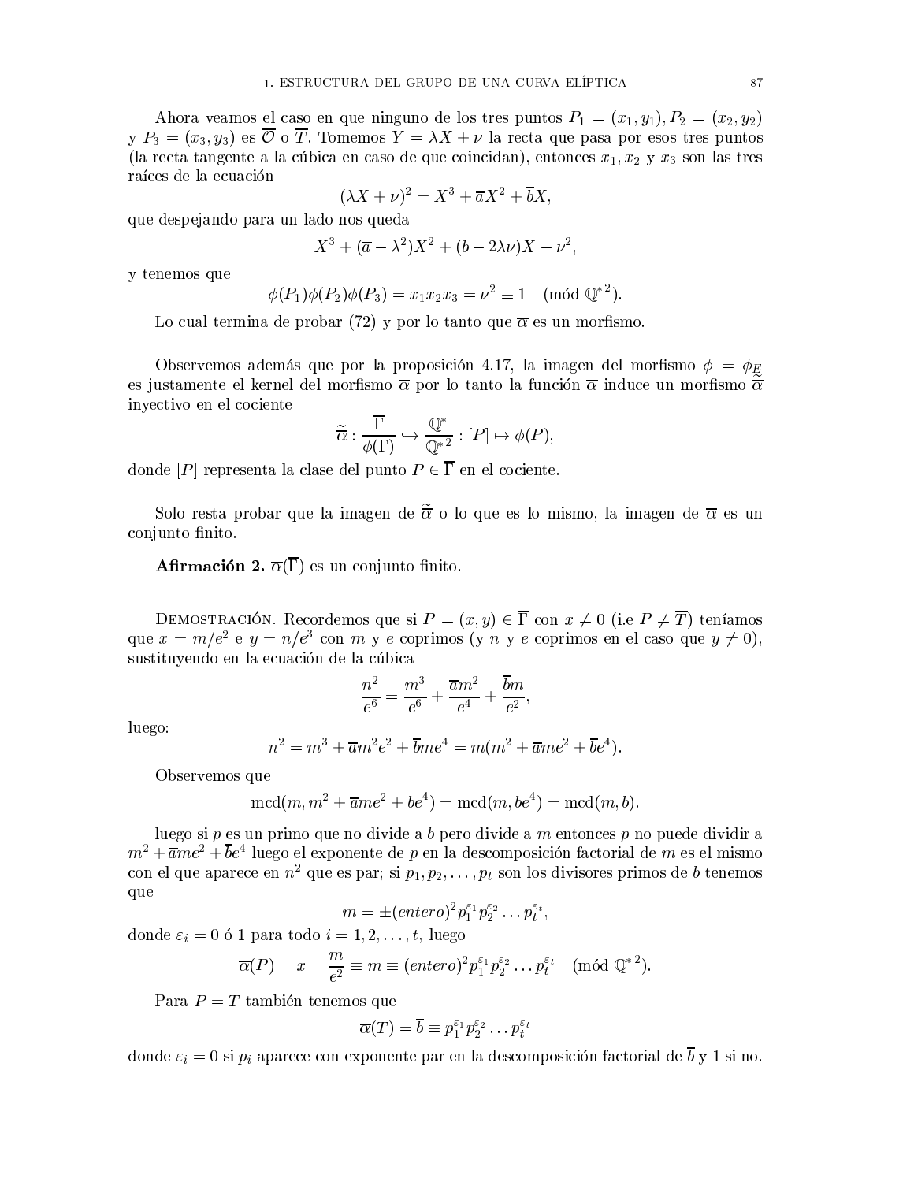Ahora veamos el caso en que ninguno de los tres puntos $P_1 = (x_1, y_1), P_2 = (x_2, y_2)$ y $P_3 = (x_3, y_3)$ es $\overline{\mathcal{O}}$ o $\overline{T}$. Tomemos $Y = \lambda X + \nu$ la recta que pasa por esos tres puntos (la recta tangente a la cúbica en caso de que coincidan), entonces $x_1, x_2$ y $x_3$ son las tres raíces de la ecuación

$$(\lambda X + \nu)^2 = X^3 + \overline{a}X^2 + \overline{b}X,$$

que despejando para un lado nos queda

$$X^3 + (\overline{a} - \lambda^2)X^2 + (b - 2\lambda\nu)X - \nu^2,$$

y tenemos que

$$\phi(P_1)\phi(P_2)\phi(P_3) = x_1x_2x_3 = \nu^2 \equiv 1 \pmod{\mathbb{Q}^{*2}}.$$

Lo cual termina de probar (72) y por lo tanto que $\overline{\alpha}$ es un morfismo.

Observemos además que por la proposición 4.17, la imagen del morfismo $\phi = \phi_E$ es justamente el kernel del morfismo $\overline{\alpha}$ por lo tanto la función $\overline{\alpha}$ induce un morfismo $\tilde{\overline{\alpha}}$ inyectivo en el cociente

$$\tilde{\overline{\alpha}} : \frac{\overline{\Gamma}}{\phi(\Gamma)} \hookrightarrow \frac{\mathbb{Q}^*}{\mathbb{Q}^{*2}} : [P] \mapsto \phi(P),$$

donde $[P]$ representa la clase del punto $P \in \overline{\Gamma}$ en el cociente.

Solo resta probar que la imagen de $\tilde{\overline{\alpha}}$ o lo que es lo mismo, la imagen de $\overline{\alpha}$ es un conjunto finito.

**Afirmación 2.** $\overline{\alpha}(\overline{\Gamma})$ es un conjunto finito.

Demostración. Recordemos que si $P = (x, y) \in \overline{\Gamma}$ con $x \neq 0$ (i.e $P \neq \overline{T}$) teníamos que $x = m/e^2$ e $y = n/e^3$ con $m$ y $e$ coprimos (y $n$ y $e$ coprimos en el caso que $y \neq 0$), sustituyendo en la ecuación de la cúbica

$$\frac{n^2}{e^6} = \frac{m^3}{e^6} + \frac{\overline{a}m^2}{e^4} + \frac{\overline{b}m}{e^2},$$

luego:

$$n^2 = m^3 + \overline{a}m^2e^2 + \overline{b}me^4 = m(m^2 + \overline{a}me^2 + \overline{b}e^4).$$

Observemos que

$$\operatorname{mcd}(m, m^2 + \overline{a}me^2 + \overline{b}e^4) = \operatorname{mcd}(m, \overline{b}e^4) = \operatorname{mcd}(m, \overline{b}).$$

luego si $p$ es un primo que no divide a $b$ pero divide a $m$ entonces $p$ no puede dividir a $m^2 + \overline{a}me^2 + \overline{b}e^4$ luego el exponente de $p$ en la descomposición factorial de $m$ es el mismo con el que aparece en $n^2$ que es par; si $p_1, p_2, \ldots, p_t$ son los divisores primos de $b$ tenemos que

$$m = \pm(entero)^2 p_1^{\varepsilon_1} p_2^{\varepsilon_2} \ldots p_t^{\varepsilon_t},$$

donde $\varepsilon_i = 0$ ó 1 para todo $i = 1, 2, \ldots, t$, luego

$$\overline{\alpha}(P) = x = \frac{m}{e^2} \equiv m \equiv (entero)^2 p_1^{\varepsilon_1} p_2^{\varepsilon_2} \ldots p_t^{\varepsilon_t} \pmod{\mathbb{Q}^{*2}}.$$

Para $P = T$ también tenemos que

$$\overline{\alpha}(T) = \overline{b} \equiv p_1^{\varepsilon_1} p_2^{\varepsilon_2} \ldots p_t^{\varepsilon_t}$$

donde $\varepsilon_i = 0$ si $p_i$ aparece con exponente par en la descomposición factorial de $\overline{b}$ y 1 si no.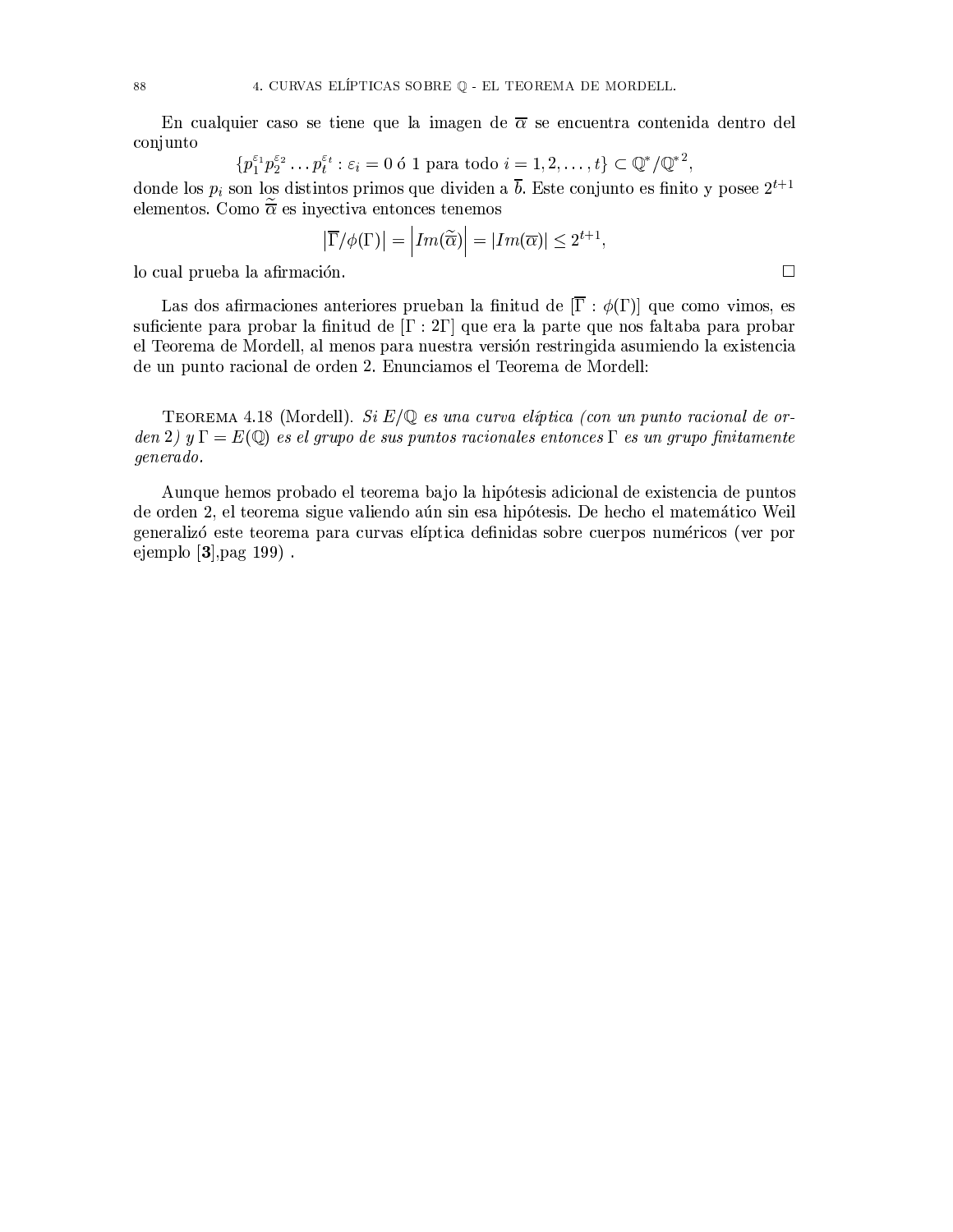En cualquier caso se tiene que la imagen de $\overline{\alpha}$ se encuentra contenida dentro del conjunto

$$\{p_1^{\varepsilon_1} p_2^{\varepsilon_2} \dots p_t^{\varepsilon_t} : \varepsilon_i = 0 \text{ ó } 1 \text{ para todo } i = 1, 2, \dots, t\} \subset \mathbb{Q}^*/{\mathbb{Q}^*}^2,$$

donde los $p_i$ son los distintos primos que dividen a $\overline{b}$. Este conjunto es finito y posee $2^{t+1}$ elementos. Como $\widetilde{\overline{\alpha}}$ es inyectiva entonces tenemos

$$\left|\overline{\Gamma}/\phi(\Gamma)\right| = \left|Im(\widetilde{\overline{\alpha}})\right| = |Im(\overline{\alpha})| \leq 2^{t+1},$$

lo cual prueba la afirmación. □

Las dos afirmaciones anteriores prueban la finitud de $[\overline{\Gamma} : \phi(\Gamma)]$ que como vimos, es suficiente para probar la finitud de $[\Gamma : 2\Gamma]$ que era la parte que nos faltaba para probar el Teorema de Mordell, al menos para nuestra versión restringida asumiendo la existencia de un punto racional de orden 2. Enunciamos el Teorema de Mordell:

**Teorema 4.18** (Mordell). *Si $E/\mathbb{Q}$ es una curva elíptica (con un punto racional de orden 2) y $\Gamma = E(\mathbb{Q})$ es el grupo de sus puntos racionales entonces $\Gamma$ es un grupo finitamente generado.*

Aunque hemos probado el teorema bajo la hipótesis adicional de existencia de puntos de orden 2, el teorema sigue valiendo aún sin esa hipótesis. De hecho el matemático Weil generalizó este teorema para curvas elíptica definidas sobre cuerpos numéricos (ver por ejemplo [**3**],pag 199) .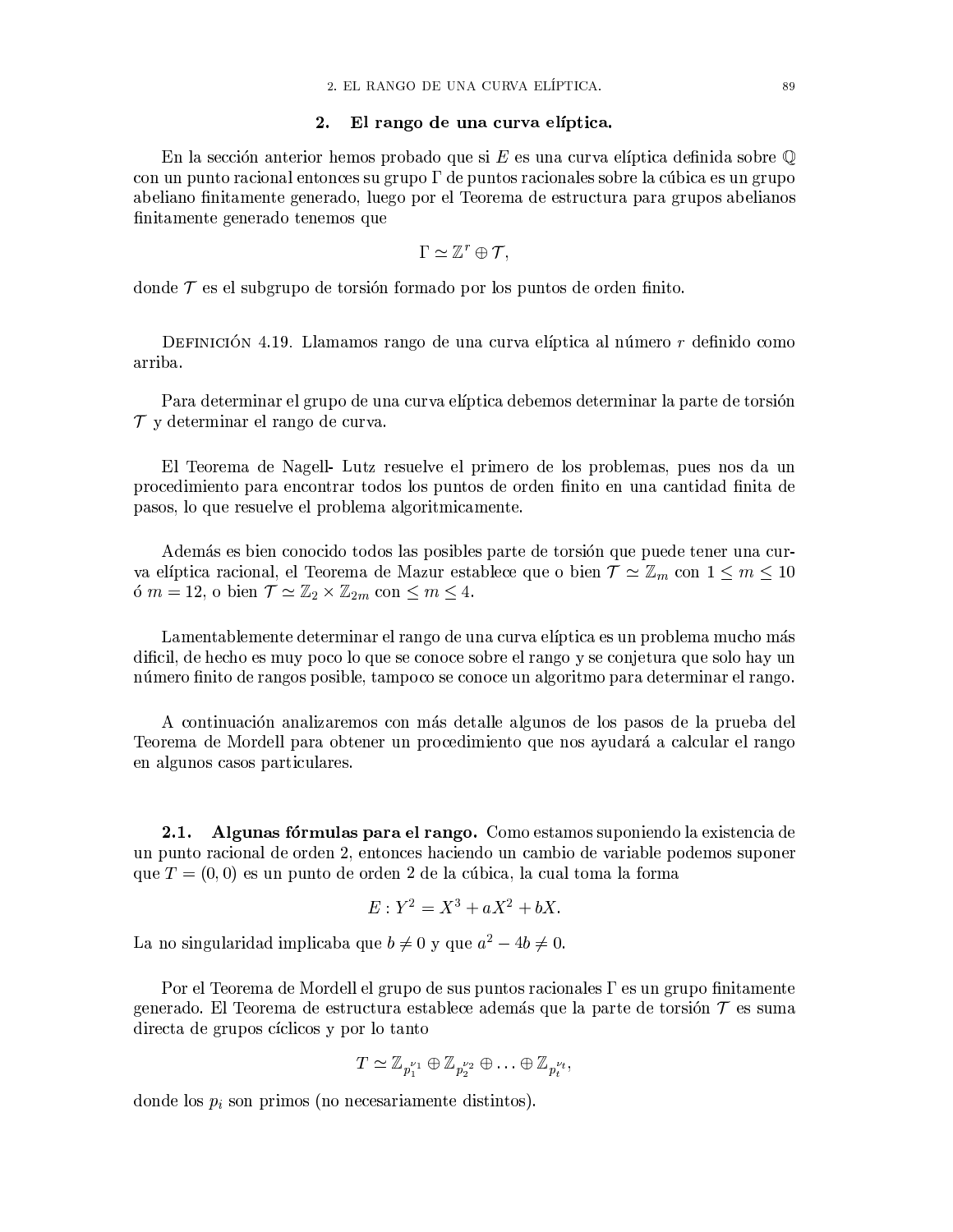## 2. El rango de una curva elíptica.

En la sección anterior hemos probado que si $E$ es una curva elíptica definida sobre $\mathbb{Q}$ con un punto racional entonces su grupo $\Gamma$ de puntos racionales sobre la cúbica es un grupo abeliano finitamente generado, luego por el Teorema de estructura para grupos abelianos finitamente generado tenemos que

$$\Gamma \simeq \mathbb{Z}^r \oplus \mathcal{T},$$

donde $\mathcal{T}$ es el subgrupo de torsión formado por los puntos de orden finito.

Definición 4.19. Llamamos rango de una curva elíptica al número $r$ definido como arriba.

Para determinar el grupo de una curva elíptica debemos determinar la parte de torsión $\mathcal{T}$ y determinar el rango de curva.

El Teorema de Nagell- Lutz resuelve el primero de los problemas, pues nos da un procedimiento para encontrar todos los puntos de orden finito en una cantidad finita de pasos, lo que resuelve el problema algoritmicamente.

Además es bien conocido todos las posibles parte de torsión que puede tener una curva elíptica racional, el Teorema de Mazur establece que o bien $\mathcal{T} \simeq \mathbb{Z}_m$ con $1 \leq m \leq 10$ ó $m = 12$, o bien $\mathcal{T} \simeq \mathbb{Z}_2 \times \mathbb{Z}_{2m}$ con $\leq m \leq 4$.

Lamentablemente determinar el rango de una curva elíptica es un problema mucho más dificil, de hecho es muy poco lo que se conoce sobre el rango y se conjetura que solo hay un número finito de rangos posible, tampoco se conoce un algoritmo para determinar el rango.

A continuación analizaremos con más detalle algunos de los pasos de la prueba del Teorema de Mordell para obtener un procedimiento que nos ayudará a calcular el rango en algunos casos particulares.

### 2.1. Algunas fórmulas para el rango.

Como estamos suponiendo la existencia de un punto racional de orden 2, entonces haciendo un cambio de variable podemos suponer que $T = (0, 0)$ es un punto de orden 2 de la cúbica, la cual toma la forma

$$E : Y^2 = X^3 + aX^2 + bX.$$

La no singularidad implicaba que $b \neq 0$ y que $a^2 - 4b \neq 0$.

Por el Teorema de Mordell el grupo de sus puntos racionales $\Gamma$ es un grupo finitamente generado. El Teorema de estructura establece además que la parte de torsión $\mathcal{T}$ es suma directa de grupos cíclicos y por lo tanto

$$T \simeq \mathbb{Z}_{p_1^{\nu_1}} \oplus \mathbb{Z}_{p_2^{\nu_2}} \oplus \ldots \oplus \mathbb{Z}_{p_t^{\nu_t}},$$

donde los $p_i$ son primos (no necesariamente distintos).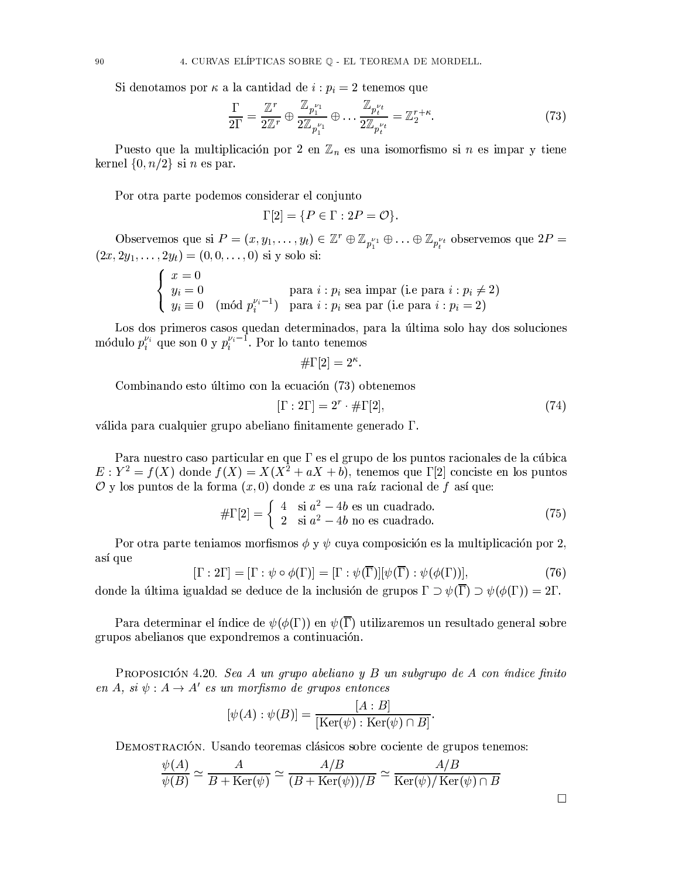Si denotamos por $\kappa$ a la cantidad de $i : p_i = 2$ tenemos que

$$\frac{\Gamma}{2\Gamma} = \frac{\mathbb{Z}^r}{2\mathbb{Z}^r} \oplus \frac{\mathbb{Z}_{p_1^{\nu_1}}}{2\mathbb{Z}_{p_1^{\nu_1}}} \oplus \dots \frac{\mathbb{Z}_{p_t^{\nu_t}}}{2\mathbb{Z}_{p_t^{\nu_t}}} = \mathbb{Z}_2^{r+\kappa}. \tag{73}$$

Puesto que la multiplicación por 2 en $\mathbb{Z}_n$ es una isomorfismo si $n$ es impar y tiene kernel $\{0, n/2\}$ si $n$ es par.

Por otra parte podemos considerar el conjunto

$$\Gamma[2] = \{P \in \Gamma : 2P = \mathcal{O}\}.$$

Observemos que si $P = (x, y_1, \dots, y_t) \in \mathbb{Z}^r \oplus \mathbb{Z}_{p_1^{\nu_1}} \oplus \dots \oplus \mathbb{Z}_{p_t^{\nu_t}}$ observemos que $2P = (2x, 2y_1, \dots, 2y_t) = (0, 0, \dots, 0)$ si y solo si:

$$\begin{cases} x = 0 & \\ y_i = 0 & \text{para } i : p_i \text{ sea impar (i.e para } i : p_i \neq 2) \\ y_i \equiv 0 \pmod{p_i^{\nu_i - 1}} & \text{para } i : p_i \text{ sea par (i.e para } i : p_i = 2) \end{cases}$$

Los dos primeros casos quedan determinados, para la última solo hay dos soluciones módulo $p_i^{\nu_i}$ que son 0 y $p_i^{\nu_i - 1}$. Por lo tanto tenemos

$$\#\Gamma[2] = 2^\kappa.$$

Combinando esto último con la ecuación (73) obtenemos

$$[\Gamma : 2\Gamma] = 2^r \cdot \#\Gamma[2], \tag{74}$$

válida para cualquier grupo abeliano finitamente generado $\Gamma$.

Para nuestro caso particular en que $\Gamma$ es el grupo de los puntos racionales de la cúbica $E : Y^2 = f(X)$ donde $f(X) = X(X^2 + aX + b)$, tenemos que $\Gamma[2]$ conciste en los puntos $\mathcal{O}$ y los puntos de la forma $(x, 0)$ donde $x$ es una raíz racional de $f$ así que:

$$\#\Gamma[2] = \begin{cases} 4 & \text{si } a^2 - 4b \text{ es un cuadrado.} \\ 2 & \text{si } a^2 - 4b \text{ no es cuadrado.} \end{cases} \tag{75}$$

Por otra parte teniamos morfismos $\phi$ y $\psi$ cuya composición es la multiplicación por 2, así que

$$[\Gamma : 2\Gamma] = [\Gamma : \psi \circ \phi(\Gamma)] = [\Gamma : \psi(\overline{\Gamma})][\psi(\overline{\Gamma}) : \psi(\phi(\Gamma))], \tag{76}$$

donde la última igualdad se deduce de la inclusión de grupos $\Gamma \supset \psi(\overline{\Gamma}) \supset \psi(\phi(\Gamma)) = 2\Gamma$.

Para determinar el índice de $\psi(\phi(\Gamma))$ en $\psi(\overline{\Gamma})$ utilizaremos un resultado general sobre grupos abelianos que expondremos a continuación.

Proposición 4.20. *Sea $A$ un grupo abeliano y $B$ un subgrupo de $A$ con índice finito en $A$, si $\psi : A \to A'$ es un morfismo de grupos entonces*

$$[\psi(A) : \psi(B)] = \frac{[A : B]}{[\mathrm{Ker}(\psi) : \mathrm{Ker}(\psi) \cap B]}.$$

Demostración. Usando teoremas clásicos sobre cociente de grupos tenemos:

$$\frac{\psi(A)}{\psi(B)} \simeq \frac{A}{B + \mathrm{Ker}(\psi)} \simeq \frac{A/B}{(B + \mathrm{Ker}(\psi))/B} \simeq \frac{A/B}{\mathrm{Ker}(\psi)/\mathrm{Ker}(\psi) \cap B}$$

□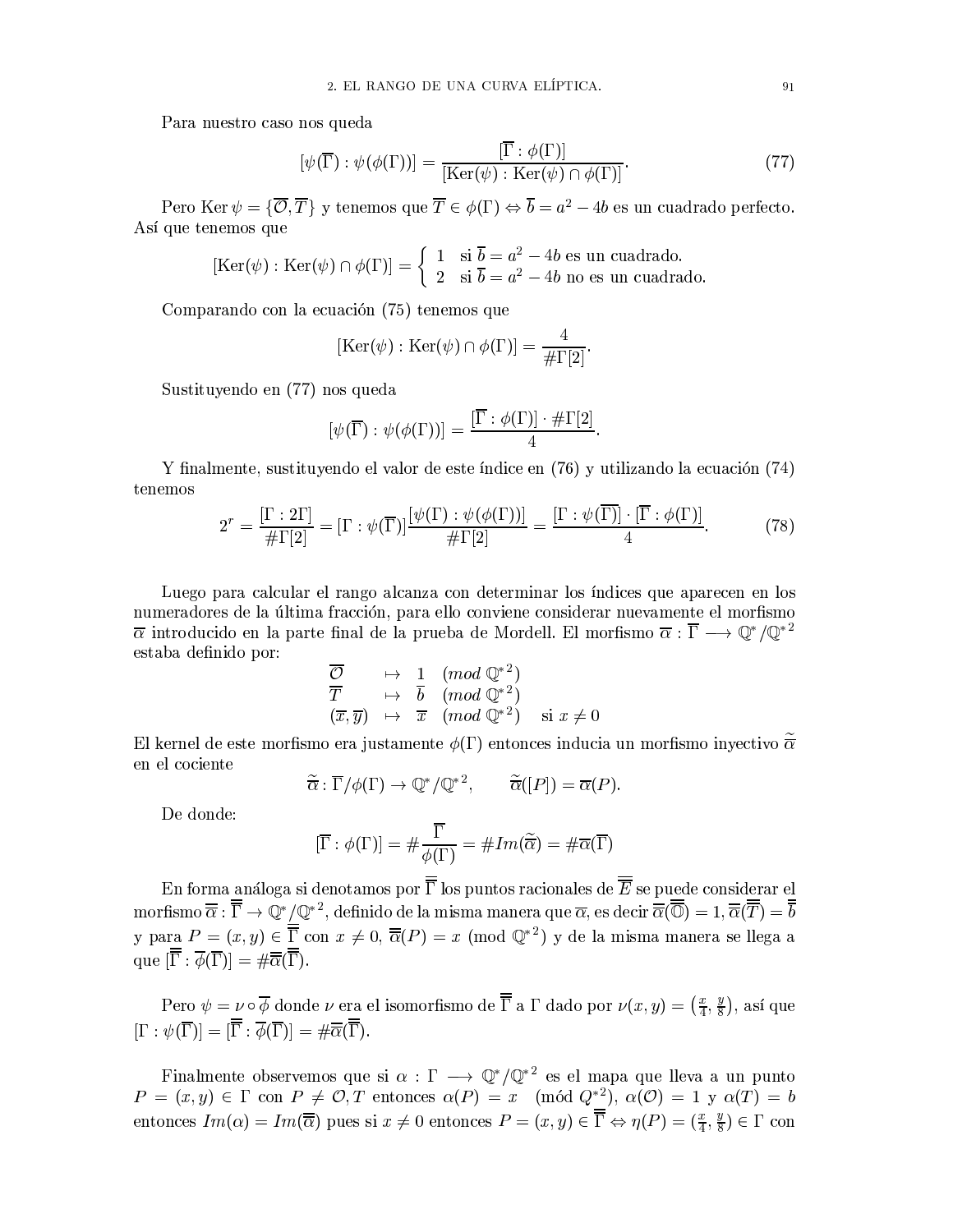Para nuestro caso nos queda

$$[\psi(\overline{\Gamma}) : \psi(\phi(\Gamma))] = \frac{[\overline{\Gamma} : \phi(\Gamma)]}{[\mathrm{Ker}(\psi) : \mathrm{Ker}(\psi) \cap \phi(\Gamma)]}. \tag{77}$$

Pero $\mathrm{Ker}\,\psi = \{\overline{\mathcal{O}}, \overline{T}\}$ y tenemos que $\overline{T} \in \phi(\Gamma) \Leftrightarrow \overline{b} = a^2 - 4b$ es un cuadrado perfecto. Así que tenemos que

$$[\mathrm{Ker}(\psi) : \mathrm{Ker}(\psi) \cap \phi(\Gamma)] = \begin{cases} 1 & \text{si } \overline{b} = a^2 - 4b \text{ es un cuadrado.} \\ 2 & \text{si } \overline{b} = a^2 - 4b \text{ no es un cuadrado.} \end{cases}$$

Comparando con la ecuación (75) tenemos que

$$[\mathrm{Ker}(\psi) : \mathrm{Ker}(\psi) \cap \phi(\Gamma)] = \frac{4}{\#\Gamma[2]}.$$

Sustituyendo en (77) nos queda

$$[\psi(\overline{\Gamma}) : \psi(\phi(\Gamma))] = \frac{[\overline{\Gamma} : \phi(\Gamma)] \cdot \#\Gamma[2]}{4}.$$

Y finalmente, sustituyendo el valor de este índice en (76) y utilizando la ecuación (74) tenemos

$$2^r = \frac{[\Gamma : 2\Gamma]}{\#\Gamma[2]} = [\Gamma : \psi(\overline{\Gamma})] \frac{[\psi(\Gamma) : \psi(\phi(\Gamma))]}{\#\Gamma[2]} = \frac{[\Gamma : \psi(\overline{\Gamma})] \cdot [\overline{\Gamma} : \phi(\Gamma)]}{4}. \tag{78}$$

Luego para calcular el rango alcanza con determinar los índices que aparecen en los numeradores de la última fracción, para ello conviene considerar nuevamente el morfismo $\overline{\alpha}$ introducido en la parte final de la prueba de Mordell. El morfismo $\overline{\alpha} : \overline{\Gamma} \longrightarrow \mathbb{Q}^* / \mathbb{Q}^{*2}$ estaba definido por:

$$\begin{array}{lll} \overline{\mathcal{O}} & \mapsto & 1 \pmod{\mathbb{Q}^{*2}} \\ \overline{T} & \mapsto & \overline{b} \pmod{\mathbb{Q}^{*2}} \\ (\overline{x}, \overline{y}) & \mapsto & \overline{x} \pmod{\mathbb{Q}^{*2}} \quad \text{si } x \neq 0 \end{array}$$

El kernel de este morfismo era justamente $\phi(\Gamma)$ entonces inducia un morfismo inyectivo $\widetilde{\overline{\alpha}}$ en el cociente

$$\widetilde{\overline{\alpha}} : \overline{\Gamma}/\phi(\Gamma) \to \mathbb{Q}^*/\mathbb{Q}^{*2}, \qquad \widetilde{\overline{\alpha}}([P]) = \overline{\alpha}(P).$$

De donde:

$$[\overline{\Gamma} : \phi(\Gamma)] = \# \frac{\overline{\Gamma}}{\phi(\Gamma)} = \# Im(\widetilde{\overline{\alpha}}) = \# \overline{\alpha}(\overline{\Gamma})$$

En forma análoga si denotamos por $\overline{\overline{\Gamma}}$ los puntos racionales de $\overline{\overline{E}}$ se puede considerar el morfismo $\overline{\overline{\alpha}} : \overline{\overline{\Gamma}} \to \mathbb{Q}^*/\mathbb{Q}^{*2}$, definido de la misma manera que $\overline{\alpha}$, es decir $\overline{\overline{\alpha}}(\overline{\overline{\mathbb{O}}}) = 1, \overline{\overline{\alpha}}(\overline{\overline{T}}) = \overline{\overline{b}}$ y para $P = (x, y) \in \overline{\overline{\Gamma}}$ con $x \neq 0$, $\overline{\overline{\alpha}}(P) = x \pmod{\mathbb{Q}^{*2}}$ y de la misma manera se llega a que $[\overline{\overline{\Gamma}} : \overline{\phi}(\overline{\Gamma})] = \# \overline{\overline{\alpha}}(\overline{\overline{\Gamma}})$.

Pero $\psi = \nu \circ \overline{\phi}$ donde $\nu$ era el isomorfismo de $\overline{\overline{\Gamma}}$ a $\Gamma$ dado por $\nu(x, y) = \left(\frac{x}{4}, \frac{y}{8}\right)$, así que $[\Gamma : \psi(\overline{\Gamma})] = [\overline{\overline{\Gamma}} : \overline{\phi}(\overline{\Gamma})] = \# \overline{\overline{\alpha}}(\overline{\overline{\Gamma}})$.

Finalmente observemos que si $\alpha : \Gamma \longrightarrow \mathbb{Q}^*/\mathbb{Q}^{*2}$ es el mapa que lleva a un punto $P = (x, y) \in \Gamma$ con $P \neq \mathcal{O}, T$ entonces $\alpha(P) = x \pmod{Q^{*2}}$, $\alpha(\mathcal{O}) = 1$ y $\alpha(T) = b$ entonces $Im(\alpha) = Im(\overline{\overline{\alpha}})$ pues si $x \neq 0$ entonces $P = (x, y) \in \overline{\overline{\Gamma}} \Leftrightarrow \eta(P) = (\frac{x}{4}, \frac{y}{8}) \in \Gamma$ con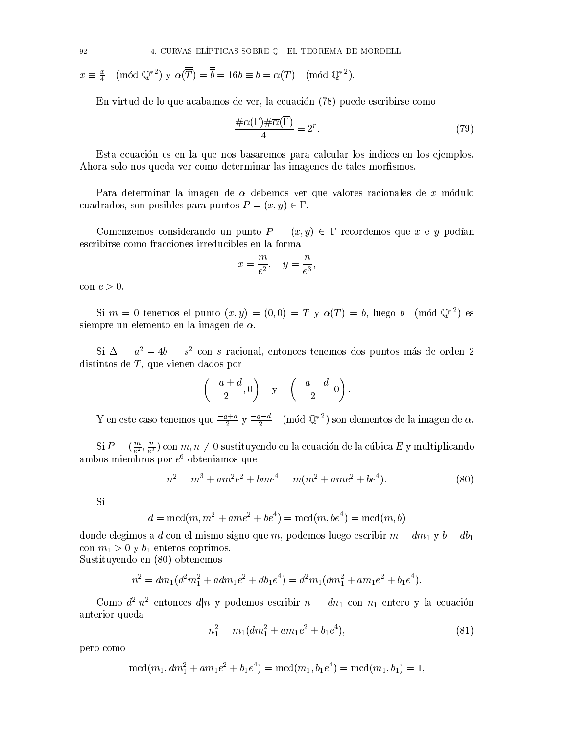$x \equiv \frac{x}{4} \pmod{\mathbb{Q}^{*2}}$ y $\alpha(\overline{\overline{T}}) = \overline{\overline{b}} = 16b \equiv b = \alpha(T) \pmod{\mathbb{Q}^{*2}}$.

En virtud de lo que acabamos de ver, la ecuación (78) puede escribirse como

$$\frac{\#\alpha(\Gamma)\#\overline{\alpha}(\overline{\Gamma})}{4} = 2^r. \tag{79}$$

Esta ecuación es en la que nos basaremos para calcular los indices en los ejemplos. Ahora solo nos queda ver como determinar las imagenes de tales morfismos.

Para determinar la imagen de $\alpha$ debemos ver que valores racionales de $x$ módulo cuadrados, son posibles para puntos $P = (x, y) \in \Gamma$.

Comenzemos considerando un punto $P = (x, y) \in \Gamma$ recordemos que $x$ e $y$ podían escribirse como fracciones irreducibles en la forma

$$x = \frac{m}{e^2}, \quad y = \frac{n}{e^3},$$

con $e > 0$.

Si $m = 0$ tenemos el punto $(x, y) = (0, 0) = T$ y $\alpha(T) = b$, luego $b \pmod{\mathbb{Q}^{*2}}$ es siempre un elemento en la imagen de $\alpha$.

Si $\Delta = a^2 - 4b = s^2$ con $s$ racional, entonces tenemos dos puntos más de orden 2 distintos de $T$, que vienen dados por

$$\left(\frac{-a+d}{2}, 0\right) \quad \text{y} \quad \left(\frac{-a-d}{2}, 0\right).$$

Y en este caso tenemos que $\frac{-a+d}{2}$ y $\frac{-a-d}{2} \pmod{\mathbb{Q}^{*2}}$ son elementos de la imagen de $\alpha$.

Si $P = (\frac{m}{e^2}, \frac{n}{e^3})$ con $m, n \neq 0$ sustituyendo en la ecuación de la cúbica $E$ y multiplicando ambos miembros por $e^6$ obteniamos que

$$n^2 = m^3 + am^2e^2 + bme^4 = m(m^2 + ame^2 + be^4). \tag{80}$$

Si

$$d = \text{mcd}(m, m^2 + ame^2 + be^4) = \text{mcd}(m, be^4) = \text{mcd}(m, b)$$

donde elegimos a $d$ con el mismo signo que $m$, podemos luego escribir $m = dm_1$ y $b = db_1$ con $m_1 > 0$ y $b_1$ enteros coprimos.
Sustituyendo en (80) obtenemos

$$n^2 = dm_1(d^2m_1^2 + adm_1e^2 + db_1e^4) = d^2m_1(dm_1^2 + am_1e^2 + b_1e^4).$$

Como $d^2|n^2$ entonces $d|n$ y podemos escribir $n = dn_1$ con $n_1$ entero y la ecuación anterior queda

$$n_1^2 = m_1(dm_1^2 + am_1e^2 + b_1e^4), \tag{81}$$

pero como

$$\text{mcd}(m_1, dm_1^2 + am_1e^2 + b_1e^4) = \text{mcd}(m_1, b_1e^4) = \text{mcd}(m_1, b_1) = 1,$$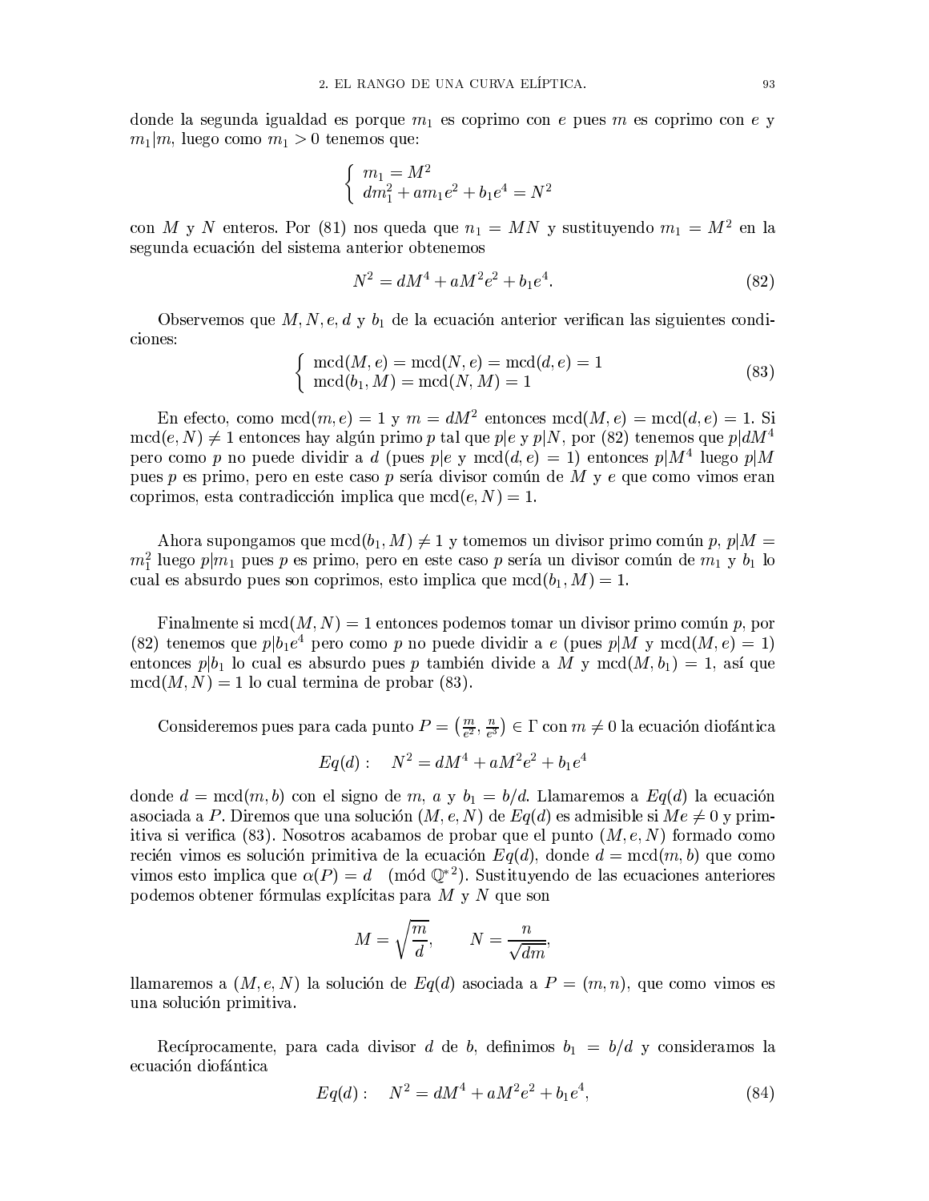donde la segunda igualdad es porque $m_1$ es coprimo con $e$ pues $m$ es coprimo con $e$ y $m_1|m$, luego como $m_1 > 0$ tenemos que:

$$\begin{cases} m_1 = M^2 \\ dm_1^2 + am_1e^2 + b_1e^4 = N^2 \end{cases}$$

con $M$ y $N$ enteros. Por (81) nos queda que $n_1 = MN$ y sustituyendo $m_1 = M^2$ en la segunda ecuación del sistema anterior obtenemos

$$N^2 = dM^4 + aM^2e^2 + b_1e^4. \tag{82}$$

Observemos que $M, N, e, d$ y $b_1$ de la ecuación anterior verifican las siguientes condiciones:

$$\begin{cases} \operatorname{mcd}(M, e) = \operatorname{mcd}(N, e) = \operatorname{mcd}(d, e) = 1 \\ \operatorname{mcd}(b_1, M) = \operatorname{mcd}(N, M) = 1 \end{cases} \tag{83}$$

En efecto, como $\operatorname{mcd}(m, e) = 1$ y $m = dM^2$ entonces $\operatorname{mcd}(M, e) = \operatorname{mcd}(d, e) = 1$. Si $\operatorname{mcd}(e, N) \neq 1$ entonces hay algún primo $p$ tal que $p|e$ y $p|N$, por (82) tenemos que $p|dM^4$ pero como $p$ no puede dividir a $d$ (pues $p|e$ y $\operatorname{mcd}(d, e) = 1$) entonces $p|M^4$ luego $p|M$ pues $p$ es primo, pero en este caso $p$ sería divisor común de $M$ y $e$ que como vimos eran coprimos, esta contradicción implica que $\operatorname{mcd}(e, N) = 1$.

Ahora supongamos que $\operatorname{mcd}(b_1, M) \neq 1$ y tomemos un divisor primo común $p$, $p|M = m_1^2$ luego $p|m_1$ pues $p$ es primo, pero en este caso $p$ sería un divisor común de $m_1$ y $b_1$ lo cual es absurdo pues son coprimos, esto implica que $\operatorname{mcd}(b_1, M) = 1$.

Finalmente si $\operatorname{mcd}(M, N) = 1$ entonces podemos tomar un divisor primo común $p$, por (82) tenemos que $p|b_1e^4$ pero como $p$ no puede dividir a $e$ (pues $p|M$ y $\operatorname{mcd}(M, e) = 1$) entonces $p|b_1$ lo cual es absurdo pues $p$ también divide a $M$ y $\operatorname{mcd}(M, b_1) = 1$, así que $\operatorname{mcd}(M, N) = 1$ lo cual termina de probar (83).

Consideremos pues para cada punto $P = \left(\frac{m}{e^2}, \frac{n}{e^3}\right) \in \Gamma$ con $m \neq 0$ la ecuación diofántica

$$Eq(d): \quad N^2 = dM^4 + aM^2e^2 + b_1e^4$$

donde $d = \operatorname{mcd}(m, b)$ con el signo de $m$, $a$ y $b_1 = b/d$. Llamaremos a $Eq(d)$ la ecuación asociada a $P$. Diremos que una solución $(M, e, N)$ de $Eq(d)$ es admisible si $Me \neq 0$ y primitiva si verifica (83). Nosotros acabamos de probar que el punto $(M, e, N)$ formado como recién vimos es solución primitiva de la ecuación $Eq(d)$, donde $d = \operatorname{mcd}(m, b)$ que como vimos esto implica que $\alpha(P) = d \pmod{\mathbb{Q}^{*2}}$. Sustituyendo de las ecuaciones anteriores podemos obtener fórmulas explícitas para $M$ y $N$ que son

$$M = \sqrt{\frac{m}{d}}, \qquad N = \frac{n}{\sqrt{dm}},$$

llamaremos a $(M, e, N)$ la solución de $Eq(d)$ asociada a $P = (m, n)$, que como vimos es una solución primitiva.

Recíprocamente, para cada divisor $d$ de $b$, definimos $b_1 = b/d$ y consideramos la ecuación diofántica

$$Eq(d): \quad N^2 = dM^4 + aM^2e^2 + b_1e^4, \tag{84}$$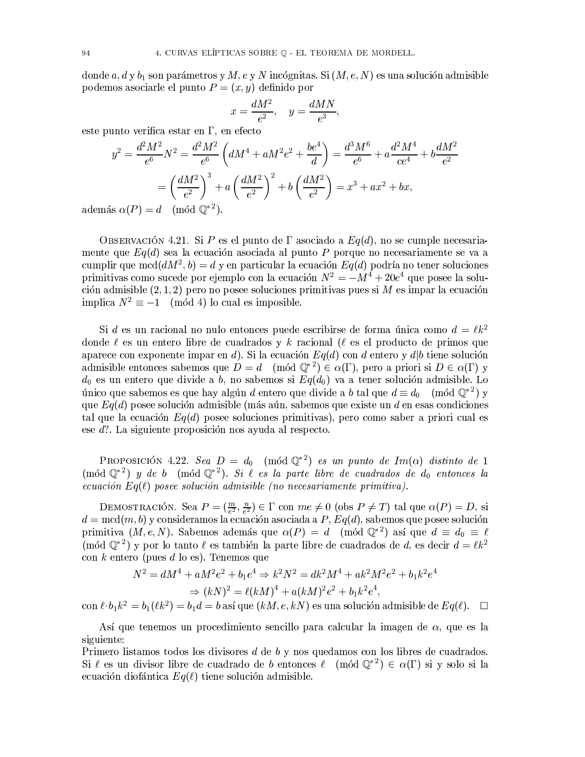donde $a$, $d$ y $b_1$ son parámetros y $M$, $e$ y $N$ incógnitas. Si $(M, e, N)$ es una solución admisible podemos asociarle el punto $P = (x, y)$ definido por

$$x = \frac{dM^2}{e^2}, \quad y = \frac{dMN}{e^3},$$

este punto verifica estar en $\Gamma$, en efecto

$$y^2 = \frac{d^2M^2}{e^6}N^2 = \frac{d^2M^2}{e^6}\left(dM^4 + aM^2e^2 + \frac{be^4}{d}\right) = \frac{d^3M^6}{e^6} + a\frac{d^2M^4}{ce^4} + b\frac{dM^2}{e^2}$$

$$= \left(\frac{dM^2}{e^2}\right)^3 + a\left(\frac{dM^2}{e^2}\right)^2 + b\left(\frac{dM^2}{e^2}\right) = x^3 + ax^2 + bx,$$

además $\alpha(P) = d \pmod{\mathbb{Q}^{*2}}$.

Observación 4.21. Si $P$ es el punto de $\Gamma$ asociado a $Eq(d)$, no se cumple necesariamente que $Eq(d)$ sea la ecuación asociada al punto $P$ porque no necesariamente se va a cumplir que $\text{mcd}(dM^2, b) = d$ y en particular la ecuación $Eq(d)$ podría no tener soluciones primitivas como sucede por ejemplo con la ecuación $N^2 = -M^4 + 20e^4$ que posee la solución admisible $(2, 1, 2)$ pero no posee soluciones primitivas pues si $M$ es impar la ecuación implica $N^2 \equiv -1 \pmod 4$ lo cual es imposible.

Si $d$ es un racional no nulo entonces puede escribirse de forma única como $d = \ell k^2$ donde $\ell$ es un entero libre de cuadrados y $k$ racional ($\ell$ es el producto de primos que aparece con exponente impar en $d$). Si la ecuación $Eq(d)$ con $d$ entero y $d|b$ tiene solución admisible entonces sabemos que $D = d \pmod{\mathbb{Q}^{*2}} \in \alpha(\Gamma)$, pero a priori si $D \in \alpha(\Gamma)$ y $d_0$ es un entero que divide a $b$, no sabemos si $Eq(d_0)$ va a tener solución admisible. Lo único que sabemos es que hay algún $d$ entero que divide a $b$ tal que $d \equiv d_0 \pmod{\mathbb{Q}^{*2}}$ y que $Eq(d)$ posee solución admisible (más aún, sabemos que existe un $d$ en esas condiciones tal que la ecuación $Eq(d)$ posee soluciones primitivas), pero como saber a priori cual es ese $d$?. La siguiente proposición nos ayuda al respecto.

Proposición 4.22. *Sea $D = d_0 \pmod{\mathbb{Q}^{*2}}$ es un punto de $Im(\alpha)$ distinto de $1 \pmod{\mathbb{Q}^{*2}}$ y de $b \pmod{\mathbb{Q}^{*2}}$. Si $\ell$ es la parte libre de cuadrados de $d_0$ entonces la ecuación $Eq(\ell)$ posee solución admisible (no necesariamente primitiva).*

Demostración. Sea $P = (\frac{m}{e^2}, \frac{n}{e^2}) \in \Gamma$ con $me \neq 0$ (obs $P \neq T$) tal que $\alpha(P) = D$, si $d = \text{mcd}(m, b)$ y consideramos la ecuación asociada a $P$, $Eq(d)$, sabemos que posee solución primitiva $(M, e, N)$. Sabemos además que $\alpha(P) = d \pmod{\mathbb{Q}^{*2}}$ así que $d \equiv d_0 \equiv \ell \pmod{\mathbb{Q}^{*2}}$ y por lo tanto $\ell$ es también la parte libre de cuadrados de $d$, es decir $d = \ell k^2$ con $k$ entero (pues $d$ lo es). Tenemos que

$$N^2 = dM^4 + aM^2e^2 + b_1e^4 \Rightarrow k^2N^2 = dk^2M^4 + ak^2M^2e^2 + b_1k^2e^4$$

$$\Rightarrow (kN)^2 = \ell(kM)^4 + a(kM)^2e^2 + b_1k^2e^4,$$

con $\ell \cdot b_1k^2 = b_1(\ell k^2) = b_1d = b$ así que $(kM, e, kN)$ es una solución admisible de $Eq(\ell)$. $\square$

Así que tenemos un procedimiento sencillo para calcular la imagen de $\alpha$, que es la siguiente:
Primero listamos todos los divisores $d$ de $b$ y nos quedamos con los libres de cuadrados. Si $\ell$ es un divisor libre de cuadrado de $b$ entonces $\ell \pmod{\mathbb{Q}^{*2}} \in \alpha(\Gamma)$ si y solo si la ecuación diofántica $Eq(\ell)$ tiene solución admisible.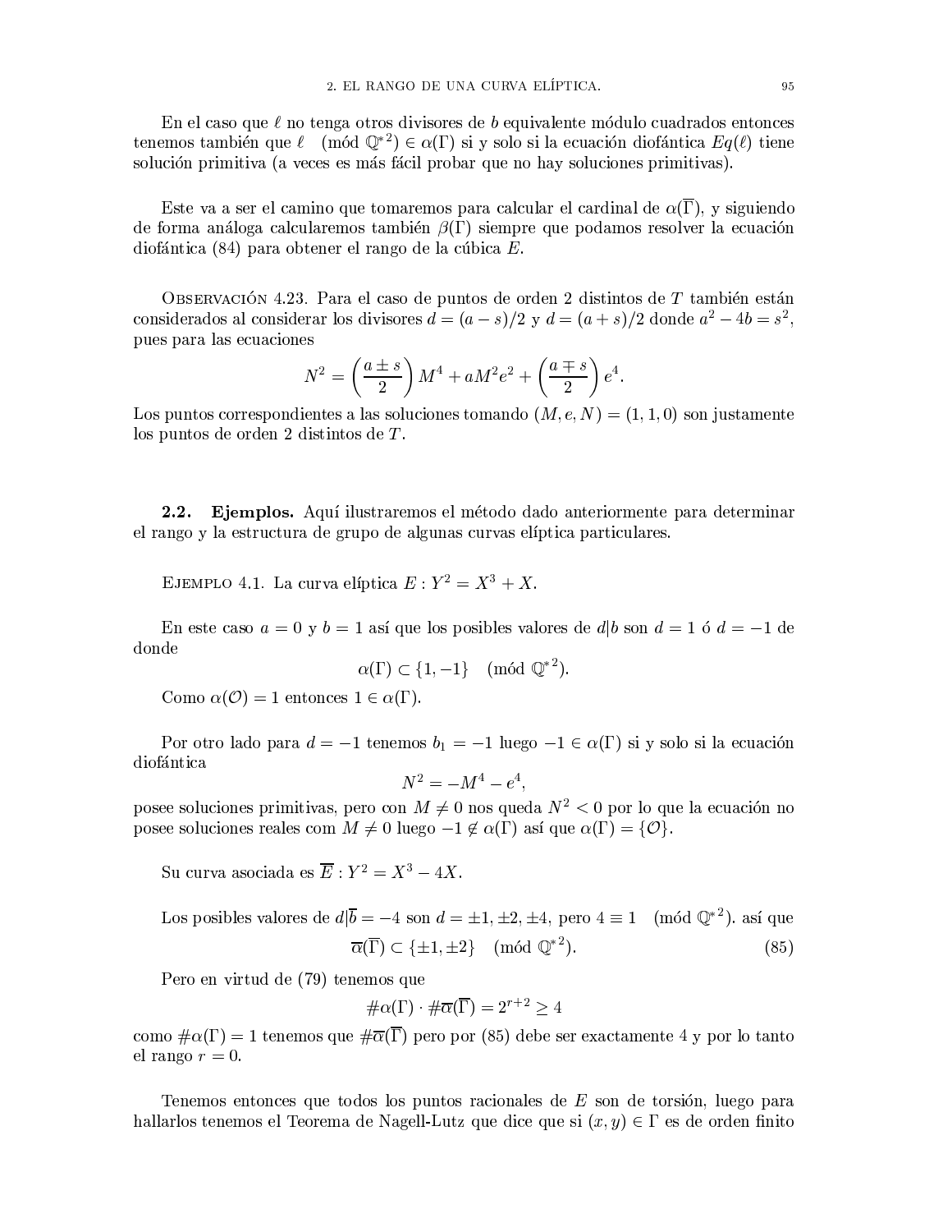En el caso que $\ell$ no tenga otros divisores de $b$ equivalente módulo cuadrados entonces tenemos también que $\ell \pmod{\mathbb{Q}^{*2}} \in \alpha(\Gamma)$ si y solo si la ecuación diofántica $Eq(\ell)$ tiene solución primitiva (a veces es más fácil probar que no hay soluciones primitivas).

Este va a ser el camino que tomaremos para calcular el cardinal de $\alpha(\overline{\Gamma})$, y siguiendo de forma análoga calcularemos también $\beta(\Gamma)$ siempre que podamos resolver la ecuación diofántica (84) para obtener el rango de la cúbica $E$.

Observación 4.23. Para el caso de puntos de orden 2 distintos de $T$ también están considerados al considerar los divisores $d = (a - s)/2$ y $d = (a + s)/2$ donde $a^2 - 4b = s^2$, pues para las ecuaciones

$$N^2 = \left(\frac{a \pm s}{2}\right) M^4 + aM^2e^2 + \left(\frac{a \mp s}{2}\right) e^4.$$

Los puntos correspondientes a las soluciones tomando $(M, e, N) = (1, 1, 0)$ son justamente los puntos de orden 2 distintos de $T$.

### 2.2. Ejemplos.

Aquí ilustraremos el método dado anteriormente para determinar el rango y la estructura de grupo de algunas curvas elíptica particulares.

Ejemplo 4.1. La curva elíptica $E : Y^2 = X^3 + X$.

En este caso $a = 0$ y $b = 1$ así que los posibles valores de $d|b$ son $d = 1$ ó $d = -1$ de donde

$$\alpha(\Gamma) \subset \{1, -1\} \pmod{\mathbb{Q}^{*2}}.$$

Como $\alpha(\mathcal{O}) = 1$ entonces $1 \in \alpha(\Gamma)$.

Por otro lado para $d = -1$ tenemos $b_1 = -1$ luego $-1 \in \alpha(\Gamma)$ si y solo si la ecuación diofántica

$$N^2 = -M^4 - e^4,$$

posee soluciones primitivas, pero con $M \neq 0$ nos queda $N^2 < 0$ por lo que la ecuación no posee soluciones reales com $M \neq 0$ luego $-1 \notin \alpha(\Gamma)$ así que $\alpha(\Gamma) = \{\mathcal{O}\}$.

Su curva asociada es $\overline{E} : Y^2 = X^3 - 4X$.

Los posibles valores de $d|\overline{b} = -4$ son $d = \pm 1, \pm 2, \pm 4$, pero $4 \equiv 1 \pmod{\mathbb{Q}^{*2}}$. así que

$$\overline{\alpha}(\overline{\Gamma}) \subset \{\pm 1, \pm 2\} \pmod{\mathbb{Q}^{*2}}. \tag{85}$$

Pero en virtud de (79) tenemos que

$$\#\alpha(\Gamma) \cdot \#\overline{\alpha}(\overline{\Gamma}) = 2^{r+2} \geq 4$$

como $\#\alpha(\Gamma) = 1$ tenemos que $\#\overline{\alpha}(\overline{\Gamma})$ pero por (85) debe ser exactamente 4 y por lo tanto el rango $r = 0$.

Tenemos entonces que todos los puntos racionales de $E$ son de torsión, luego para hallarlos tenemos el Teorema de Nagell-Lutz que dice que si $(x, y) \in \Gamma$ es de orden finito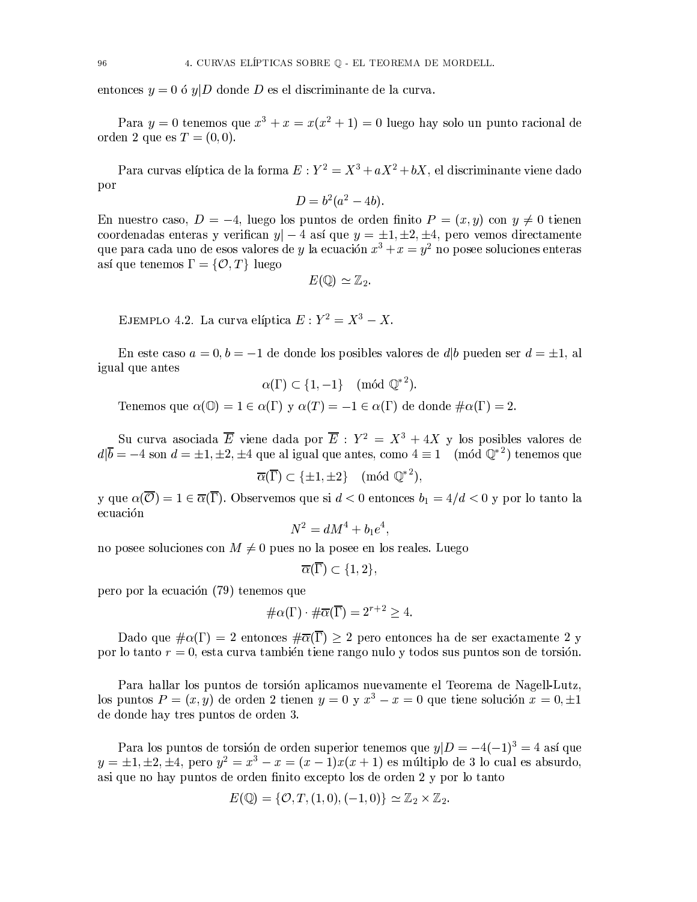entonces $y = 0$ ó $y|D$ donde $D$ es el discriminante de la curva.

Para $y = 0$ tenemos que $x^3 + x = x(x^2 + 1) = 0$ luego hay solo un punto racional de orden 2 que es $T = (0, 0)$.

Para curvas elíptica de la forma $E : Y^2 = X^3 + aX^2 + bX$, el discriminante viene dado por

$$D = b^2(a^2 - 4b).$$

En nuestro caso, $D = -4$, luego los puntos de orden finito $P = (x, y)$ con $y \neq 0$ tienen coordenadas enteras y verifican $y| - 4$ así que $y = \pm 1, \pm 2, \pm 4$, pero vemos directamente que para cada uno de esos valores de $y$ la ecuación $x^3 + x = y^2$ no posee soluciones enteras así que tenemos $\Gamma = \{\mathcal{O}, T\}$ luego

$$E(\mathbb{Q}) \simeq \mathbb{Z}_2.$$

Ejemplo 4.2. La curva elíptica $E : Y^2 = X^3 - X$.

En este caso $a = 0, b = -1$ de donde los posibles valores de $d|b$ pueden ser $d = \pm 1$, al igual que antes

$$\alpha(\Gamma) \subset \{1, -1\} \pmod{\mathbb{Q}^{*2}}.$$

Tenemos que $\alpha(\mathbb{O}) = 1 \in \alpha(\Gamma)$ y $\alpha(T) = -1 \in \alpha(\Gamma)$ de donde $\#\alpha(\Gamma) = 2$.

Su curva asociada $\overline{E}$ viene dada por $\overline{E} : Y^2 = X^3 + 4X$ y los posibles valores de $d|\overline{b} = -4$ son $d = \pm 1, \pm 2, \pm 4$ que al igual que antes, como $4 \equiv 1 \pmod{\mathbb{Q}^{*2}}$ tenemos que

$$\overline{\alpha}(\overline{\Gamma}) \subset \{\pm 1, \pm 2\} \pmod{\mathbb{Q}^{*2}},$$

y que $\alpha(\overline{\mathcal{O}}) = 1 \in \overline{\alpha}(\overline{\Gamma})$. Observemos que si $d < 0$ entonces $b_1 = 4/d < 0$ y por lo tanto la ecuación

$$N^2 = dM^4 + b_1 e^4,$$

no posee soluciones con $M \neq 0$ pues no la posee en los reales. Luego

$$\overline{\alpha}(\overline{\Gamma}) \subset \{1, 2\},$$

pero por la ecuación (79) tenemos que

$$\#\alpha(\Gamma) \cdot \#\overline{\alpha}(\overline{\Gamma}) = 2^{r+2} \geq 4.$$

Dado que $\#\alpha(\Gamma) = 2$ entonces $\#\overline{\alpha}(\overline{\Gamma}) \geq 2$ pero entonces ha de ser exactamente 2 y por lo tanto $r = 0$, esta curva también tiene rango nulo y todos sus puntos son de torsión.

Para hallar los puntos de torsión aplicamos nuevamente el Teorema de Nagell-Lutz, los puntos $P = (x, y)$ de orden 2 tienen $y = 0$ y $x^3 - x = 0$ que tiene solución $x = 0, \pm 1$ de donde hay tres puntos de orden 3.

Para los puntos de torsión de orden superior tenemos que $y|D = -4(-1)^3 = 4$ así que $y = \pm 1, \pm 2, \pm 4$, pero $y^2 = x^3 - x = (x - 1)x(x + 1)$ es múltiplo de 3 lo cual es absurdo, asi que no hay puntos de orden finito excepto los de orden 2 y por lo tanto

$$E(\mathbb{Q}) = \{\mathcal{O}, T, (1, 0), (-1, 0)\} \simeq \mathbb{Z}_2 \times \mathbb{Z}_2.$$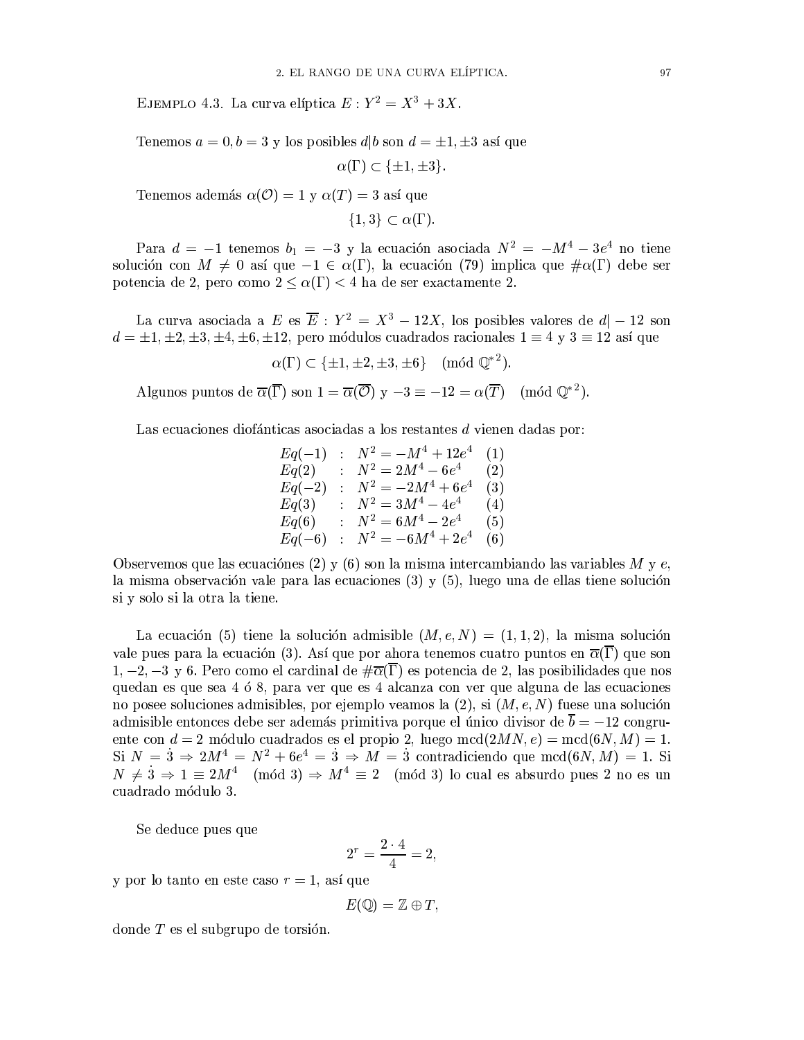EJEMPLO 4.3. La curva elíptica $E: Y^2 = X^3 + 3X$.

Tenemos $a = 0, b = 3$ y los posibles $d|b$ son $d = \pm 1, \pm 3$ así que

$$\alpha(\Gamma) \subset \{\pm 1, \pm 3\}.$$

Tenemos además $\alpha(\mathcal{O}) = 1$ y $\alpha(T) = 3$ así que

$$\{1, 3\} \subset \alpha(\Gamma).$$

Para $d = -1$ tenemos $b_1 = -3$ y la ecuación asociada $N^2 = -M^4 - 3e^4$ no tiene solución con $M \neq 0$ así que $-1 \in \alpha(\Gamma)$, la ecuación (79) implica que $\#\alpha(\Gamma)$ debe ser potencia de 2, pero como $2 \leq \alpha(\Gamma) < 4$ ha de ser exactamente 2.

La curva asociada a $E$ es $\overline{E}: Y^2 = X^3 - 12X$, los posibles valores de $d| - 12$ son $d = \pm 1, \pm 2, \pm 3, \pm 4, \pm 6, \pm 12$, pero módulos cuadrados racionales $1 \equiv 4$ y $3 \equiv 12$ así que

$$\alpha(\Gamma) \subset \{\pm 1, \pm 2, \pm 3, \pm 6\} \pmod{\mathbb{Q}^{*2}}.$$

Algunos puntos de $\overline{\alpha}(\overline{\Gamma})$ son $1 = \overline{\alpha}(\overline{\mathcal{O}})$ y $-3 \equiv -12 = \alpha(\overline{T}) \pmod{\mathbb{Q}^{*2}}$.

Las ecuaciones diofánticas asociadas a los restantes $d$ vienen dadas por:

$$\begin{array}{lcll}
Eq(-1) & : & N^2 = -M^4 + 12e^4 & (1) \\
Eq(2) & : & N^2 = 2M^4 - 6e^4 & (2) \\
Eq(-2) & : & N^2 = -2M^4 + 6e^4 & (3) \\
Eq(3) & : & N^2 = 3M^4 - 4e^4 & (4) \\
Eq(6) & : & N^2 = 6M^4 - 2e^4 & (5) \\
Eq(-6) & : & N^2 = -6M^4 + 2e^4 & (6)
\end{array}$$

Observemos que las ecuaciónes (2) y (6) son la misma intercambiando las variables $M$ y $e$, la misma observación vale para las ecuaciones (3) y (5), luego una de ellas tiene solución si y solo si la otra la tiene.

La ecuación (5) tiene la solución admisible $(M, e, N) = (1, 1, 2)$, la misma solución vale pues para la ecuación (3). Así que por ahora tenemos cuatro puntos en $\overline{\alpha}(\overline{\Gamma})$ que son $1, -2, -3$ y $6$. Pero como el cardinal de $\#\overline{\alpha}(\overline{\Gamma})$ es potencia de 2, las posibilidades que nos quedan es que sea 4 ó 8, para ver que es 4 alcanza con ver que alguna de las ecuaciones no posee soluciones admisibles, por ejemplo veamos la (2), si $(M, e, N)$ fuese una solución admisible entonces debe ser además primitiva porque el único divisor de $\overline{b} = -12$ congruente con $d = 2$ módulo cuadrados es el propio 2, luego $\text{mcd}(2MN, e) = \text{mcd}(6N, M) = 1$. Si $N = \dot{3} \Rightarrow 2M^4 = N^2 + 6e^4 = \dot{3} \Rightarrow M = \dot{3}$ contradiciendo que $\text{mcd}(6N, M) = 1$. Si $N \neq \dot{3} \Rightarrow 1 \equiv 2M^4 \pmod{3} \Rightarrow M^4 \equiv 2 \pmod{3}$ lo cual es absurdo pues 2 no es un cuadrado módulo 3.

Se deduce pues que

$$2^r = \frac{2 \cdot 4}{4} = 2,$$

y por lo tanto en este caso $r = 1$, así que

$$E(\mathbb{Q}) = \mathbb{Z} \oplus T,$$

donde $T$ es el subgrupo de torsión.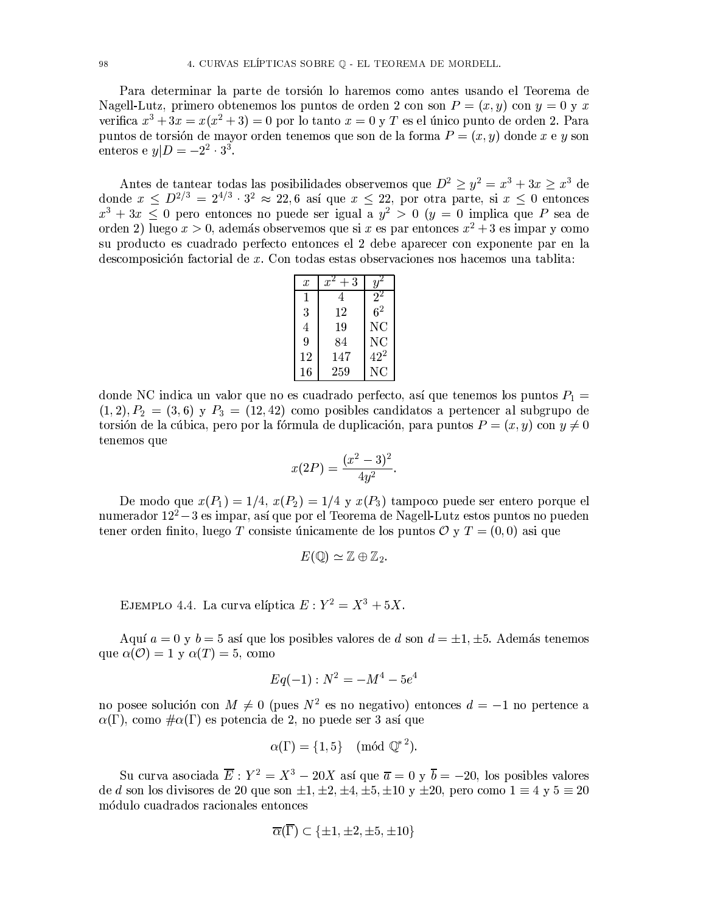Para determinar la parte de torsión lo haremos como antes usando el Teorema de Nagell-Lutz, primero obtenemos los puntos de orden 2 con son $P = (x, y)$ con $y = 0$ y $x$ verifica $x^3 + 3x = x(x^2 + 3) = 0$ por lo tanto $x = 0$ y $T$ es el único punto de orden 2. Para puntos de torsión de mayor orden tenemos que son de la forma $P = (x, y)$ donde $x$ e $y$ son enteros e $y | D = -2^2 \cdot 3^3$.

Antes de tantear todas las posibilidades observemos que $D^2 \geq y^2 = x^3 + 3x \geq x^3$ de donde $x \leq D^{2/3} = 2^{4/3} \cdot 3^2 \approx 22{,}6$ así que $x \leq 22$, por otra parte, si $x \leq 0$ entonces $x^3 + 3x \leq 0$ pero entonces no puede ser igual a $y^2 > 0$ ($y = 0$ implica que $P$ sea de orden 2) luego $x > 0$, además observemos que si $x$ es par entonces $x^2 + 3$ es impar y como su producto es cuadrado perfecto entonces el 2 debe aparecer con exponente par en la descomposición factorial de $x$. Con todas estas observaciones nos hacemos una tablita:

| $x$ | $x^2+3$ | $y^2$ |
|---|---|---|
| 1 | 4 | $2^2$ |
| 3 | 12 | $6^2$ |
| 4 | 19 | NC |
| 9 | 84 | NC |
| 12 | 147 | $42^2$ |
| 16 | 259 | NC |

donde NC indica un valor que no es cuadrado perfecto, así que tenemos los puntos $P_1 = (1, 2), P_2 = (3, 6)$ y $P_3 = (12, 42)$ como posibles candidatos a pertenecer al subgrupo de torsión de la cúbica, pero por la fórmula de duplicación, para puntos $P = (x, y)$ con $y \neq 0$ tenemos que

$$x(2P) = \frac{(x^2 - 3)^2}{4y^2}.$$

De modo que $x(P_1) = 1/4$, $x(P_2) = 1/4$ y $x(P_3)$ tampoco puede ser entero porque el numerador $12^2 - 3$ es impar, así que por el Teorema de Nagell-Lutz estos puntos no pueden tener orden finito, luego $T$ consiste únicamente de los puntos $\mathcal{O}$ y $T = (0, 0)$ asi que

$$E(\mathbb{Q}) \simeq \mathbb{Z} \oplus \mathbb{Z}_2.$$

Ejemplo 4.4. La curva elíptica $E : Y^2 = X^3 + 5X$.

Aquí $a = 0$ y $b = 5$ así que los posibles valores de $d$ son $d = \pm 1, \pm 5$. Además tenemos que $\alpha(\mathcal{O}) = 1$ y $\alpha(T) = 5$, como

$$Eq(-1) : N^2 = -M^4 - 5e^4$$

no posee solución con $M \neq 0$ (pues $N^2$ es no negativo) entonces $d = -1$ no pertence a $\alpha(\Gamma)$, como $\#\alpha(\Gamma)$ es potencia de 2, no puede ser 3 así que

$$\alpha(\Gamma) = \{1, 5\} \pmod{{\mathbb{Q}^*}^2}.$$

Su curva asociada $\overline{E} : Y^2 = X^3 - 20X$ así que $\overline{a} = 0$ y $\overline{b} = -20$, los posibles valores de $d$ son los divisores de 20 que son $\pm 1, \pm 2, \pm 4, \pm 5, \pm 10$ y $\pm 20$, pero como $1 \equiv 4$ y $5 \equiv 20$ módulo cuadrados racionales entonces

$$\overline{\alpha}(\overline{\Gamma}) \subset \{\pm 1, \pm 2, \pm 5, \pm 10\}$$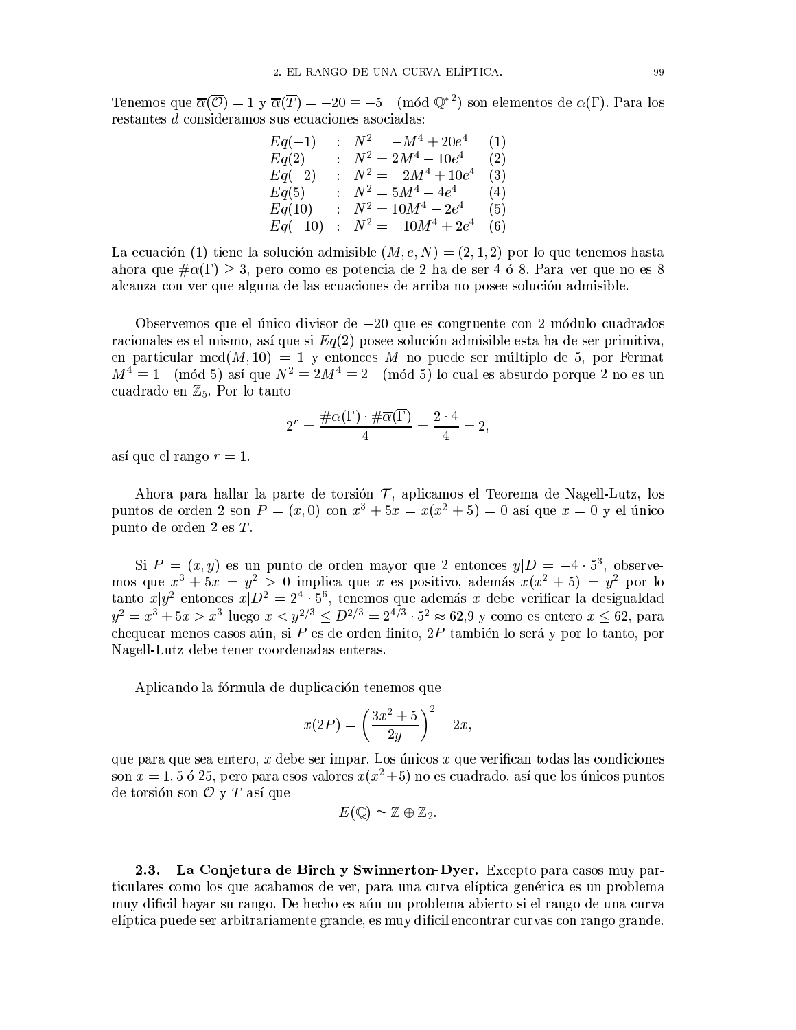Tenemos que $\overline{\alpha}(\overline{\mathcal{O}}) = 1$ y $\overline{\alpha}(\overline{T}) = -20 \equiv -5 \pmod{\mathbb{Q}^{*2}}$ son elementos de $\alpha(\Gamma)$. Para los restantes $d$ consideramos sus ecuaciones asociadas:

$$
\begin{array}{lll}
Eq(-1) & : & N^2 = -M^4 + 20e^4 \quad (1) \\
Eq(2) & : & N^2 = 2M^4 - 10e^4 \quad (2) \\
Eq(-2) & : & N^2 = -2M^4 + 10e^4 \quad (3) \\
Eq(5) & : & N^2 = 5M^4 - 4e^4 \quad (4) \\
Eq(10) & : & N^2 = 10M^4 - 2e^4 \quad (5) \\
Eq(-10) & : & N^2 = -10M^4 + 2e^4 \quad (6)
\end{array}
$$

La ecuación (1) tiene la solución admisible $(M, e, N) = (2, 1, 2)$ por lo que tenemos hasta ahora que $\#\alpha(\Gamma) \geq 3$, pero como es potencia de 2 ha de ser 4 ó 8. Para ver que no es 8 alcanza con ver que alguna de las ecuaciones de arriba no posee solución admisible.

Observemos que el único divisor de $-20$ que es congruente con 2 módulo cuadrados racionales es el mismo, así que si $Eq(2)$ posee solución admisible esta ha de ser primitiva, en particular $\operatorname{mcd}(M, 10) = 1$ y entonces $M$ no puede ser múltiplo de 5, por Fermat $M^4 \equiv 1 \pmod 5$ así que $N^2 \equiv 2M^4 \equiv 2 \pmod 5$ lo cual es absurdo porque 2 no es un cuadrado en $\mathbb{Z}_5$. Por lo tanto

$$2^r = \frac{\#\alpha(\Gamma) \cdot \#\overline{\alpha}(\overline{\Gamma})}{4} = \frac{2 \cdot 4}{4} = 2,$$

así que el rango $r = 1$.

Ahora para hallar la parte de torsión $\mathcal{T}$, aplicamos el Teorema de Nagell-Lutz, los puntos de orden 2 son $P = (x, 0)$ con $x^3 + 5x = x(x^2 + 5) = 0$ así que $x = 0$ y el único punto de orden 2 es $T$.

Si $P = (x, y)$ es un punto de orden mayor que 2 entonces $y | D = -4 \cdot 5^3$, observemos que $x^3 + 5x = y^2 > 0$ implica que $x$ es positivo, además $x(x^2 + 5) = y^2$ por lo tanto $x | y^2$ entonces $x | D^2 = 2^4 \cdot 5^6$, tenemos que además $x$ debe verificar la desigualdad $y^2 = x^3 + 5x > x^3$ luego $x < y^{2/3} \leq D^{2/3} = 2^{4/3} \cdot 5^2 \approx 62{,}9$ y como es entero $x \leq 62$, para chequear menos casos aún, si $P$ es de orden finito, $2P$ también lo será y por lo tanto, por Nagell-Lutz debe tener coordenadas enteras.

Aplicando la fórmula de duplicación tenemos que

$$x(2P) = \left(\frac{3x^2 + 5}{2y}\right)^2 - 2x,$$

que para que sea entero, $x$ debe ser impar. Los únicos $x$ que verifican todas las condiciones son $x = 1, 5$ ó $25$, pero para esos valores $x(x^2+5)$ no es cuadrado, así que los únicos puntos de torsión son $\mathcal{O}$ y $T$ así que

$$E(\mathbb{Q}) \simeq \mathbb{Z} \oplus \mathbb{Z}_2.$$

**2.3. La Conjetura de Birch y Swinnerton-Dyer.** Excepto para casos muy particulares como los que acabamos de ver, para una curva elíptica genérica es un problema muy difícil hayar su rango. De hecho es aún un problema abierto si el rango de una curva elíptica puede ser arbitrariamente grande, es muy difícil encontrar curvas con rango grande.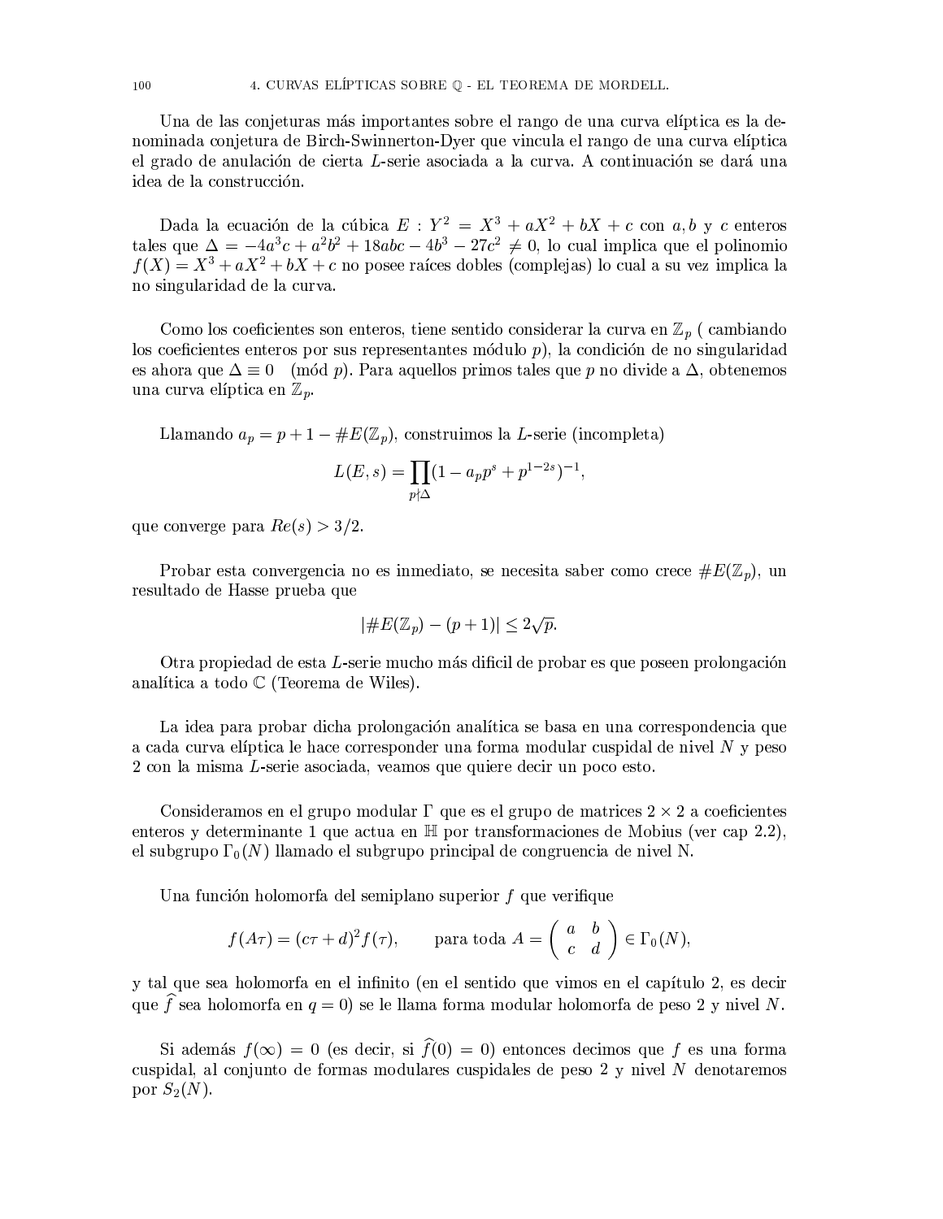Una de las conjeturas más importantes sobre el rango de una curva elíptica es la denominada conjetura de Birch-Swinnerton-Dyer que vincula el rango de una curva elíptica el grado de anulación de cierta $L$-serie asociada a la curva. A continuación se dará una idea de la construcción.

Dada la ecuación de la cúbica $E : Y^2 = X^3 + aX^2 + bX + c$ con $a, b$ y $c$ enteros tales que $\Delta = -4a^3c + a^2b^2 + 18abc - 4b^3 - 27c^2 \neq 0$, lo cual implica que el polinomio $f(X) = X^3 + aX^2 + bX + c$ no posee raíces dobles (complejas) lo cual a su vez implica la no singularidad de la curva.

Como los coeficientes son enteros, tiene sentido considerar la curva en $\mathbb{Z}_p$ ( cambiando los coeficientes enteros por sus representantes módulo $p$), la condición de no singularidad es ahora que $\Delta \equiv 0 \pmod{p}$. Para aquellos primos tales que $p$ no divide a $\Delta$, obtenemos una curva elíptica en $\mathbb{Z}_p$.

Llamando $a_p = p + 1 - \#E(\mathbb{Z}_p)$, construimos la $L$-serie (incompleta)

$$L(E, s) = \prod_{p \nmid \Delta} (1 - a_p p^s + p^{1-2s})^{-1},$$

que converge para $Re(s) > 3/2$.

Probar esta convergencia no es inmediato, se necesita saber como crece $\#E(\mathbb{Z}_p)$, un resultado de Hasse prueba que

$$|\#E(\mathbb{Z}_p) - (p + 1)| \leq 2\sqrt{p}.$$

Otra propiedad de esta $L$-serie mucho más dificil de probar es que poseen prolongación analítica a todo $\mathbb{C}$ (Teorema de Wiles).

La idea para probar dicha prolongación analítica se basa en una correspondencia que a cada curva elíptica le hace corresponder una forma modular cuspidal de nivel $N$ y peso 2 con la misma $L$-serie asociada, veamos que quiere decir un poco esto.

Consideramos en el grupo modular $\Gamma$ que es el grupo de matrices $2 \times 2$ a coeficientes enteros y determinante 1 que actua en $\mathbb{H}$ por transformaciones de Mobius (ver cap 2.2), el subgrupo $\Gamma_0(N)$ llamado el subgrupo principal de congruencia de nivel N.

Una función holomorfa del semiplano superior $f$ que verifique

$$f(A\tau) = (c\tau + d)^2 f(\tau), \qquad \text{para toda } A = \begin{pmatrix} a & b \\ c & d \end{pmatrix} \in \Gamma_0(N),$$

y tal que sea holomorfa en el infinito (en el sentido que vimos en el capítulo 2, es decir que $\widehat{f}$ sea holomorfa en $q = 0$) se le llama forma modular holomorfa de peso 2 y nivel $N$.

Si además $f(\infty) = 0$ (es decir, si $\widehat{f}(0) = 0$) entonces decimos que $f$ es una forma cuspidal, al conjunto de formas modulares cuspidales de peso 2 y nivel $N$ denotaremos por $S_2(N)$.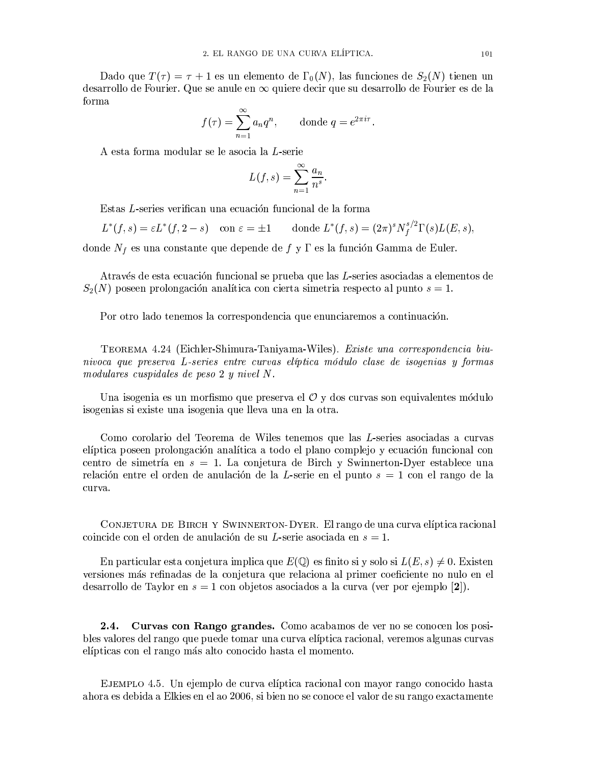Dado que $T(\tau) = \tau + 1$ es un elemento de $\Gamma_0(N)$, las funciones de $S_2(N)$ tienen un desarrollo de Fourier. Que se anule en $\infty$ quiere decir que su desarrollo de Fourier es de la forma

$$f(\tau) = \sum_{n=1}^{\infty} a_n q^n, \qquad \text{donde } q = e^{2\pi i \tau}.$$

A esta forma modular se le asocia la $L$-serie

$$L(f,s) = \sum_{n=1}^{\infty} \frac{a_n}{n^s}.$$

Estas $L$-series verifican una ecuación funcional de la forma

$$L^*(f,s) = \varepsilon L^*(f, 2-s) \quad \text{con } \varepsilon = \pm 1 \qquad \text{donde } L^*(f,s) = (2\pi)^s N_f^{s/2} \Gamma(s) L(E,s),$$

donde $N_f$ es una constante que depende de $f$ y $\Gamma$ es la función Gamma de Euler.

Através de esta ecuación funcional se prueba que las $L$-series asociadas a elementos de $S_2(N)$ poseen prolongación analítica con cierta simetria respecto al punto $s = 1$.

Por otro lado tenemos la correspondencia que enunciaremos a continuación.

Teorema 4.24 (Eichler-Shimura-Taniyama-Wiles). *Existe una correspondencia biunivoca que preserva $L$-series entre curvas elíptica módulo clase de isogenias y formas modulares cuspidales de peso 2 y nivel $N$.*

Una isogenia es un morfismo que preserva el $\mathcal{O}$ y dos curvas son equivalentes módulo isogenias si existe una isogenia que lleva una en la otra.

Como corolario del Teorema de Wiles tenemos que las $L$-series asociadas a curvas elíptica poseen prolongación analítica a todo el plano complejo y ecuación funcional con centro de simetría en $s = 1$. La conjetura de Birch y Swinnerton-Dyer establece una relación entre el orden de anulación de la $L$-serie en el punto $s = 1$ con el rango de la curva.

Conjetura de Birch y Swinnerton-Dyer. El rango de una curva elíptica racional coincide con el orden de anulación de su $L$-serie asociada en $s = 1$.

En particular esta conjetura implica que $E(\mathbb{Q})$ es finito si y solo si $L(E,s) \neq 0$. Existen versiones más refinadas de la conjetura que relaciona al primer coeficiente no nulo en el desarrollo de Taylor en $s = 1$ con objetos asociados a la curva (ver por ejemplo **[2]**).

### 2.4. Curvas con Rango grandes.

Como acabamos de ver no se conocen los posibles valores del rango que puede tomar una curva elíptica racional, veremos algunas curvas elípticas con el rango más alto conocido hasta el momento.

Ejemplo 4.5. Un ejemplo de curva elíptica racional con mayor rango conocido hasta ahora es debida a Elkies en el ao 2006, si bien no se conoce el valor de su rango exactamente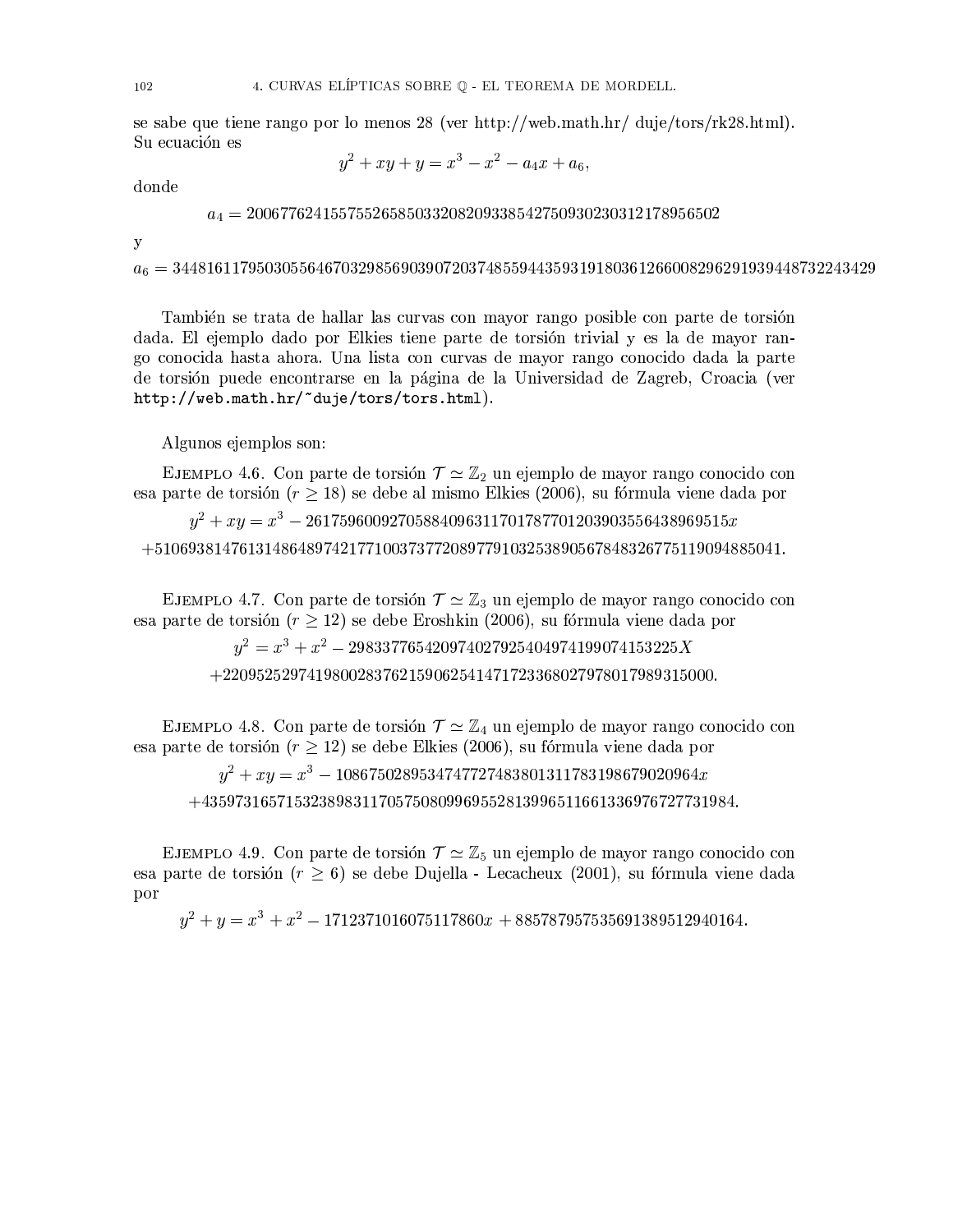se sabe que tiene rango por lo menos 28 (ver http://web.math.hr/ duje/tors/rk28.html). Su ecuación es

$$y^2 + xy + y = x^3 - x^2 - a_4 x + a_6,$$

donde

$$a_4 = 20067762415575526585033208209338542750930230312178956502$$

y

$$a_6 = 34481611795030556467032985690390720374855944359319180361266008296291939448732243429$$

También se trata de hallar las curvas con mayor rango posible con parte de torsión dada. El ejemplo dado por Elkies tiene parte de torsión trivial y es la de mayor rango conocida hasta ahora. Una lista con curvas de mayor rango conocido dada la parte de torsión puede encontrarse en la página de la Universidad de Zagreb, Croacia (ver `http://web.math.hr/~duje/tors/tors.html`).

Algunos ejemplos son:

Ejemplo 4.6. Con parte de torsión $\mathcal{T} \simeq \mathbb{Z}_2$ un ejemplo de mayor rango conocido con esa parte de torsión ($r \geq 18$) se debe al mismo Elkies (2006), su fórmula viene dada por

$$y^2 + xy = x^3 - 26175960092705884096311701787701203903556438969515x$$
$$+5106938147613148648974217710037377208977910325389056784832677511909488504 1.$$

Ejemplo 4.7. Con parte de torsión $\mathcal{T} \simeq \mathbb{Z}_3$ un ejemplo de mayor rango conocido con esa parte de torsión ($r \geq 12$) se debe Eroshkin (2006), su fórmula viene dada por

$$y^2 = x^3 + x^2 - 2983377654209740279254049741990741 53225X$$
$$+22095252974198002837621590625414717233680279780179893 15000.$$

Ejemplo 4.8. Con parte de torsión $\mathcal{T} \simeq \mathbb{Z}_4$ un ejemplo de mayor rango conocido con esa parte de torsión ($r \geq 12$) se debe Elkies (2006), su fórmula viene dada por

$$y^2 + xy = x^3 - 1086750289534747727483801311783198679020964x$$
$$+43597316571532389831170575080996955281399651166133697672773 1984.$$

Ejemplo 4.9. Con parte de torsión $\mathcal{T} \simeq \mathbb{Z}_5$ un ejemplo de mayor rango conocido con esa parte de torsión ($r \geq 6$) se debe Dujella - Lecacheux (2001), su fórmula viene dada por

$$y^2 + y = x^3 + x^2 - 1712371016075117860x + 885787957535691389512940164.$$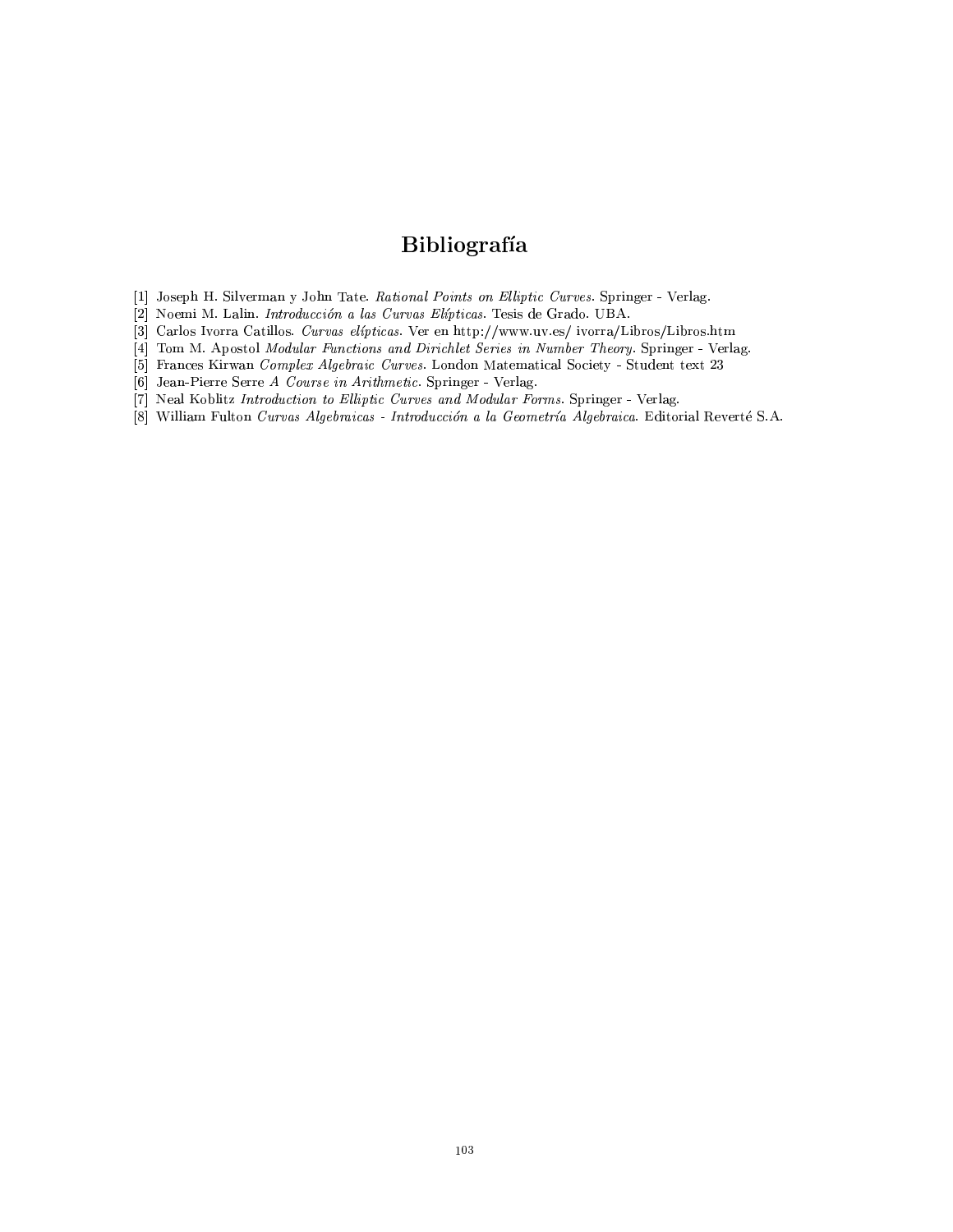# Bibliografía

[1] Joseph H. Silverman y John Tate. *Rational Points on Elliptic Curves*. Springer - Verlag.
[2] Noemi M. Lalin. *Introducción a las Curvas Elípticas*. Tesis de Grado. UBA.
[3] Carlos Ivorra Catillos. *Curvas elípticas*. Ver en http://www.uv.es/ ivorra/Libros/Libros.htm
[4] Tom M. Apostol *Modular Functions and Dirichlet Series in Number Theory*. Springer - Verlag.
[5] Frances Kirwan *Complex Algebraic Curves*. London Matematical Society - Student text 23
[6] Jean-Pierre Serre *A Course in Arithmetic*. Springer - Verlag.
[7] Neal Koblitz *Introduction to Elliptic Curves and Modular Forms*. Springer - Verlag.
[8] William Fulton *Curvas Algebraicas - Introducción a la Geometría Algebraica*. Editorial Reverté S.A.